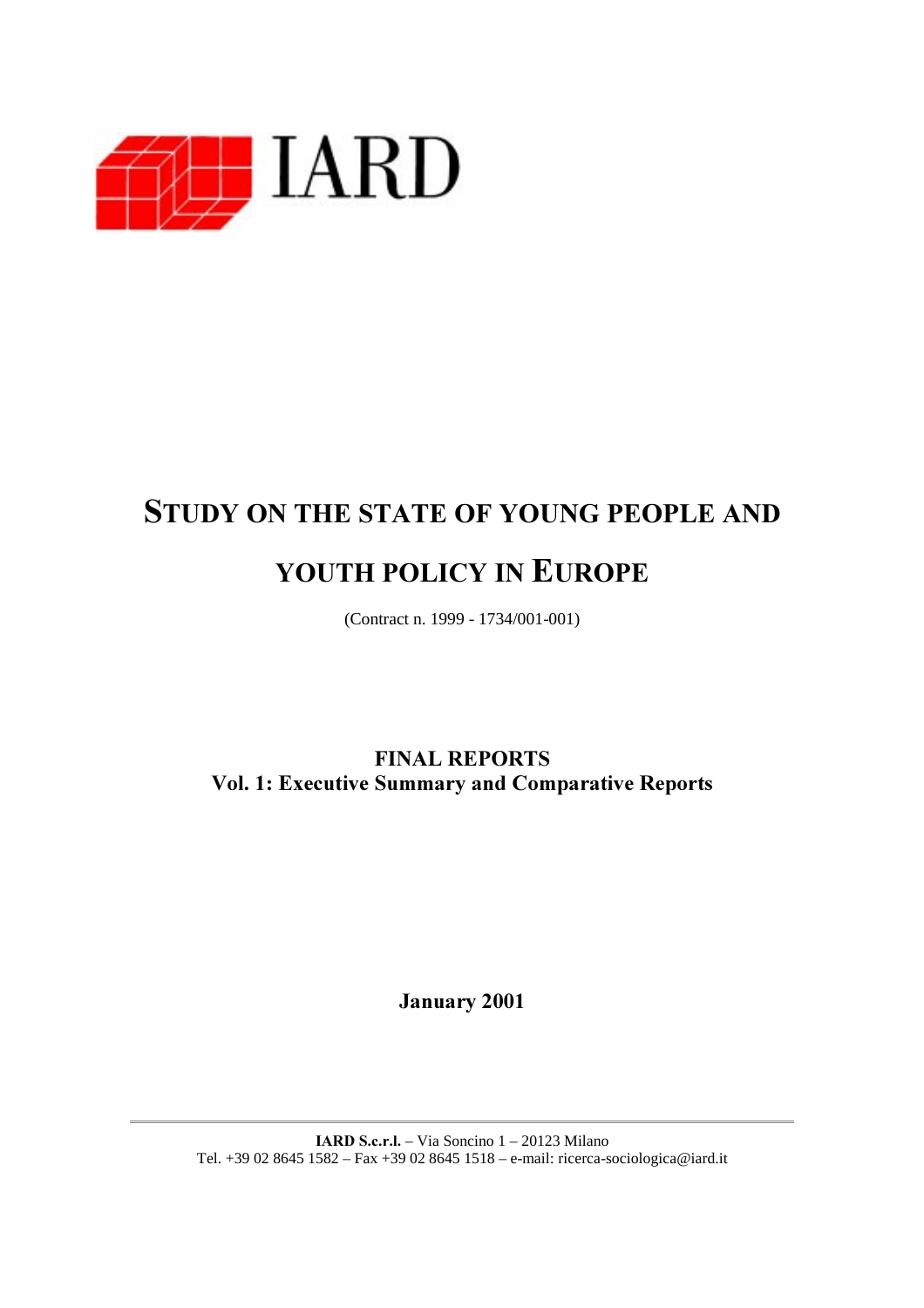IARD

# STUDY ON THE STATE OF YOUNG PEOPLE AND YOUTH POLICY IN EUROPE

(Contract n. 1999 - 1734/001-001)

**FINAL REPORTS**
**Vol. 1: Executive Summary and Comparative Reports**

**January 2001**

**IARD S.c.r.l.** – Via Soncino 1 – 20123 Milano
Tel. +39 02 8645 1582 – Fax +39 02 8645 1518 – e-mail: ricerca-sociologica@iard.it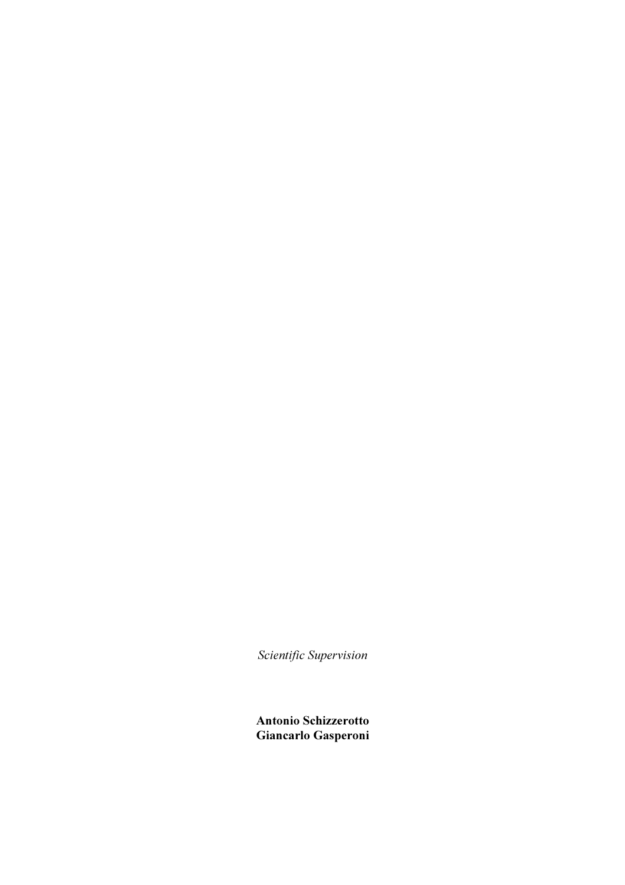*Scientific Supervision*

**Antonio Schizzerotto**
**Giancarlo Gasperoni**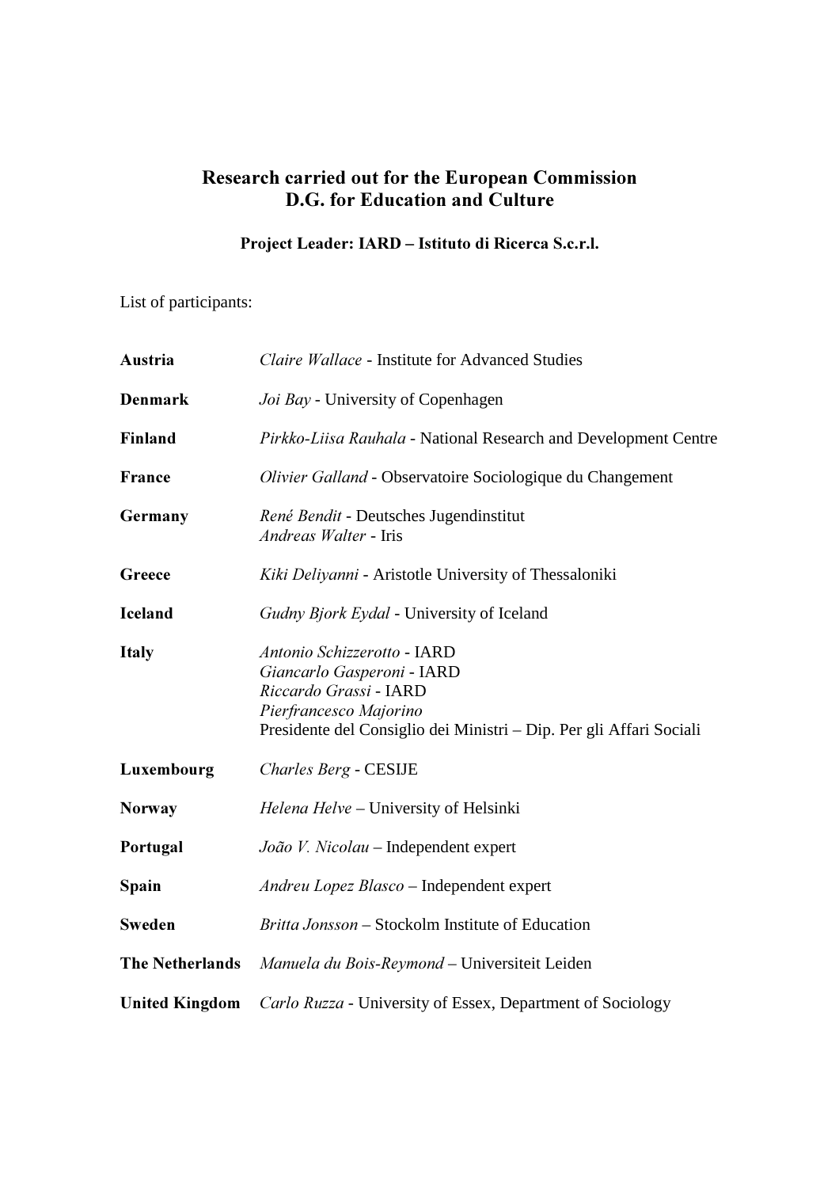## Research carried out for the European Commission D.G. for Education and Culture

**Project Leader: IARD – Istituto di Ricerca S.c.r.l.**

List of participants:

| | |
|---|---|
| **Austria** | *Claire Wallace* - Institute for Advanced Studies |
| **Denmark** | *Joi Bay* - University of Copenhagen |
| **Finland** | *Pirkko-Liisa Rauhala* - National Research and Development Centre |
| **France** | *Olivier Galland* - Observatoire Sociologique du Changement |
| **Germany** | *René Bendit* - Deutsches Jugendinstitut<br>*Andreas Walter* - Iris |
| **Greece** | *Kiki Deliyanni* - Aristotle University of Thessaloniki |
| **Iceland** | *Gudny Bjork Eydal* - University of Iceland |
| **Italy** | *Antonio Schizzerotto* - IARD<br>*Giancarlo Gasperoni* - IARD<br>*Riccardo Grassi* - IARD<br>*Pierfrancesco Majorino*<br>Presidente del Consiglio dei Ministri – Dip. Per gli Affari Sociali |
| **Luxembourg** | *Charles Berg* - CESIJE |
| **Norway** | *Helena Helve* – University of Helsinki |
| **Portugal** | *João V. Nicolau* – Independent expert |
| **Spain** | *Andreu Lopez Blasco* – Independent expert |
| **Sweden** | *Britta Jonsson* – Stockolm Institute of Education |
| **The Netherlands** | *Manuela du Bois-Reymond* – Universiteit Leiden |
| **United Kingdom** | *Carlo Ruzza* - University of Essex, Department of Sociology |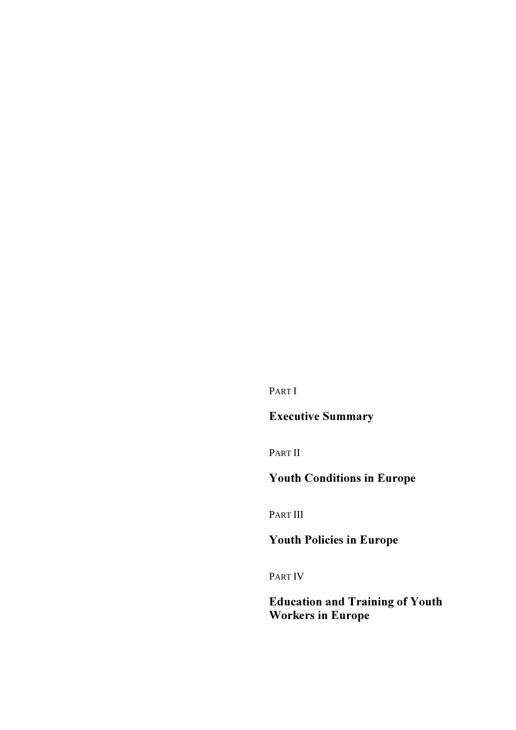PART I

## Executive Summary

PART II

## Youth Conditions in Europe

PART III

## Youth Policies in Europe

PART IV

## Education and Training of Youth Workers in Europe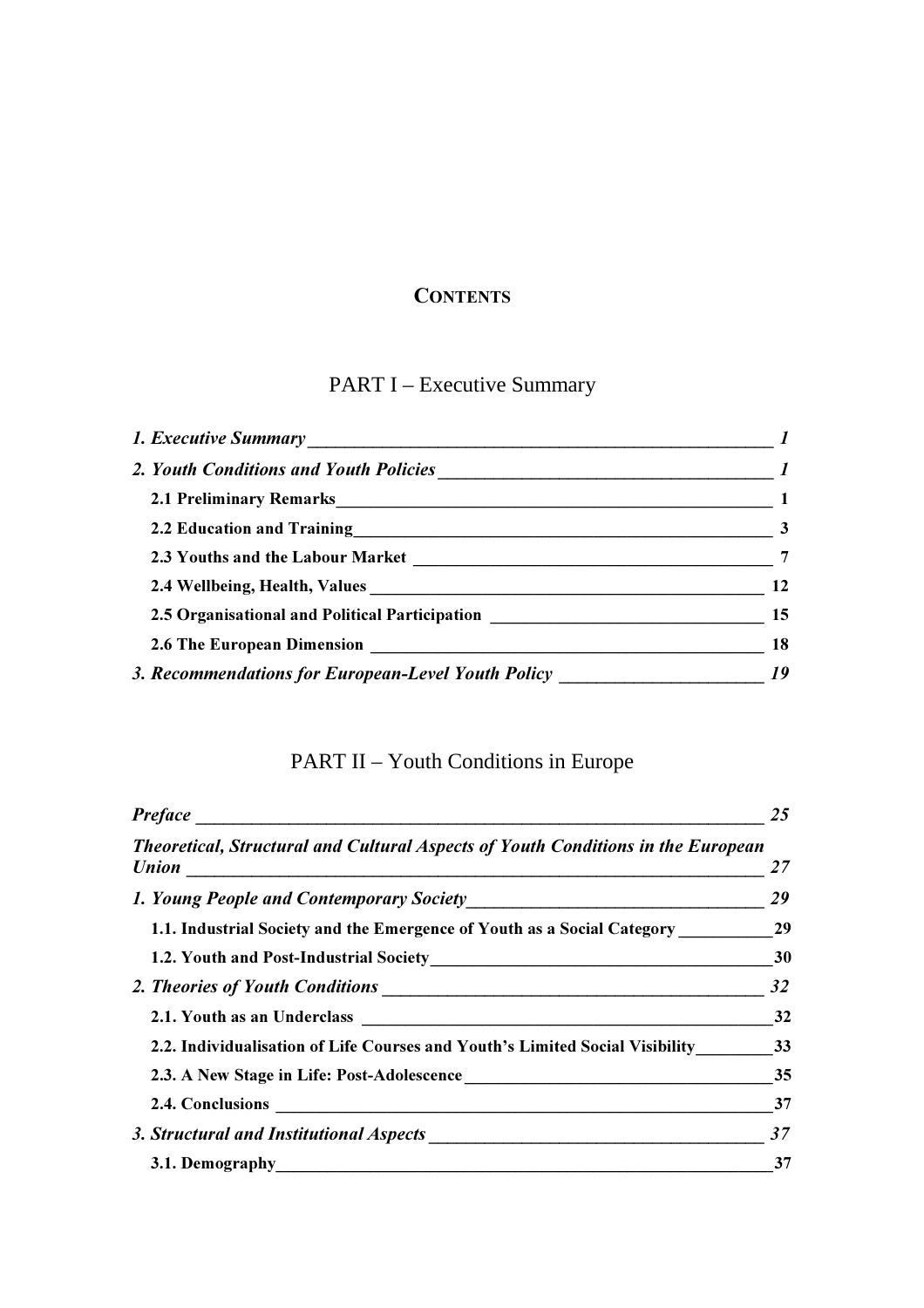# CONTENTS

## PART I – Executive Summary

*1. Executive Summary* — 1

*2. Youth Conditions and Youth Policies* — 1

**2.1 Preliminary Remarks** — 1

**2.2 Education and Training** — 3

**2.3 Youths and the Labour Market** — 7

**2.4 Wellbeing, Health, Values** — 12

**2.5 Organisational and Political Participation** — 15

**2.6 The European Dimension** — 18

*3. Recommendations for European-Level Youth Policy* — 19

## PART II – Youth Conditions in Europe

*Preface* — 25

*Theoretical, Structural and Cultural Aspects of Youth Conditions in the European Union* — 27

*1. Young People and Contemporary Society* — 29

**1.1. Industrial Society and the Emergence of Youth as a Social Category** — 29

**1.2. Youth and Post-Industrial Society** — 30

*2. Theories of Youth Conditions* — 32

**2.1. Youth as an Underclass** — 32

**2.2. Individualisation of Life Courses and Youth's Limited Social Visibility** — 33

**2.3. A New Stage in Life: Post-Adolescence** — 35

**2.4. Conclusions** — 37

*3. Structural and Institutional Aspects* — 37

**3.1. Demography** — 37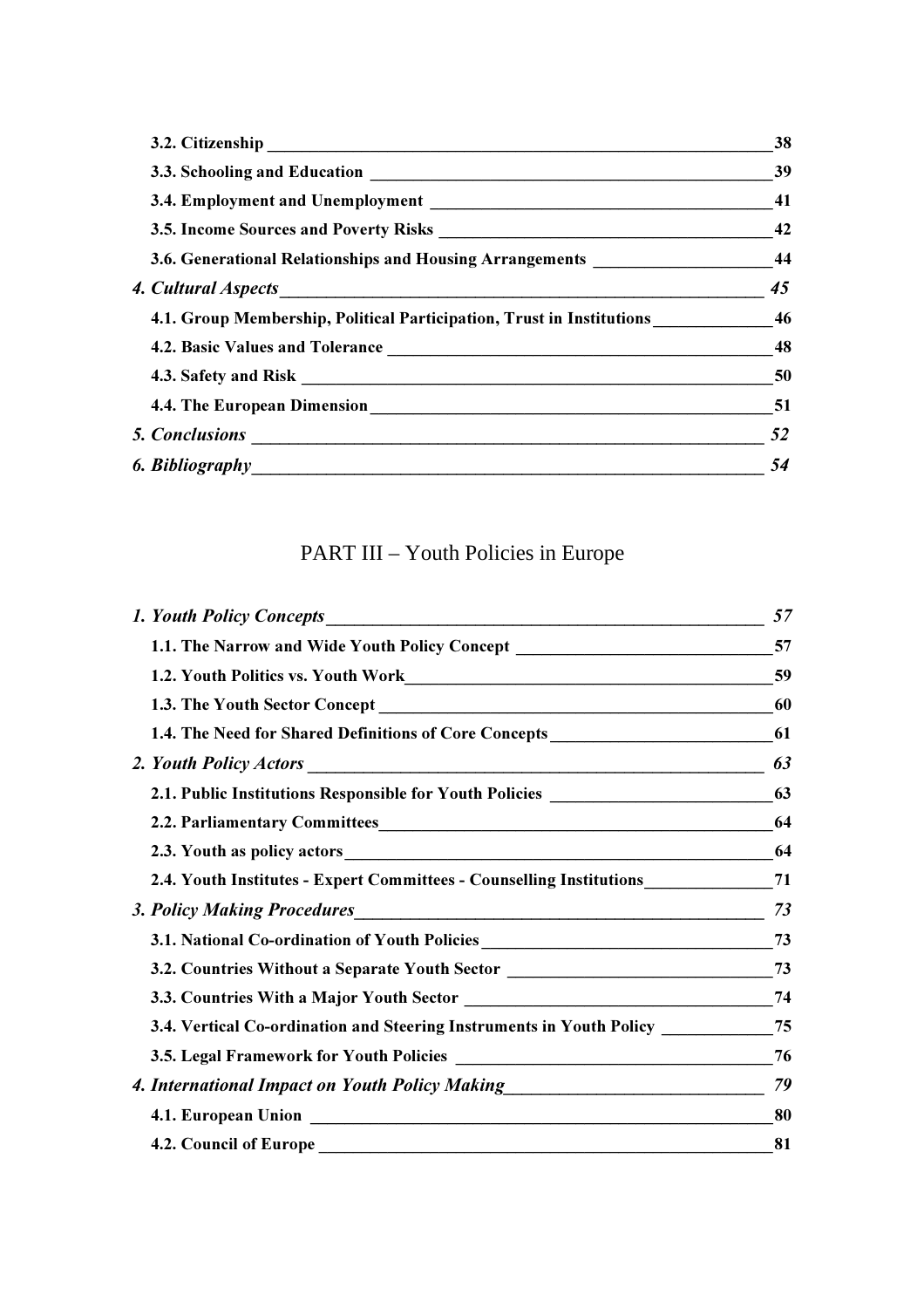**3.2. Citizenship** 38

**3.3. Schooling and Education** 39

**3.4. Employment and Unemployment** 41

**3.5. Income Sources and Poverty Risks** 42

**3.6. Generational Relationships and Housing Arrangements** 44

***4. Cultural Aspects*** *45*

**4.1. Group Membership, Political Participation, Trust in Institutions** 46

**4.2. Basic Values and Tolerance** 48

**4.3. Safety and Risk** 50

**4.4. The European Dimension** 51

***5. Conclusions*** *52*

***6. Bibliography*** *54*

# PART III – Youth Policies in Europe

***1. Youth Policy Concepts*** *57*

**1.1. The Narrow and Wide Youth Policy Concept** 57

**1.2. Youth Politics vs. Youth Work** 59

**1.3. The Youth Sector Concept** 60

**1.4. The Need for Shared Definitions of Core Concepts** 61

***2. Youth Policy Actors*** *63*

**2.1. Public Institutions Responsible for Youth Policies** 63

**2.2. Parliamentary Committees** 64

**2.3. Youth as policy actors** 64

**2.4. Youth Institutes - Expert Committees - Counselling Institutions** 71

***3. Policy Making Procedures*** *73*

**3.1. National Co-ordination of Youth Policies** 73

**3.2. Countries Without a Separate Youth Sector** 73

**3.3. Countries With a Major Youth Sector** 74

**3.4. Vertical Co-ordination and Steering Instruments in Youth Policy** 75

**3.5. Legal Framework for Youth Policies** 76

***4. International Impact on Youth Policy Making*** *79*

**4.1. European Union** 80

**4.2. Council of Europe** 81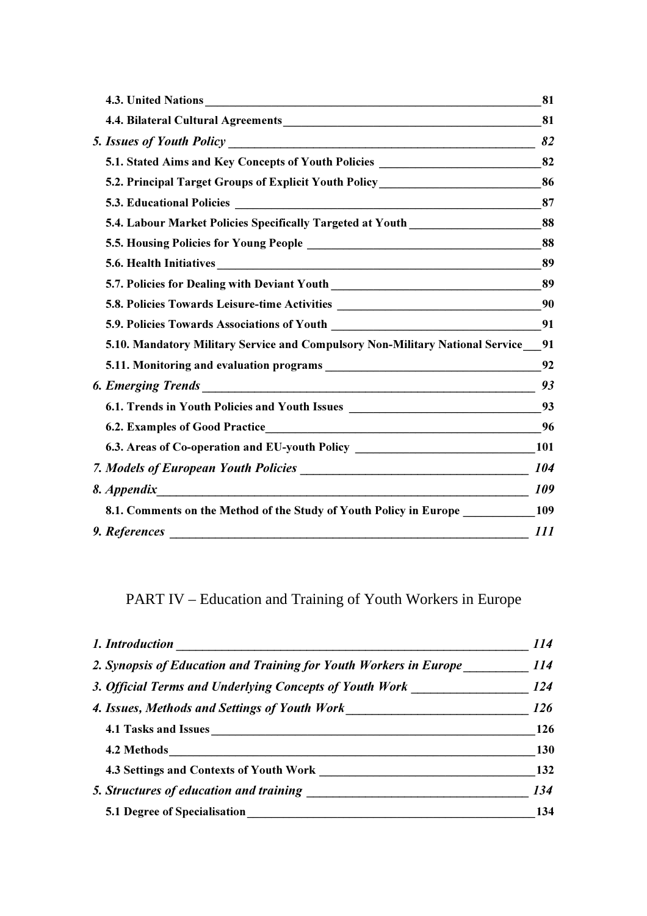**4.3. United Nations** 81

**4.4. Bilateral Cultural Agreements** 81

***5. Issues of Youth Policy*** ***82***

**5.1. Stated Aims and Key Concepts of Youth Policies** 82

**5.2. Principal Target Groups of Explicit Youth Policy** 86

**5.3. Educational Policies** 87

**5.4. Labour Market Policies Specifically Targeted at Youth** 88

**5.5. Housing Policies for Young People** 88

**5.6. Health Initiatives** 89

**5.7. Policies for Dealing with Deviant Youth** 89

**5.8. Policies Towards Leisure-time Activities** 90

**5.9. Policies Towards Associations of Youth** 91

**5.10. Mandatory Military Service and Compulsory Non-Military National Service** 91

**5.11. Monitoring and evaluation programs** 92

***6. Emerging Trends*** ***93***

**6.1. Trends in Youth Policies and Youth Issues** 93

**6.2. Examples of Good Practice** 96

**6.3. Areas of Co-operation and EU-youth Policy** 101

***7. Models of European Youth Policies*** ***104***

***8. Appendix*** ***109***

**8.1. Comments on the Method of the Study of Youth Policy in Europe** 109

***9. References*** ***111***

# PART IV – Education and Training of Youth Workers in Europe

***1. Introduction*** ***114***

***2. Synopsis of Education and Training for Youth Workers in Europe*** ***114***

***3. Official Terms and Underlying Concepts of Youth Work*** ***124***

***4. Issues, Methods and Settings of Youth Work*** ***126***

**4.1 Tasks and Issues** 126

**4.2 Methods** 130

**4.3 Settings and Contexts of Youth Work** 132

***5. Structures of education and training*** ***134***

**5.1 Degree of Specialisation** 134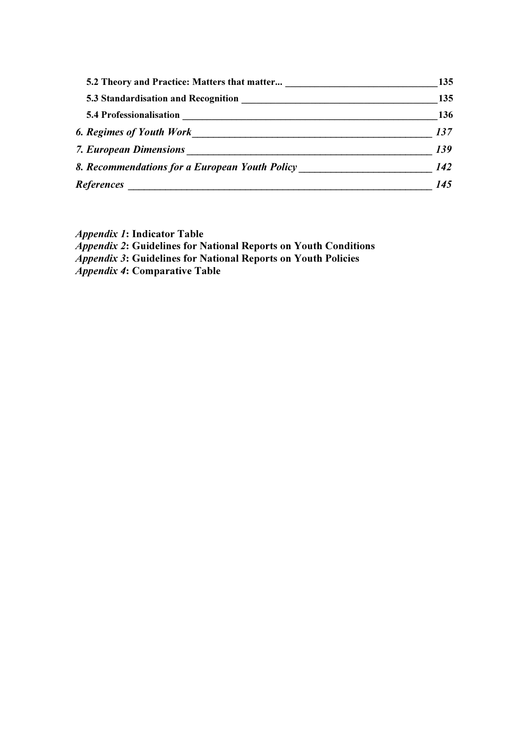**5.2 Theory and Practice: Matters that matter...** ______ **135**

**5.3 Standardisation and Recognition** ______ **135**

**5.4 Professionalisation** ______ **136**

***6. Regimes of Youth Work*** ______ ***137***

***7. European Dimensions*** ______ ***139***

***8. Recommendations for a European Youth Policy*** ______ ***142***

***References*** ______ ***145***

*Appendix 1*: **Indicator Table**
*Appendix 2*: **Guidelines for National Reports on Youth Conditions**
*Appendix 3*: **Guidelines for National Reports on Youth Policies**
*Appendix 4*: **Comparative Table**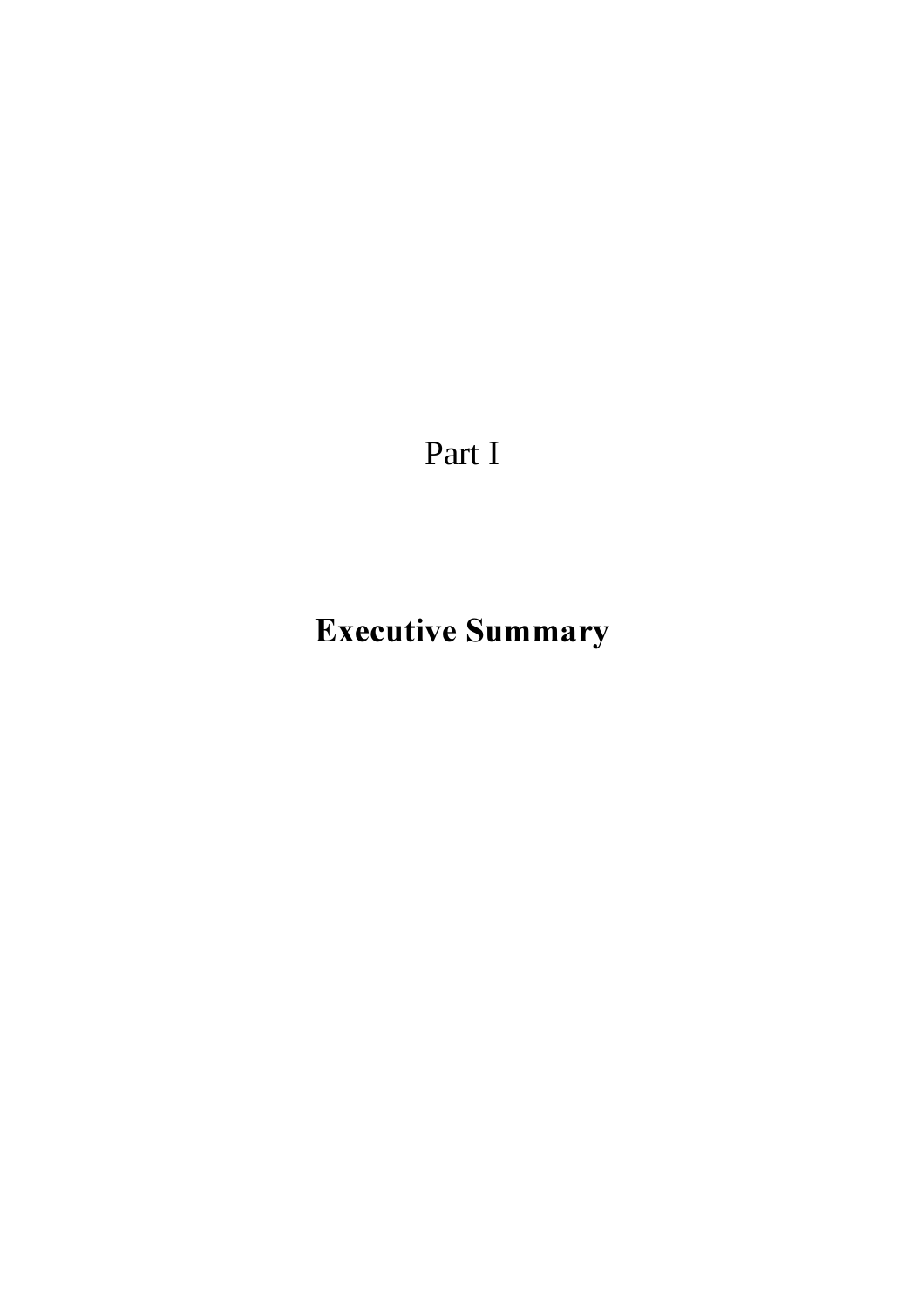Part I

# Executive Summary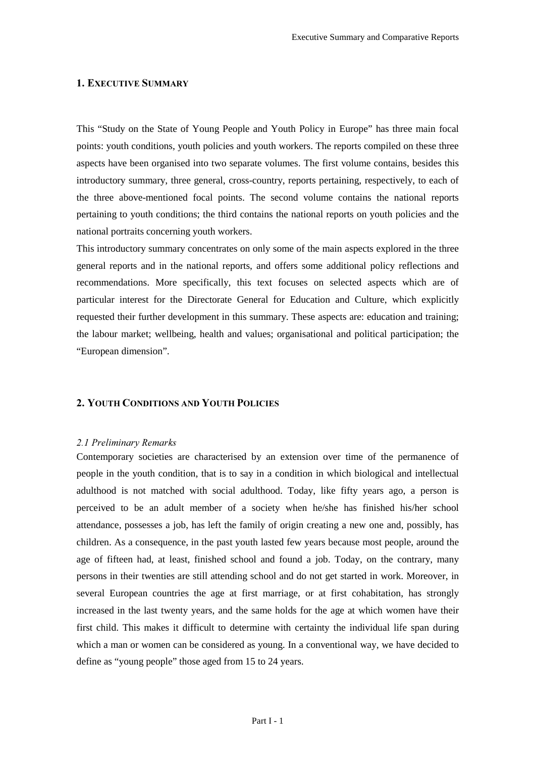## 1. Executive Summary

This "Study on the State of Young People and Youth Policy in Europe" has three main focal points: youth conditions, youth policies and youth workers. The reports compiled on these three aspects have been organised into two separate volumes. The first volume contains, besides this introductory summary, three general, cross-country, reports pertaining, respectively, to each of the three above-mentioned focal points. The second volume contains the national reports pertaining to youth conditions; the third contains the national reports on youth policies and the national portraits concerning youth workers.

This introductory summary concentrates on only some of the main aspects explored in the three general reports and in the national reports, and offers some additional policy reflections and recommendations. More specifically, this text focuses on selected aspects which are of particular interest for the Directorate General for Education and Culture, which explicitly requested their further development in this summary. These aspects are: education and training; the labour market; wellbeing, health and values; organisational and political participation; the "European dimension".

## 2. Youth Conditions and Youth Policies

### *2.1 Preliminary Remarks*

Contemporary societies are characterised by an extension over time of the permanence of people in the youth condition, that is to say in a condition in which biological and intellectual adulthood is not matched with social adulthood. Today, like fifty years ago, a person is perceived to be an adult member of a society when he/she has finished his/her school attendance, possesses a job, has left the family of origin creating a new one and, possibly, has children. As a consequence, in the past youth lasted few years because most people, around the age of fifteen had, at least, finished school and found a job. Today, on the contrary, many persons in their twenties are still attending school and do not get started in work. Moreover, in several European countries the age at first marriage, or at first cohabitation, has strongly increased in the last twenty years, and the same holds for the age at which women have their first child. This makes it difficult to determine with certainty the individual life span during which a man or women can be considered as young. In a conventional way, we have decided to define as "young people" those aged from 15 to 24 years.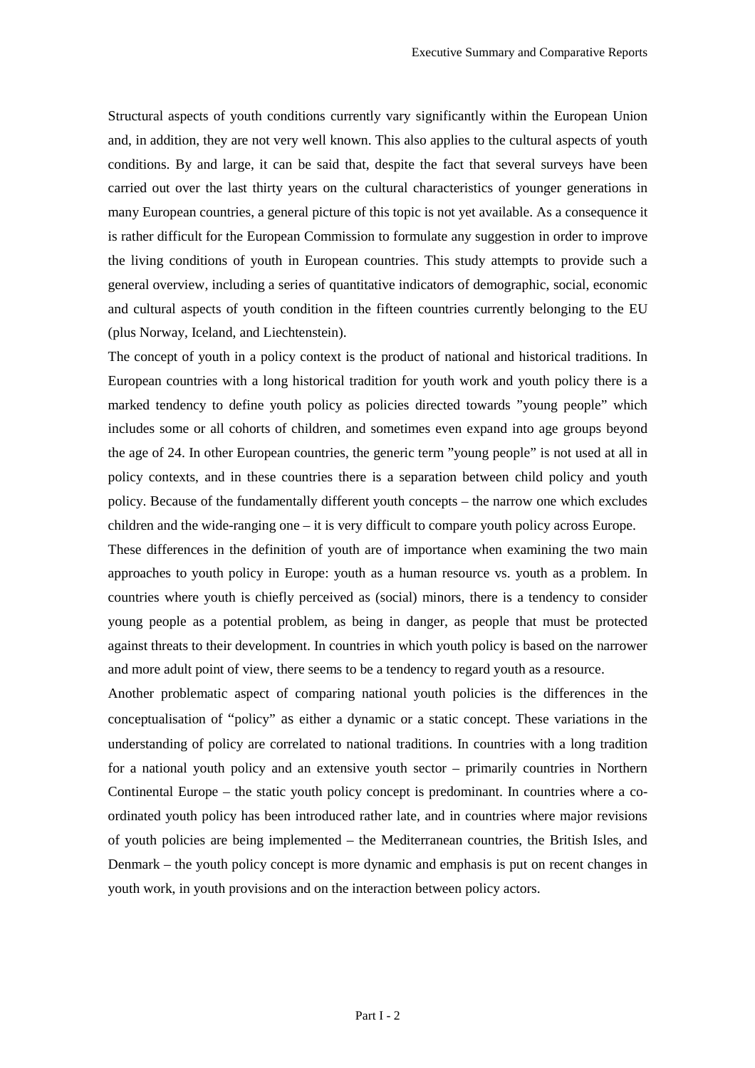Structural aspects of youth conditions currently vary significantly within the European Union and, in addition, they are not very well known. This also applies to the cultural aspects of youth conditions. By and large, it can be said that, despite the fact that several surveys have been carried out over the last thirty years on the cultural characteristics of younger generations in many European countries, a general picture of this topic is not yet available. As a consequence it is rather difficult for the European Commission to formulate any suggestion in order to improve the living conditions of youth in European countries. This study attempts to provide such a general overview, including a series of quantitative indicators of demographic, social, economic and cultural aspects of youth condition in the fifteen countries currently belonging to the EU (plus Norway, Iceland, and Liechtenstein).

The concept of youth in a policy context is the product of national and historical traditions. In European countries with a long historical tradition for youth work and youth policy there is a marked tendency to define youth policy as policies directed towards "young people" which includes some or all cohorts of children, and sometimes even expand into age groups beyond the age of 24. In other European countries, the generic term "young people" is not used at all in policy contexts, and in these countries there is a separation between child policy and youth policy. Because of the fundamentally different youth concepts – the narrow one which excludes children and the wide-ranging one – it is very difficult to compare youth policy across Europe.

These differences in the definition of youth are of importance when examining the two main approaches to youth policy in Europe: youth as a human resource vs. youth as a problem. In countries where youth is chiefly perceived as (social) minors, there is a tendency to consider young people as a potential problem, as being in danger, as people that must be protected against threats to their development. In countries in which youth policy is based on the narrower and more adult point of view, there seems to be a tendency to regard youth as a resource.

Another problematic aspect of comparing national youth policies is the differences in the conceptualisation of "policy" as either a dynamic or a static concept. These variations in the understanding of policy are correlated to national traditions. In countries with a long tradition for a national youth policy and an extensive youth sector – primarily countries in Northern Continental Europe – the static youth policy concept is predominant. In countries where a co-ordinated youth policy has been introduced rather late, and in countries where major revisions of youth policies are being implemented – the Mediterranean countries, the British Isles, and Denmark – the youth policy concept is more dynamic and emphasis is put on recent changes in youth work, in youth provisions and on the interaction between policy actors.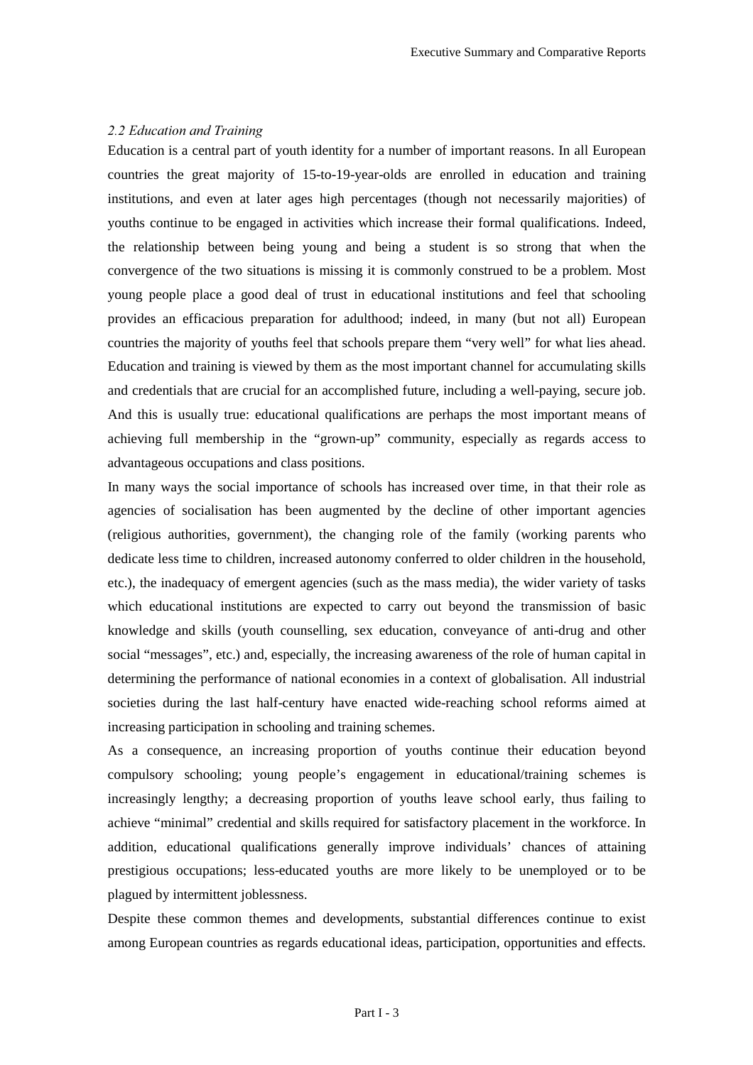### *2.2 Education and Training*

Education is a central part of youth identity for a number of important reasons. In all European countries the great majority of 15-to-19-year-olds are enrolled in education and training institutions, and even at later ages high percentages (though not necessarily majorities) of youths continue to be engaged in activities which increase their formal qualifications. Indeed, the relationship between being young and being a student is so strong that when the convergence of the two situations is missing it is commonly construed to be a problem. Most young people place a good deal of trust in educational institutions and feel that schooling provides an efficacious preparation for adulthood; indeed, in many (but not all) European countries the majority of youths feel that schools prepare them "very well" for what lies ahead. Education and training is viewed by them as the most important channel for accumulating skills and credentials that are crucial for an accomplished future, including a well-paying, secure job. And this is usually true: educational qualifications are perhaps the most important means of achieving full membership in the "grown-up" community, especially as regards access to advantageous occupations and class positions.

In many ways the social importance of schools has increased over time, in that their role as agencies of socialisation has been augmented by the decline of other important agencies (religious authorities, government), the changing role of the family (working parents who dedicate less time to children, increased autonomy conferred to older children in the household, etc.), the inadequacy of emergent agencies (such as the mass media), the wider variety of tasks which educational institutions are expected to carry out beyond the transmission of basic knowledge and skills (youth counselling, sex education, conveyance of anti-drug and other social "messages", etc.) and, especially, the increasing awareness of the role of human capital in determining the performance of national economies in a context of globalisation. All industrial societies during the last half-century have enacted wide-reaching school reforms aimed at increasing participation in schooling and training schemes.

As a consequence, an increasing proportion of youths continue their education beyond compulsory schooling; young people's engagement in educational/training schemes is increasingly lengthy; a decreasing proportion of youths leave school early, thus failing to achieve "minimal" credential and skills required for satisfactory placement in the workforce. In addition, educational qualifications generally improve individuals' chances of attaining prestigious occupations; less-educated youths are more likely to be unemployed or to be plagued by intermittent joblessness.

Despite these common themes and developments, substantial differences continue to exist among European countries as regards educational ideas, participation, opportunities and effects.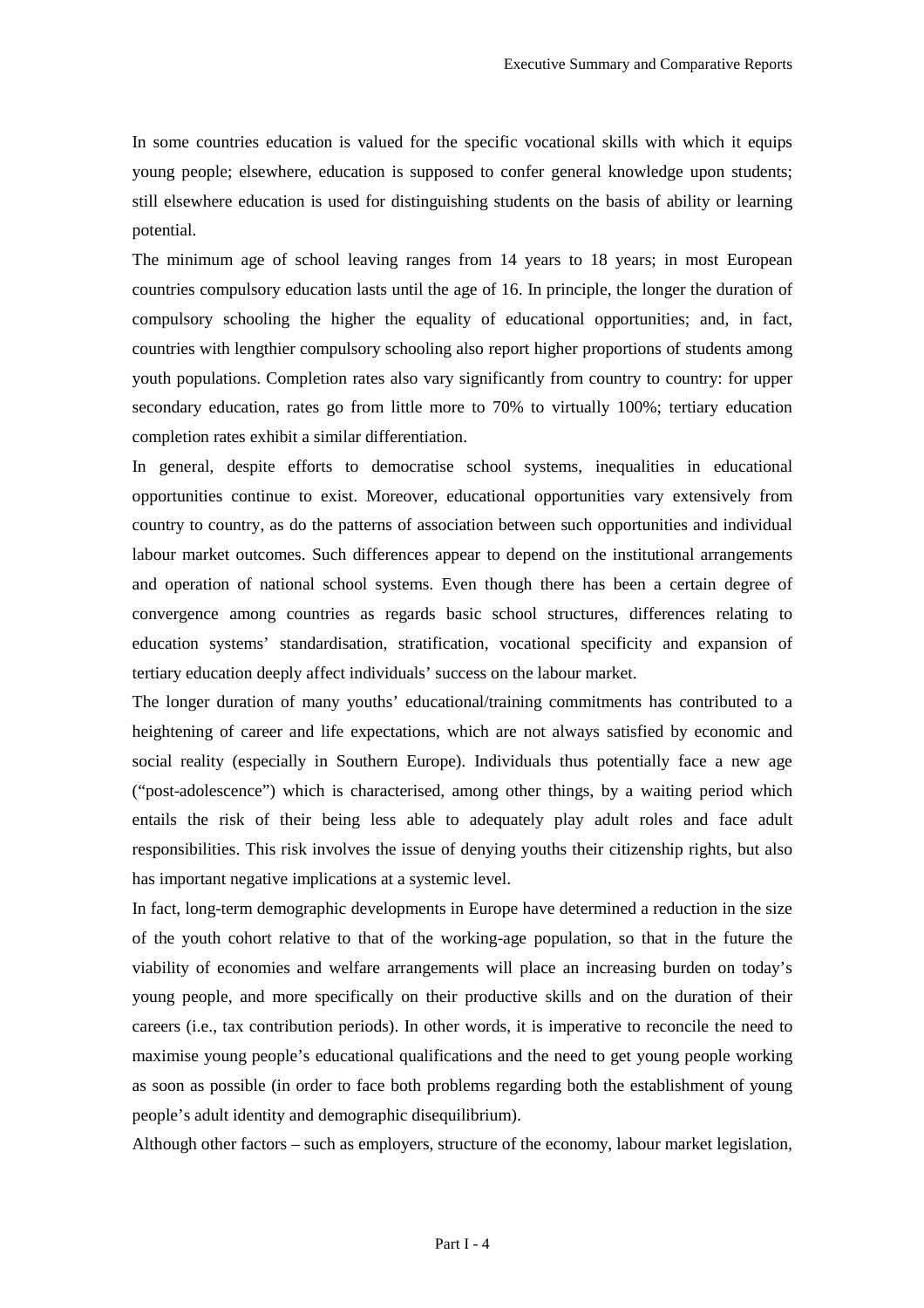In some countries education is valued for the specific vocational skills with which it equips young people; elsewhere, education is supposed to confer general knowledge upon students; still elsewhere education is used for distinguishing students on the basis of ability or learning potential.

The minimum age of school leaving ranges from 14 years to 18 years; in most European countries compulsory education lasts until the age of 16. In principle, the longer the duration of compulsory schooling the higher the equality of educational opportunities; and, in fact, countries with lengthier compulsory schooling also report higher proportions of students among youth populations. Completion rates also vary significantly from country to country: for upper secondary education, rates go from little more to 70% to virtually 100%; tertiary education completion rates exhibit a similar differentiation.

In general, despite efforts to democratise school systems, inequalities in educational opportunities continue to exist. Moreover, educational opportunities vary extensively from country to country, as do the patterns of association between such opportunities and individual labour market outcomes. Such differences appear to depend on the institutional arrangements and operation of national school systems. Even though there has been a certain degree of convergence among countries as regards basic school structures, differences relating to education systems' standardisation, stratification, vocational specificity and expansion of tertiary education deeply affect individuals' success on the labour market.

The longer duration of many youths' educational/training commitments has contributed to a heightening of career and life expectations, which are not always satisfied by economic and social reality (especially in Southern Europe). Individuals thus potentially face a new age ("post-adolescence") which is characterised, among other things, by a waiting period which entails the risk of their being less able to adequately play adult roles and face adult responsibilities. This risk involves the issue of denying youths their citizenship rights, but also has important negative implications at a systemic level.

In fact, long-term demographic developments in Europe have determined a reduction in the size of the youth cohort relative to that of the working-age population, so that in the future the viability of economies and welfare arrangements will place an increasing burden on today's young people, and more specifically on their productive skills and on the duration of their careers (i.e., tax contribution periods). In other words, it is imperative to reconcile the need to maximise young people's educational qualifications and the need to get young people working as soon as possible (in order to face both problems regarding both the establishment of young people's adult identity and demographic disequilibrium).

Although other factors – such as employers, structure of the economy, labour market legislation,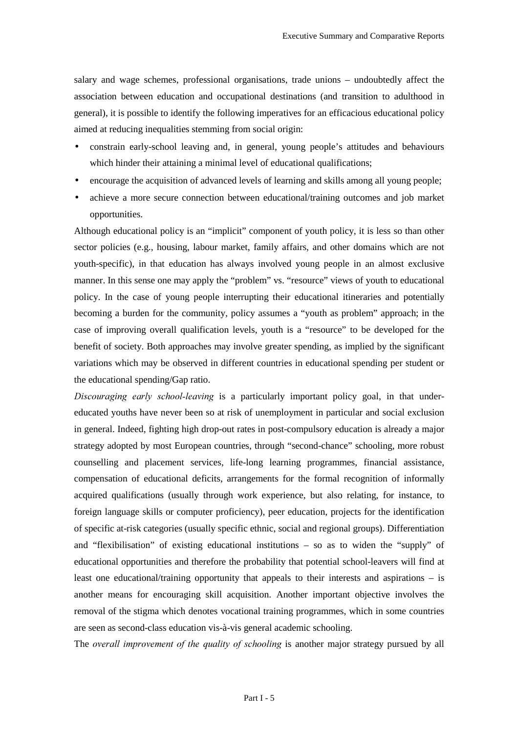salary and wage schemes, professional organisations, trade unions – undoubtedly affect the association between education and occupational destinations (and transition to adulthood in general), it is possible to identify the following imperatives for an efficacious educational policy aimed at reducing inequalities stemming from social origin:

- constrain early-school leaving and, in general, young people's attitudes and behaviours which hinder their attaining a minimal level of educational qualifications;
- encourage the acquisition of advanced levels of learning and skills among all young people;
- achieve a more secure connection between educational/training outcomes and job market opportunities.

Although educational policy is an "implicit" component of youth policy, it is less so than other sector policies (e.g., housing, labour market, family affairs, and other domains which are not youth-specific), in that education has always involved young people in an almost exclusive manner. In this sense one may apply the "problem" vs. "resource" views of youth to educational policy. In the case of young people interrupting their educational itineraries and potentially becoming a burden for the community, policy assumes a "youth as problem" approach; in the case of improving overall qualification levels, youth is a "resource" to be developed for the benefit of society. Both approaches may involve greater spending, as implied by the significant variations which may be observed in different countries in educational spending per student or the educational spending/Gap ratio.

*Discouraging early school-leaving* is a particularly important policy goal, in that under-educated youths have never been so at risk of unemployment in particular and social exclusion in general. Indeed, fighting high drop-out rates in post-compulsory education is already a major strategy adopted by most European countries, through "second-chance" schooling, more robust counselling and placement services, life-long learning programmes, financial assistance, compensation of educational deficits, arrangements for the formal recognition of informally acquired qualifications (usually through work experience, but also relating, for instance, to foreign language skills or computer proficiency), peer education, projects for the identification of specific at-risk categories (usually specific ethnic, social and regional groups). Differentiation and "flexibilisation" of existing educational institutions – so as to widen the "supply" of educational opportunities and therefore the probability that potential school-leavers will find at least one educational/training opportunity that appeals to their interests and aspirations – is another means for encouraging skill acquisition. Another important objective involves the removal of the stigma which denotes vocational training programmes, which in some countries are seen as second-class education vis-à-vis general academic schooling.

The *overall improvement of the quality of schooling* is another major strategy pursued by all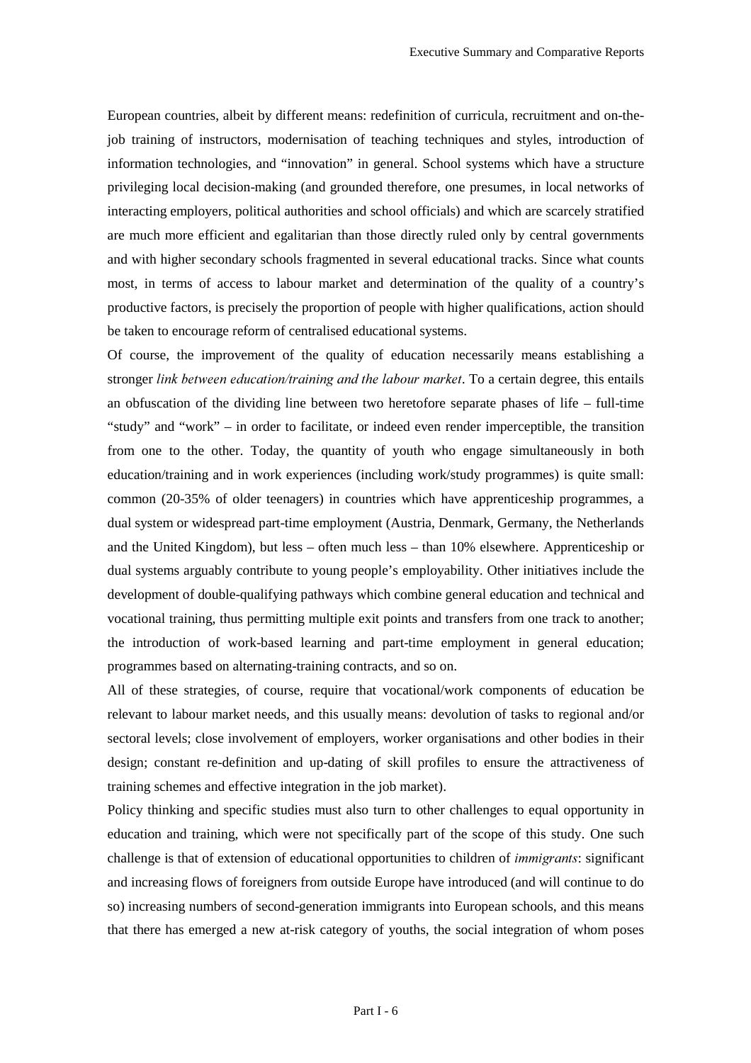European countries, albeit by different means: redefinition of curricula, recruitment and on-the-job training of instructors, modernisation of teaching techniques and styles, introduction of information technologies, and "innovation" in general. School systems which have a structure privileging local decision-making (and grounded therefore, one presumes, in local networks of interacting employers, political authorities and school officials) and which are scarcely stratified are much more efficient and egalitarian than those directly ruled only by central governments and with higher secondary schools fragmented in several educational tracks. Since what counts most, in terms of access to labour market and determination of the quality of a country's productive factors, is precisely the proportion of people with higher qualifications, action should be taken to encourage reform of centralised educational systems.

Of course, the improvement of the quality of education necessarily means establishing a stronger *link between education/training and the labour market*. To a certain degree, this entails an obfuscation of the dividing line between two heretofore separate phases of life – full-time "study" and "work" – in order to facilitate, or indeed even render imperceptible, the transition from one to the other. Today, the quantity of youth who engage simultaneously in both education/training and in work experiences (including work/study programmes) is quite small: common (20-35% of older teenagers) in countries which have apprenticeship programmes, a dual system or widespread part-time employment (Austria, Denmark, Germany, the Netherlands and the United Kingdom), but less – often much less – than 10% elsewhere. Apprenticeship or dual systems arguably contribute to young people's employability. Other initiatives include the development of double-qualifying pathways which combine general education and technical and vocational training, thus permitting multiple exit points and transfers from one track to another; the introduction of work-based learning and part-time employment in general education; programmes based on alternating-training contracts, and so on.

All of these strategies, of course, require that vocational/work components of education be relevant to labour market needs, and this usually means: devolution of tasks to regional and/or sectoral levels; close involvement of employers, worker organisations and other bodies in their design; constant re-definition and up-dating of skill profiles to ensure the attractiveness of training schemes and effective integration in the job market).

Policy thinking and specific studies must also turn to other challenges to equal opportunity in education and training, which were not specifically part of the scope of this study. One such challenge is that of extension of educational opportunities to children of *immigrants*: significant and increasing flows of foreigners from outside Europe have introduced (and will continue to do so) increasing numbers of second-generation immigrants into European schools, and this means that there has emerged a new at-risk category of youths, the social integration of whom poses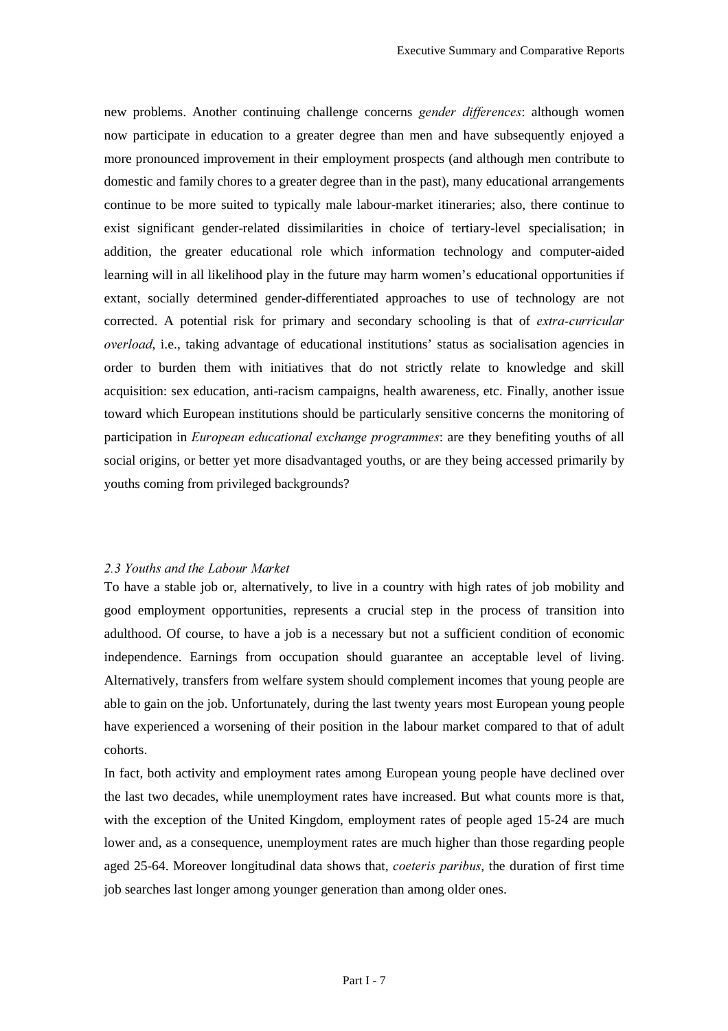new problems. Another continuing challenge concerns *gender differences*: although women now participate in education to a greater degree than men and have subsequently enjoyed a more pronounced improvement in their employment prospects (and although men contribute to domestic and family chores to a greater degree than in the past), many educational arrangements continue to be more suited to typically male labour-market itineraries; also, there continue to exist significant gender-related dissimilarities in choice of tertiary-level specialisation; in addition, the greater educational role which information technology and computer-aided learning will in all likelihood play in the future may harm women's educational opportunities if extant, socially determined gender-differentiated approaches to use of technology are not corrected. A potential risk for primary and secondary schooling is that of *extra-curricular overload*, i.e., taking advantage of educational institutions' status as socialisation agencies in order to burden them with initiatives that do not strictly relate to knowledge and skill acquisition: sex education, anti-racism campaigns, health awareness, etc. Finally, another issue toward which European institutions should be particularly sensitive concerns the monitoring of participation in *European educational exchange programmes*: are they benefiting youths of all social origins, or better yet more disadvantaged youths, or are they being accessed primarily by youths coming from privileged backgrounds?

### *2.3 Youths and the Labour Market*

To have a stable job or, alternatively, to live in a country with high rates of job mobility and good employment opportunities, represents a crucial step in the process of transition into adulthood. Of course, to have a job is a necessary but not a sufficient condition of economic independence. Earnings from occupation should guarantee an acceptable level of living. Alternatively, transfers from welfare system should complement incomes that young people are able to gain on the job. Unfortunately, during the last twenty years most European young people have experienced a worsening of their position in the labour market compared to that of adult cohorts.

In fact, both activity and employment rates among European young people have declined over the last two decades, while unemployment rates have increased. But what counts more is that, with the exception of the United Kingdom, employment rates of people aged 15-24 are much lower and, as a consequence, unemployment rates are much higher than those regarding people aged 25-64. Moreover longitudinal data shows that, *coeteris paribus*, the duration of first time job searches last longer among younger generation than among older ones.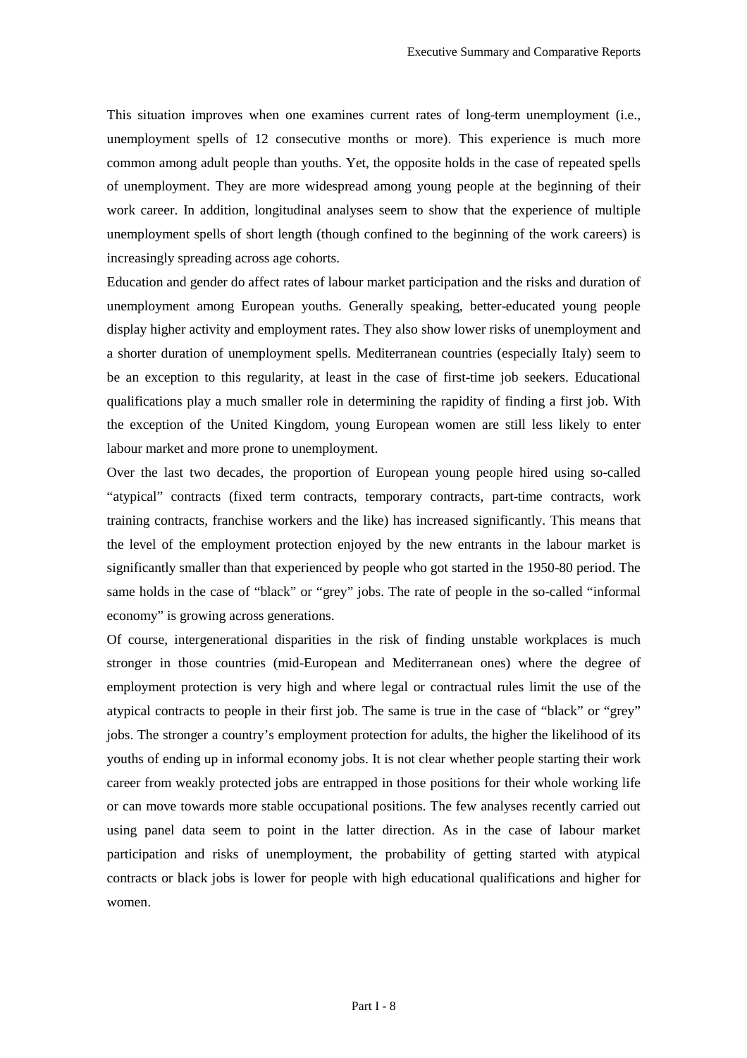This situation improves when one examines current rates of long-term unemployment (i.e., unemployment spells of 12 consecutive months or more). This experience is much more common among adult people than youths. Yet, the opposite holds in the case of repeated spells of unemployment. They are more widespread among young people at the beginning of their work career. In addition, longitudinal analyses seem to show that the experience of multiple unemployment spells of short length (though confined to the beginning of the work careers) is increasingly spreading across age cohorts.

Education and gender do affect rates of labour market participation and the risks and duration of unemployment among European youths. Generally speaking, better-educated young people display higher activity and employment rates. They also show lower risks of unemployment and a shorter duration of unemployment spells. Mediterranean countries (especially Italy) seem to be an exception to this regularity, at least in the case of first-time job seekers. Educational qualifications play a much smaller role in determining the rapidity of finding a first job. With the exception of the United Kingdom, young European women are still less likely to enter labour market and more prone to unemployment.

Over the last two decades, the proportion of European young people hired using so-called "atypical" contracts (fixed term contracts, temporary contracts, part-time contracts, work training contracts, franchise workers and the like) has increased significantly. This means that the level of the employment protection enjoyed by the new entrants in the labour market is significantly smaller than that experienced by people who got started in the 1950-80 period. The same holds in the case of "black" or "grey" jobs. The rate of people in the so-called "informal economy" is growing across generations.

Of course, intergenerational disparities in the risk of finding unstable workplaces is much stronger in those countries (mid-European and Mediterranean ones) where the degree of employment protection is very high and where legal or contractual rules limit the use of the atypical contracts to people in their first job. The same is true in the case of "black" or "grey" jobs. The stronger a country's employment protection for adults, the higher the likelihood of its youths of ending up in informal economy jobs. It is not clear whether people starting their work career from weakly protected jobs are entrapped in those positions for their whole working life or can move towards more stable occupational positions. The few analyses recently carried out using panel data seem to point in the latter direction. As in the case of labour market participation and risks of unemployment, the probability of getting started with atypical contracts or black jobs is lower for people with high educational qualifications and higher for women.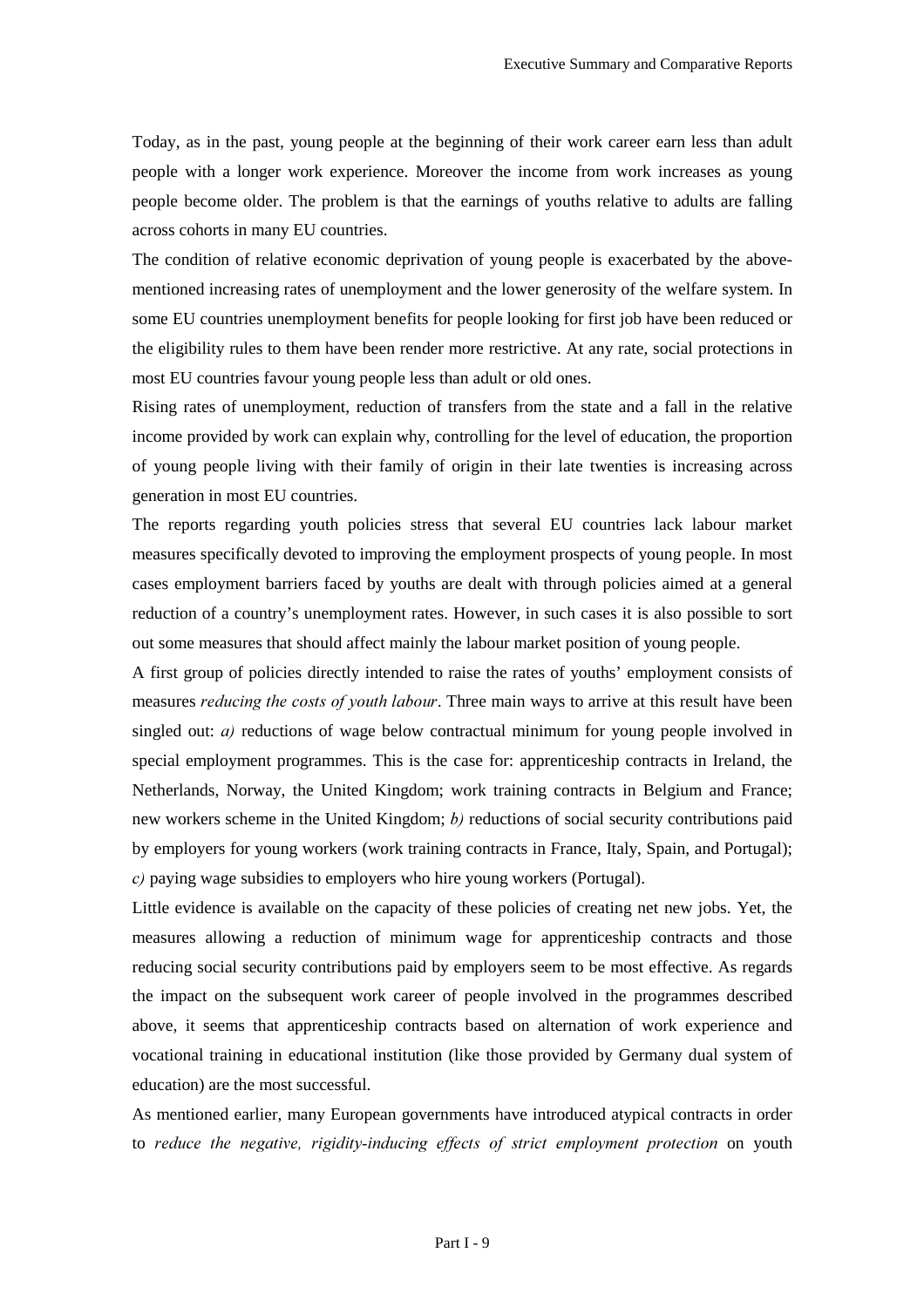Today, as in the past, young people at the beginning of their work career earn less than adult people with a longer work experience. Moreover the income from work increases as young people become older. The problem is that the earnings of youths relative to adults are falling across cohorts in many EU countries.

The condition of relative economic deprivation of young people is exacerbated by the above-mentioned increasing rates of unemployment and the lower generosity of the welfare system. In some EU countries unemployment benefits for people looking for first job have been reduced or the eligibility rules to them have been render more restrictive. At any rate, social protections in most EU countries favour young people less than adult or old ones.

Rising rates of unemployment, reduction of transfers from the state and a fall in the relative income provided by work can explain why, controlling for the level of education, the proportion of young people living with their family of origin in their late twenties is increasing across generation in most EU countries.

The reports regarding youth policies stress that several EU countries lack labour market measures specifically devoted to improving the employment prospects of young people. In most cases employment barriers faced by youths are dealt with through policies aimed at a general reduction of a country's unemployment rates. However, in such cases it is also possible to sort out some measures that should affect mainly the labour market position of young people.

A first group of policies directly intended to raise the rates of youths' employment consists of measures *reducing the costs of youth labour*. Three main ways to arrive at this result have been singled out: *a)* reductions of wage below contractual minimum for young people involved in special employment programmes. This is the case for: apprenticeship contracts in Ireland, the Netherlands, Norway, the United Kingdom; work training contracts in Belgium and France; new workers scheme in the United Kingdom; *b)* reductions of social security contributions paid by employers for young workers (work training contracts in France, Italy, Spain, and Portugal); *c)* paying wage subsidies to employers who hire young workers (Portugal).

Little evidence is available on the capacity of these policies of creating net new jobs. Yet, the measures allowing a reduction of minimum wage for apprenticeship contracts and those reducing social security contributions paid by employers seem to be most effective. As regards the impact on the subsequent work career of people involved in the programmes described above, it seems that apprenticeship contracts based on alternation of work experience and vocational training in educational institution (like those provided by Germany dual system of education) are the most successful.

As mentioned earlier, many European governments have introduced atypical contracts in order to *reduce the negative, rigidity-inducing effects of strict employment protection* on youth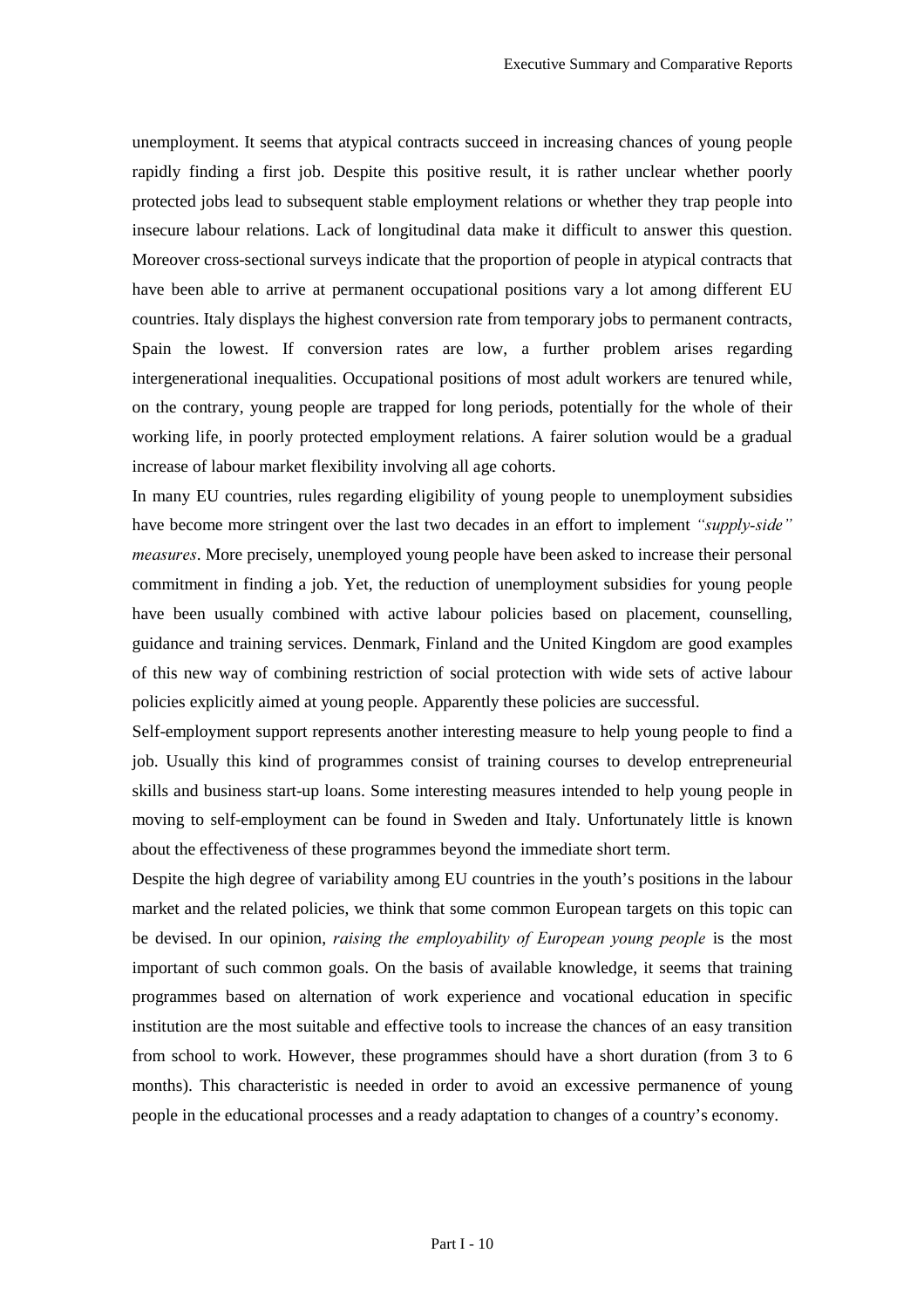unemployment. It seems that atypical contracts succeed in increasing chances of young people rapidly finding a first job. Despite this positive result, it is rather unclear whether poorly protected jobs lead to subsequent stable employment relations or whether they trap people into insecure labour relations. Lack of longitudinal data make it difficult to answer this question. Moreover cross-sectional surveys indicate that the proportion of people in atypical contracts that have been able to arrive at permanent occupational positions vary a lot among different EU countries. Italy displays the highest conversion rate from temporary jobs to permanent contracts, Spain the lowest. If conversion rates are low, a further problem arises regarding intergenerational inequalities. Occupational positions of most adult workers are tenured while, on the contrary, young people are trapped for long periods, potentially for the whole of their working life, in poorly protected employment relations. A fairer solution would be a gradual increase of labour market flexibility involving all age cohorts.

In many EU countries, rules regarding eligibility of young people to unemployment subsidies have become more stringent over the last two decades in an effort to implement *"supply-side" measures*. More precisely, unemployed young people have been asked to increase their personal commitment in finding a job. Yet, the reduction of unemployment subsidies for young people have been usually combined with active labour policies based on placement, counselling, guidance and training services. Denmark, Finland and the United Kingdom are good examples of this new way of combining restriction of social protection with wide sets of active labour policies explicitly aimed at young people. Apparently these policies are successful.

Self-employment support represents another interesting measure to help young people to find a job. Usually this kind of programmes consist of training courses to develop entrepreneurial skills and business start-up loans. Some interesting measures intended to help young people in moving to self-employment can be found in Sweden and Italy. Unfortunately little is known about the effectiveness of these programmes beyond the immediate short term.

Despite the high degree of variability among EU countries in the youth's positions in the labour market and the related policies, we think that some common European targets on this topic can be devised. In our opinion, *raising the employability of European young people* is the most important of such common goals. On the basis of available knowledge, it seems that training programmes based on alternation of work experience and vocational education in specific institution are the most suitable and effective tools to increase the chances of an easy transition from school to work. However, these programmes should have a short duration (from 3 to 6 months). This characteristic is needed in order to avoid an excessive permanence of young people in the educational processes and a ready adaptation to changes of a country's economy.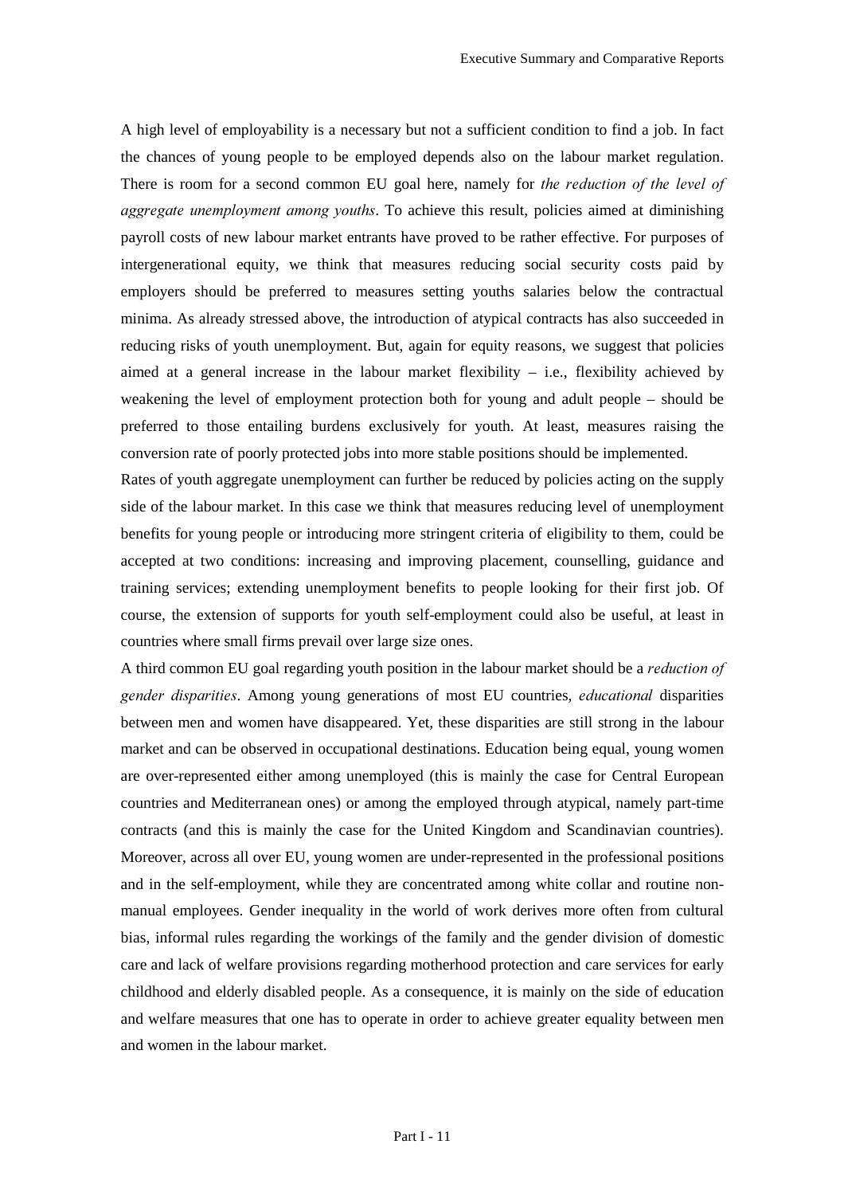A high level of employability is a necessary but not a sufficient condition to find a job. In fact the chances of young people to be employed depends also on the labour market regulation. There is room for a second common EU goal here, namely for *the reduction of the level of aggregate unemployment among youths*. To achieve this result, policies aimed at diminishing payroll costs of new labour market entrants have proved to be rather effective. For purposes of intergenerational equity, we think that measures reducing social security costs paid by employers should be preferred to measures setting youths salaries below the contractual minima. As already stressed above, the introduction of atypical contracts has also succeeded in reducing risks of youth unemployment. But, again for equity reasons, we suggest that policies aimed at a general increase in the labour market flexibility – i.e., flexibility achieved by weakening the level of employment protection both for young and adult people – should be preferred to those entailing burdens exclusively for youth. At least, measures raising the conversion rate of poorly protected jobs into more stable positions should be implemented.

Rates of youth aggregate unemployment can further be reduced by policies acting on the supply side of the labour market. In this case we think that measures reducing level of unemployment benefits for young people or introducing more stringent criteria of eligibility to them, could be accepted at two conditions: increasing and improving placement, counselling, guidance and training services; extending unemployment benefits to people looking for their first job. Of course, the extension of supports for youth self-employment could also be useful, at least in countries where small firms prevail over large size ones.

A third common EU goal regarding youth position in the labour market should be a *reduction of gender disparities*. Among young generations of most EU countries, *educational* disparities between men and women have disappeared. Yet, these disparities are still strong in the labour market and can be observed in occupational destinations. Education being equal, young women are over-represented either among unemployed (this is mainly the case for Central European countries and Mediterranean ones) or among the employed through atypical, namely part-time contracts (and this is mainly the case for the United Kingdom and Scandinavian countries). Moreover, across all over EU, young women are under-represented in the professional positions and in the self-employment, while they are concentrated among white collar and routine non-manual employees. Gender inequality in the world of work derives more often from cultural bias, informal rules regarding the workings of the family and the gender division of domestic care and lack of welfare provisions regarding motherhood protection and care services for early childhood and elderly disabled people. As a consequence, it is mainly on the side of education and welfare measures that one has to operate in order to achieve greater equality between men and women in the labour market.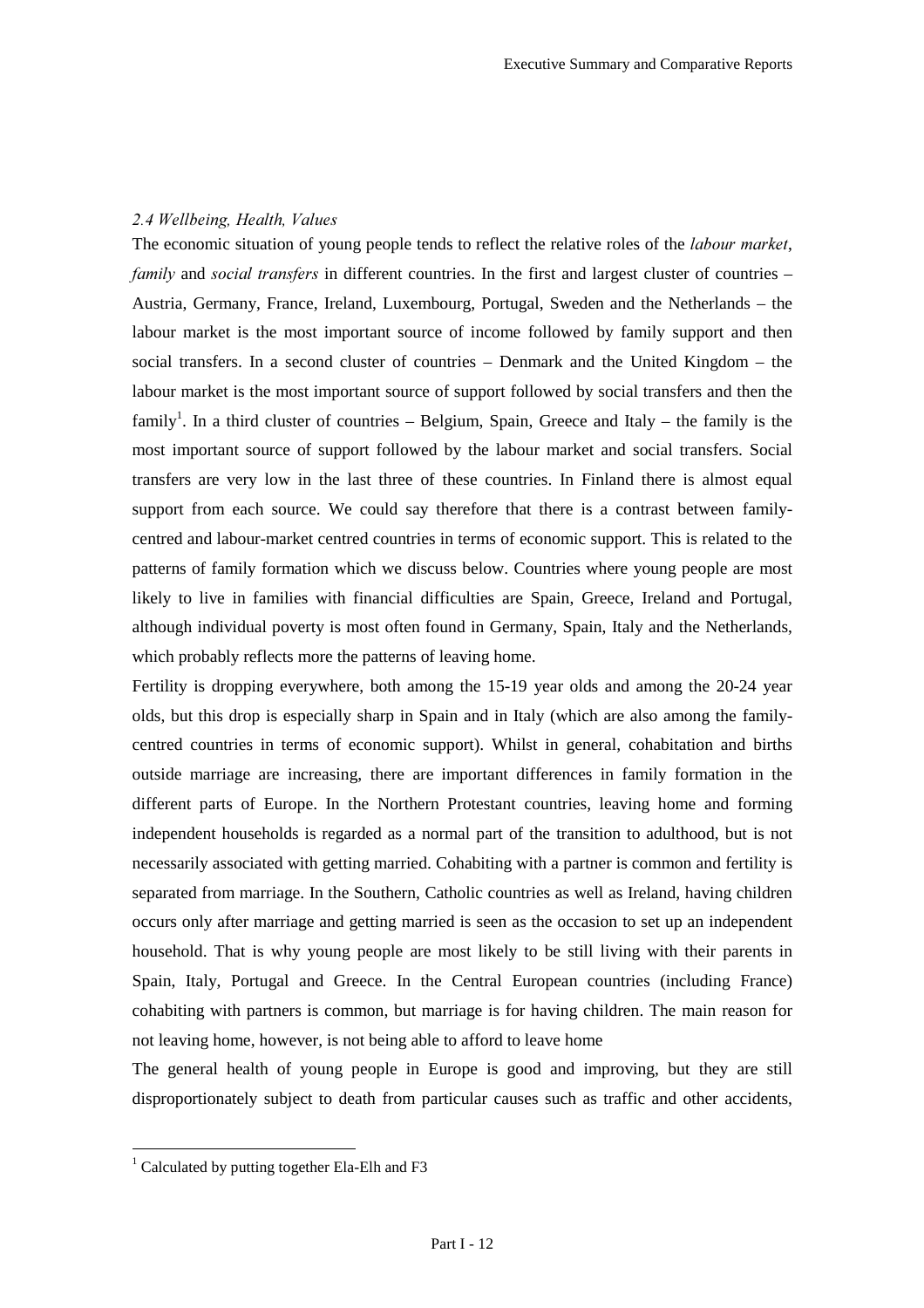### *2.4 Wellbeing, Health, Values*

The economic situation of young people tends to reflect the relative roles of the *labour market*, *family* and *social transfers* in different countries. In the first and largest cluster of countries – Austria, Germany, France, Ireland, Luxembourg, Portugal, Sweden and the Netherlands – the labour market is the most important source of income followed by family support and then social transfers. In a second cluster of countries – Denmark and the United Kingdom – the labour market is the most important source of support followed by social transfers and then the family[1]. In a third cluster of countries – Belgium, Spain, Greece and Italy – the family is the most important source of support followed by the labour market and social transfers. Social transfers are very low in the last three of these countries. In Finland there is almost equal support from each source. We could say therefore that there is a contrast between family-centred and labour-market centred countries in terms of economic support. This is related to the patterns of family formation which we discuss below. Countries where young people are most likely to live in families with financial difficulties are Spain, Greece, Ireland and Portugal, although individual poverty is most often found in Germany, Spain, Italy and the Netherlands, which probably reflects more the patterns of leaving home.

Fertility is dropping everywhere, both among the 15-19 year olds and among the 20-24 year olds, but this drop is especially sharp in Spain and in Italy (which are also among the family-centred countries in terms of economic support). Whilst in general, cohabitation and births outside marriage are increasing, there are important differences in family formation in the different parts of Europe. In the Northern Protestant countries, leaving home and forming independent households is regarded as a normal part of the transition to adulthood, but is not necessarily associated with getting married. Cohabiting with a partner is common and fertility is separated from marriage. In the Southern, Catholic countries as well as Ireland, having children occurs only after marriage and getting married is seen as the occasion to set up an independent household. That is why young people are most likely to be still living with their parents in Spain, Italy, Portugal and Greece. In the Central European countries (including France) cohabiting with partners is common, but marriage is for having children. The main reason for not leaving home, however, is not being able to afford to leave home

The general health of young people in Europe is good and improving, but they are still disproportionately subject to death from particular causes such as traffic and other accidents,

[1] Calculated by putting together Ela-Elh and F3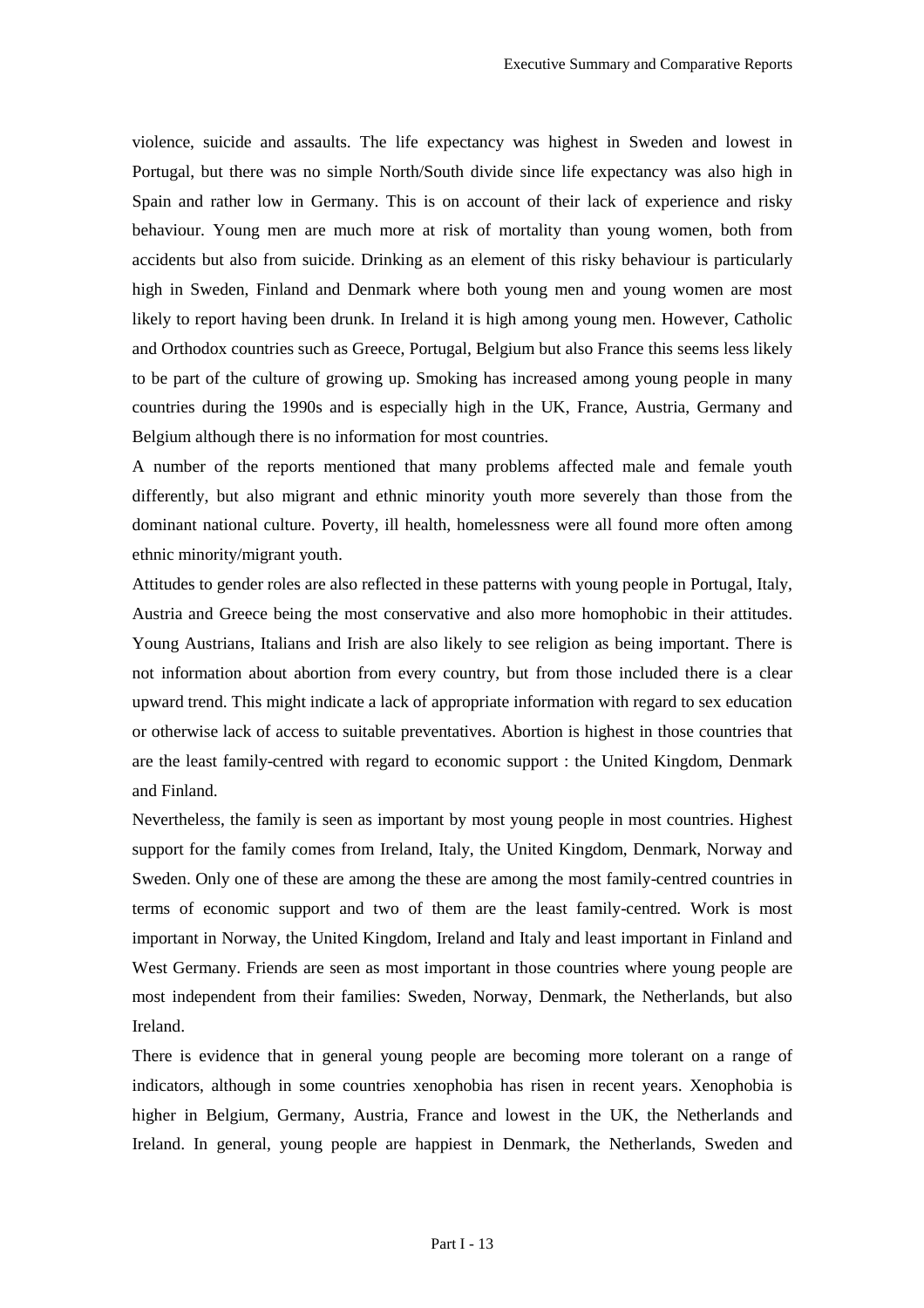violence, suicide and assaults. The life expectancy was highest in Sweden and lowest in Portugal, but there was no simple North/South divide since life expectancy was also high in Spain and rather low in Germany. This is on account of their lack of experience and risky behaviour. Young men are much more at risk of mortality than young women, both from accidents but also from suicide. Drinking as an element of this risky behaviour is particularly high in Sweden, Finland and Denmark where both young men and young women are most likely to report having been drunk. In Ireland it is high among young men. However, Catholic and Orthodox countries such as Greece, Portugal, Belgium but also France this seems less likely to be part of the culture of growing up. Smoking has increased among young people in many countries during the 1990s and is especially high in the UK, France, Austria, Germany and Belgium although there is no information for most countries.

A number of the reports mentioned that many problems affected male and female youth differently, but also migrant and ethnic minority youth more severely than those from the dominant national culture. Poverty, ill health, homelessness were all found more often among ethnic minority/migrant youth.

Attitudes to gender roles are also reflected in these patterns with young people in Portugal, Italy, Austria and Greece being the most conservative and also more homophobic in their attitudes. Young Austrians, Italians and Irish are also likely to see religion as being important. There is not information about abortion from every country, but from those included there is a clear upward trend. This might indicate a lack of appropriate information with regard to sex education or otherwise lack of access to suitable preventatives. Abortion is highest in those countries that are the least family-centred with regard to economic support : the United Kingdom, Denmark and Finland.

Nevertheless, the family is seen as important by most young people in most countries. Highest support for the family comes from Ireland, Italy, the United Kingdom, Denmark, Norway and Sweden. Only one of these are among the these are among the most family-centred countries in terms of economic support and two of them are the least family-centred. Work is most important in Norway, the United Kingdom, Ireland and Italy and least important in Finland and West Germany. Friends are seen as most important in those countries where young people are most independent from their families: Sweden, Norway, Denmark, the Netherlands, but also Ireland.

There is evidence that in general young people are becoming more tolerant on a range of indicators, although in some countries xenophobia has risen in recent years. Xenophobia is higher in Belgium, Germany, Austria, France and lowest in the UK, the Netherlands and Ireland. In general, young people are happiest in Denmark, the Netherlands, Sweden and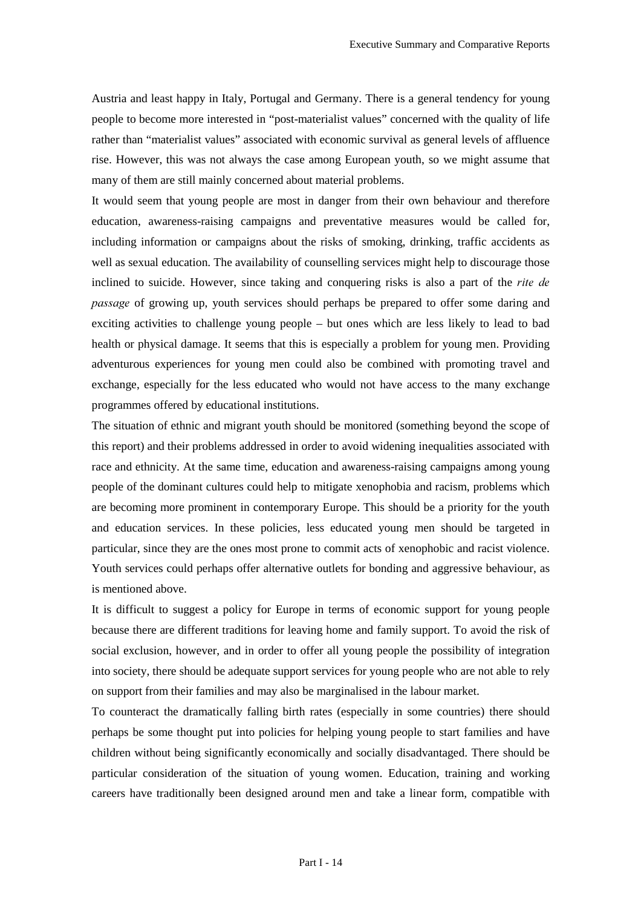Austria and least happy in Italy, Portugal and Germany. There is a general tendency for young people to become more interested in "post-materialist values" concerned with the quality of life rather than "materialist values" associated with economic survival as general levels of affluence rise. However, this was not always the case among European youth, so we might assume that many of them are still mainly concerned about material problems.

It would seem that young people are most in danger from their own behaviour and therefore education, awareness-raising campaigns and preventative measures would be called for, including information or campaigns about the risks of smoking, drinking, traffic accidents as well as sexual education. The availability of counselling services might help to discourage those inclined to suicide. However, since taking and conquering risks is also a part of the *rite de passage* of growing up, youth services should perhaps be prepared to offer some daring and exciting activities to challenge young people – but ones which are less likely to lead to bad health or physical damage. It seems that this is especially a problem for young men. Providing adventurous experiences for young men could also be combined with promoting travel and exchange, especially for the less educated who would not have access to the many exchange programmes offered by educational institutions.

The situation of ethnic and migrant youth should be monitored (something beyond the scope of this report) and their problems addressed in order to avoid widening inequalities associated with race and ethnicity. At the same time, education and awareness-raising campaigns among young people of the dominant cultures could help to mitigate xenophobia and racism, problems which are becoming more prominent in contemporary Europe. This should be a priority for the youth and education services. In these policies, less educated young men should be targeted in particular, since they are the ones most prone to commit acts of xenophobic and racist violence. Youth services could perhaps offer alternative outlets for bonding and aggressive behaviour, as is mentioned above.

It is difficult to suggest a policy for Europe in terms of economic support for young people because there are different traditions for leaving home and family support. To avoid the risk of social exclusion, however, and in order to offer all young people the possibility of integration into society, there should be adequate support services for young people who are not able to rely on support from their families and may also be marginalised in the labour market.

To counteract the dramatically falling birth rates (especially in some countries) there should perhaps be some thought put into policies for helping young people to start families and have children without being significantly economically and socially disadvantaged. There should be particular consideration of the situation of young women. Education, training and working careers have traditionally been designed around men and take a linear form, compatible with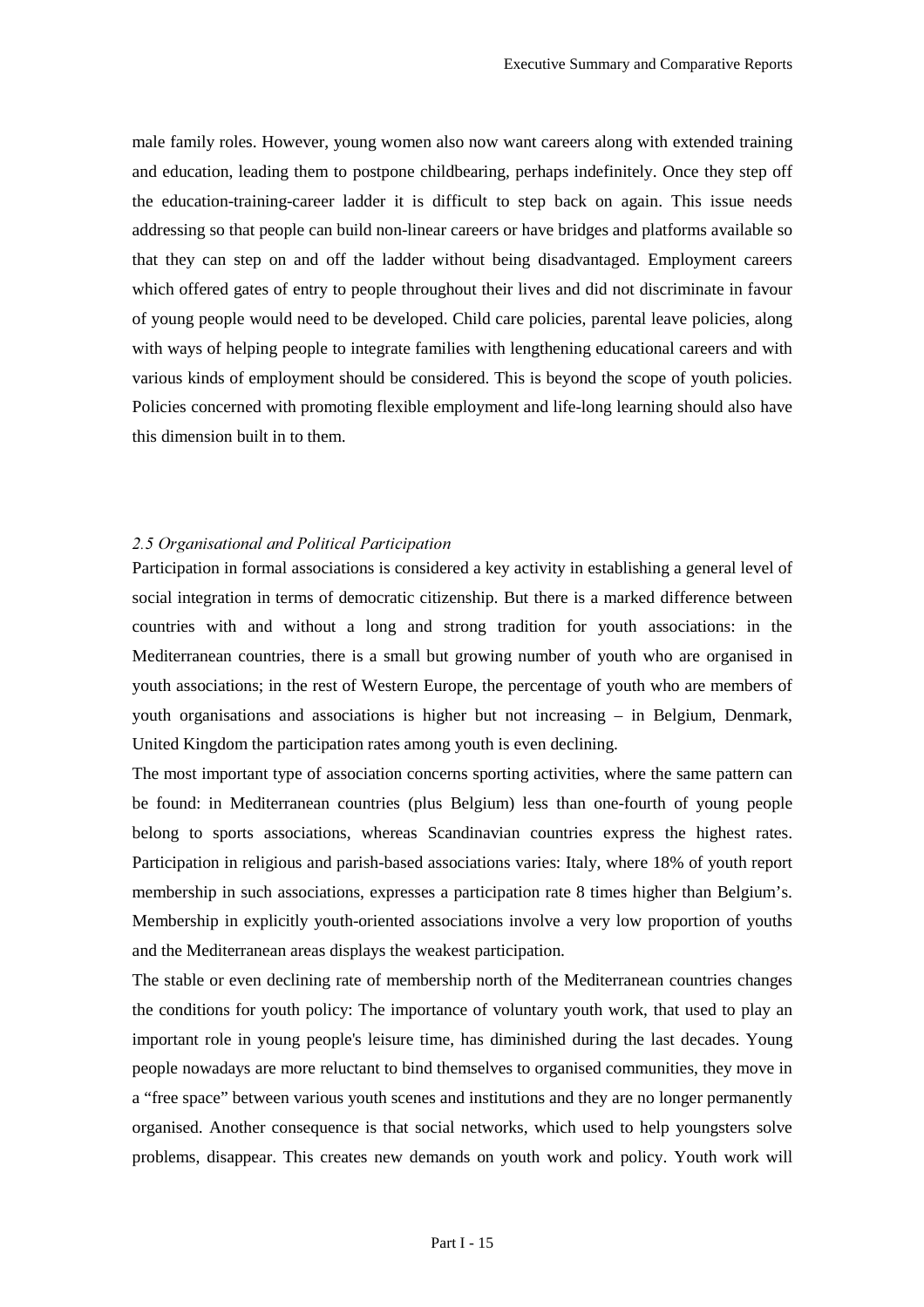male family roles. However, young women also now want careers along with extended training and education, leading them to postpone childbearing, perhaps indefinitely. Once they step off the education-training-career ladder it is difficult to step back on again. This issue needs addressing so that people can build non-linear careers or have bridges and platforms available so that they can step on and off the ladder without being disadvantaged. Employment careers which offered gates of entry to people throughout their lives and did not discriminate in favour of young people would need to be developed. Child care policies, parental leave policies, along with ways of helping people to integrate families with lengthening educational careers and with various kinds of employment should be considered. This is beyond the scope of youth policies. Policies concerned with promoting flexible employment and life-long learning should also have this dimension built in to them.

### *2.5 Organisational and Political Participation*

Participation in formal associations is considered a key activity in establishing a general level of social integration in terms of democratic citizenship. But there is a marked difference between countries with and without a long and strong tradition for youth associations: in the Mediterranean countries, there is a small but growing number of youth who are organised in youth associations; in the rest of Western Europe, the percentage of youth who are members of youth organisations and associations is higher but not increasing – in Belgium, Denmark, United Kingdom the participation rates among youth is even declining.

The most important type of association concerns sporting activities, where the same pattern can be found: in Mediterranean countries (plus Belgium) less than one-fourth of young people belong to sports associations, whereas Scandinavian countries express the highest rates. Participation in religious and parish-based associations varies: Italy, where 18% of youth report membership in such associations, expresses a participation rate 8 times higher than Belgium's. Membership in explicitly youth-oriented associations involve a very low proportion of youths and the Mediterranean areas displays the weakest participation.

The stable or even declining rate of membership north of the Mediterranean countries changes the conditions for youth policy: The importance of voluntary youth work, that used to play an important role in young people's leisure time, has diminished during the last decades. Young people nowadays are more reluctant to bind themselves to organised communities, they move in a "free space" between various youth scenes and institutions and they are no longer permanently organised. Another consequence is that social networks, which used to help youngsters solve problems, disappear. This creates new demands on youth work and policy. Youth work will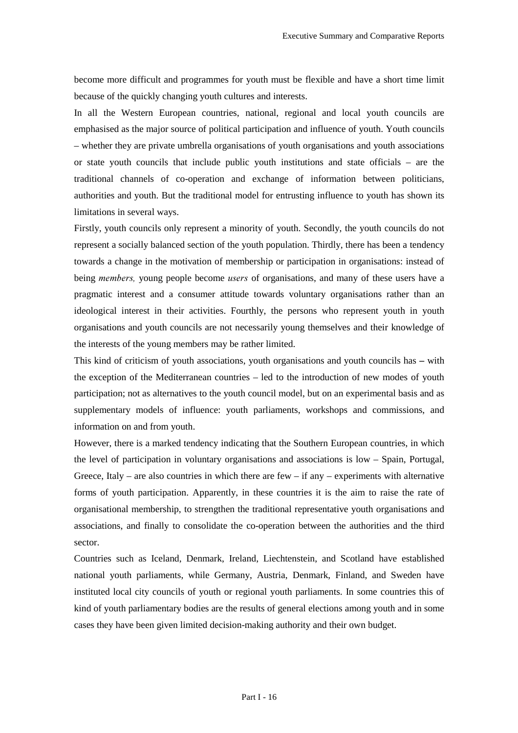become more difficult and programmes for youth must be flexible and have a short time limit because of the quickly changing youth cultures and interests.

In all the Western European countries, national, regional and local youth councils are emphasised as the major source of political participation and influence of youth. Youth councils – whether they are private umbrella organisations of youth organisations and youth associations or state youth councils that include public youth institutions and state officials – are the traditional channels of co-operation and exchange of information between politicians, authorities and youth. But the traditional model for entrusting influence to youth has shown its limitations in several ways.

Firstly, youth councils only represent a minority of youth. Secondly, the youth councils do not represent a socially balanced section of the youth population. Thirdly, there has been a tendency towards a change in the motivation of membership or participation in organisations: instead of being *members,* young people become *users* of organisations, and many of these users have a pragmatic interest and a consumer attitude towards voluntary organisations rather than an ideological interest in their activities. Fourthly, the persons who represent youth in youth organisations and youth councils are not necessarily young themselves and their knowledge of the interests of the young members may be rather limited.

This kind of criticism of youth associations, youth organisations and youth councils has – with the exception of the Mediterranean countries – led to the introduction of new modes of youth participation; not as alternatives to the youth council model, but on an experimental basis and as supplementary models of influence: youth parliaments, workshops and commissions, and information on and from youth.

However, there is a marked tendency indicating that the Southern European countries, in which the level of participation in voluntary organisations and associations is low – Spain, Portugal, Greece, Italy – are also countries in which there are few – if any – experiments with alternative forms of youth participation. Apparently, in these countries it is the aim to raise the rate of organisational membership, to strengthen the traditional representative youth organisations and associations, and finally to consolidate the co-operation between the authorities and the third sector.

Countries such as Iceland, Denmark, Ireland, Liechtenstein, and Scotland have established national youth parliaments, while Germany, Austria, Denmark, Finland, and Sweden have instituted local city councils of youth or regional youth parliaments. In some countries this of kind of youth parliamentary bodies are the results of general elections among youth and in some cases they have been given limited decision-making authority and their own budget.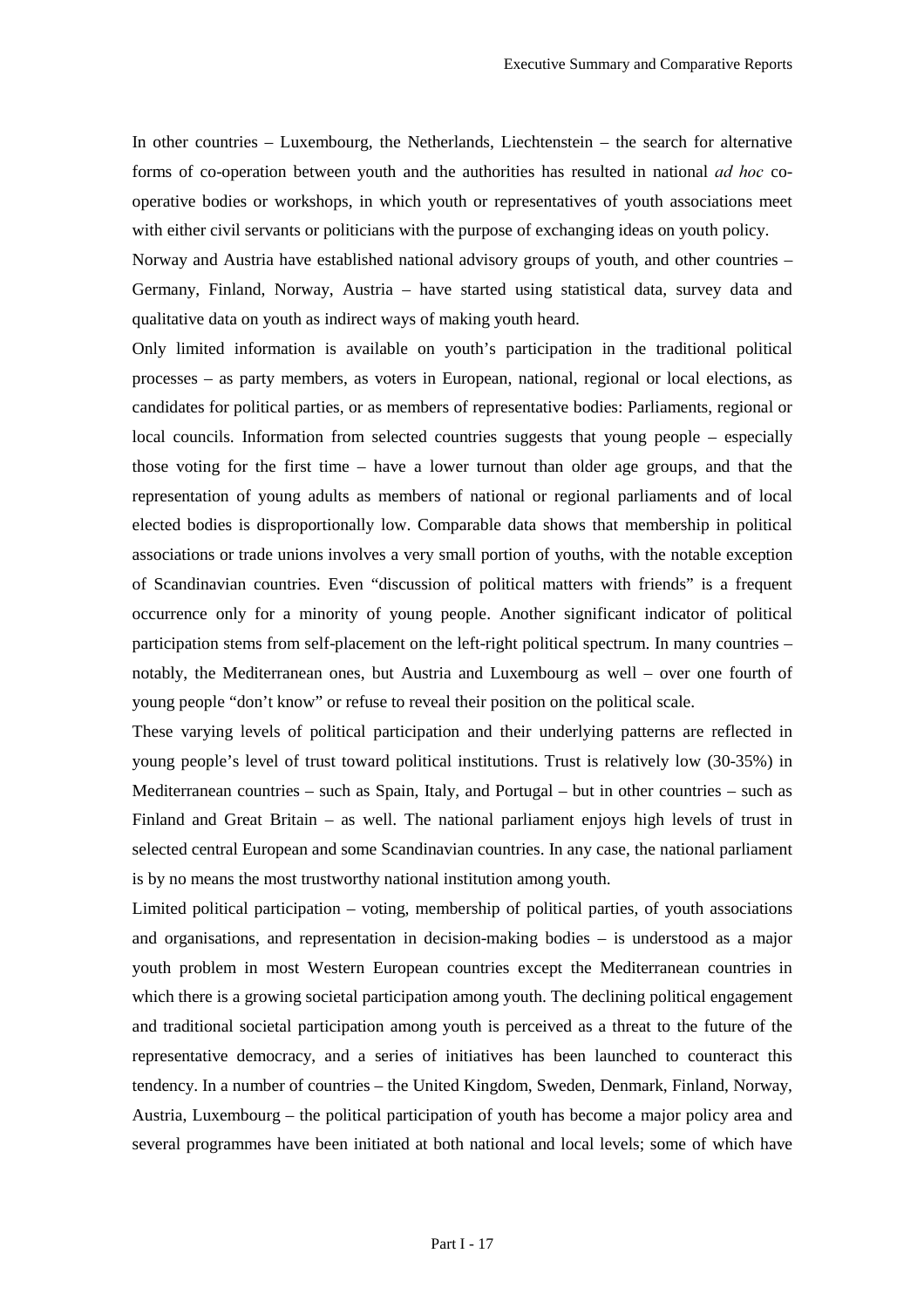In other countries – Luxembourg, the Netherlands, Liechtenstein – the search for alternative forms of co-operation between youth and the authorities has resulted in national *ad hoc* co-operative bodies or workshops, in which youth or representatives of youth associations meet with either civil servants or politicians with the purpose of exchanging ideas on youth policy.

Norway and Austria have established national advisory groups of youth, and other countries – Germany, Finland, Norway, Austria – have started using statistical data, survey data and qualitative data on youth as indirect ways of making youth heard.

Only limited information is available on youth's participation in the traditional political processes – as party members, as voters in European, national, regional or local elections, as candidates for political parties, or as members of representative bodies: Parliaments, regional or local councils. Information from selected countries suggests that young people – especially those voting for the first time – have a lower turnout than older age groups, and that the representation of young adults as members of national or regional parliaments and of local elected bodies is disproportionally low. Comparable data shows that membership in political associations or trade unions involves a very small portion of youths, with the notable exception of Scandinavian countries. Even "discussion of political matters with friends" is a frequent occurrence only for a minority of young people. Another significant indicator of political participation stems from self-placement on the left-right political spectrum. In many countries – notably, the Mediterranean ones, but Austria and Luxembourg as well – over one fourth of young people "don't know" or refuse to reveal their position on the political scale.

These varying levels of political participation and their underlying patterns are reflected in young people's level of trust toward political institutions. Trust is relatively low (30-35%) in Mediterranean countries – such as Spain, Italy, and Portugal – but in other countries – such as Finland and Great Britain – as well. The national parliament enjoys high levels of trust in selected central European and some Scandinavian countries. In any case, the national parliament is by no means the most trustworthy national institution among youth.

Limited political participation – voting, membership of political parties, of youth associations and organisations, and representation in decision-making bodies – is understood as a major youth problem in most Western European countries except the Mediterranean countries in which there is a growing societal participation among youth. The declining political engagement and traditional societal participation among youth is perceived as a threat to the future of the representative democracy, and a series of initiatives has been launched to counteract this tendency. In a number of countries – the United Kingdom, Sweden, Denmark, Finland, Norway, Austria, Luxembourg – the political participation of youth has become a major policy area and several programmes have been initiated at both national and local levels; some of which have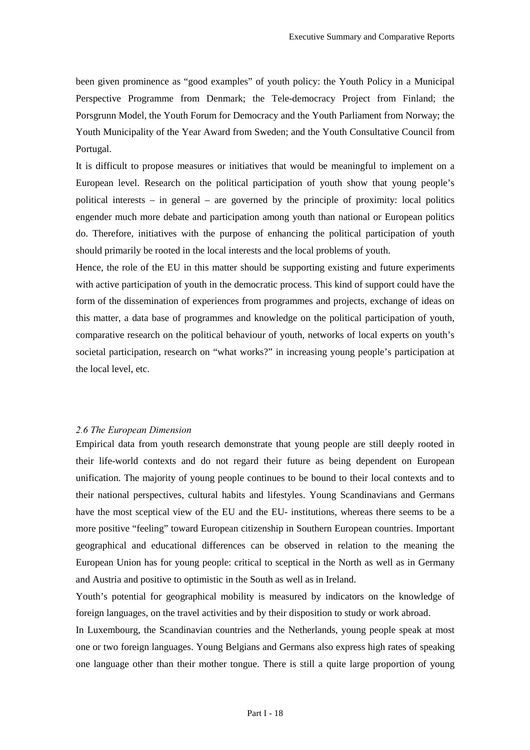been given prominence as “good examples” of youth policy: the Youth Policy in a Municipal Perspective Programme from Denmark; the Tele-democracy Project from Finland; the Porsgrunn Model, the Youth Forum for Democracy and the Youth Parliament from Norway; the Youth Municipality of the Year Award from Sweden; and the Youth Consultative Council from Portugal.

It is difficult to propose measures or initiatives that would be meaningful to implement on a European level. Research on the political participation of youth show that young people’s political interests – in general – are governed by the principle of proximity: local politics engender much more debate and participation among youth than national or European politics do. Therefore, initiatives with the purpose of enhancing the political participation of youth should primarily be rooted in the local interests and the local problems of youth.

Hence, the role of the EU in this matter should be supporting existing and future experiments with active participation of youth in the democratic process. This kind of support could have the form of the dissemination of experiences from programmes and projects, exchange of ideas on this matter, a data base of programmes and knowledge on the political participation of youth, comparative research on the political behaviour of youth, networks of local experts on youth’s societal participation, research on “what works?” in increasing young people’s participation at the local level, etc.

### *2.6 The European Dimension*

Empirical data from youth research demonstrate that young people are still deeply rooted in their life-world contexts and do not regard their future as being dependent on European unification. The majority of young people continues to be bound to their local contexts and to their national perspectives, cultural habits and lifestyles. Young Scandinavians and Germans have the most sceptical view of the EU and the EU- institutions, whereas there seems to be a more positive “feeling” toward European citizenship in Southern European countries. Important geographical and educational differences can be observed in relation to the meaning the European Union has for young people: critical to sceptical in the North as well as in Germany and Austria and positive to optimistic in the South as well as in Ireland.

Youth’s potential for geographical mobility is measured by indicators on the knowledge of foreign languages, on the travel activities and by their disposition to study or work abroad.

In Luxembourg, the Scandinavian countries and the Netherlands, young people speak at most one or two foreign languages. Young Belgians and Germans also express high rates of speaking one language other than their mother tongue. There is still a quite large proportion of young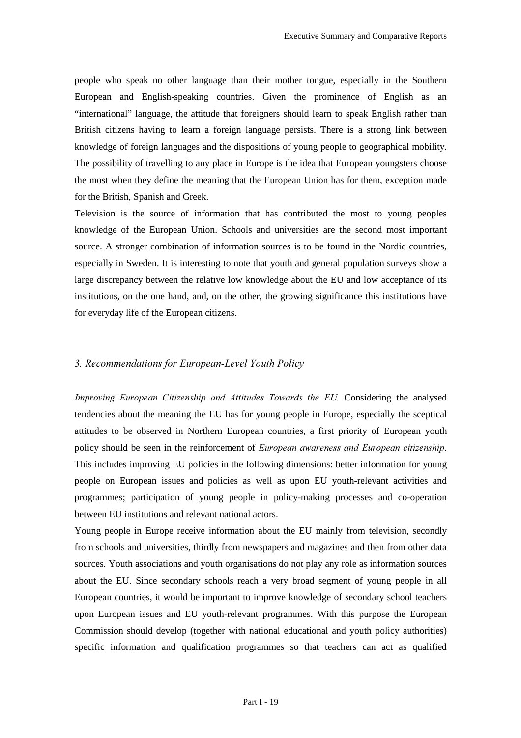people who speak no other language than their mother tongue, especially in the Southern European and English-speaking countries. Given the prominence of English as an "international" language, the attitude that foreigners should learn to speak English rather than British citizens having to learn a foreign language persists. There is a strong link between knowledge of foreign languages and the dispositions of young people to geographical mobility. The possibility of travelling to any place in Europe is the idea that European youngsters choose the most when they define the meaning that the European Union has for them, exception made for the British, Spanish and Greek.

Television is the source of information that has contributed the most to young peoples knowledge of the European Union. Schools and universities are the second most important source. A stronger combination of information sources is to be found in the Nordic countries, especially in Sweden. It is interesting to note that youth and general population surveys show a large discrepancy between the relative low knowledge about the EU and low acceptance of its institutions, on the one hand, and, on the other, the growing significance this institutions have for everyday life of the European citizens.

### *3. Recommendations for European-Level Youth Policy*

*Improving European Citizenship and Attitudes Towards the EU.* Considering the analysed tendencies about the meaning the EU has for young people in Europe, especially the sceptical attitudes to be observed in Northern European countries, a first priority of European youth policy should be seen in the reinforcement of *European awareness and European citizenship*. This includes improving EU policies in the following dimensions: better information for young people on European issues and policies as well as upon EU youth-relevant activities and programmes; participation of young people in policy-making processes and co-operation between EU institutions and relevant national actors.

Young people in Europe receive information about the EU mainly from television, secondly from schools and universities, thirdly from newspapers and magazines and then from other data sources. Youth associations and youth organisations do not play any role as information sources about the EU. Since secondary schools reach a very broad segment of young people in all European countries, it would be important to improve knowledge of secondary school teachers upon European issues and EU youth-relevant programmes. With this purpose the European Commission should develop (together with national educational and youth policy authorities) specific information and qualification programmes so that teachers can act as qualified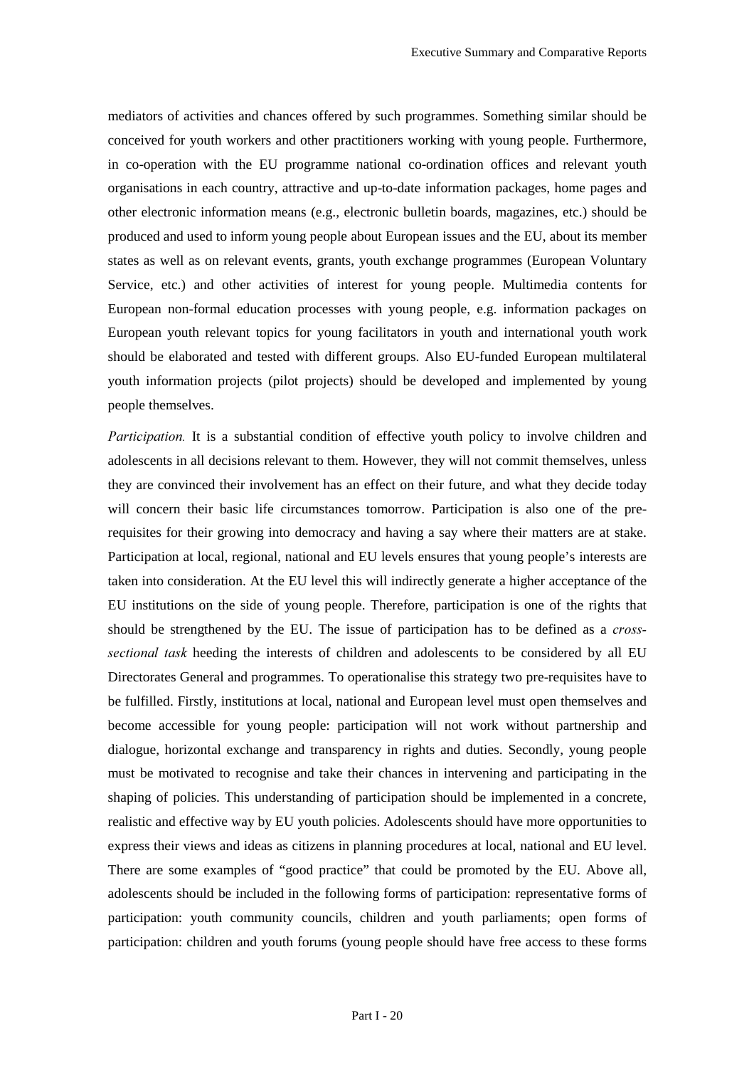mediators of activities and chances offered by such programmes. Something similar should be conceived for youth workers and other practitioners working with young people. Furthermore, in co-operation with the EU programme national co-ordination offices and relevant youth organisations in each country, attractive and up-to-date information packages, home pages and other electronic information means (e.g., electronic bulletin boards, magazines, etc.) should be produced and used to inform young people about European issues and the EU, about its member states as well as on relevant events, grants, youth exchange programmes (European Voluntary Service, etc.) and other activities of interest for young people. Multimedia contents for European non-formal education processes with young people, e.g. information packages on European youth relevant topics for young facilitators in youth and international youth work should be elaborated and tested with different groups. Also EU-funded European multilateral youth information projects (pilot projects) should be developed and implemented by young people themselves.

*Participation.* It is a substantial condition of effective youth policy to involve children and adolescents in all decisions relevant to them. However, they will not commit themselves, unless they are convinced their involvement has an effect on their future, and what they decide today will concern their basic life circumstances tomorrow. Participation is also one of the pre-requisites for their growing into democracy and having a say where their matters are at stake. Participation at local, regional, national and EU levels ensures that young people's interests are taken into consideration. At the EU level this will indirectly generate a higher acceptance of the EU institutions on the side of young people. Therefore, participation is one of the rights that should be strengthened by the EU. The issue of participation has to be defined as a *cross-sectional task* heeding the interests of children and adolescents to be considered by all EU Directorates General and programmes. To operationalise this strategy two pre-requisites have to be fulfilled. Firstly, institutions at local, national and European level must open themselves and become accessible for young people: participation will not work without partnership and dialogue, horizontal exchange and transparency in rights and duties. Secondly, young people must be motivated to recognise and take their chances in intervening and participating in the shaping of policies. This understanding of participation should be implemented in a concrete, realistic and effective way by EU youth policies. Adolescents should have more opportunities to express their views and ideas as citizens in planning procedures at local, national and EU level. There are some examples of "good practice" that could be promoted by the EU. Above all, adolescents should be included in the following forms of participation: representative forms of participation: youth community councils, children and youth parliaments; open forms of participation: children and youth forums (young people should have free access to these forms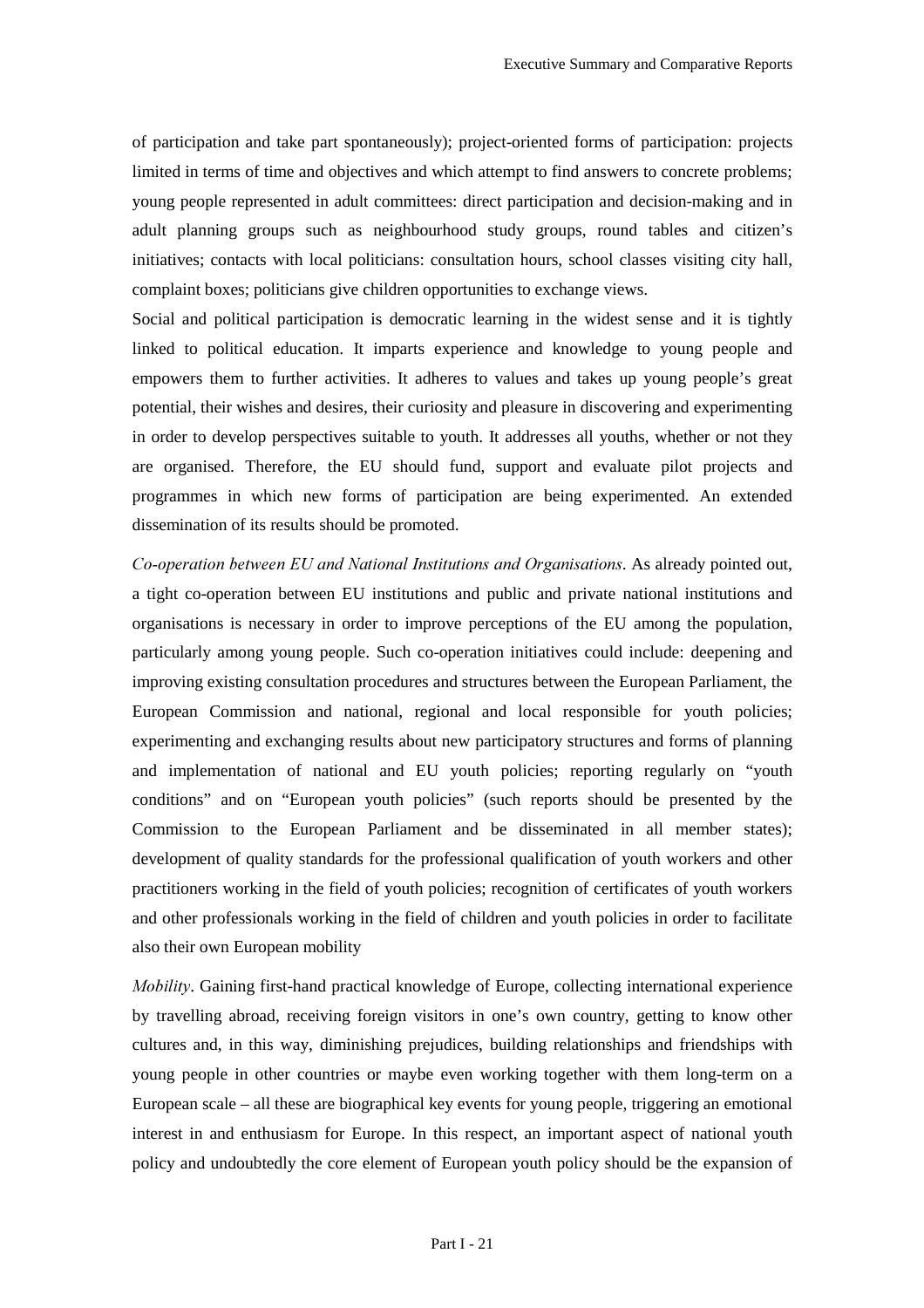of participation and take part spontaneously); project-oriented forms of participation: projects limited in terms of time and objectives and which attempt to find answers to concrete problems; young people represented in adult committees: direct participation and decision-making and in adult planning groups such as neighbourhood study groups, round tables and citizen's initiatives; contacts with local politicians: consultation hours, school classes visiting city hall, complaint boxes; politicians give children opportunities to exchange views.

Social and political participation is democratic learning in the widest sense and it is tightly linked to political education. It imparts experience and knowledge to young people and empowers them to further activities. It adheres to values and takes up young people's great potential, their wishes and desires, their curiosity and pleasure in discovering and experimenting in order to develop perspectives suitable to youth. It addresses all youths, whether or not they are organised. Therefore, the EU should fund, support and evaluate pilot projects and programmes in which new forms of participation are being experimented. An extended dissemination of its results should be promoted.

*Co-operation between EU and National Institutions and Organisations*. As already pointed out, a tight co-operation between EU institutions and public and private national institutions and organisations is necessary in order to improve perceptions of the EU among the population, particularly among young people. Such co-operation initiatives could include: deepening and improving existing consultation procedures and structures between the European Parliament, the European Commission and national, regional and local responsible for youth policies; experimenting and exchanging results about new participatory structures and forms of planning and implementation of national and EU youth policies; reporting regularly on "youth conditions" and on "European youth policies" (such reports should be presented by the Commission to the European Parliament and be disseminated in all member states); development of quality standards for the professional qualification of youth workers and other practitioners working in the field of youth policies; recognition of certificates of youth workers and other professionals working in the field of children and youth policies in order to facilitate also their own European mobility

*Mobility*. Gaining first-hand practical knowledge of Europe, collecting international experience by travelling abroad, receiving foreign visitors in one's own country, getting to know other cultures and, in this way, diminishing prejudices, building relationships and friendships with young people in other countries or maybe even working together with them long-term on a European scale – all these are biographical key events for young people, triggering an emotional interest in and enthusiasm for Europe. In this respect, an important aspect of national youth policy and undoubtedly the core element of European youth policy should be the expansion of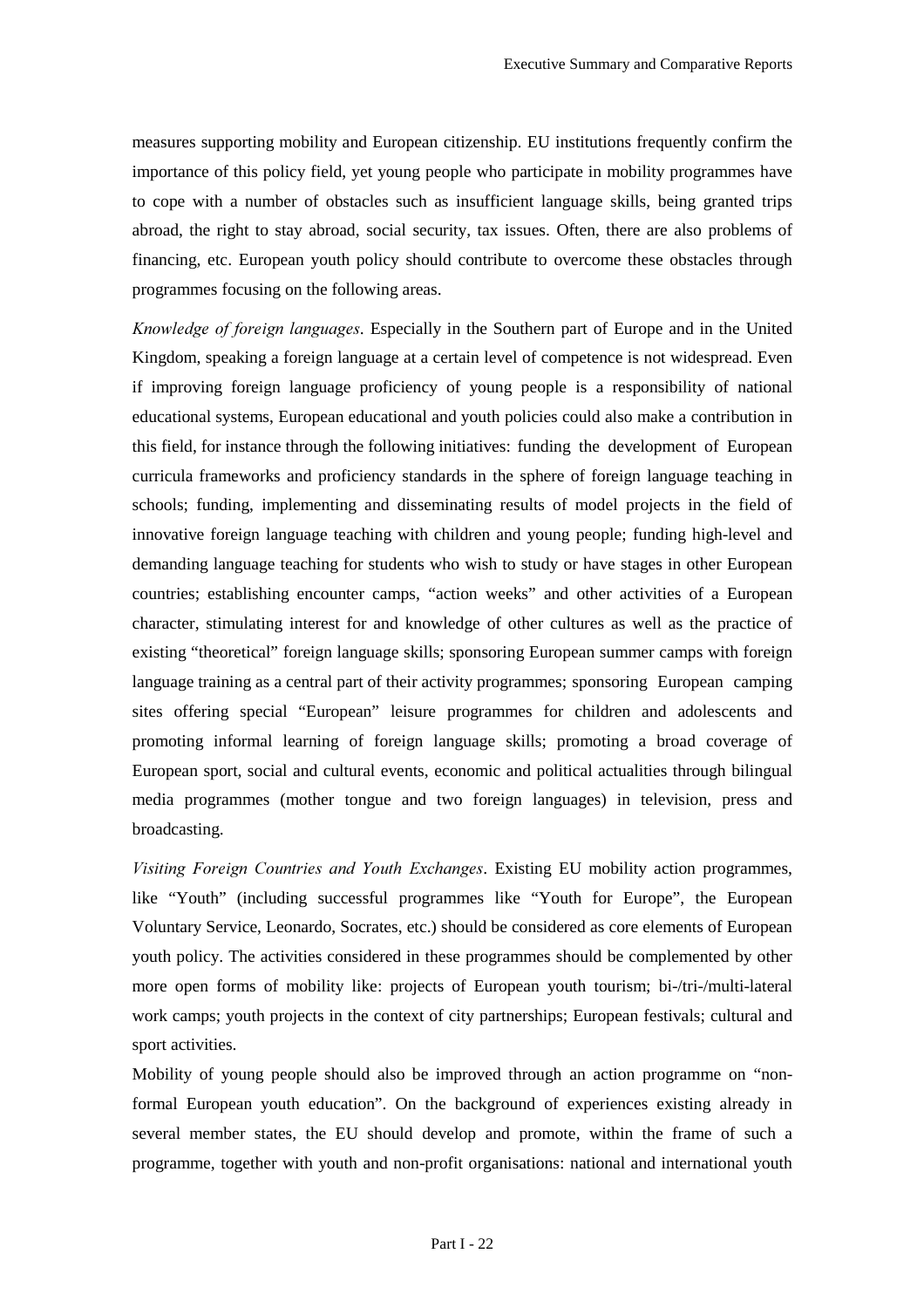measures supporting mobility and European citizenship. EU institutions frequently confirm the importance of this policy field, yet young people who participate in mobility programmes have to cope with a number of obstacles such as insufficient language skills, being granted trips abroad, the right to stay abroad, social security, tax issues. Often, there are also problems of financing, etc. European youth policy should contribute to overcome these obstacles through programmes focusing on the following areas.

*Knowledge of foreign languages*. Especially in the Southern part of Europe and in the United Kingdom, speaking a foreign language at a certain level of competence is not widespread. Even if improving foreign language proficiency of young people is a responsibility of national educational systems, European educational and youth policies could also make a contribution in this field, for instance through the following initiatives: funding the development of European curricula frameworks and proficiency standards in the sphere of foreign language teaching in schools; funding, implementing and disseminating results of model projects in the field of innovative foreign language teaching with children and young people; funding high-level and demanding language teaching for students who wish to study or have stages in other European countries; establishing encounter camps, "action weeks" and other activities of a European character, stimulating interest for and knowledge of other cultures as well as the practice of existing "theoretical" foreign language skills; sponsoring European summer camps with foreign language training as a central part of their activity programmes; sponsoring European camping sites offering special "European" leisure programmes for children and adolescents and promoting informal learning of foreign language skills; promoting a broad coverage of European sport, social and cultural events, economic and political actualities through bilingual media programmes (mother tongue and two foreign languages) in television, press and broadcasting.

*Visiting Foreign Countries and Youth Exchanges*. Existing EU mobility action programmes, like "Youth" (including successful programmes like "Youth for Europe", the European Voluntary Service, Leonardo, Socrates, etc.) should be considered as core elements of European youth policy. The activities considered in these programmes should be complemented by other more open forms of mobility like: projects of European youth tourism; bi-/tri-/multi-lateral work camps; youth projects in the context of city partnerships; European festivals; cultural and sport activities.

Mobility of young people should also be improved through an action programme on "non-formal European youth education". On the background of experiences existing already in several member states, the EU should develop and promote, within the frame of such a programme, together with youth and non-profit organisations: national and international youth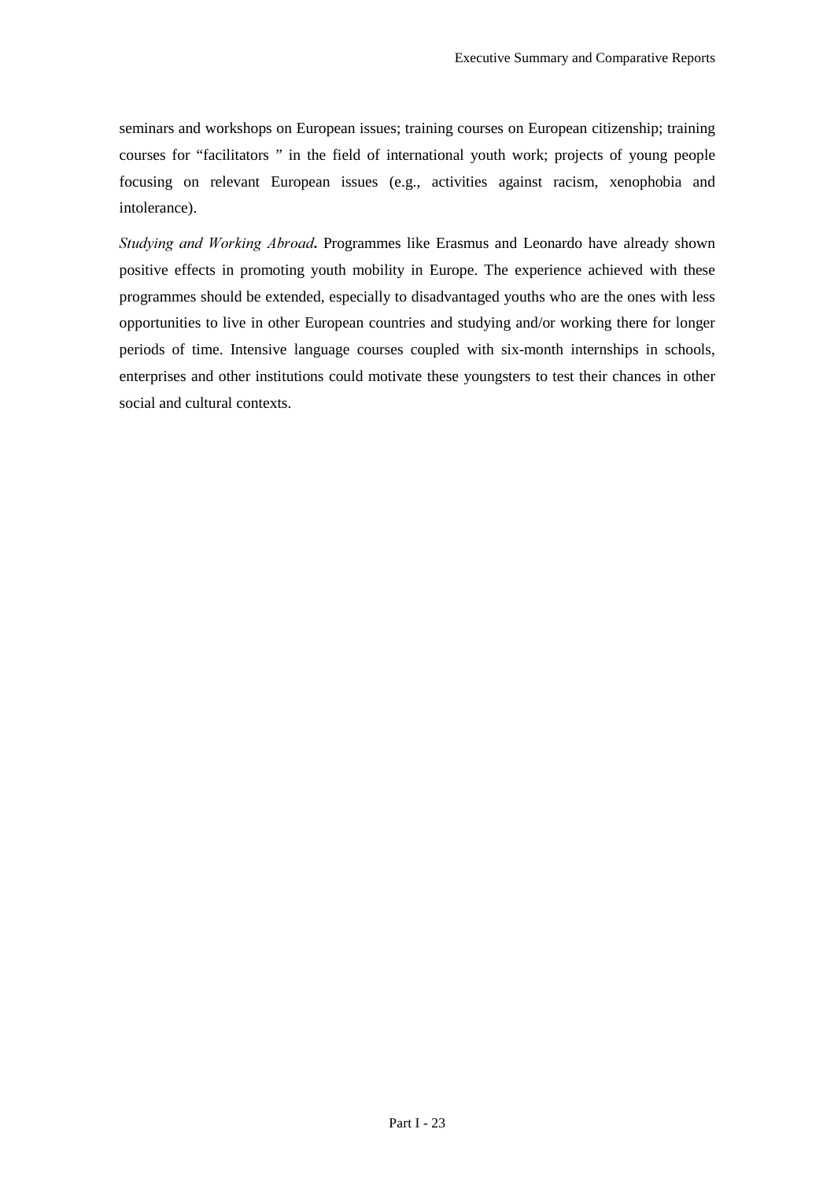seminars and workshops on European issues; training courses on European citizenship; training courses for "facilitators " in the field of international youth work; projects of young people focusing on relevant European issues (e.g., activities against racism, xenophobia and intolerance).

*Studying and Working Abroad***.** Programmes like Erasmus and Leonardo have already shown positive effects in promoting youth mobility in Europe. The experience achieved with these programmes should be extended, especially to disadvantaged youths who are the ones with less opportunities to live in other European countries and studying and/or working there for longer periods of time. Intensive language courses coupled with six-month internships in schools, enterprises and other institutions could motivate these youngsters to test their chances in other social and cultural contexts.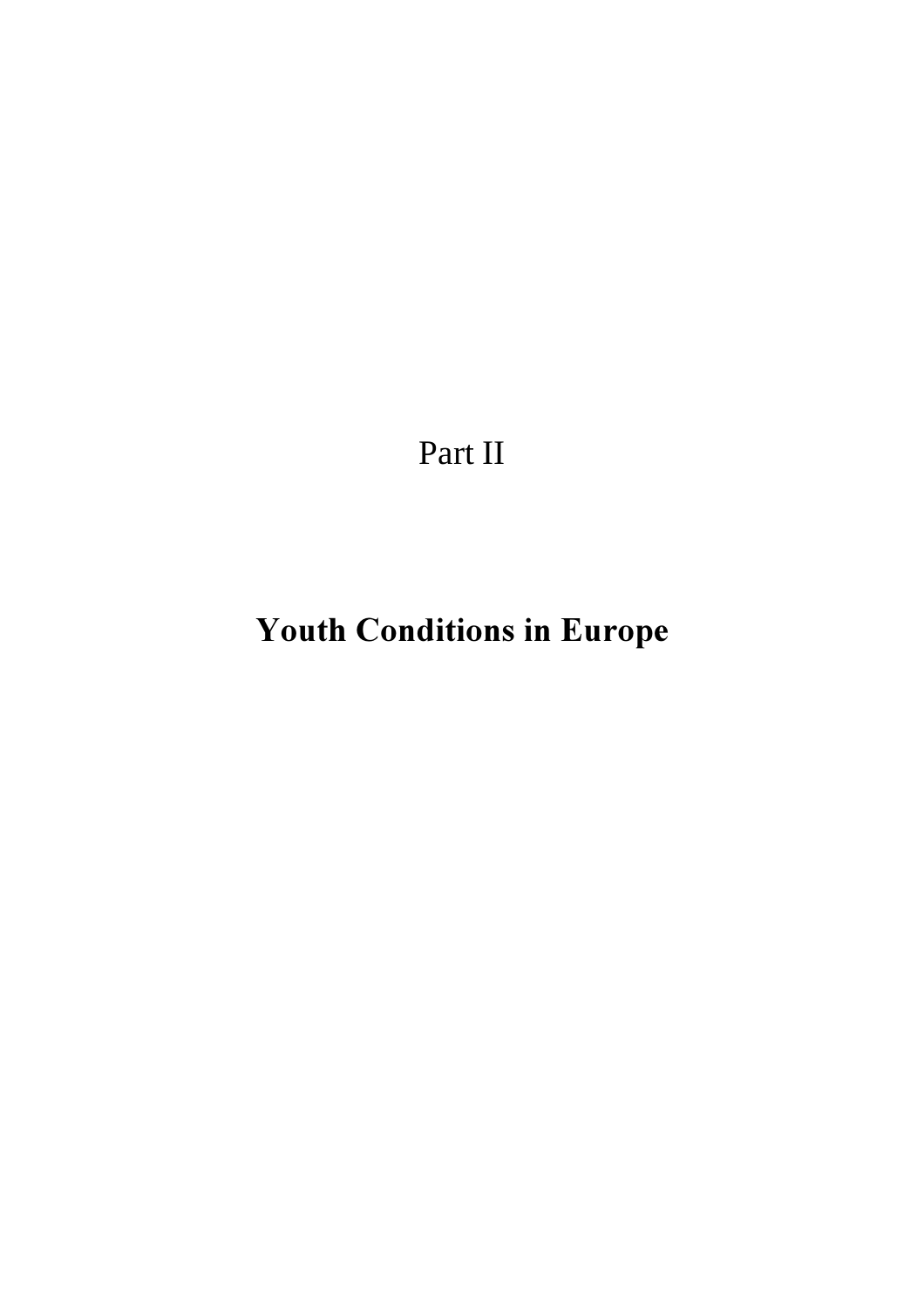# Part II

# **Youth Conditions in Europe**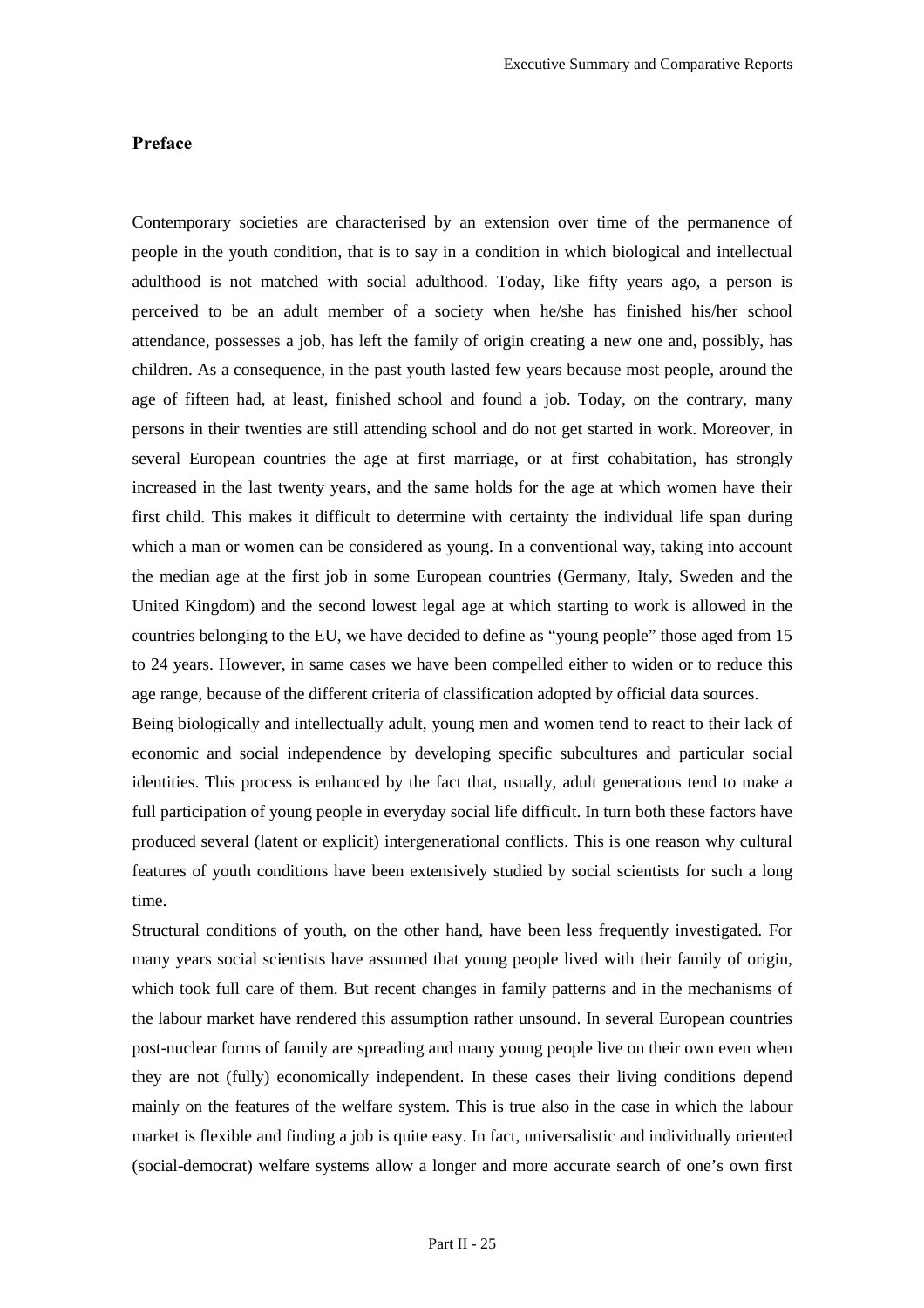## Preface

Contemporary societies are characterised by an extension over time of the permanence of people in the youth condition, that is to say in a condition in which biological and intellectual adulthood is not matched with social adulthood. Today, like fifty years ago, a person is perceived to be an adult member of a society when he/she has finished his/her school attendance, possesses a job, has left the family of origin creating a new one and, possibly, has children. As a consequence, in the past youth lasted few years because most people, around the age of fifteen had, at least, finished school and found a job. Today, on the contrary, many persons in their twenties are still attending school and do not get started in work. Moreover, in several European countries the age at first marriage, or at first cohabitation, has strongly increased in the last twenty years, and the same holds for the age at which women have their first child. This makes it difficult to determine with certainty the individual life span during which a man or women can be considered as young. In a conventional way, taking into account the median age at the first job in some European countries (Germany, Italy, Sweden and the United Kingdom) and the second lowest legal age at which starting to work is allowed in the countries belonging to the EU, we have decided to define as "young people" those aged from 15 to 24 years. However, in same cases we have been compelled either to widen or to reduce this age range, because of the different criteria of classification adopted by official data sources.

Being biologically and intellectually adult, young men and women tend to react to their lack of economic and social independence by developing specific subcultures and particular social identities. This process is enhanced by the fact that, usually, adult generations tend to make a full participation of young people in everyday social life difficult. In turn both these factors have produced several (latent or explicit) intergenerational conflicts. This is one reason why cultural features of youth conditions have been extensively studied by social scientists for such a long time.

Structural conditions of youth, on the other hand, have been less frequently investigated. For many years social scientists have assumed that young people lived with their family of origin, which took full care of them. But recent changes in family patterns and in the mechanisms of the labour market have rendered this assumption rather unsound. In several European countries post-nuclear forms of family are spreading and many young people live on their own even when they are not (fully) economically independent. In these cases their living conditions depend mainly on the features of the welfare system. This is true also in the case in which the labour market is flexible and finding a job is quite easy. In fact, universalistic and individually oriented (social-democrat) welfare systems allow a longer and more accurate search of one's own first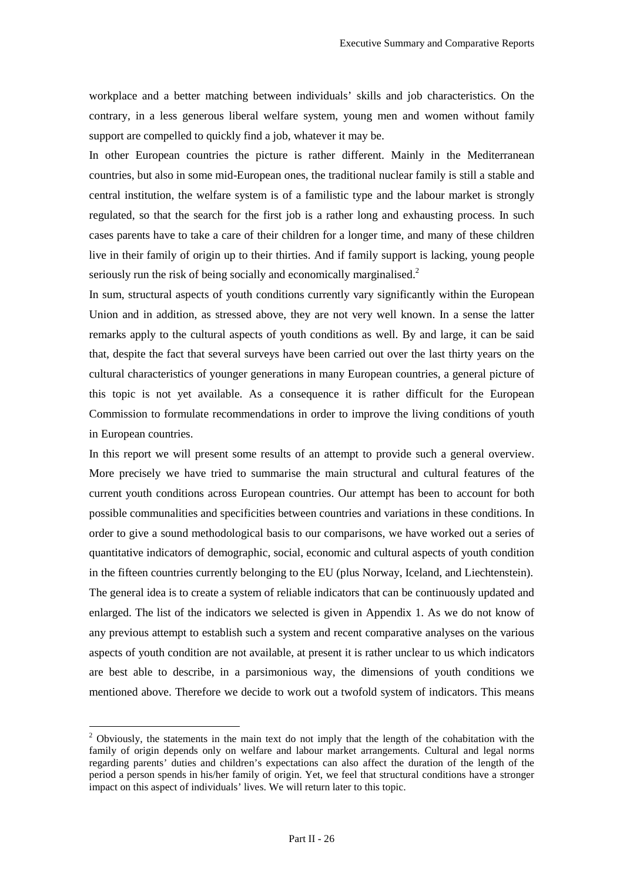workplace and a better matching between individuals' skills and job characteristics. On the contrary, in a less generous liberal welfare system, young men and women without family support are compelled to quickly find a job, whatever it may be.

In other European countries the picture is rather different. Mainly in the Mediterranean countries, but also in some mid-European ones, the traditional nuclear family is still a stable and central institution, the welfare system is of a familistic type and the labour market is strongly regulated, so that the search for the first job is a rather long and exhausting process. In such cases parents have to take a care of their children for a longer time, and many of these children live in their family of origin up to their thirties. And if family support is lacking, young people seriously run the risk of being socially and economically marginalised.[2]

In sum, structural aspects of youth conditions currently vary significantly within the European Union and in addition, as stressed above, they are not very well known. In a sense the latter remarks apply to the cultural aspects of youth conditions as well. By and large, it can be said that, despite the fact that several surveys have been carried out over the last thirty years on the cultural characteristics of younger generations in many European countries, a general picture of this topic is not yet available. As a consequence it is rather difficult for the European Commission to formulate recommendations in order to improve the living conditions of youth in European countries.

In this report we will present some results of an attempt to provide such a general overview. More precisely we have tried to summarise the main structural and cultural features of the current youth conditions across European countries. Our attempt has been to account for both possible communalities and specificities between countries and variations in these conditions. In order to give a sound methodological basis to our comparisons, we have worked out a series of quantitative indicators of demographic, social, economic and cultural aspects of youth condition in the fifteen countries currently belonging to the EU (plus Norway, Iceland, and Liechtenstein). The general idea is to create a system of reliable indicators that can be continuously updated and enlarged. The list of the indicators we selected is given in Appendix 1. As we do not know of any previous attempt to establish such a system and recent comparative analyses on the various aspects of youth condition are not available, at present it is rather unclear to us which indicators are best able to describe, in a parsimonious way, the dimensions of youth conditions we mentioned above. Therefore we decide to work out a twofold system of indicators. This means

---

[2] Obviously, the statements in the main text do not imply that the length of the cohabitation with the family of origin depends only on welfare and labour market arrangements. Cultural and legal norms regarding parents' duties and children's expectations can also affect the duration of the length of the period a person spends in his/her family of origin. Yet, we feel that structural conditions have a stronger impact on this aspect of individuals' lives. We will return later to this topic.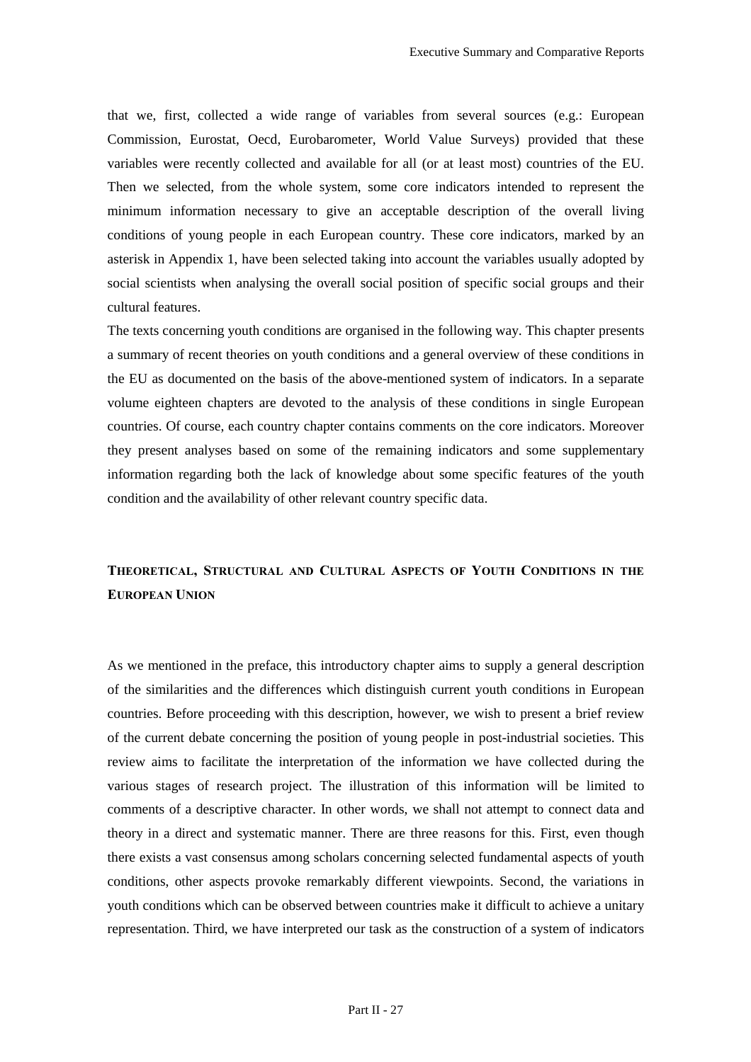that we, first, collected a wide range of variables from several sources (e.g.: European Commission, Eurostat, Oecd, Eurobarometer, World Value Surveys) provided that these variables were recently collected and available for all (or at least most) countries of the EU. Then we selected, from the whole system, some core indicators intended to represent the minimum information necessary to give an acceptable description of the overall living conditions of young people in each European country. These core indicators, marked by an asterisk in Appendix 1, have been selected taking into account the variables usually adopted by social scientists when analysing the overall social position of specific social groups and their cultural features.

The texts concerning youth conditions are organised in the following way. This chapter presents a summary of recent theories on youth conditions and a general overview of these conditions in the EU as documented on the basis of the above-mentioned system of indicators. In a separate volume eighteen chapters are devoted to the analysis of these conditions in single European countries. Of course, each country chapter contains comments on the core indicators. Moreover they present analyses based on some of the remaining indicators and some supplementary information regarding both the lack of knowledge about some specific features of the youth condition and the availability of other relevant country specific data.

## THEORETICAL, STRUCTURAL AND CULTURAL ASPECTS OF YOUTH CONDITIONS IN THE EUROPEAN UNION

As we mentioned in the preface, this introductory chapter aims to supply a general description of the similarities and the differences which distinguish current youth conditions in European countries. Before proceeding with this description, however, we wish to present a brief review of the current debate concerning the position of young people in post-industrial societies. This review aims to facilitate the interpretation of the information we have collected during the various stages of research project. The illustration of this information will be limited to comments of a descriptive character. In other words, we shall not attempt to connect data and theory in a direct and systematic manner. There are three reasons for this. First, even though there exists a vast consensus among scholars concerning selected fundamental aspects of youth conditions, other aspects provoke remarkably different viewpoints. Second, the variations in youth conditions which can be observed between countries make it difficult to achieve a unitary representation. Third, we have interpreted our task as the construction of a system of indicators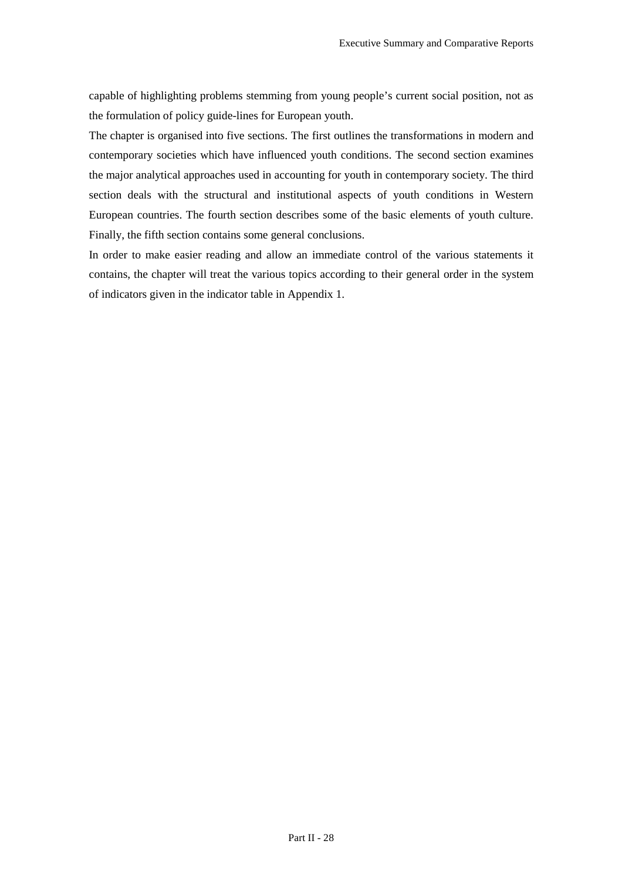capable of highlighting problems stemming from young people's current social position, not as the formulation of policy guide-lines for European youth.

The chapter is organised into five sections. The first outlines the transformations in modern and contemporary societies which have influenced youth conditions. The second section examines the major analytical approaches used in accounting for youth in contemporary society. The third section deals with the structural and institutional aspects of youth conditions in Western European countries. The fourth section describes some of the basic elements of youth culture. Finally, the fifth section contains some general conclusions.

In order to make easier reading and allow an immediate control of the various statements it contains, the chapter will treat the various topics according to their general order in the system of indicators given in the indicator table in Appendix 1.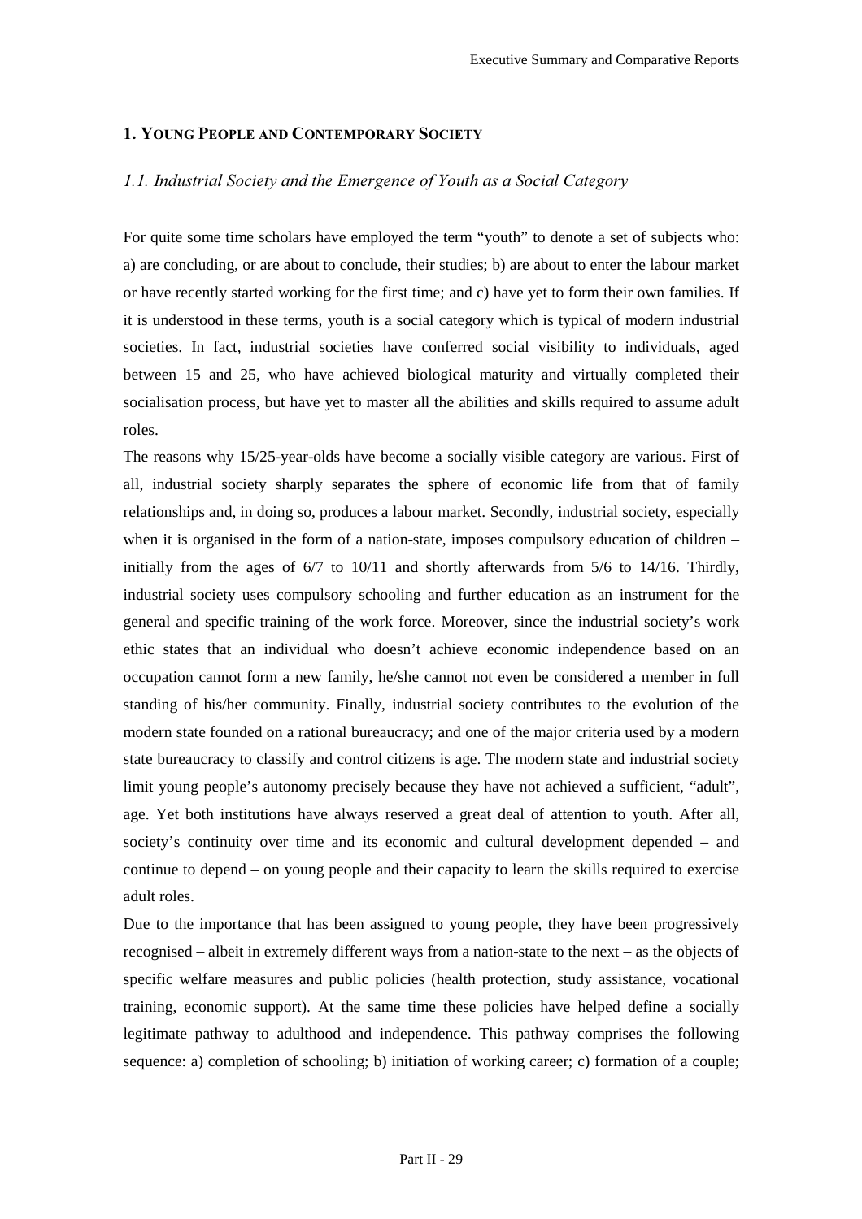## 1. Young People and Contemporary Society

### *1.1. Industrial Society and the Emergence of Youth as a Social Category*

For quite some time scholars have employed the term "youth" to denote a set of subjects who: a) are concluding, or are about to conclude, their studies; b) are about to enter the labour market or have recently started working for the first time; and c) have yet to form their own families. If it is understood in these terms, youth is a social category which is typical of modern industrial societies. In fact, industrial societies have conferred social visibility to individuals, aged between 15 and 25, who have achieved biological maturity and virtually completed their socialisation process, but have yet to master all the abilities and skills required to assume adult roles.

The reasons why 15/25-year-olds have become a socially visible category are various. First of all, industrial society sharply separates the sphere of economic life from that of family relationships and, in doing so, produces a labour market. Secondly, industrial society, especially when it is organised in the form of a nation-state, imposes compulsory education of children – initially from the ages of 6/7 to 10/11 and shortly afterwards from 5/6 to 14/16. Thirdly, industrial society uses compulsory schooling and further education as an instrument for the general and specific training of the work force. Moreover, since the industrial society's work ethic states that an individual who doesn't achieve economic independence based on an occupation cannot form a new family, he/she cannot not even be considered a member in full standing of his/her community. Finally, industrial society contributes to the evolution of the modern state founded on a rational bureaucracy; and one of the major criteria used by a modern state bureaucracy to classify and control citizens is age. The modern state and industrial society limit young people's autonomy precisely because they have not achieved a sufficient, "adult", age. Yet both institutions have always reserved a great deal of attention to youth. After all, society's continuity over time and its economic and cultural development depended – and continue to depend – on young people and their capacity to learn the skills required to exercise adult roles.

Due to the importance that has been assigned to young people, they have been progressively recognised – albeit in extremely different ways from a nation-state to the next – as the objects of specific welfare measures and public policies (health protection, study assistance, vocational training, economic support). At the same time these policies have helped define a socially legitimate pathway to adulthood and independence. This pathway comprises the following sequence: a) completion of schooling; b) initiation of working career; c) formation of a couple;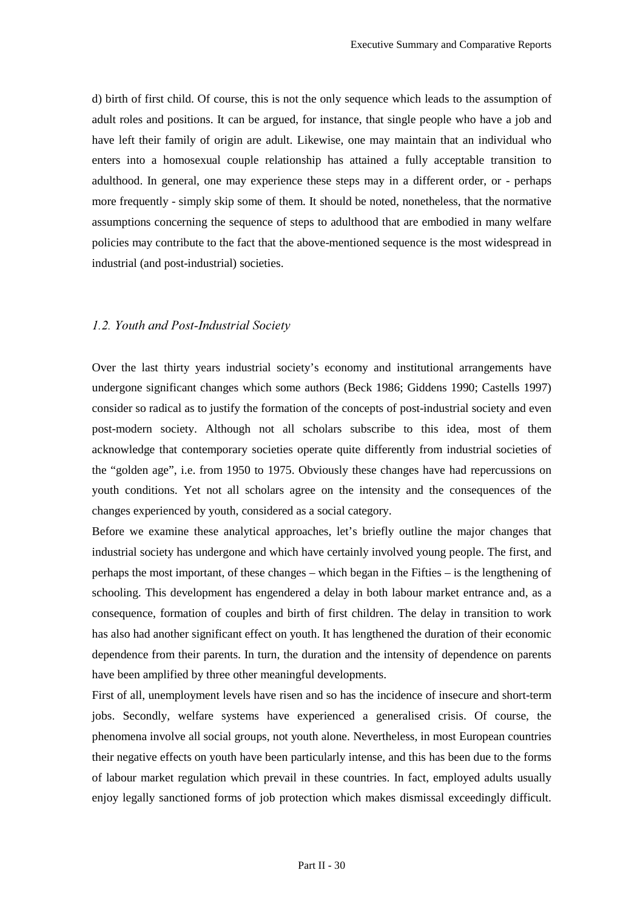d) birth of first child. Of course, this is not the only sequence which leads to the assumption of adult roles and positions. It can be argued, for instance, that single people who have a job and have left their family of origin are adult. Likewise, one may maintain that an individual who enters into a homosexual couple relationship has attained a fully acceptable transition to adulthood. In general, one may experience these steps may in a different order, or - perhaps more frequently - simply skip some of them. It should be noted, nonetheless, that the normative assumptions concerning the sequence of steps to adulthood that are embodied in many welfare policies may contribute to the fact that the above-mentioned sequence is the most widespread in industrial (and post-industrial) societies.

### *1.2. Youth and Post-Industrial Society*

Over the last thirty years industrial society's economy and institutional arrangements have undergone significant changes which some authors (Beck 1986; Giddens 1990; Castells 1997) consider so radical as to justify the formation of the concepts of post-industrial society and even post-modern society. Although not all scholars subscribe to this idea, most of them acknowledge that contemporary societies operate quite differently from industrial societies of the "golden age", i.e. from 1950 to 1975. Obviously these changes have had repercussions on youth conditions. Yet not all scholars agree on the intensity and the consequences of the changes experienced by youth, considered as a social category.

Before we examine these analytical approaches, let's briefly outline the major changes that industrial society has undergone and which have certainly involved young people. The first, and perhaps the most important, of these changes – which began in the Fifties – is the lengthening of schooling. This development has engendered a delay in both labour market entrance and, as a consequence, formation of couples and birth of first children. The delay in transition to work has also had another significant effect on youth. It has lengthened the duration of their economic dependence from their parents. In turn, the duration and the intensity of dependence on parents have been amplified by three other meaningful developments.

First of all, unemployment levels have risen and so has the incidence of insecure and short-term jobs. Secondly, welfare systems have experienced a generalised crisis. Of course, the phenomena involve all social groups, not youth alone. Nevertheless, in most European countries their negative effects on youth have been particularly intense, and this has been due to the forms of labour market regulation which prevail in these countries. In fact, employed adults usually enjoy legally sanctioned forms of job protection which makes dismissal exceedingly difficult.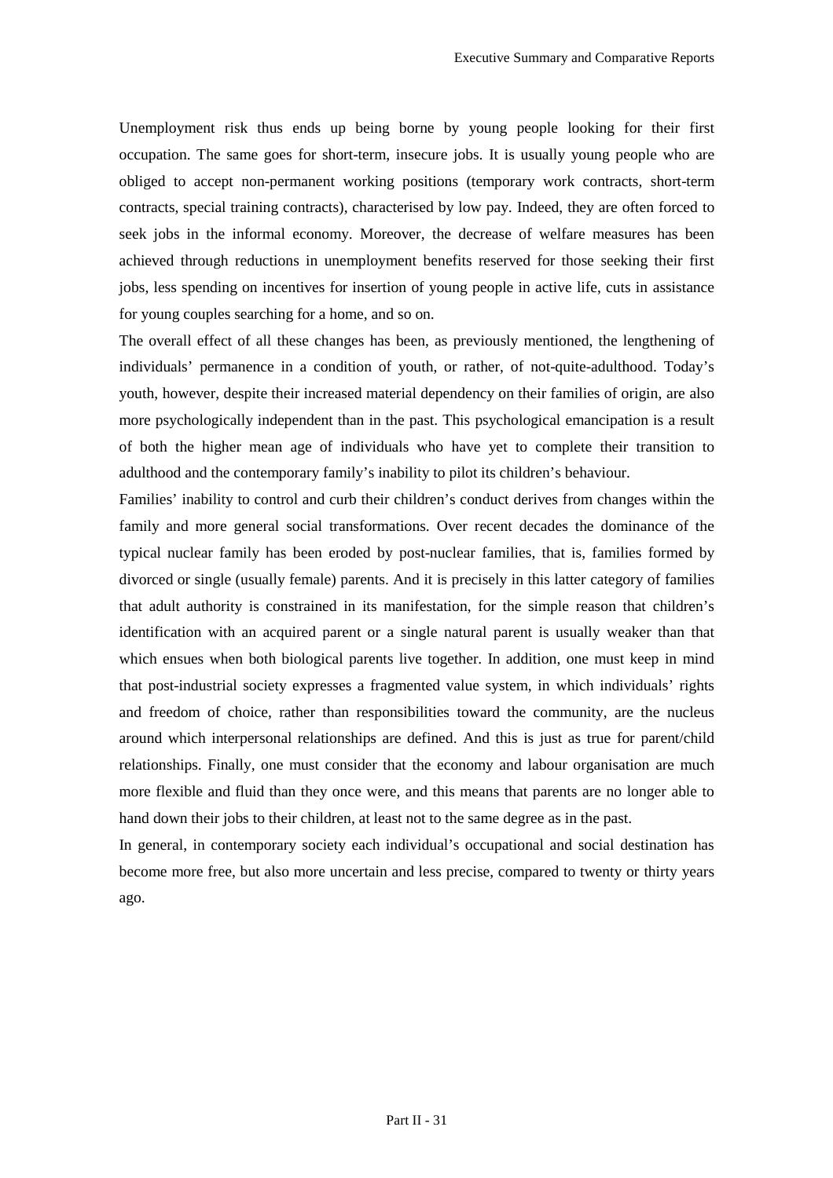Unemployment risk thus ends up being borne by young people looking for their first occupation. The same goes for short-term, insecure jobs. It is usually young people who are obliged to accept non-permanent working positions (temporary work contracts, short-term contracts, special training contracts), characterised by low pay. Indeed, they are often forced to seek jobs in the informal economy. Moreover, the decrease of welfare measures has been achieved through reductions in unemployment benefits reserved for those seeking their first jobs, less spending on incentives for insertion of young people in active life, cuts in assistance for young couples searching for a home, and so on.

The overall effect of all these changes has been, as previously mentioned, the lengthening of individuals' permanence in a condition of youth, or rather, of not-quite-adulthood. Today's youth, however, despite their increased material dependency on their families of origin, are also more psychologically independent than in the past. This psychological emancipation is a result of both the higher mean age of individuals who have yet to complete their transition to adulthood and the contemporary family's inability to pilot its children's behaviour.

Families' inability to control and curb their children's conduct derives from changes within the family and more general social transformations. Over recent decades the dominance of the typical nuclear family has been eroded by post-nuclear families, that is, families formed by divorced or single (usually female) parents. And it is precisely in this latter category of families that adult authority is constrained in its manifestation, for the simple reason that children's identification with an acquired parent or a single natural parent is usually weaker than that which ensues when both biological parents live together. In addition, one must keep in mind that post-industrial society expresses a fragmented value system, in which individuals' rights and freedom of choice, rather than responsibilities toward the community, are the nucleus around which interpersonal relationships are defined. And this is just as true for parent/child relationships. Finally, one must consider that the economy and labour organisation are much more flexible and fluid than they once were, and this means that parents are no longer able to hand down their jobs to their children, at least not to the same degree as in the past.

In general, in contemporary society each individual's occupational and social destination has become more free, but also more uncertain and less precise, compared to twenty or thirty years ago.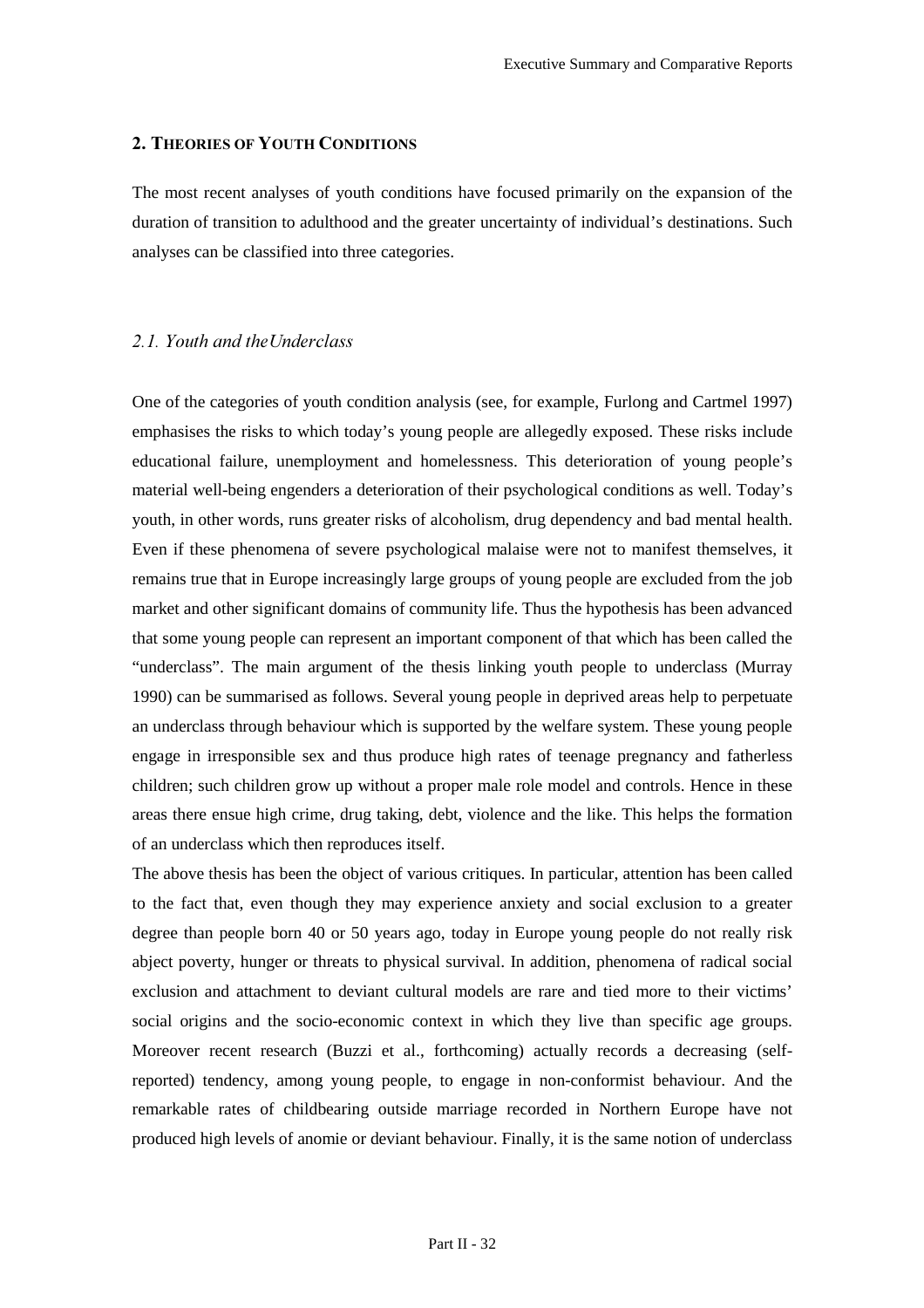## 2. THEORIES OF YOUTH CONDITIONS

The most recent analyses of youth conditions have focused primarily on the expansion of the duration of transition to adulthood and the greater uncertainty of individual's destinations. Such analyses can be classified into three categories.

### *2.1. Youth and theUnderclass*

One of the categories of youth condition analysis (see, for example, Furlong and Cartmel 1997) emphasises the risks to which today's young people are allegedly exposed. These risks include educational failure, unemployment and homelessness. This deterioration of young people's material well-being engenders a deterioration of their psychological conditions as well. Today's youth, in other words, runs greater risks of alcoholism, drug dependency and bad mental health. Even if these phenomena of severe psychological malaise were not to manifest themselves, it remains true that in Europe increasingly large groups of young people are excluded from the job market and other significant domains of community life. Thus the hypothesis has been advanced that some young people can represent an important component of that which has been called the "underclass". The main argument of the thesis linking youth people to underclass (Murray 1990) can be summarised as follows. Several young people in deprived areas help to perpetuate an underclass through behaviour which is supported by the welfare system. These young people engage in irresponsible sex and thus produce high rates of teenage pregnancy and fatherless children; such children grow up without a proper male role model and controls. Hence in these areas there ensue high crime, drug taking, debt, violence and the like. This helps the formation of an underclass which then reproduces itself.

The above thesis has been the object of various critiques. In particular, attention has been called to the fact that, even though they may experience anxiety and social exclusion to a greater degree than people born 40 or 50 years ago, today in Europe young people do not really risk abject poverty, hunger or threats to physical survival. In addition, phenomena of radical social exclusion and attachment to deviant cultural models are rare and tied more to their victims' social origins and the socio-economic context in which they live than specific age groups. Moreover recent research (Buzzi et al., forthcoming) actually records a decreasing (self-reported) tendency, among young people, to engage in non-conformist behaviour. And the remarkable rates of childbearing outside marriage recorded in Northern Europe have not produced high levels of anomie or deviant behaviour. Finally, it is the same notion of underclass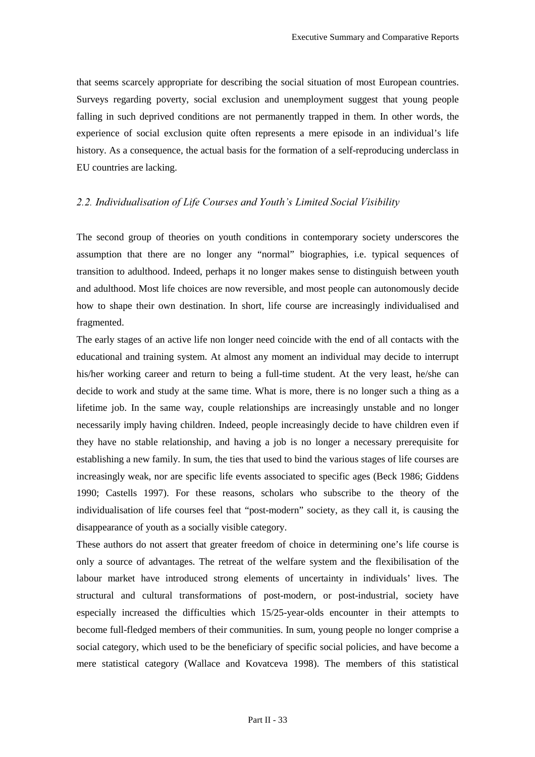that seems scarcely appropriate for describing the social situation of most European countries. Surveys regarding poverty, social exclusion and unemployment suggest that young people falling in such deprived conditions are not permanently trapped in them. In other words, the experience of social exclusion quite often represents a mere episode in an individual's life history. As a consequence, the actual basis for the formation of a self-reproducing underclass in EU countries are lacking.

## *2.2. Individualisation of Life Courses and Youth's Limited Social Visibility*

The second group of theories on youth conditions in contemporary society underscores the assumption that there are no longer any "normal" biographies, i.e. typical sequences of transition to adulthood. Indeed, perhaps it no longer makes sense to distinguish between youth and adulthood. Most life choices are now reversible, and most people can autonomously decide how to shape their own destination. In short, life course are increasingly individualised and fragmented.

The early stages of an active life non longer need coincide with the end of all contacts with the educational and training system. At almost any moment an individual may decide to interrupt his/her working career and return to being a full-time student. At the very least, he/she can decide to work and study at the same time. What is more, there is no longer such a thing as a lifetime job. In the same way, couple relationships are increasingly unstable and no longer necessarily imply having children. Indeed, people increasingly decide to have children even if they have no stable relationship, and having a job is no longer a necessary prerequisite for establishing a new family. In sum, the ties that used to bind the various stages of life courses are increasingly weak, nor are specific life events associated to specific ages (Beck 1986; Giddens 1990; Castells 1997). For these reasons, scholars who subscribe to the theory of the individualisation of life courses feel that "post-modern" society, as they call it, is causing the disappearance of youth as a socially visible category.

These authors do not assert that greater freedom of choice in determining one's life course is only a source of advantages. The retreat of the welfare system and the flexibilisation of the labour market have introduced strong elements of uncertainty in individuals' lives. The structural and cultural transformations of post-modern, or post-industrial, society have especially increased the difficulties which 15/25-year-olds encounter in their attempts to become full-fledged members of their communities. In sum, young people no longer comprise a social category, which used to be the beneficiary of specific social policies, and have become a mere statistical category (Wallace and Kovatceva 1998). The members of this statistical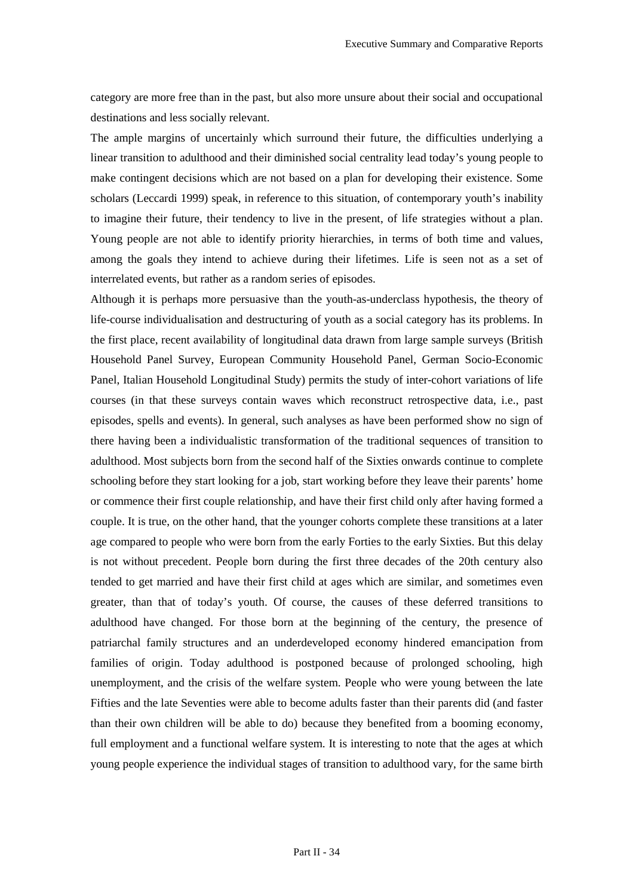category are more free than in the past, but also more unsure about their social and occupational destinations and less socially relevant.

The ample margins of uncertainly which surround their future, the difficulties underlying a linear transition to adulthood and their diminished social centrality lead today's young people to make contingent decisions which are not based on a plan for developing their existence. Some scholars (Leccardi 1999) speak, in reference to this situation, of contemporary youth's inability to imagine their future, their tendency to live in the present, of life strategies without a plan. Young people are not able to identify priority hierarchies, in terms of both time and values, among the goals they intend to achieve during their lifetimes. Life is seen not as a set of interrelated events, but rather as a random series of episodes.

Although it is perhaps more persuasive than the youth-as-underclass hypothesis, the theory of life-course individualisation and destructuring of youth as a social category has its problems. In the first place, recent availability of longitudinal data drawn from large sample surveys (British Household Panel Survey, European Community Household Panel, German Socio-Economic Panel, Italian Household Longitudinal Study) permits the study of inter-cohort variations of life courses (in that these surveys contain waves which reconstruct retrospective data, i.e., past episodes, spells and events). In general, such analyses as have been performed show no sign of there having been a individualistic transformation of the traditional sequences of transition to adulthood. Most subjects born from the second half of the Sixties onwards continue to complete schooling before they start looking for a job, start working before they leave their parents' home or commence their first couple relationship, and have their first child only after having formed a couple. It is true, on the other hand, that the younger cohorts complete these transitions at a later age compared to people who were born from the early Forties to the early Sixties. But this delay is not without precedent. People born during the first three decades of the 20th century also tended to get married and have their first child at ages which are similar, and sometimes even greater, than that of today's youth. Of course, the causes of these deferred transitions to adulthood have changed. For those born at the beginning of the century, the presence of patriarchal family structures and an underdeveloped economy hindered emancipation from families of origin. Today adulthood is postponed because of prolonged schooling, high unemployment, and the crisis of the welfare system. People who were young between the late Fifties and the late Seventies were able to become adults faster than their parents did (and faster than their own children will be able to do) because they benefited from a booming economy, full employment and a functional welfare system. It is interesting to note that the ages at which young people experience the individual stages of transition to adulthood vary, for the same birth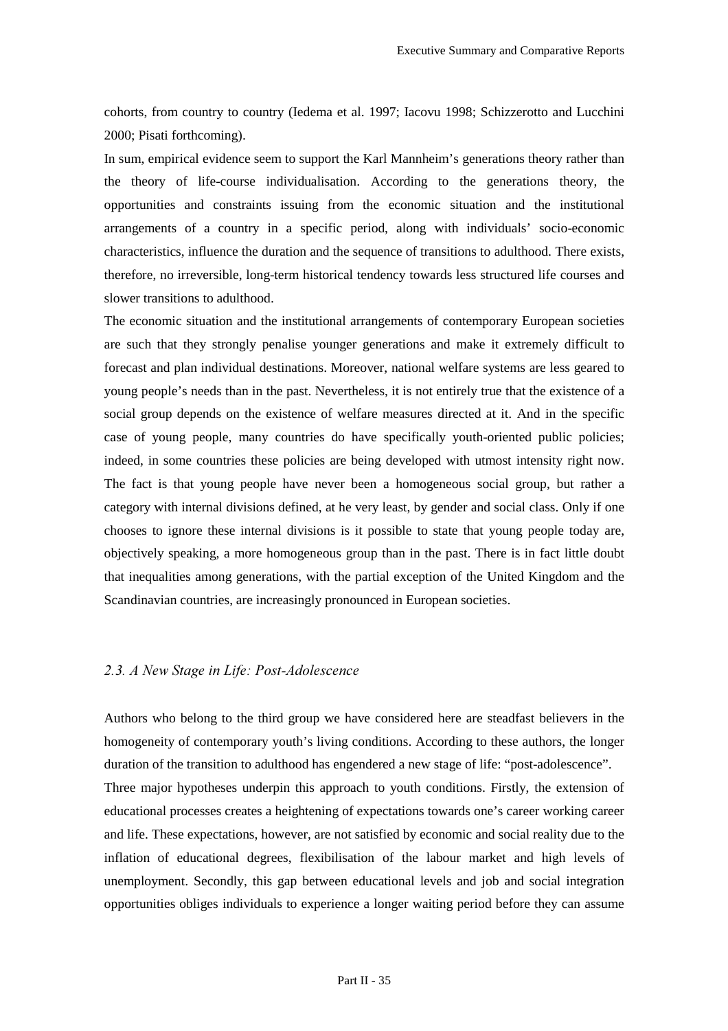cohorts, from country to country (Iedema et al. 1997; Iacovu 1998; Schizzerotto and Lucchini 2000; Pisati forthcoming).

In sum, empirical evidence seem to support the Karl Mannheim's generations theory rather than the theory of life-course individualisation. According to the generations theory, the opportunities and constraints issuing from the economic situation and the institutional arrangements of a country in a specific period, along with individuals' socio-economic characteristics, influence the duration and the sequence of transitions to adulthood. There exists, therefore, no irreversible, long-term historical tendency towards less structured life courses and slower transitions to adulthood.

The economic situation and the institutional arrangements of contemporary European societies are such that they strongly penalise younger generations and make it extremely difficult to forecast and plan individual destinations. Moreover, national welfare systems are less geared to young people's needs than in the past. Nevertheless, it is not entirely true that the existence of a social group depends on the existence of welfare measures directed at it. And in the specific case of young people, many countries do have specifically youth-oriented public policies; indeed, in some countries these policies are being developed with utmost intensity right now. The fact is that young people have never been a homogeneous social group, but rather a category with internal divisions defined, at he very least, by gender and social class. Only if one chooses to ignore these internal divisions is it possible to state that young people today are, objectively speaking, a more homogeneous group than in the past. There is in fact little doubt that inequalities among generations, with the partial exception of the United Kingdom and the Scandinavian countries, are increasingly pronounced in European societies.

### *2.3. A New Stage in Life: Post-Adolescence*

Authors who belong to the third group we have considered here are steadfast believers in the homogeneity of contemporary youth's living conditions. According to these authors, the longer duration of the transition to adulthood has engendered a new stage of life: "post-adolescence".

Three major hypotheses underpin this approach to youth conditions. Firstly, the extension of educational processes creates a heightening of expectations towards one's career working career and life. These expectations, however, are not satisfied by economic and social reality due to the inflation of educational degrees, flexibilisation of the labour market and high levels of unemployment. Secondly, this gap between educational levels and job and social integration opportunities obliges individuals to experience a longer waiting period before they can assume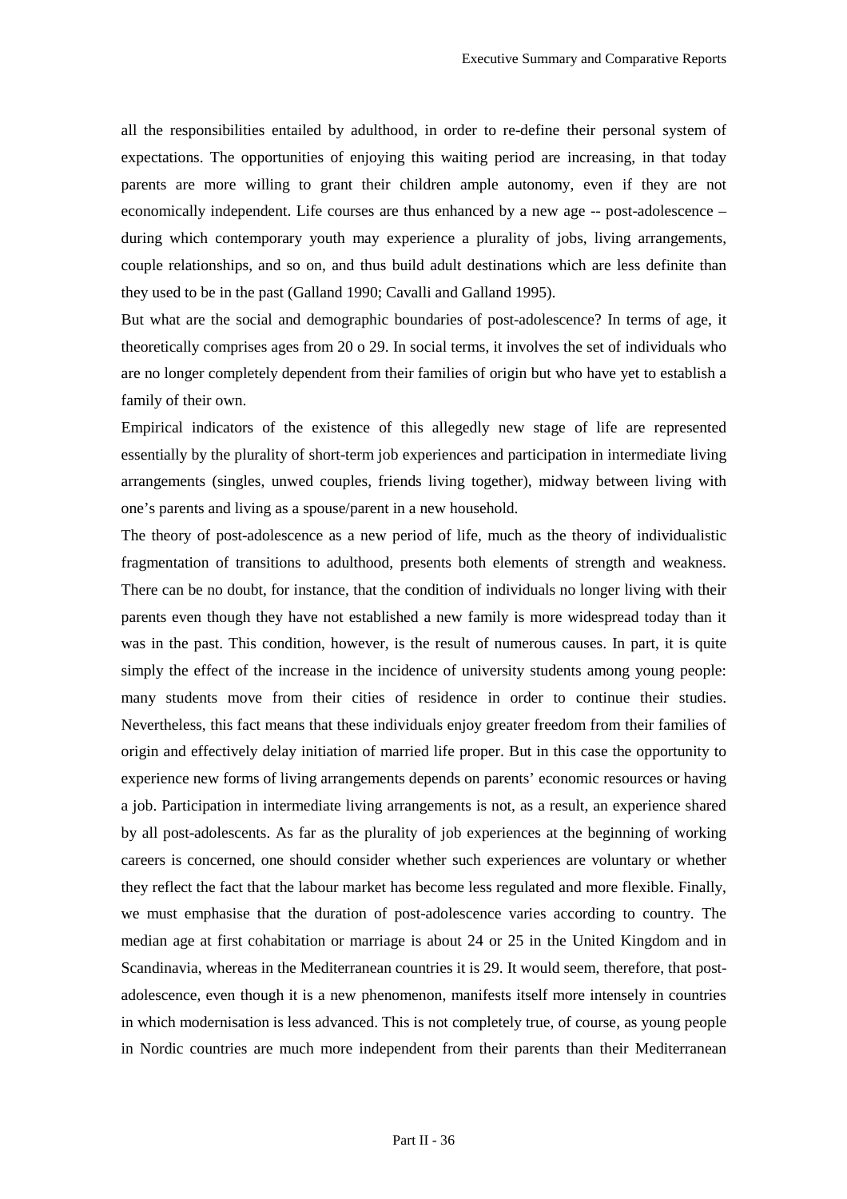all the responsibilities entailed by adulthood, in order to re-define their personal system of expectations. The opportunities of enjoying this waiting period are increasing, in that today parents are more willing to grant their children ample autonomy, even if they are not economically independent. Life courses are thus enhanced by a new age -- post-adolescence – during which contemporary youth may experience a plurality of jobs, living arrangements, couple relationships, and so on, and thus build adult destinations which are less definite than they used to be in the past (Galland 1990; Cavalli and Galland 1995).

But what are the social and demographic boundaries of post-adolescence? In terms of age, it theoretically comprises ages from 20 o 29. In social terms, it involves the set of individuals who are no longer completely dependent from their families of origin but who have yet to establish a family of their own.

Empirical indicators of the existence of this allegedly new stage of life are represented essentially by the plurality of short-term job experiences and participation in intermediate living arrangements (singles, unwed couples, friends living together), midway between living with one's parents and living as a spouse/parent in a new household.

The theory of post-adolescence as a new period of life, much as the theory of individualistic fragmentation of transitions to adulthood, presents both elements of strength and weakness. There can be no doubt, for instance, that the condition of individuals no longer living with their parents even though they have not established a new family is more widespread today than it was in the past. This condition, however, is the result of numerous causes. In part, it is quite simply the effect of the increase in the incidence of university students among young people: many students move from their cities of residence in order to continue their studies. Nevertheless, this fact means that these individuals enjoy greater freedom from their families of origin and effectively delay initiation of married life proper. But in this case the opportunity to experience new forms of living arrangements depends on parents' economic resources or having a job. Participation in intermediate living arrangements is not, as a result, an experience shared by all post-adolescents. As far as the plurality of job experiences at the beginning of working careers is concerned, one should consider whether such experiences are voluntary or whether they reflect the fact that the labour market has become less regulated and more flexible. Finally, we must emphasise that the duration of post-adolescence varies according to country. The median age at first cohabitation or marriage is about 24 or 25 in the United Kingdom and in Scandinavia, whereas in the Mediterranean countries it is 29. It would seem, therefore, that post-adolescence, even though it is a new phenomenon, manifests itself more intensely in countries in which modernisation is less advanced. This is not completely true, of course, as young people in Nordic countries are much more independent from their parents than their Mediterranean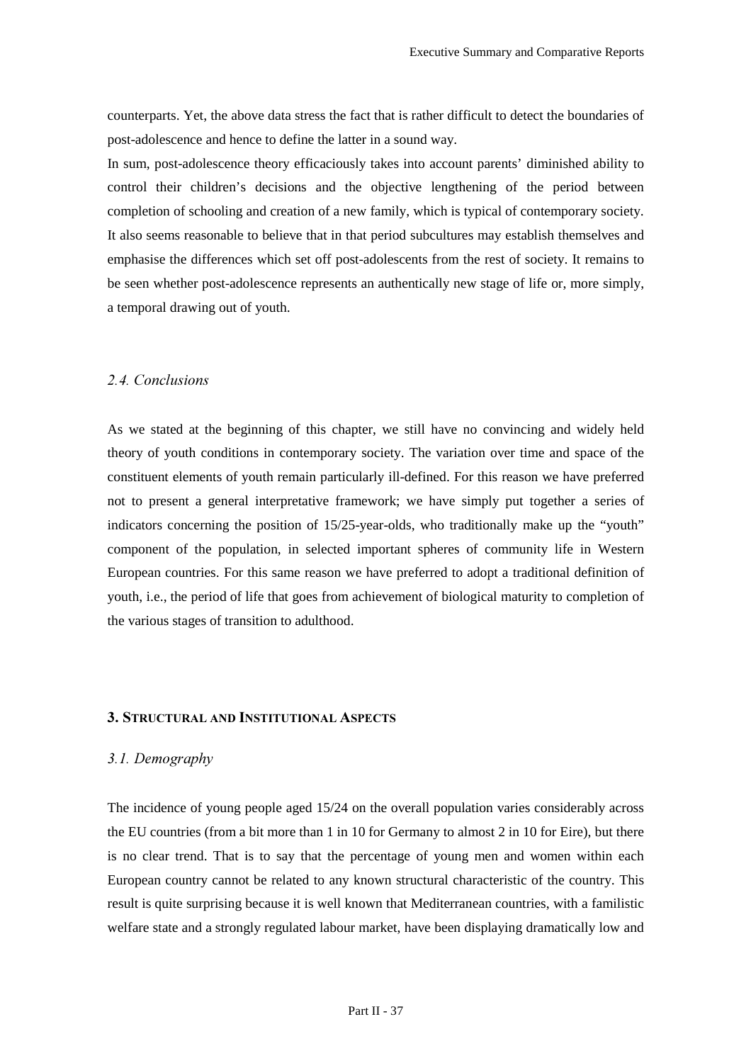counterparts. Yet, the above data stress the fact that is rather difficult to detect the boundaries of post-adolescence and hence to define the latter in a sound way.

In sum, post-adolescence theory efficaciously takes into account parents' diminished ability to control their children's decisions and the objective lengthening of the period between completion of schooling and creation of a new family, which is typical of contemporary society. It also seems reasonable to believe that in that period subcultures may establish themselves and emphasise the differences which set off post-adolescents from the rest of society. It remains to be seen whether post-adolescence represents an authentically new stage of life or, more simply, a temporal drawing out of youth.

### *2.4. Conclusions*

As we stated at the beginning of this chapter, we still have no convincing and widely held theory of youth conditions in contemporary society. The variation over time and space of the constituent elements of youth remain particularly ill-defined. For this reason we have preferred not to present a general interpretative framework; we have simply put together a series of indicators concerning the position of 15/25-year-olds, who traditionally make up the "youth" component of the population, in selected important spheres of community life in Western European countries. For this same reason we have preferred to adopt a traditional definition of youth, i.e., the period of life that goes from achievement of biological maturity to completion of the various stages of transition to adulthood.

## **3. Structural and Institutional Aspects**

### *3.1. Demography*

The incidence of young people aged 15/24 on the overall population varies considerably across the EU countries (from a bit more than 1 in 10 for Germany to almost 2 in 10 for Eire), but there is no clear trend. That is to say that the percentage of young men and women within each European country cannot be related to any known structural characteristic of the country. This result is quite surprising because it is well known that Mediterranean countries, with a familistic welfare state and a strongly regulated labour market, have been displaying dramatically low and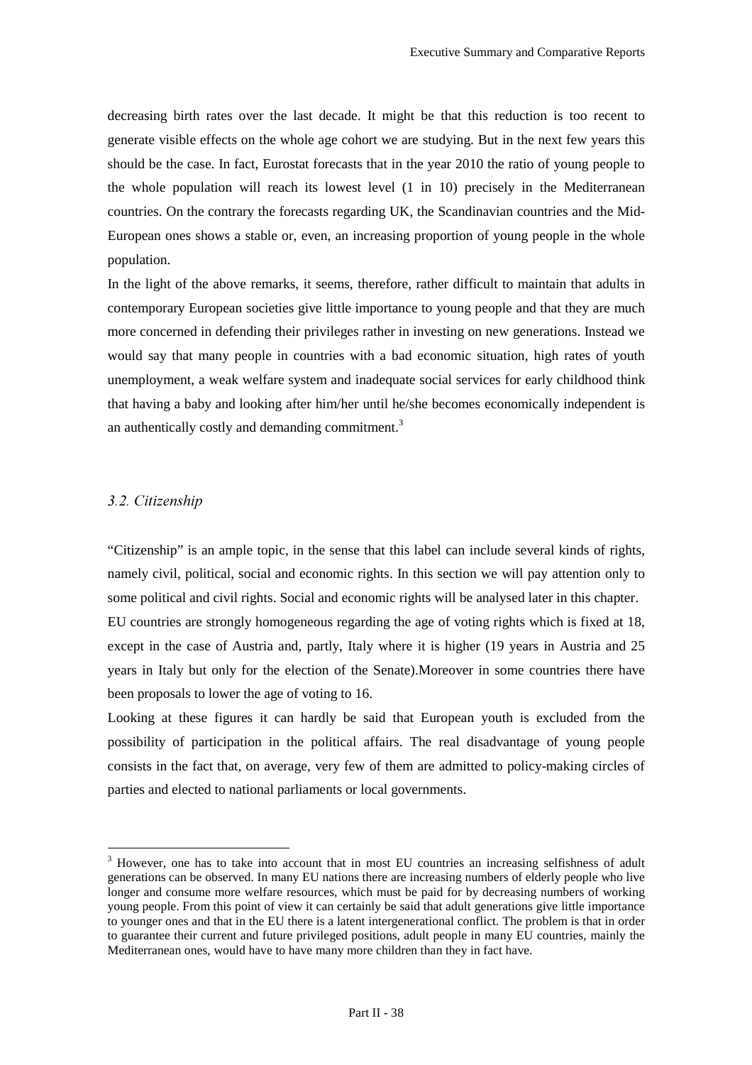decreasing birth rates over the last decade. It might be that this reduction is too recent to generate visible effects on the whole age cohort we are studying. But in the next few years this should be the case. In fact, Eurostat forecasts that in the year 2010 the ratio of young people to the whole population will reach its lowest level (1 in 10) precisely in the Mediterranean countries. On the contrary the forecasts regarding UK, the Scandinavian countries and the Mid-European ones shows a stable or, even, an increasing proportion of young people in the whole population.

In the light of the above remarks, it seems, therefore, rather difficult to maintain that adults in contemporary European societies give little importance to young people and that they are much more concerned in defending their privileges rather in investing on new generations. Instead we would say that many people in countries with a bad economic situation, high rates of youth unemployment, a weak welfare system and inadequate social services for early childhood think that having a baby and looking after him/her until he/she becomes economically independent is an authentically costly and demanding commitment.[3]

### *3.2. Citizenship*

"Citizenship" is an ample topic, in the sense that this label can include several kinds of rights, namely civil, political, social and economic rights. In this section we will pay attention only to some political and civil rights. Social and economic rights will be analysed later in this chapter.

EU countries are strongly homogeneous regarding the age of voting rights which is fixed at 18, except in the case of Austria and, partly, Italy where it is higher (19 years in Austria and 25 years in Italy but only for the election of the Senate).Moreover in some countries there have been proposals to lower the age of voting to 16.

Looking at these figures it can hardly be said that European youth is excluded from the possibility of participation in the political affairs. The real disadvantage of young people consists in the fact that, on average, very few of them are admitted to policy-making circles of parties and elected to national parliaments or local governments.

---

[3] However, one has to take into account that in most EU countries an increasing selfishness of adult generations can be observed. In many EU nations there are increasing numbers of elderly people who live longer and consume more welfare resources, which must be paid for by decreasing numbers of working young people. From this point of view it can certainly be said that adult generations give little importance to younger ones and that in the EU there is a latent intergenerational conflict. The problem is that in order to guarantee their current and future privileged positions, adult people in many EU countries, mainly the Mediterranean ones, would have to have many more children than they in fact have.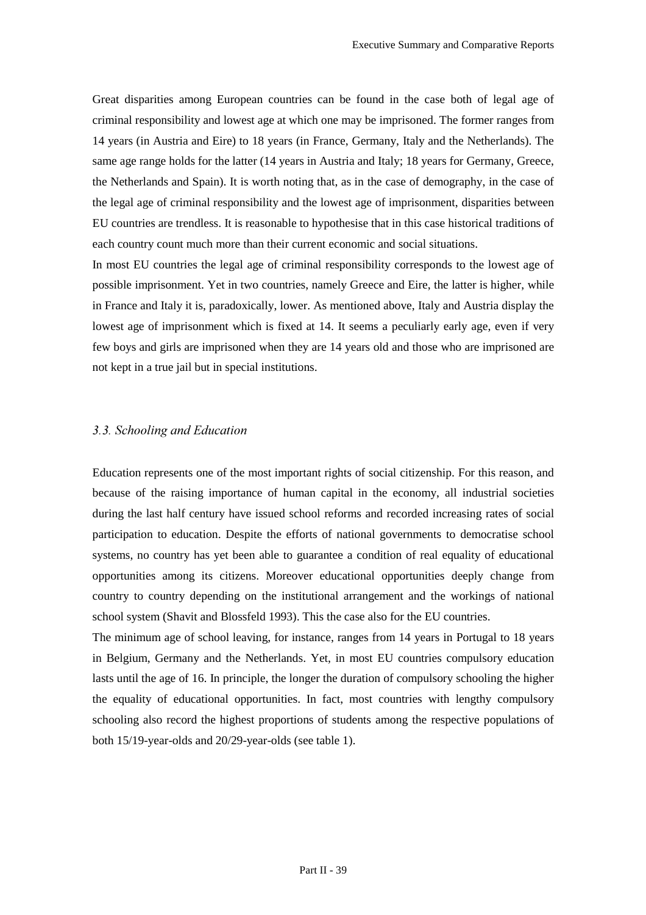Great disparities among European countries can be found in the case both of legal age of criminal responsibility and lowest age at which one may be imprisoned. The former ranges from 14 years (in Austria and Eire) to 18 years (in France, Germany, Italy and the Netherlands). The same age range holds for the latter (14 years in Austria and Italy; 18 years for Germany, Greece, the Netherlands and Spain). It is worth noting that, as in the case of demography, in the case of the legal age of criminal responsibility and the lowest age of imprisonment, disparities between EU countries are trendless. It is reasonable to hypothesise that in this case historical traditions of each country count much more than their current economic and social situations.

In most EU countries the legal age of criminal responsibility corresponds to the lowest age of possible imprisonment. Yet in two countries, namely Greece and Eire, the latter is higher, while in France and Italy it is, paradoxically, lower. As mentioned above, Italy and Austria display the lowest age of imprisonment which is fixed at 14. It seems a peculiarly early age, even if very few boys and girls are imprisoned when they are 14 years old and those who are imprisoned are not kept in a true jail but in special institutions.

### *3.3. Schooling and Education*

Education represents one of the most important rights of social citizenship. For this reason, and because of the raising importance of human capital in the economy, all industrial societies during the last half century have issued school reforms and recorded increasing rates of social participation to education. Despite the efforts of national governments to democratise school systems, no country has yet been able to guarantee a condition of real equality of educational opportunities among its citizens. Moreover educational opportunities deeply change from country to country depending on the institutional arrangement and the workings of national school system (Shavit and Blossfeld 1993). This the case also for the EU countries.

The minimum age of school leaving, for instance, ranges from 14 years in Portugal to 18 years in Belgium, Germany and the Netherlands. Yet, in most EU countries compulsory education lasts until the age of 16. In principle, the longer the duration of compulsory schooling the higher the equality of educational opportunities. In fact, most countries with lengthy compulsory schooling also record the highest proportions of students among the respective populations of both 15/19-year-olds and 20/29-year-olds (see table 1).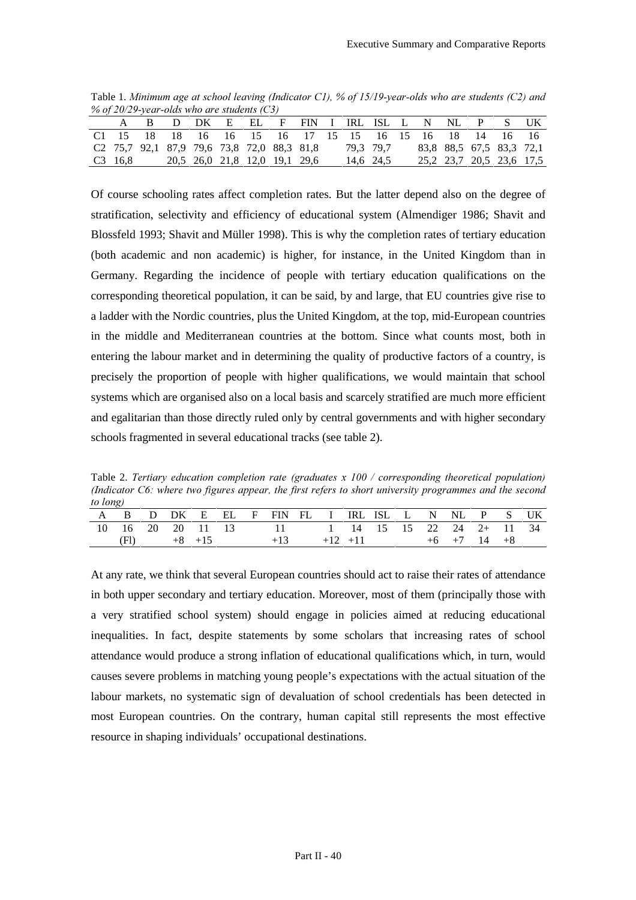Table 1. *Minimum age at school leaving (Indicator C1), % of 15/19-year-olds who are students (C2) and % of 20/29-year-olds who are students (C3)*

| | A | B | D | DK | E | EL | F | FIN | I | IRL | ISL | L | N | NL | P | S | UK |
|---|---|---|---|---|---|---|---|---|---|---|---|---|---|---|---|---|---|
| C1 | 15 | 18 | 18 | 16 | 16 | 15 | 16 | 17 | 15 | 15 | 16 | 15 | 16 | 18 | 14 | 16 | 16 |
| C2 | 75,7 | 92,1 | 87,9 | 79,6 | 73,8 | 72,0 | 88,3 | 81,8 | | 79,3 | 79,7 | | 83,8 | 88,5 | 67,5 | 83,3 | 72,1 |
| C3 | 16,8 | | 20,5 | 26,0 | 21,8 | 12,0 | 19,1 | 29,6 | | 14,6 | 24,5 | | 25,2 | 23,7 | 20,5 | 23,6 | 17,5 |

Of course schooling rates affect completion rates. But the latter depend also on the degree of stratification, selectivity and efficiency of educational system (Almendiger 1986; Shavit and Blossfeld 1993; Shavit and Müller 1998). This is why the completion rates of tertiary education (both academic and non academic) is higher, for instance, in the United Kingdom than in Germany. Regarding the incidence of people with tertiary education qualifications on the corresponding theoretical population, it can be said, by and large, that EU countries give rise to a ladder with the Nordic countries, plus the United Kingdom, at the top, mid-European countries in the middle and Mediterranean countries at the bottom. Since what counts most, both in entering the labour market and in determining the quality of productive factors of a country, is precisely the proportion of people with higher qualifications, we would maintain that school systems which are organised also on a local basis and scarcely stratified are much more efficient and egalitarian than those directly ruled only by central governments and with higher secondary schools fragmented in several educational tracks (see table 2).

Table 2. *Tertiary education completion rate (graduates x 100 / corresponding theoretical population) (Indicator C6: where two figures appear, the first refers to short university programmes and the second to long)*

| A | B | D | DK | E | EL | F | FIN | FL | I | IRL | ISL | L | N | NL | P | S | UK |
|---|---|---|---|---|---|---|---|---|---|---|---|---|---|---|---|---|---|
| 10 | 16 | 20 | 20 | 11 | 13 | | 11 | | 1 | 14 | 15 | 15 | 22 | 24 | 2+ | 11 | 34 |
| | (Fl) | | +8 | +15 | | | +13 | | +12 | +11 | | | +6 | +7 | 14 | +8 | |

At any rate, we think that several European countries should act to raise their rates of attendance in both upper secondary and tertiary education. Moreover, most of them (principally those with a very stratified school system) should engage in policies aimed at reducing educational inequalities. In fact, despite statements by some scholars that increasing rates of school attendance would produce a strong inflation of educational qualifications which, in turn, would causes severe problems in matching young people's expectations with the actual situation of the labour markets, no systematic sign of devaluation of school credentials has been detected in most European countries. On the contrary, human capital still represents the most effective resource in shaping individuals' occupational destinations.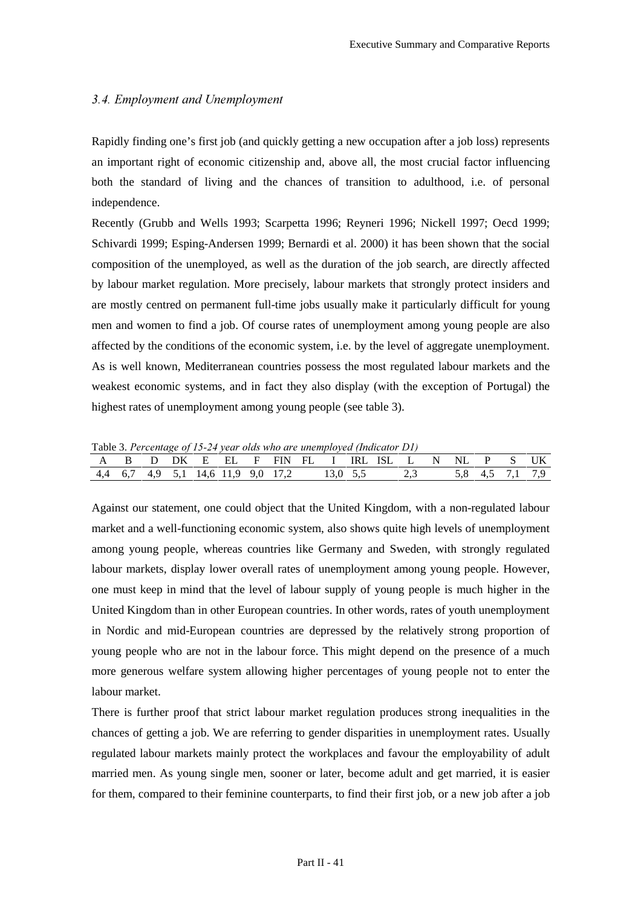### 3.4. Employment and Unemployment

Rapidly finding one's first job (and quickly getting a new occupation after a job loss) represents an important right of economic citizenship and, above all, the most crucial factor influencing both the standard of living and the chances of transition to adulthood, i.e. of personal independence.

Recently (Grubb and Wells 1993; Scarpetta 1996; Reyneri 1996; Nickell 1997; Oecd 1999; Schivardi 1999; Esping-Andersen 1999; Bernardi et al. 2000) it has been shown that the social composition of the unemployed, as well as the duration of the job search, are directly affected by labour market regulation. More precisely, labour markets that strongly protect insiders and are mostly centred on permanent full-time jobs usually make it particularly difficult for young men and women to find a job. Of course rates of unemployment among young people are also affected by the conditions of the economic system, i.e. by the level of aggregate unemployment. As is well known, Mediterranean countries possess the most regulated labour markets and the weakest economic systems, and in fact they also display (with the exception of Portugal) the highest rates of unemployment among young people (see table 3).

Table 3. *Percentage of 15-24 year olds who are unemployed (Indicator D1)*

| A | B | D | DK | E | EL | F | FIN | FL | I | IRL | ISL | L | N | NL | P | S | UK |
|---|---|---|---|---|---|---|---|---|---|---|---|---|---|---|---|---|---|
| 4,4 | 6,7 | 4,9 | 5,1 | 14,6 | 11,9 | 9,0 | 17,2 | | 13,0 | 5,5 | | 2,3 | | 5,8 | 4,5 | 7,1 | 7,9 |

Against our statement, one could object that the United Kingdom, with a non-regulated labour market and a well-functioning economic system, also shows quite high levels of unemployment among young people, whereas countries like Germany and Sweden, with strongly regulated labour markets, display lower overall rates of unemployment among young people. However, one must keep in mind that the level of labour supply of young people is much higher in the United Kingdom than in other European countries. In other words, rates of youth unemployment in Nordic and mid-European countries are depressed by the relatively strong proportion of young people who are not in the labour force. This might depend on the presence of a much more generous welfare system allowing higher percentages of young people not to enter the labour market.

There is further proof that strict labour market regulation produces strong inequalities in the chances of getting a job. We are referring to gender disparities in unemployment rates. Usually regulated labour markets mainly protect the workplaces and favour the employability of adult married men. As young single men, sooner or later, become adult and get married, it is easier for them, compared to their feminine counterparts, to find their first job, or a new job after a job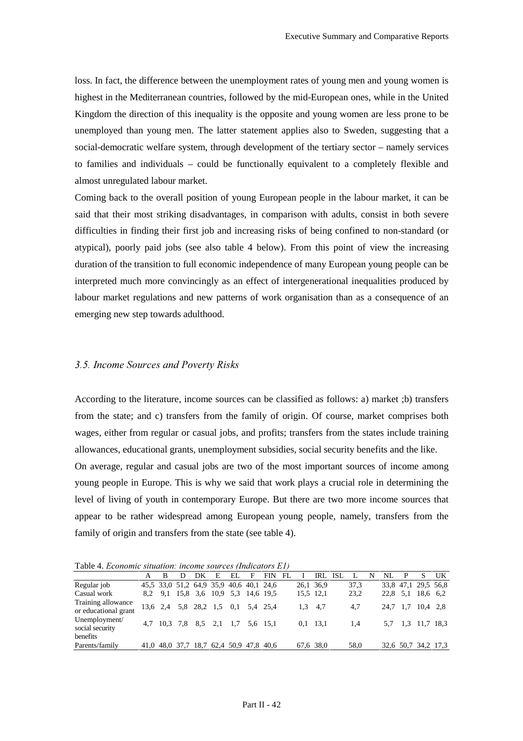loss. In fact, the difference between the unemployment rates of young men and young women is highest in the Mediterranean countries, followed by the mid-European ones, while in the United Kingdom the direction of this inequality is the opposite and young women are less prone to be unemployed than young men. The latter statement applies also to Sweden, suggesting that a social-democratic welfare system, through development of the tertiary sector – namely services to families and individuals – could be functionally equivalent to a completely flexible and almost unregulated labour market.

Coming back to the overall position of young European people in the labour market, it can be said that their most striking disadvantages, in comparison with adults, consist in both severe difficulties in finding their first job and increasing risks of being confined to non-standard (or atypical), poorly paid jobs (see also table 4 below). From this point of view the increasing duration of the transition to full economic independence of many European young people can be interpreted much more convincingly as an effect of intergenerational inequalities produced by labour market regulations and new patterns of work organisation than as a consequence of an emerging new step towards adulthood.

### *3.5. Income Sources and Poverty Risks*

According to the literature, income sources can be classified as follows: a) market ;b) transfers from the state; and c) transfers from the family of origin. Of course, market comprises both wages, either from regular or casual jobs, and profits; transfers from the states include training allowances, educational grants, unemployment subsidies, social security benefits and the like.

On average, regular and casual jobs are two of the most important sources of income among young people in Europe. This is why we said that work plays a crucial role in determining the level of living of youth in contemporary Europe. But there are two more income sources that appear to be rather widespread among European young people, namely, transfers from the family of origin and transfers from the state (see table 4).

Table 4. *Economic situation: income sources (Indicators E1)*

| | A | B | D | DK | E | EL | F | FIN | FL | I | IRL | ISL | L | N | NL | P | S | UK |
|---|---|---|---|---|---|---|---|---|---|---|---|---|---|---|---|---|---|---|
| Regular job | 45,5 | 33,0 | 51,2 | 64,9 | 35,9 | 40,6 | 40,1 | 24,6 | | 26,1 | 36,9 | | 37,3 | | 33,8 | 47,1 | 29,5 | 56,8 |
| Casual work | 8,2 | 9,1 | 15,8 | 3,6 | 10,9 | 5,3 | 14,6 | 19,5 | | 15,5 | 12,1 | | 23,2 | | 22,8 | 5,1 | 18,6 | 6,2 |
| Training allowance or educational grant | 13,6 | 2,4 | 5,8 | 28,2 | 1,5 | 0,1 | 5,4 | 25,4 | | 1,3 | 4,7 | | 4,7 | | 24,7 | 1,7 | 10,4 | 2,8 |
| Unemployment/ social security benefits | 4,7 | 10,3 | 7,8 | 8,5 | 2,1 | 1,7 | 5,6 | 15,1 | | 0,1 | 13,1 | | 1,4 | | 5,7 | 1,3 | 11,7 | 18,3 |
| Parents/family | 41,0 | 48,0 | 37,7 | 18,7 | 62,4 | 50,9 | 47,8 | 40,6 | | 67,6 | 38,0 | | 58,0 | | 32,6 | 50,7 | 34,2 | 17,3 |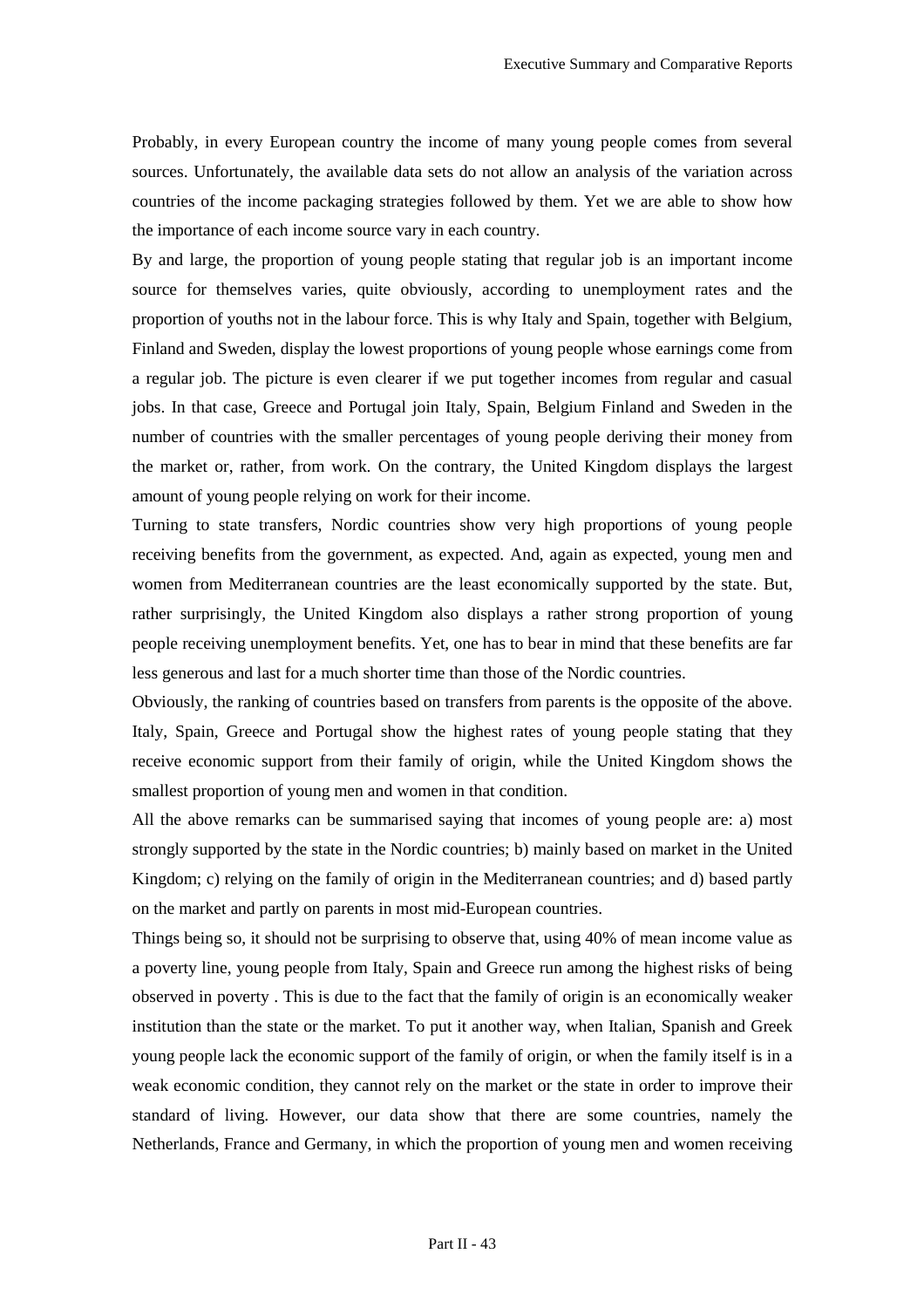Probably, in every European country the income of many young people comes from several sources. Unfortunately, the available data sets do not allow an analysis of the variation across countries of the income packaging strategies followed by them. Yet we are able to show how the importance of each income source vary in each country.

By and large, the proportion of young people stating that regular job is an important income source for themselves varies, quite obviously, according to unemployment rates and the proportion of youths not in the labour force. This is why Italy and Spain, together with Belgium, Finland and Sweden, display the lowest proportions of young people whose earnings come from a regular job. The picture is even clearer if we put together incomes from regular and casual jobs. In that case, Greece and Portugal join Italy, Spain, Belgium Finland and Sweden in the number of countries with the smaller percentages of young people deriving their money from the market or, rather, from work. On the contrary, the United Kingdom displays the largest amount of young people relying on work for their income.

Turning to state transfers, Nordic countries show very high proportions of young people receiving benefits from the government, as expected. And, again as expected, young men and women from Mediterranean countries are the least economically supported by the state. But, rather surprisingly, the United Kingdom also displays a rather strong proportion of young people receiving unemployment benefits. Yet, one has to bear in mind that these benefits are far less generous and last for a much shorter time than those of the Nordic countries.

Obviously, the ranking of countries based on transfers from parents is the opposite of the above. Italy, Spain, Greece and Portugal show the highest rates of young people stating that they receive economic support from their family of origin, while the United Kingdom shows the smallest proportion of young men and women in that condition.

All the above remarks can be summarised saying that incomes of young people are: a) most strongly supported by the state in the Nordic countries; b) mainly based on market in the United Kingdom; c) relying on the family of origin in the Mediterranean countries; and d) based partly on the market and partly on parents in most mid-European countries.

Things being so, it should not be surprising to observe that, using 40% of mean income value as a poverty line, young people from Italy, Spain and Greece run among the highest risks of being observed in poverty . This is due to the fact that the family of origin is an economically weaker institution than the state or the market. To put it another way, when Italian, Spanish and Greek young people lack the economic support of the family of origin, or when the family itself is in a weak economic condition, they cannot rely on the market or the state in order to improve their standard of living. However, our data show that there are some countries, namely the Netherlands, France and Germany, in which the proportion of young men and women receiving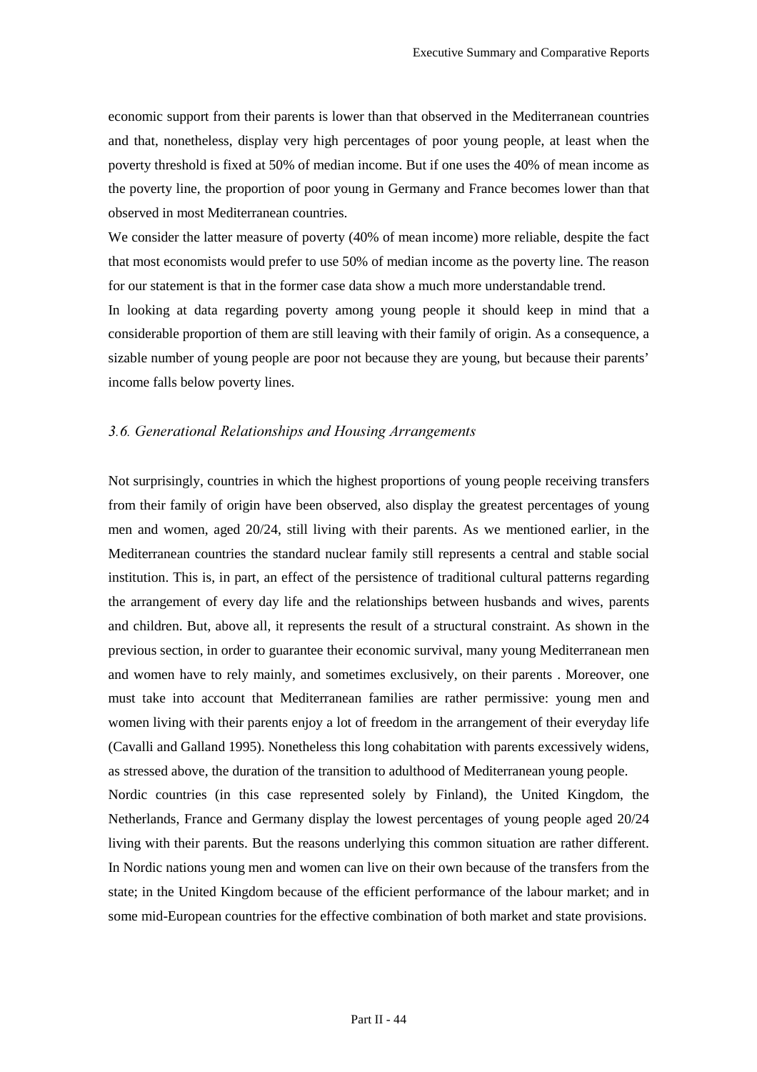economic support from their parents is lower than that observed in the Mediterranean countries and that, nonetheless, display very high percentages of poor young people, at least when the poverty threshold is fixed at 50% of median income. But if one uses the 40% of mean income as the poverty line, the proportion of poor young in Germany and France becomes lower than that observed in most Mediterranean countries.

We consider the latter measure of poverty (40% of mean income) more reliable, despite the fact that most economists would prefer to use 50% of median income as the poverty line. The reason for our statement is that in the former case data show a much more understandable trend.

In looking at data regarding poverty among young people it should keep in mind that a considerable proportion of them are still leaving with their family of origin. As a consequence, a sizable number of young people are poor not because they are young, but because their parents' income falls below poverty lines.

### *3.6. Generational Relationships and Housing Arrangements*

Not surprisingly, countries in which the highest proportions of young people receiving transfers from their family of origin have been observed, also display the greatest percentages of young men and women, aged 20/24, still living with their parents. As we mentioned earlier, in the Mediterranean countries the standard nuclear family still represents a central and stable social institution. This is, in part, an effect of the persistence of traditional cultural patterns regarding the arrangement of every day life and the relationships between husbands and wives, parents and children. But, above all, it represents the result of a structural constraint. As shown in the previous section, in order to guarantee their economic survival, many young Mediterranean men and women have to rely mainly, and sometimes exclusively, on their parents . Moreover, one must take into account that Mediterranean families are rather permissive: young men and women living with their parents enjoy a lot of freedom in the arrangement of their everyday life (Cavalli and Galland 1995). Nonetheless this long cohabitation with parents excessively widens, as stressed above, the duration of the transition to adulthood of Mediterranean young people.

Nordic countries (in this case represented solely by Finland), the United Kingdom, the Netherlands, France and Germany display the lowest percentages of young people aged 20/24 living with their parents. But the reasons underlying this common situation are rather different. In Nordic nations young men and women can live on their own because of the transfers from the state; in the United Kingdom because of the efficient performance of the labour market; and in some mid-European countries for the effective combination of both market and state provisions.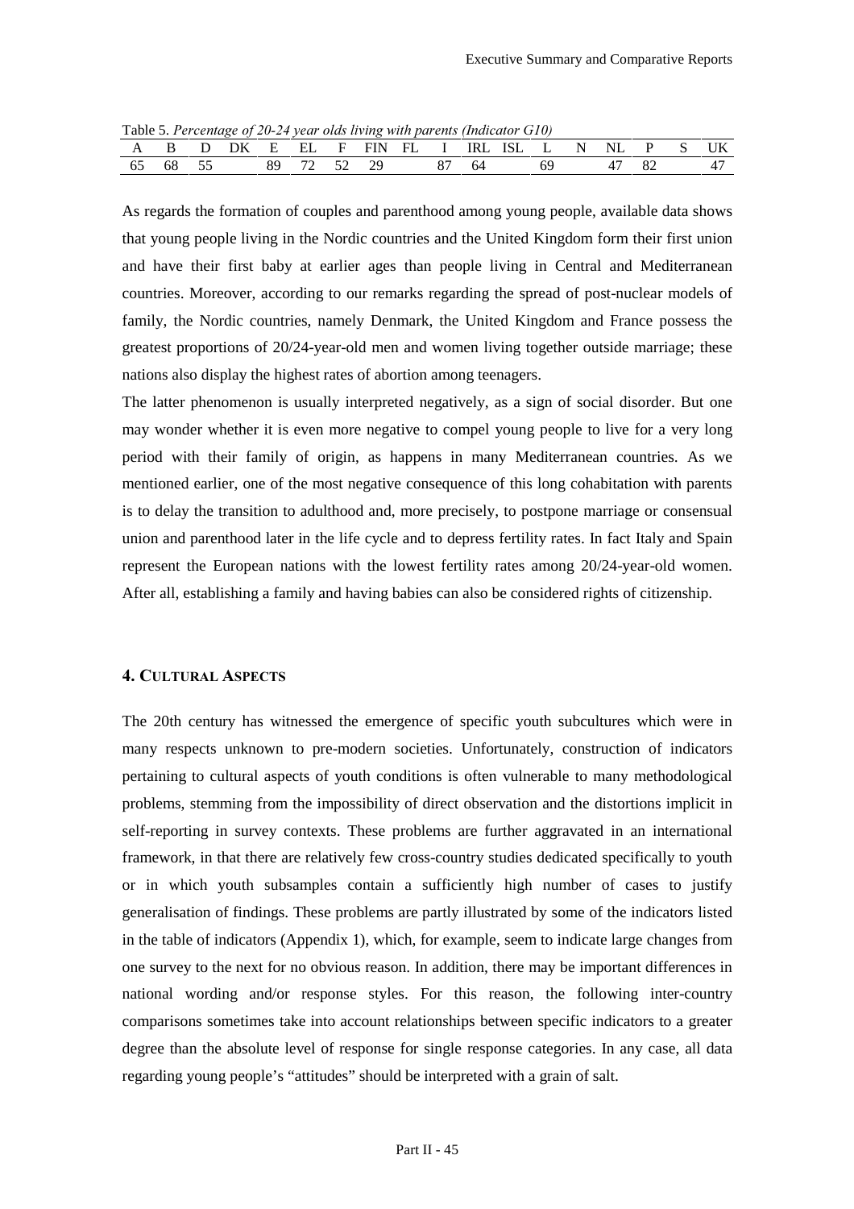Table 5. *Percentage of 20-24 year olds living with parents (Indicator G10)*

| A | B | D | DK | E | EL | F | FIN | FL | I | IRL | ISL | L | N | NL | P | S | UK |
|---|---|---|---|---|---|---|---|---|---|---|---|---|---|---|---|---|---|
| 65 | 68 | 55 | | 89 | 72 | 52 | 29 | | 87 | 64 | | 69 | | 47 | 82 | | 47 |

As regards the formation of couples and parenthood among young people, available data shows that young people living in the Nordic countries and the United Kingdom form their first union and have their first baby at earlier ages than people living in Central and Mediterranean countries. Moreover, according to our remarks regarding the spread of post-nuclear models of family, the Nordic countries, namely Denmark, the United Kingdom and France possess the greatest proportions of 20/24-year-old men and women living together outside marriage; these nations also display the highest rates of abortion among teenagers.

The latter phenomenon is usually interpreted negatively, as a sign of social disorder. But one may wonder whether it is even more negative to compel young people to live for a very long period with their family of origin, as happens in many Mediterranean countries. As we mentioned earlier, one of the most negative consequence of this long cohabitation with parents is to delay the transition to adulthood and, more precisely, to postpone marriage or consensual union and parenthood later in the life cycle and to depress fertility rates. In fact Italy and Spain represent the European nations with the lowest fertility rates among 20/24-year-old women. After all, establishing a family and having babies can also be considered rights of citizenship.

## 4. Cultural Aspects

The 20th century has witnessed the emergence of specific youth subcultures which were in many respects unknown to pre-modern societies. Unfortunately, construction of indicators pertaining to cultural aspects of youth conditions is often vulnerable to many methodological problems, stemming from the impossibility of direct observation and the distortions implicit in self-reporting in survey contexts. These problems are further aggravated in an international framework, in that there are relatively few cross-country studies dedicated specifically to youth or in which youth subsamples contain a sufficiently high number of cases to justify generalisation of findings. These problems are partly illustrated by some of the indicators listed in the table of indicators (Appendix 1), which, for example, seem to indicate large changes from one survey to the next for no obvious reason. In addition, there may be important differences in national wording and/or response styles. For this reason, the following inter-country comparisons sometimes take into account relationships between specific indicators to a greater degree than the absolute level of response for single response categories. In any case, all data regarding young people's "attitudes" should be interpreted with a grain of salt.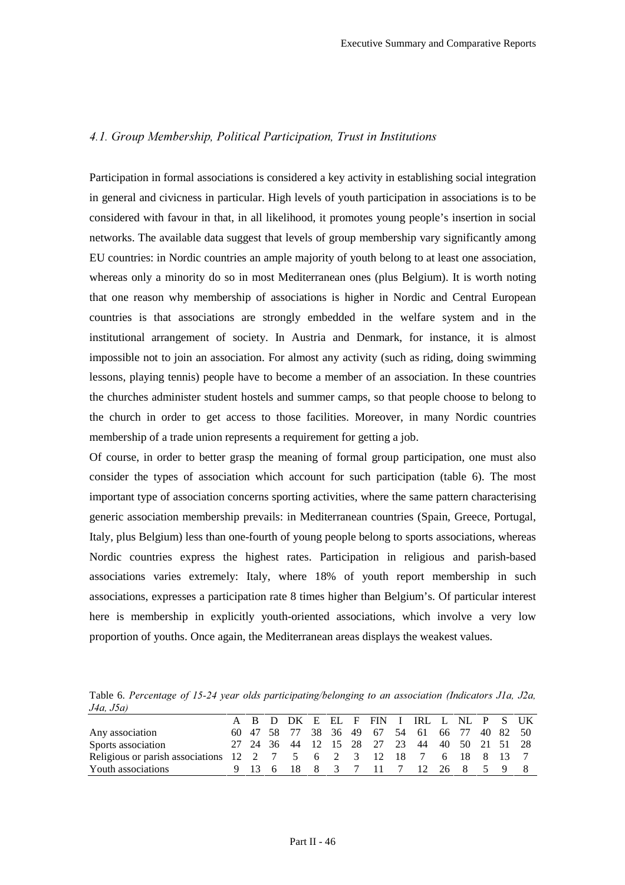### *4.1. Group Membership, Political Participation, Trust in Institutions*

Participation in formal associations is considered a key activity in establishing social integration in general and civicness in particular. High levels of youth participation in associations is to be considered with favour in that, in all likelihood, it promotes young people's insertion in social networks. The available data suggest that levels of group membership vary significantly among EU countries: in Nordic countries an ample majority of youth belong to at least one association, whereas only a minority do so in most Mediterranean ones (plus Belgium). It is worth noting that one reason why membership of associations is higher in Nordic and Central European countries is that associations are strongly embedded in the welfare system and in the institutional arrangement of society. In Austria and Denmark, for instance, it is almost impossible not to join an association. For almost any activity (such as riding, doing swimming lessons, playing tennis) people have to become a member of an association. In these countries the churches administer student hostels and summer camps, so that people choose to belong to the church in order to get access to those facilities. Moreover, in many Nordic countries membership of a trade union represents a requirement for getting a job.

Of course, in order to better grasp the meaning of formal group participation, one must also consider the types of association which account for such participation (table 6). The most important type of association concerns sporting activities, where the same pattern characterising generic association membership prevails: in Mediterranean countries (Spain, Greece, Portugal, Italy, plus Belgium) less than one-fourth of young people belong to sports associations, whereas Nordic countries express the highest rates. Participation in religious and parish-based associations varies extremely: Italy, where 18% of youth report membership in such associations, expresses a participation rate 8 times higher than Belgium's. Of particular interest here is membership in explicitly youth-oriented associations, which involve a very low proportion of youths. Once again, the Mediterranean areas displays the weakest values.

Table 6. *Percentage of 15-24 year olds participating/belonging to an association (Indicators J1a, J2a, J4a, J5a)*

| | A | B | D | DK | E | EL | F | FIN | I | IRL | L | NL | P | S | UK |
|---|---|---|---|---|---|---|---|---|---|---|---|---|---|---|---|
| Any association | 60 | 47 | 58 | 77 | 38 | 36 | 49 | 67 | 54 | 61 | 66 | 77 | 40 | 82 | 50 |
| Sports association | 27 | 24 | 36 | 44 | 12 | 15 | 28 | 27 | 23 | 44 | 40 | 50 | 21 | 51 | 28 |
| Religious or parish associations | 12 | 2 | 7 | 5 | 6 | 2 | 3 | 12 | 18 | 7 | 6 | 18 | 8 | 13 | 7 |
| Youth associations | 9 | 13 | 6 | 18 | 8 | 3 | 7 | 11 | 7 | 12 | 26 | 8 | 5 | 9 | 8 |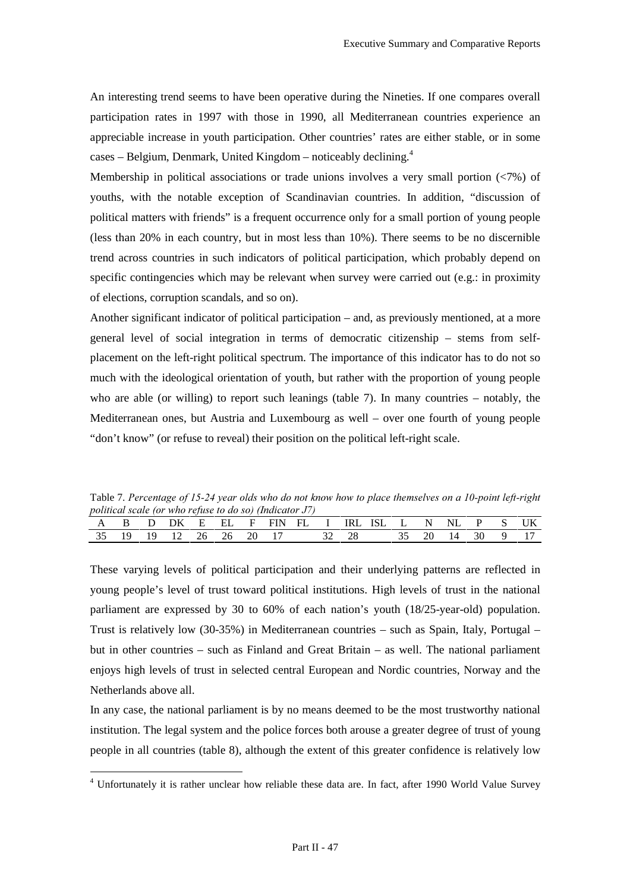An interesting trend seems to have been operative during the Nineties. If one compares overall participation rates in 1997 with those in 1990, all Mediterranean countries experience an appreciable increase in youth participation. Other countries' rates are either stable, or in some cases – Belgium, Denmark, United Kingdom – noticeably declining.[4]

Membership in political associations or trade unions involves a very small portion (<7%) of youths, with the notable exception of Scandinavian countries. In addition, "discussion of political matters with friends" is a frequent occurrence only for a small portion of young people (less than 20% in each country, but in most less than 10%). There seems to be no discernible trend across countries in such indicators of political participation, which probably depend on specific contingencies which may be relevant when survey were carried out (e.g.: in proximity of elections, corruption scandals, and so on).

Another significant indicator of political participation – and, as previously mentioned, at a more general level of social integration in terms of democratic citizenship – stems from self-placement on the left-right political spectrum. The importance of this indicator has to do not so much with the ideological orientation of youth, but rather with the proportion of young people who are able (or willing) to report such leanings (table 7). In many countries – notably, the Mediterranean ones, but Austria and Luxembourg as well – over one fourth of young people "don't know" (or refuse to reveal) their position on the political left-right scale.

Table 7. *Percentage of 15-24 year olds who do not know how to place themselves on a 10-point left-right political scale (or who refuse to do so) (Indicator J7)*

| A | B | D | DK | E | EL | F | FIN | FL | I | IRL | ISL | L | N | NL | P | S | UK |
|---|---|---|---|---|---|---|---|---|---|---|---|---|---|---|---|---|---|
| 35 | 19 | 19 | 12 | 26 | 26 | 20 | 17 | | 32 | 28 | | 35 | 20 | 14 | 30 | 9 | 17 |

These varying levels of political participation and their underlying patterns are reflected in young people's level of trust toward political institutions. High levels of trust in the national parliament are expressed by 30 to 60% of each nation's youth (18/25-year-old) population. Trust is relatively low (30-35%) in Mediterranean countries – such as Spain, Italy, Portugal – but in other countries – such as Finland and Great Britain – as well. The national parliament enjoys high levels of trust in selected central European and Nordic countries, Norway and the Netherlands above all.

In any case, the national parliament is by no means deemed to be the most trustworthy national institution. The legal system and the police forces both arouse a greater degree of trust of young people in all countries (table 8), although the extent of this greater confidence is relatively low

[4] Unfortunately it is rather unclear how reliable these data are. In fact, after 1990 World Value Survey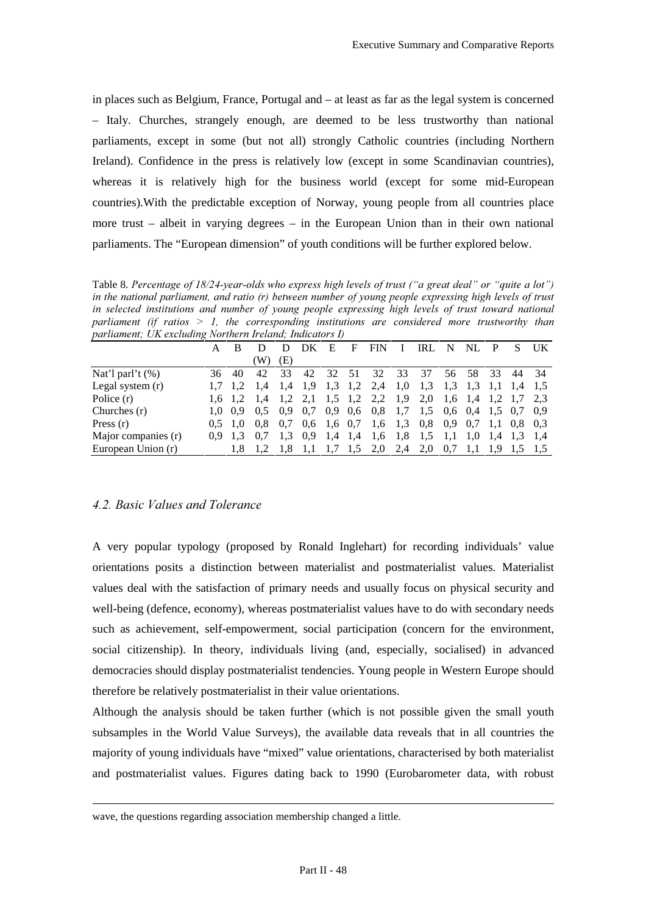in places such as Belgium, France, Portugal and – at least as far as the legal system is concerned – Italy. Churches, strangely enough, are deemed to be less trustworthy than national parliaments, except in some (but not all) strongly Catholic countries (including Northern Ireland). Confidence in the press is relatively low (except in some Scandinavian countries), whereas it is relatively high for the business world (except for some mid-European countries).With the predictable exception of Norway, young people from all countries place more trust – albeit in varying degrees – in the European Union than in their own national parliaments. The "European dimension" of youth conditions will be further explored below.

Table 8. *Percentage of 18/24-year-olds who express high levels of trust ("a great deal" or "quite a lot") in the national parliament, and ratio (r) between number of young people expressing high levels of trust in selected institutions and number of young people expressing high levels of trust toward national parliament (if ratios > 1, the corresponding institutions are considered more trustworthy than parliament; UK excluding Northern Ireland; Indicators I)*

| | A | B | D (W) | D (E) | DK | E | F | FIN | I | IRL | N | NL | P | S | UK |
|---|---|---|---|---|---|---|---|---|---|---|---|---|---|---|---|
| Nat'l parl't (%) | 36 | 40 | 42 | 33 | 42 | 32 | 51 | 32 | 33 | 37 | 56 | 58 | 33 | 44 | 34 |
| Legal system (r) | 1,7 | 1,2 | 1,4 | 1,4 | 1,9 | 1,3 | 1,2 | 2,4 | 1,0 | 1,3 | 1,3 | 1,3 | 1,1 | 1,4 | 1,5 |
| Police (r) | 1,6 | 1,2 | 1,4 | 1,2 | 2,1 | 1,5 | 1,2 | 2,2 | 1,9 | 2,0 | 1,6 | 1,4 | 1,2 | 1,7 | 2,3 |
| Churches (r) | 1,0 | 0,9 | 0,5 | 0,9 | 0,7 | 0,9 | 0,6 | 0,8 | 1,7 | 1,5 | 0,6 | 0,4 | 1,5 | 0,7 | 0,9 |
| Press (r) | 0,5 | 1,0 | 0,8 | 0,7 | 0,6 | 1,6 | 0,7 | 1,6 | 1,3 | 0,8 | 0,9 | 0,7 | 1,1 | 0,8 | 0,3 |
| Major companies (r) | 0,9 | 1,3 | 0,7 | 1,3 | 0,9 | 1,4 | 1,4 | 1,6 | 1,8 | 1,5 | 1,1 | 1,0 | 1,4 | 1,3 | 1,4 |
| European Union (r) | | 1,8 | 1,2 | 1,8 | 1,1 | 1,7 | 1,5 | 2,0 | 2,4 | 2,0 | 0,7 | 1,1 | 1,9 | 1,5 | 1,5 |

### *4.2. Basic Values and Tolerance*

A very popular typology (proposed by Ronald Inglehart) for recording individuals' value orientations posits a distinction between materialist and postmaterialist values. Materialist values deal with the satisfaction of primary needs and usually focus on physical security and well-being (defence, economy), whereas postmaterialist values have to do with secondary needs such as achievement, self-empowerment, social participation (concern for the environment, social citizenship). In theory, individuals living (and, especially, socialised) in advanced democracies should display postmaterialist tendencies. Young people in Western Europe should therefore be relatively postmaterialist in their value orientations.

Although the analysis should be taken further (which is not possible given the small youth subsamples in the World Value Surveys), the available data reveals that in all countries the majority of young individuals have "mixed" value orientations, characterised by both materialist and postmaterialist values. Figures dating back to 1990 (Eurobarometer data, with robust

---

wave, the questions regarding association membership changed a little.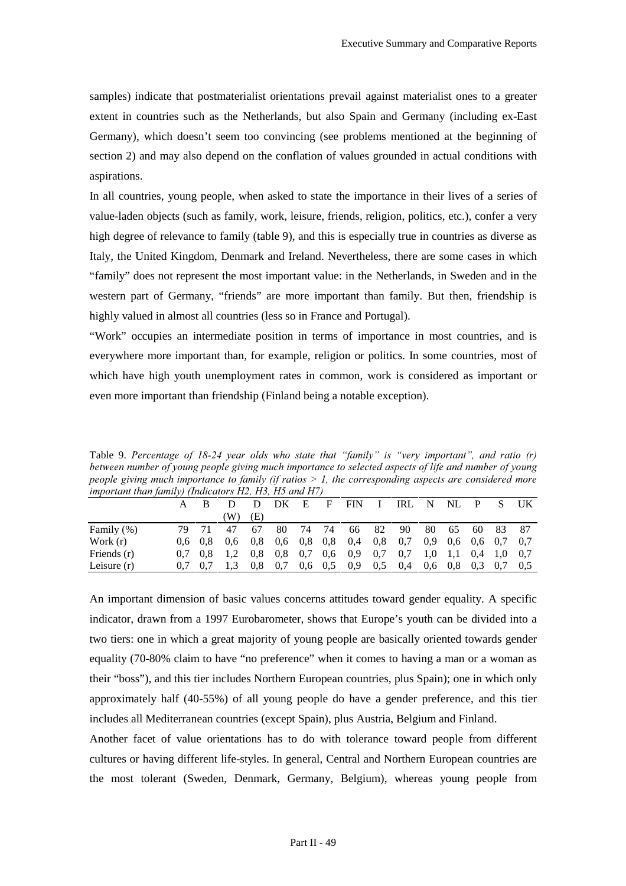samples) indicate that postmaterialist orientations prevail against materialist ones to a greater extent in countries such as the Netherlands, but also Spain and Germany (including ex-East Germany), which doesn't seem too convincing (see problems mentioned at the beginning of section 2) and may also depend on the conflation of values grounded in actual conditions with aspirations.

In all countries, young people, when asked to state the importance in their lives of a series of value-laden objects (such as family, work, leisure, friends, religion, politics, etc.), confer a very high degree of relevance to family (table 9), and this is especially true in countries as diverse as Italy, the United Kingdom, Denmark and Ireland. Nevertheless, there are some cases in which "family" does not represent the most important value: in the Netherlands, in Sweden and in the western part of Germany, "friends" are more important than family. But then, friendship is highly valued in almost all countries (less so in France and Portugal).

"Work" occupies an intermediate position in terms of importance in most countries, and is everywhere more important than, for example, religion or politics. In some countries, most of which have high youth unemployment rates in common, work is considered as important or even more important than friendship (Finland being a notable exception).

Table 9. *Percentage of 18-24 year olds who state that "family" is "very important", and ratio (r) between number of young people giving much importance to selected aspects of life and number of young people giving much importance to family (if ratios > 1, the corresponding aspects are considered more important than family) (Indicators H2, H3, H5 and H7)*

| | A | B | D (W) | D (E) | DK | E | F | FIN | I | IRL | N | NL | P | S | UK |
|---|---|---|---|---|---|---|---|---|---|---|---|---|---|---|---|
| Family (%) | 79 | 71 | 47 | 67 | 80 | 74 | 74 | 66 | 82 | 90 | 80 | 65 | 60 | 83 | 87 |
| Work (r) | 0,6 | 0,8 | 0,6 | 0,8 | 0,6 | 0,8 | 0,8 | 0,4 | 0,8 | 0,7 | 0,9 | 0,6 | 0,6 | 0,7 | 0,7 |
| Friends (r) | 0,7 | 0,8 | 1,2 | 0,8 | 0,8 | 0,7 | 0,6 | 0,9 | 0,7 | 0,7 | 1,0 | 1,1 | 0,4 | 1,0 | 0,7 |
| Leisure (r) | 0,7 | 0,7 | 1,3 | 0,8 | 0,7 | 0,6 | 0,5 | 0,9 | 0,5 | 0,4 | 0,6 | 0,8 | 0,3 | 0,7 | 0,5 |

An important dimension of basic values concerns attitudes toward gender equality. A specific indicator, drawn from a 1997 Eurobarometer, shows that Europe's youth can be divided into a two tiers: one in which a great majority of young people are basically oriented towards gender equality (70-80% claim to have "no preference" when it comes to having a man or a woman as their "boss"), and this tier includes Northern European countries, plus Spain); one in which only approximately half (40-55%) of all young people do have a gender preference, and this tier includes all Mediterranean countries (except Spain), plus Austria, Belgium and Finland.

Another facet of value orientations has to do with tolerance toward people from different cultures or having different life-styles. In general, Central and Northern European countries are the most tolerant (Sweden, Denmark, Germany, Belgium), whereas young people from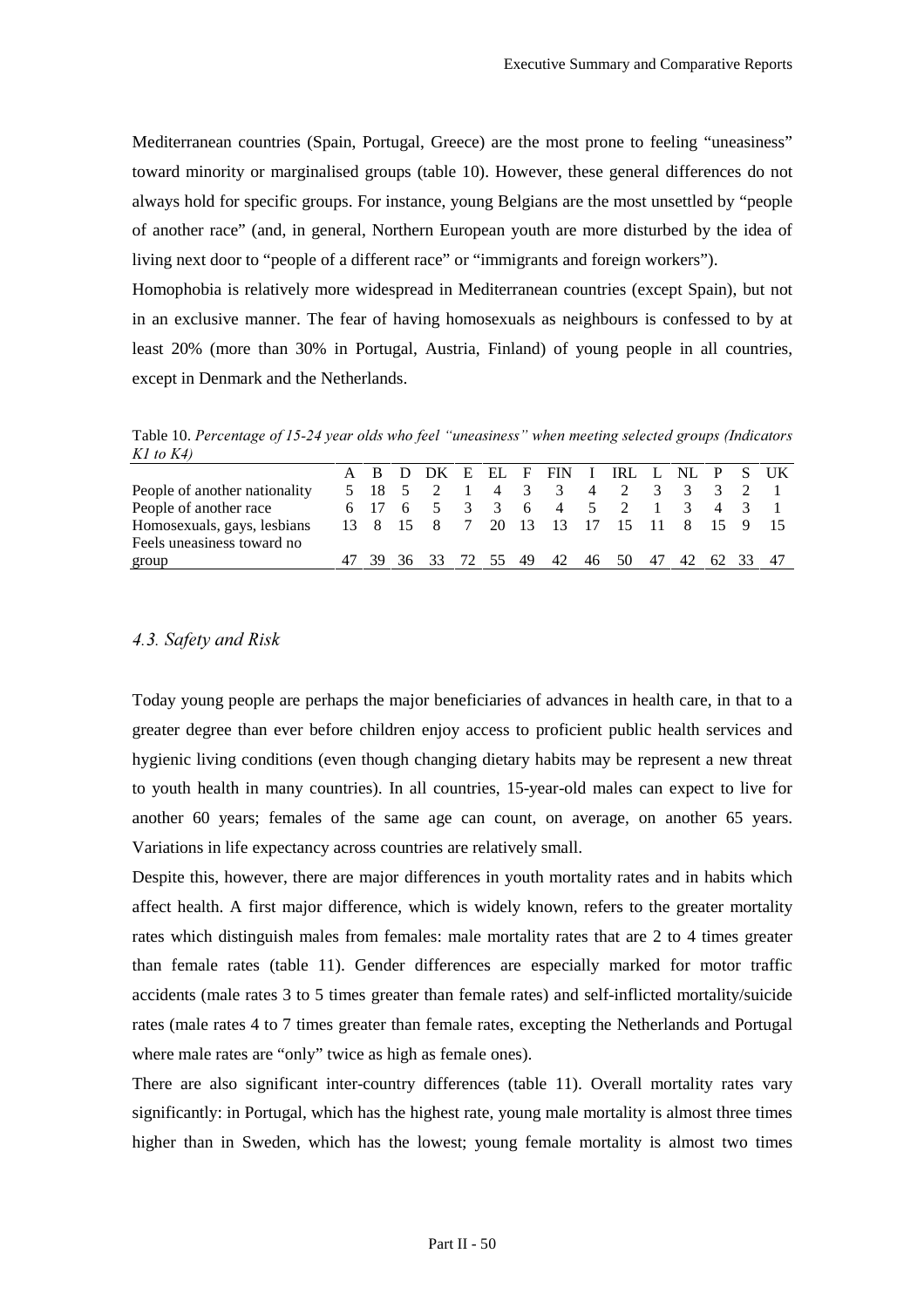Mediterranean countries (Spain, Portugal, Greece) are the most prone to feeling "uneasiness" toward minority or marginalised groups (table 10). However, these general differences do not always hold for specific groups. For instance, young Belgians are the most unsettled by "people of another race" (and, in general, Northern European youth are more disturbed by the idea of living next door to "people of a different race" or "immigrants and foreign workers").

Homophobia is relatively more widespread in Mediterranean countries (except Spain), but not in an exclusive manner. The fear of having homosexuals as neighbours is confessed to by at least 20% (more than 30% in Portugal, Austria, Finland) of young people in all countries, except in Denmark and the Netherlands.

Table 10. *Percentage of 15-24 year olds who feel "uneasiness" when meeting selected groups (Indicators K1 to K4)*

| | A | B | D | DK | E | EL | F | FIN | I | IRL | L | NL | P | S | UK |
|---|---|---|---|---|---|---|---|---|---|---|---|---|---|---|---|
| People of another nationality | 5 | 18 | 5 | 2 | 1 | 4 | 3 | 3 | 4 | 2 | 3 | 3 | 3 | 2 | 1 |
| People of another race | 6 | 17 | 6 | 5 | 3 | 3 | 6 | 4 | 5 | 2 | 1 | 3 | 4 | 3 | 1 |
| Homosexuals, gays, lesbians | 13 | 8 | 15 | 8 | 7 | 20 | 13 | 13 | 17 | 15 | 11 | 8 | 15 | 9 | 15 |
| Feels uneasiness toward no group | 47 | 39 | 36 | 33 | 72 | 55 | 49 | 42 | 46 | 50 | 47 | 42 | 62 | 33 | 47 |

### *4.3. Safety and Risk*

Today young people are perhaps the major beneficiaries of advances in health care, in that to a greater degree than ever before children enjoy access to proficient public health services and hygienic living conditions (even though changing dietary habits may be represent a new threat to youth health in many countries). In all countries, 15-year-old males can expect to live for another 60 years; females of the same age can count, on average, on another 65 years. Variations in life expectancy across countries are relatively small.

Despite this, however, there are major differences in youth mortality rates and in habits which affect health. A first major difference, which is widely known, refers to the greater mortality rates which distinguish males from females: male mortality rates that are 2 to 4 times greater than female rates (table 11). Gender differences are especially marked for motor traffic accidents (male rates 3 to 5 times greater than female rates) and self-inflicted mortality/suicide rates (male rates 4 to 7 times greater than female rates, excepting the Netherlands and Portugal where male rates are "only" twice as high as female ones).

There are also significant inter-country differences (table 11). Overall mortality rates vary significantly: in Portugal, which has the highest rate, young male mortality is almost three times higher than in Sweden, which has the lowest; young female mortality is almost two times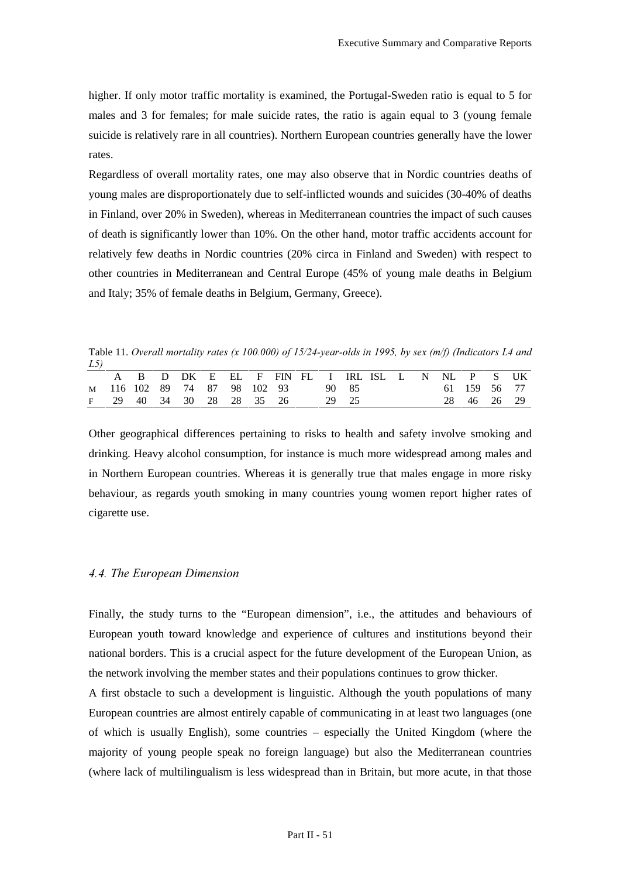higher. If only motor traffic mortality is examined, the Portugal-Sweden ratio is equal to 5 for males and 3 for females; for male suicide rates, the ratio is again equal to 3 (young female suicide is relatively rare in all countries). Northern European countries generally have the lower rates.

Regardless of overall mortality rates, one may also observe that in Nordic countries deaths of young males are disproportionately due to self-inflicted wounds and suicides (30-40% of deaths in Finland, over 20% in Sweden), whereas in Mediterranean countries the impact of such causes of death is significantly lower than 10%. On the other hand, motor traffic accidents account for relatively few deaths in Nordic countries (20% circa in Finland and Sweden) with respect to other countries in Mediterranean and Central Europe (45% of young male deaths in Belgium and Italy; 35% of female deaths in Belgium, Germany, Greece).

Table 11. *Overall mortality rates (x 100.000) of 15/24-year-olds in 1995, by sex (m/f) (Indicators L4 and L5)*

| | A | B | D | DK | E | EL | F | FIN | FL | I | IRL | ISL | L | N | NL | P | S | UK |
|---|---|---|---|---|---|---|---|---|---|---|---|---|---|---|---|---|---|---|
| M | 116 | 102 | 89 | 74 | 87 | 98 | 102 | 93 | | 90 | 85 | | | | 61 | 159 | 56 | 77 |
| F | 29 | 40 | 34 | 30 | 28 | 28 | 35 | 26 | | 29 | 25 | | | | 28 | 46 | 26 | 29 |

Other geographical differences pertaining to risks to health and safety involve smoking and drinking. Heavy alcohol consumption, for instance is much more widespread among males and in Northern European countries. Whereas it is generally true that males engage in more risky behaviour, as regards youth smoking in many countries young women report higher rates of cigarette use.

### *4.4. The European Dimension*

Finally, the study turns to the "European dimension", i.e., the attitudes and behaviours of European youth toward knowledge and experience of cultures and institutions beyond their national borders. This is a crucial aspect for the future development of the European Union, as the network involving the member states and their populations continues to grow thicker.

A first obstacle to such a development is linguistic. Although the youth populations of many European countries are almost entirely capable of communicating in at least two languages (one of which is usually English), some countries – especially the United Kingdom (where the majority of young people speak no foreign language) but also the Mediterranean countries (where lack of multilingualism is less widespread than in Britain, but more acute, in that those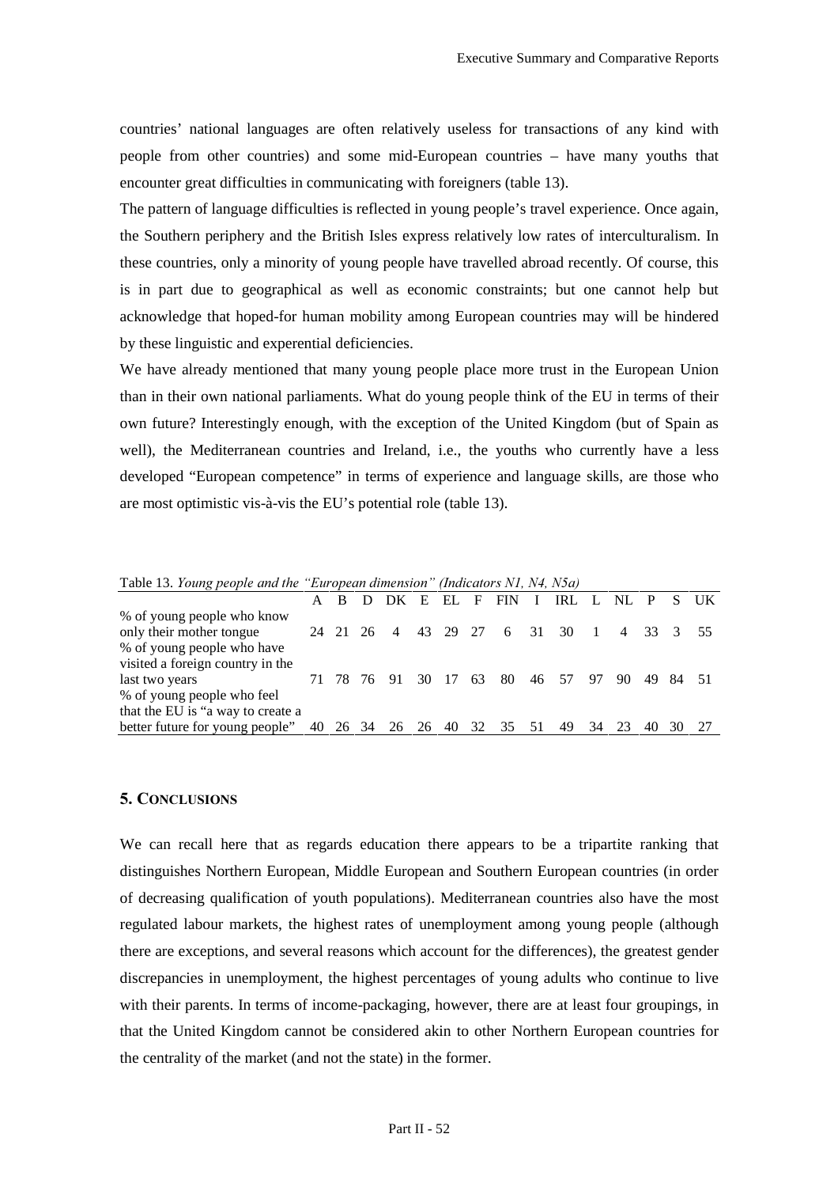countries' national languages are often relatively useless for transactions of any kind with people from other countries) and some mid-European countries – have many youths that encounter great difficulties in communicating with foreigners (table 13).

The pattern of language difficulties is reflected in young people's travel experience. Once again, the Southern periphery and the British Isles express relatively low rates of interculturalism. In these countries, only a minority of young people have travelled abroad recently. Of course, this is in part due to geographical as well as economic constraints; but one cannot help but acknowledge that hoped-for human mobility among European countries may will be hindered by these linguistic and experiential deficiencies.

We have already mentioned that many young people place more trust in the European Union than in their own national parliaments. What do young people think of the EU in terms of their own future? Interestingly enough, with the exception of the United Kingdom (but of Spain as well), the Mediterranean countries and Ireland, i.e., the youths who currently have a less developed "European competence" in terms of experience and language skills, are those who are most optimistic vis-à-vis the EU's potential role (table 13).

Table 13. *Young people and the "European dimension" (Indicators N1, N4, N5a)*

| | A | B | D | DK | E | EL | F | FIN | I | IRL | L | NL | P | S | UK |
|---|---|---|---|---|---|---|---|---|---|---|---|---|---|---|---|
| % of young people who know only their mother tongue | 24 | 21 | 26 | 4 | 43 | 29 | 27 | 6 | 31 | 30 | 1 | 4 | 33 | 3 | 55 |
| % of young people who have visited a foreign country in the last two years | 71 | 78 | 76 | 91 | 30 | 17 | 63 | 80 | 46 | 57 | 97 | 90 | 49 | 84 | 51 |
| % of young people who feel that the EU is "a way to create a better future for young people" | 40 | 26 | 34 | 26 | 26 | 40 | 32 | 35 | 51 | 49 | 34 | 23 | 40 | 30 | 27 |

## 5. Conclusions

We can recall here that as regards education there appears to be a tripartite ranking that distinguishes Northern European, Middle European and Southern European countries (in order of decreasing qualification of youth populations). Mediterranean countries also have the most regulated labour markets, the highest rates of unemployment among young people (although there are exceptions, and several reasons which account for the differences), the greatest gender discrepancies in unemployment, the highest percentages of young adults who continue to live with their parents. In terms of income-packaging, however, there are at least four groupings, in that the United Kingdom cannot be considered akin to other Northern European countries for the centrality of the market (and not the state) in the former.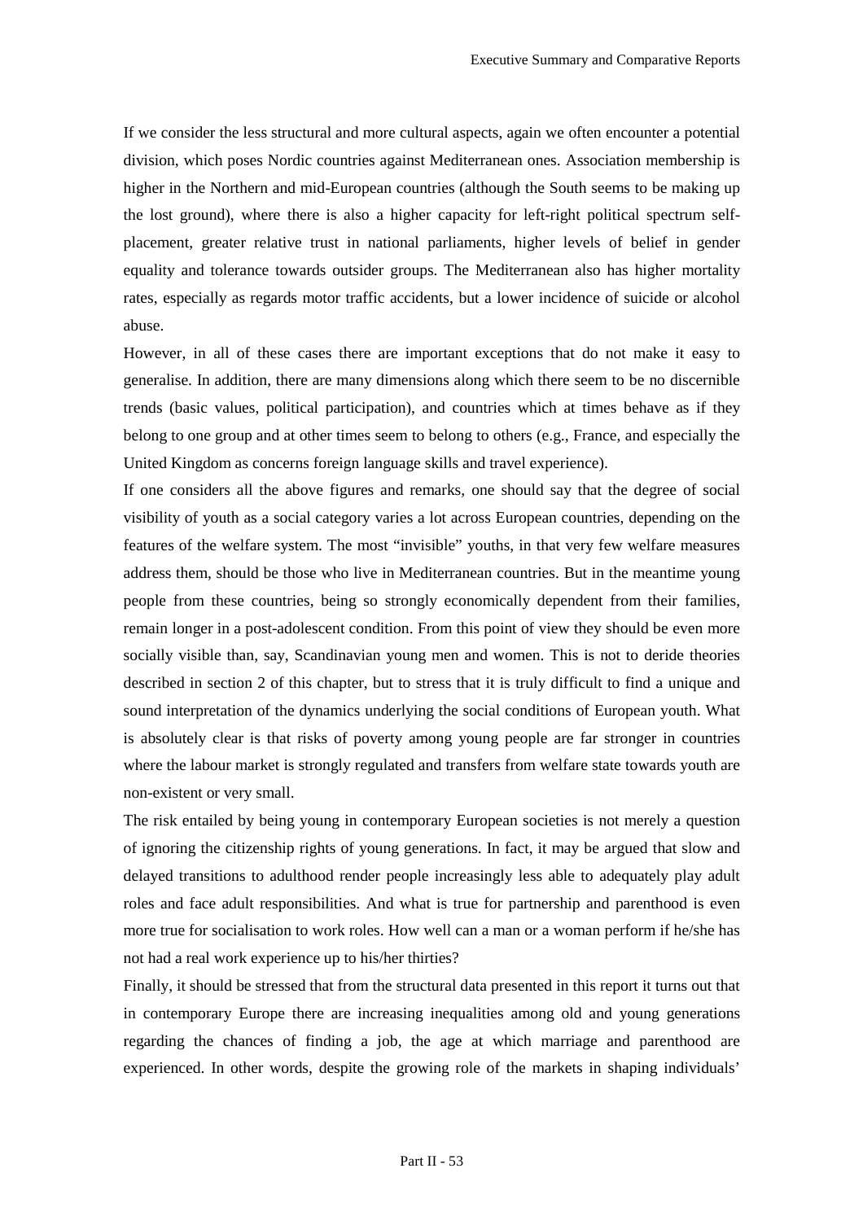If we consider the less structural and more cultural aspects, again we often encounter a potential division, which poses Nordic countries against Mediterranean ones. Association membership is higher in the Northern and mid-European countries (although the South seems to be making up the lost ground), where there is also a higher capacity for left-right political spectrum self-placement, greater relative trust in national parliaments, higher levels of belief in gender equality and tolerance towards outsider groups. The Mediterranean also has higher mortality rates, especially as regards motor traffic accidents, but a lower incidence of suicide or alcohol abuse.

However, in all of these cases there are important exceptions that do not make it easy to generalise. In addition, there are many dimensions along which there seem to be no discernible trends (basic values, political participation), and countries which at times behave as if they belong to one group and at other times seem to belong to others (e.g., France, and especially the United Kingdom as concerns foreign language skills and travel experience).

If one considers all the above figures and remarks, one should say that the degree of social visibility of youth as a social category varies a lot across European countries, depending on the features of the welfare system. The most "invisible" youths, in that very few welfare measures address them, should be those who live in Mediterranean countries. But in the meantime young people from these countries, being so strongly economically dependent from their families, remain longer in a post-adolescent condition. From this point of view they should be even more socially visible than, say, Scandinavian young men and women. This is not to deride theories described in section 2 of this chapter, but to stress that it is truly difficult to find a unique and sound interpretation of the dynamics underlying the social conditions of European youth. What is absolutely clear is that risks of poverty among young people are far stronger in countries where the labour market is strongly regulated and transfers from welfare state towards youth are non-existent or very small.

The risk entailed by being young in contemporary European societies is not merely a question of ignoring the citizenship rights of young generations. In fact, it may be argued that slow and delayed transitions to adulthood render people increasingly less able to adequately play adult roles and face adult responsibilities. And what is true for partnership and parenthood is even more true for socialisation to work roles. How well can a man or a woman perform if he/she has not had a real work experience up to his/her thirties?

Finally, it should be stressed that from the structural data presented in this report it turns out that in contemporary Europe there are increasing inequalities among old and young generations regarding the chances of finding a job, the age at which marriage and parenthood are experienced. In other words, despite the growing role of the markets in shaping individuals'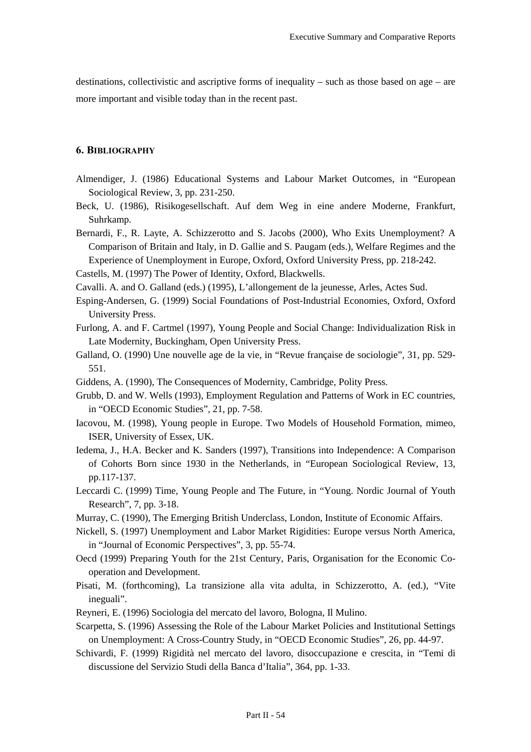destinations, collectivistic and ascriptive forms of inequality – such as those based on age – are more important and visible today than in the recent past.

### 6. Bibliography

Almendiger, J. (1986) Educational Systems and Labour Market Outcomes, in "European Sociological Review, 3, pp. 231-250.

Beck, U. (1986), Risikogesellschaft. Auf dem Weg in eine andere Moderne, Frankfurt, Suhrkamp.

Bernardi, F., R. Layte, A. Schizzerotto and S. Jacobs (2000), Who Exits Unemployment? A Comparison of Britain and Italy, in D. Gallie and S. Paugam (eds.), Welfare Regimes and the Experience of Unemployment in Europe, Oxford, Oxford University Press, pp. 218-242.

Castells, M. (1997) The Power of Identity, Oxford, Blackwells.

Cavalli. A. and O. Galland (eds.) (1995), L'allongement de la jeunesse, Arles, Actes Sud.

Esping-Andersen, G. (1999) Social Foundations of Post-Industrial Economies, Oxford, Oxford University Press.

Furlong, A. and F. Cartmel (1997), Young People and Social Change: Individualization Risk in Late Modernity, Buckingham, Open University Press.

Galland, O. (1990) Une nouvelle age de la vie, in "Revue française de sociologie", 31, pp. 529-551.

Giddens, A. (1990), The Consequences of Modernity, Cambridge, Polity Press.

Grubb, D. and W. Wells (1993), Employment Regulation and Patterns of Work in EC countries, in "OECD Economic Studies", 21, pp. 7-58.

Iacovou, M. (1998), Young people in Europe. Two Models of Household Formation, mimeo, ISER, University of Essex, UK.

Iedema, J., H.A. Becker and K. Sanders (1997), Transitions into Independence: A Comparison of Cohorts Born since 1930 in the Netherlands, in "European Sociological Review, 13, pp.117-137.

Leccardi C. (1999) Time, Young People and The Future, in "Young. Nordic Journal of Youth Research", 7, pp. 3-18.

Murray, C. (1990), The Emerging British Underclass, London, Institute of Economic Affairs.

Nickell, S. (1997) Unemployment and Labor Market Rigidities: Europe versus North America, in "Journal of Economic Perspectives", 3, pp. 55-74.

Oecd (1999) Preparing Youth for the 21st Century, Paris, Organisation for the Economic Co-operation and Development.

Pisati, M. (forthcoming), La transizione alla vita adulta, in Schizzerotto, A. (ed.), "Vite ineguali".

Reyneri, E. (1996) Sociologia del mercato del lavoro, Bologna, Il Mulino.

Scarpetta, S. (1996) Assessing the Role of the Labour Market Policies and Institutional Settings on Unemployment: A Cross-Country Study, in "OECD Economic Studies", 26, pp. 44-97.

Schivardi, F. (1999) Rigidità nel mercato del lavoro, disoccupazione e crescita, in "Temi di discussione del Servizio Studi della Banca d'Italia", 364, pp. 1-33.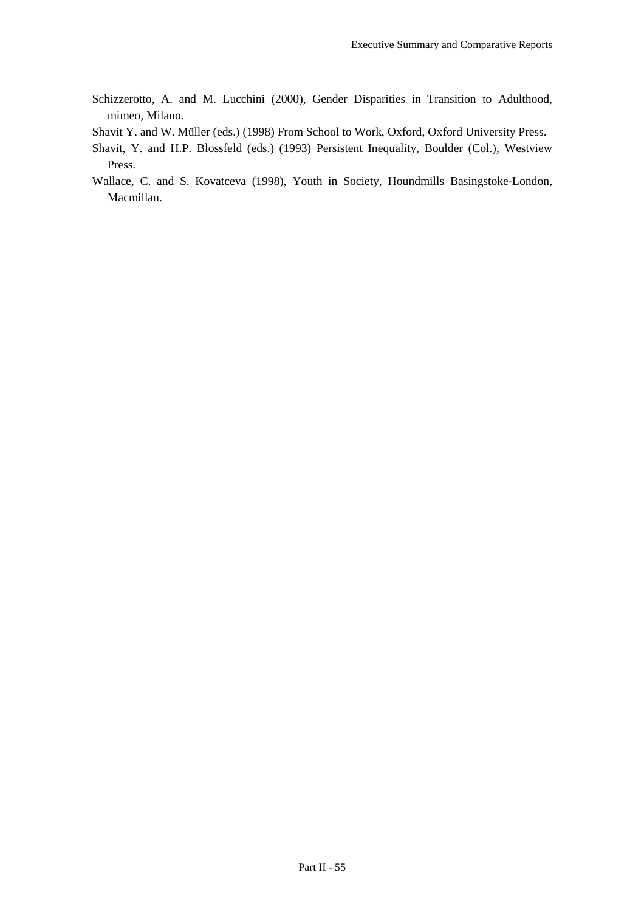Schizzerotto, A. and M. Lucchini (2000), Gender Disparities in Transition to Adulthood, mimeo, Milano.

Shavit Y. and W. Müller (eds.) (1998) From School to Work, Oxford, Oxford University Press.

Shavit, Y. and H.P. Blossfeld (eds.) (1993) Persistent Inequality, Boulder (Col.), Westview Press.

Wallace, C. and S. Kovatceva (1998), Youth in Society, Houndmills Basingstoke-London, Macmillan.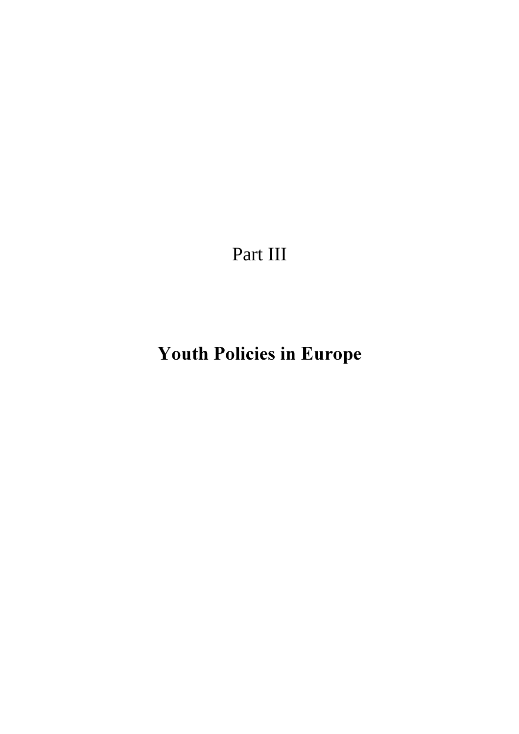# Part III

# **Youth Policies in Europe**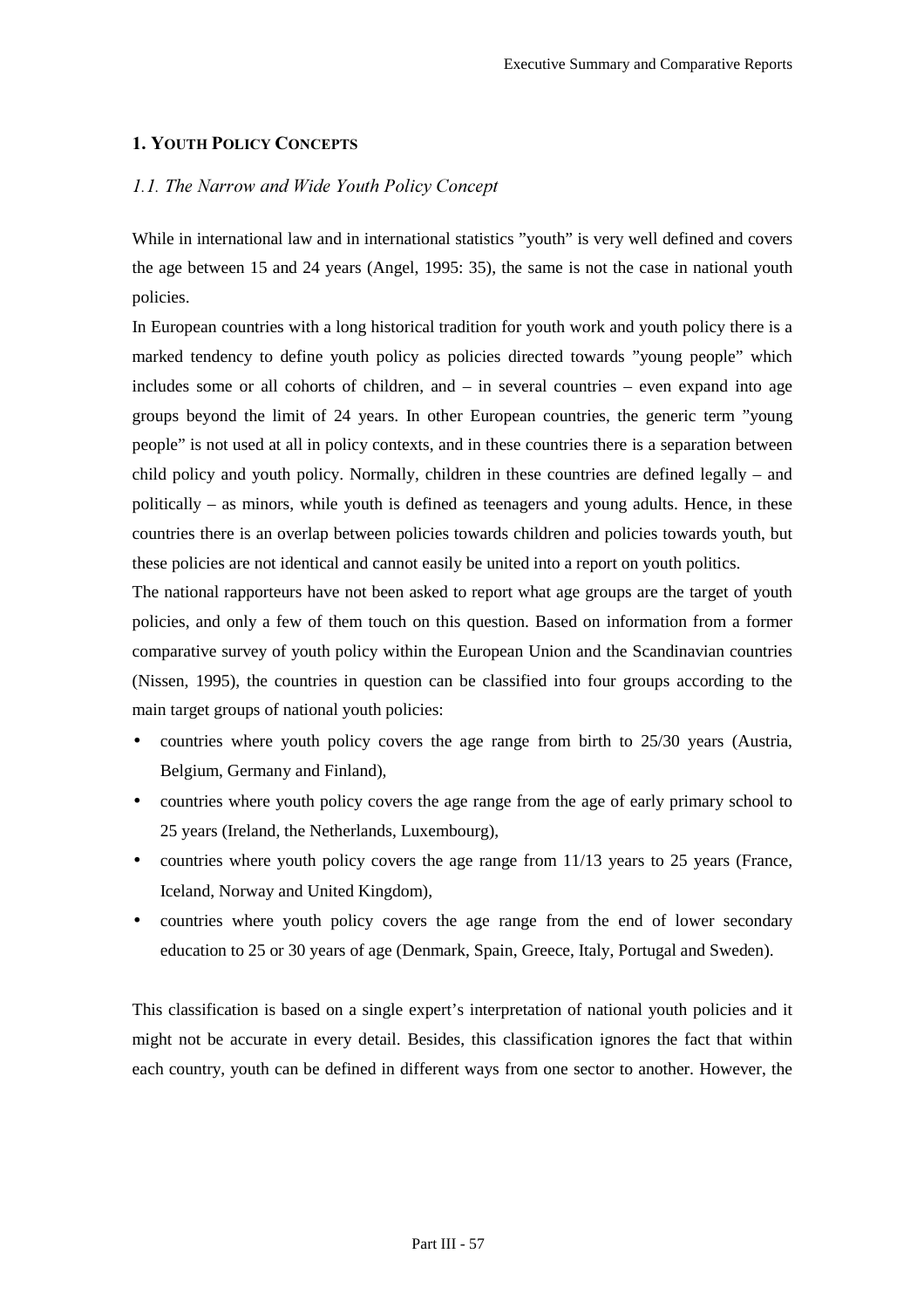## 1. YOUTH POLICY CONCEPTS

### *1.1. The Narrow and Wide Youth Policy Concept*

While in international law and in international statistics ”youth” is very well defined and covers the age between 15 and 24 years (Angel, 1995: 35), the same is not the case in national youth policies.

In European countries with a long historical tradition for youth work and youth policy there is a marked tendency to define youth policy as policies directed towards ”young people” which includes some or all cohorts of children, and – in several countries – even expand into age groups beyond the limit of 24 years. In other European countries, the generic term ”young people” is not used at all in policy contexts, and in these countries there is a separation between child policy and youth policy. Normally, children in these countries are defined legally – and politically – as minors, while youth is defined as teenagers and young adults. Hence, in these countries there is an overlap between policies towards children and policies towards youth, but these policies are not identical and cannot easily be united into a report on youth politics.

The national rapporteurs have not been asked to report what age groups are the target of youth policies, and only a few of them touch on this question. Based on information from a former comparative survey of youth policy within the European Union and the Scandinavian countries (Nissen, 1995), the countries in question can be classified into four groups according to the main target groups of national youth policies:

- countries where youth policy covers the age range from birth to 25/30 years (Austria, Belgium, Germany and Finland),
- countries where youth policy covers the age range from the age of early primary school to 25 years (Ireland, the Netherlands, Luxembourg),
- countries where youth policy covers the age range from 11/13 years to 25 years (France, Iceland, Norway and United Kingdom),
- countries where youth policy covers the age range from the end of lower secondary education to 25 or 30 years of age (Denmark, Spain, Greece, Italy, Portugal and Sweden).

This classification is based on a single expert’s interpretation of national youth policies and it might not be accurate in every detail. Besides, this classification ignores the fact that within each country, youth can be defined in different ways from one sector to another. However, the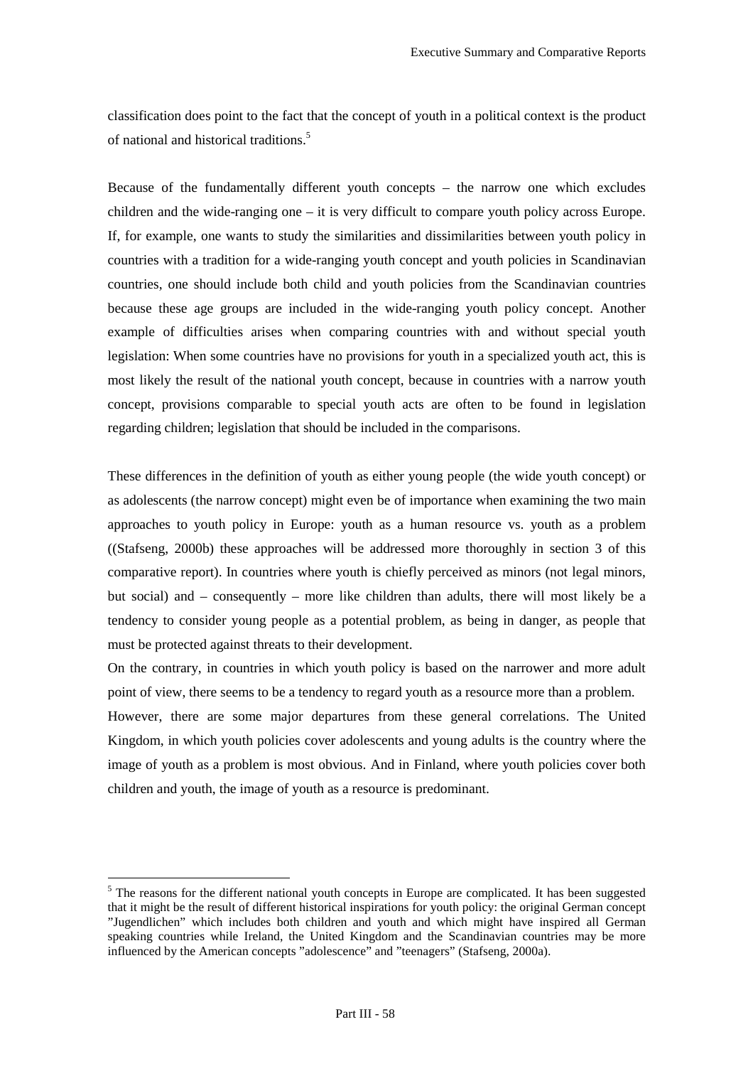classification does point to the fact that the concept of youth in a political context is the product of national and historical traditions.[5]

Because of the fundamentally different youth concepts – the narrow one which excludes children and the wide-ranging one – it is very difficult to compare youth policy across Europe. If, for example, one wants to study the similarities and dissimilarities between youth policy in countries with a tradition for a wide-ranging youth concept and youth policies in Scandinavian countries, one should include both child and youth policies from the Scandinavian countries because these age groups are included in the wide-ranging youth policy concept. Another example of difficulties arises when comparing countries with and without special youth legislation: When some countries have no provisions for youth in a specialized youth act, this is most likely the result of the national youth concept, because in countries with a narrow youth concept, provisions comparable to special youth acts are often to be found in legislation regarding children; legislation that should be included in the comparisons.

These differences in the definition of youth as either young people (the wide youth concept) or as adolescents (the narrow concept) might even be of importance when examining the two main approaches to youth policy in Europe: youth as a human resource vs. youth as a problem ((Stafseng, 2000b) these approaches will be addressed more thoroughly in section 3 of this comparative report). In countries where youth is chiefly perceived as minors (not legal minors, but social) and – consequently – more like children than adults, there will most likely be a tendency to consider young people as a potential problem, as being in danger, as people that must be protected against threats to their development.

On the contrary, in countries in which youth policy is based on the narrower and more adult point of view, there seems to be a tendency to regard youth as a resource more than a problem.

However, there are some major departures from these general correlations. The United Kingdom, in which youth policies cover adolescents and young adults is the country where the image of youth as a problem is most obvious. And in Finland, where youth policies cover both children and youth, the image of youth as a resource is predominant.

---

[5] The reasons for the different national youth concepts in Europe are complicated. It has been suggested that it might be the result of different historical inspirations for youth policy: the original German concept "Jugendlichen" which includes both children and youth and which might have inspired all German speaking countries while Ireland, the United Kingdom and the Scandinavian countries may be more influenced by the American concepts "adolescence" and "teenagers" (Stafseng, 2000a).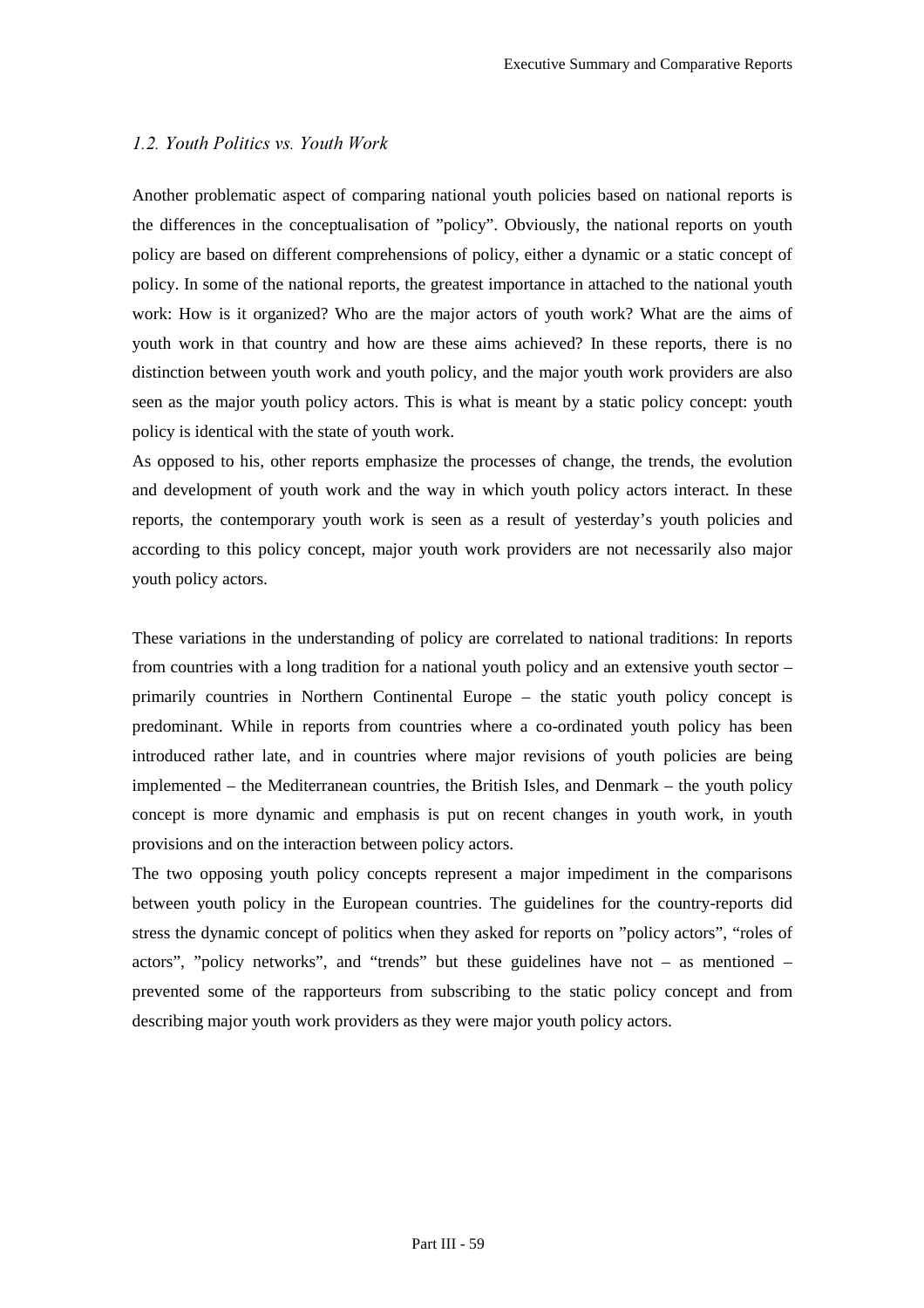### *1.2. Youth Politics vs. Youth Work*

Another problematic aspect of comparing national youth policies based on national reports is the differences in the conceptualisation of ”policy”. Obviously, the national reports on youth policy are based on different comprehensions of policy, either a dynamic or a static concept of policy. In some of the national reports, the greatest importance in attached to the national youth work: How is it organized? Who are the major actors of youth work? What are the aims of youth work in that country and how are these aims achieved? In these reports, there is no distinction between youth work and youth policy, and the major youth work providers are also seen as the major youth policy actors. This is what is meant by a static policy concept: youth policy is identical with the state of youth work.

As opposed to his, other reports emphasize the processes of change, the trends, the evolution and development of youth work and the way in which youth policy actors interact. In these reports, the contemporary youth work is seen as a result of yesterday's youth policies and according to this policy concept, major youth work providers are not necessarily also major youth policy actors.

These variations in the understanding of policy are correlated to national traditions: In reports from countries with a long tradition for a national youth policy and an extensive youth sector – primarily countries in Northern Continental Europe – the static youth policy concept is predominant. While in reports from countries where a co-ordinated youth policy has been introduced rather late, and in countries where major revisions of youth policies are being implemented – the Mediterranean countries, the British Isles, and Denmark – the youth policy concept is more dynamic and emphasis is put on recent changes in youth work, in youth provisions and on the interaction between policy actors.

The two opposing youth policy concepts represent a major impediment in the comparisons between youth policy in the European countries. The guidelines for the country-reports did stress the dynamic concept of politics when they asked for reports on ”policy actors”, “roles of actors”, ”policy networks”, and “trends” but these guidelines have not – as mentioned – prevented some of the rapporteurs from subscribing to the static policy concept and from describing major youth work providers as they were major youth policy actors.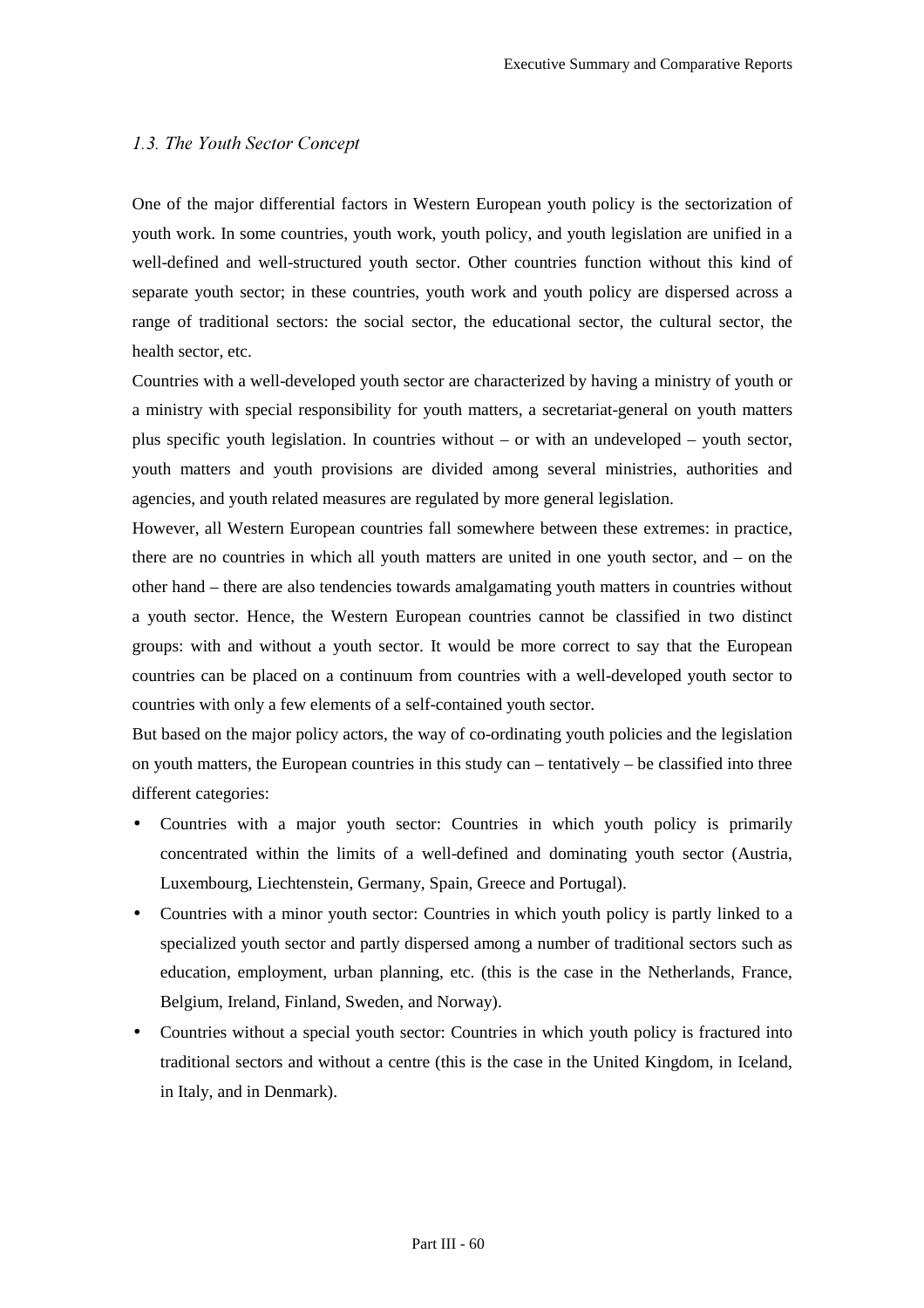### *1.3. The Youth Sector Concept*

One of the major differential factors in Western European youth policy is the sectorization of youth work. In some countries, youth work, youth policy, and youth legislation are unified in a well-defined and well-structured youth sector. Other countries function without this kind of separate youth sector; in these countries, youth work and youth policy are dispersed across a range of traditional sectors: the social sector, the educational sector, the cultural sector, the health sector, etc.

Countries with a well-developed youth sector are characterized by having a ministry of youth or a ministry with special responsibility for youth matters, a secretariat-general on youth matters plus specific youth legislation. In countries without – or with an undeveloped – youth sector, youth matters and youth provisions are divided among several ministries, authorities and agencies, and youth related measures are regulated by more general legislation.

However, all Western European countries fall somewhere between these extremes: in practice, there are no countries in which all youth matters are united in one youth sector, and – on the other hand – there are also tendencies towards amalgamating youth matters in countries without a youth sector. Hence, the Western European countries cannot be classified in two distinct groups: with and without a youth sector. It would be more correct to say that the European countries can be placed on a continuum from countries with a well-developed youth sector to countries with only a few elements of a self-contained youth sector.

But based on the major policy actors, the way of co-ordinating youth policies and the legislation on youth matters, the European countries in this study can – tentatively – be classified into three different categories:

- Countries with a major youth sector: Countries in which youth policy is primarily concentrated within the limits of a well-defined and dominating youth sector (Austria, Luxembourg, Liechtenstein, Germany, Spain, Greece and Portugal).
- Countries with a minor youth sector: Countries in which youth policy is partly linked to a specialized youth sector and partly dispersed among a number of traditional sectors such as education, employment, urban planning, etc. (this is the case in the Netherlands, France, Belgium, Ireland, Finland, Sweden, and Norway).
- Countries without a special youth sector: Countries in which youth policy is fractured into traditional sectors and without a centre (this is the case in the United Kingdom, in Iceland, in Italy, and in Denmark).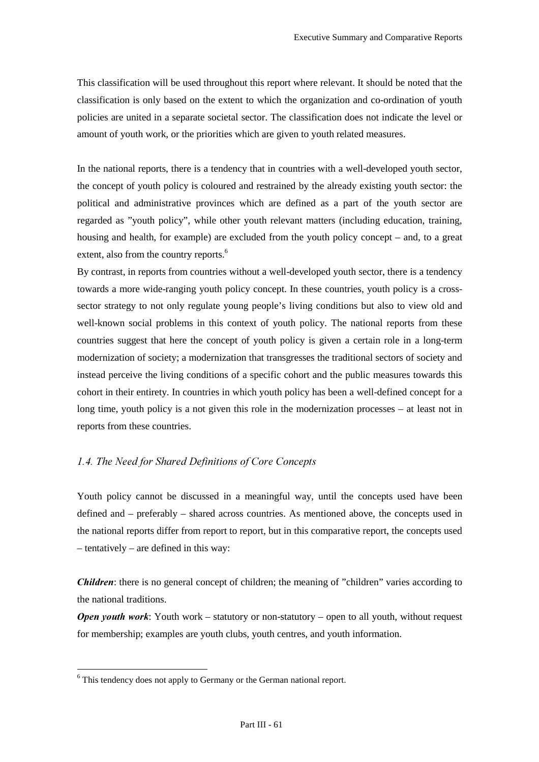This classification will be used throughout this report where relevant. It should be noted that the classification is only based on the extent to which the organization and co-ordination of youth policies are united in a separate societal sector. The classification does not indicate the level or amount of youth work, or the priorities which are given to youth related measures.

In the national reports, there is a tendency that in countries with a well-developed youth sector, the concept of youth policy is coloured and restrained by the already existing youth sector: the political and administrative provinces which are defined as a part of the youth sector are regarded as "youth policy", while other youth relevant matters (including education, training, housing and health, for example) are excluded from the youth policy concept – and, to a great extent, also from the country reports.[6]

By contrast, in reports from countries without a well-developed youth sector, there is a tendency towards a more wide-ranging youth policy concept. In these countries, youth policy is a cross-sector strategy to not only regulate young people's living conditions but also to view old and well-known social problems in this context of youth policy. The national reports from these countries suggest that here the concept of youth policy is given a certain role in a long-term modernization of society; a modernization that transgresses the traditional sectors of society and instead perceive the living conditions of a specific cohort and the public measures towards this cohort in their entirety. In countries in which youth policy has been a well-defined concept for a long time, youth policy is a not given this role in the modernization processes – at least not in reports from these countries.

### *1.4. The Need for Shared Definitions of Core Concepts*

Youth policy cannot be discussed in a meaningful way, until the concepts used have been defined and – preferably – shared across countries. As mentioned above, the concepts used in the national reports differ from report to report, but in this comparative report, the concepts used – tentatively – are defined in this way:

***Children***: there is no general concept of children; the meaning of "children" varies according to the national traditions.

***Open youth work***: Youth work – statutory or non-statutory – open to all youth, without request for membership; examples are youth clubs, youth centres, and youth information.

[6] This tendency does not apply to Germany or the German national report.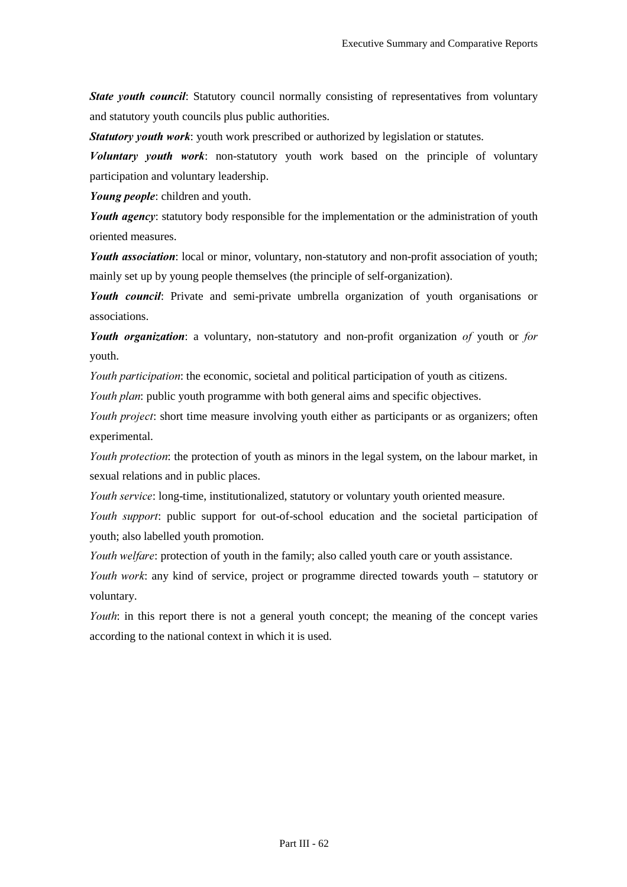***State youth council***: Statutory council normally consisting of representatives from voluntary and statutory youth councils plus public authorities.

***Statutory youth work***: youth work prescribed or authorized by legislation or statutes.

***Voluntary youth work***: non-statutory youth work based on the principle of voluntary participation and voluntary leadership.

***Young people***: children and youth.

***Youth agency***: statutory body responsible for the implementation or the administration of youth oriented measures.

***Youth association***: local or minor, voluntary, non-statutory and non-profit association of youth; mainly set up by young people themselves (the principle of self-organization).

***Youth council***: Private and semi-private umbrella organization of youth organisations or associations.

***Youth organization***: a voluntary, non-statutory and non-profit organization *of* youth or *for* youth.

*Youth participation*: the economic, societal and political participation of youth as citizens.

*Youth plan*: public youth programme with both general aims and specific objectives.

*Youth project*: short time measure involving youth either as participants or as organizers; often experimental.

*Youth protection*: the protection of youth as minors in the legal system, on the labour market, in sexual relations and in public places.

*Youth service*: long-time, institutionalized, statutory or voluntary youth oriented measure.

*Youth support*: public support for out-of-school education and the societal participation of youth; also labelled youth promotion.

*Youth welfare*: protection of youth in the family; also called youth care or youth assistance.

*Youth work*: any kind of service, project or programme directed towards youth – statutory or voluntary.

*Youth*: in this report there is not a general youth concept; the meaning of the concept varies according to the national context in which it is used.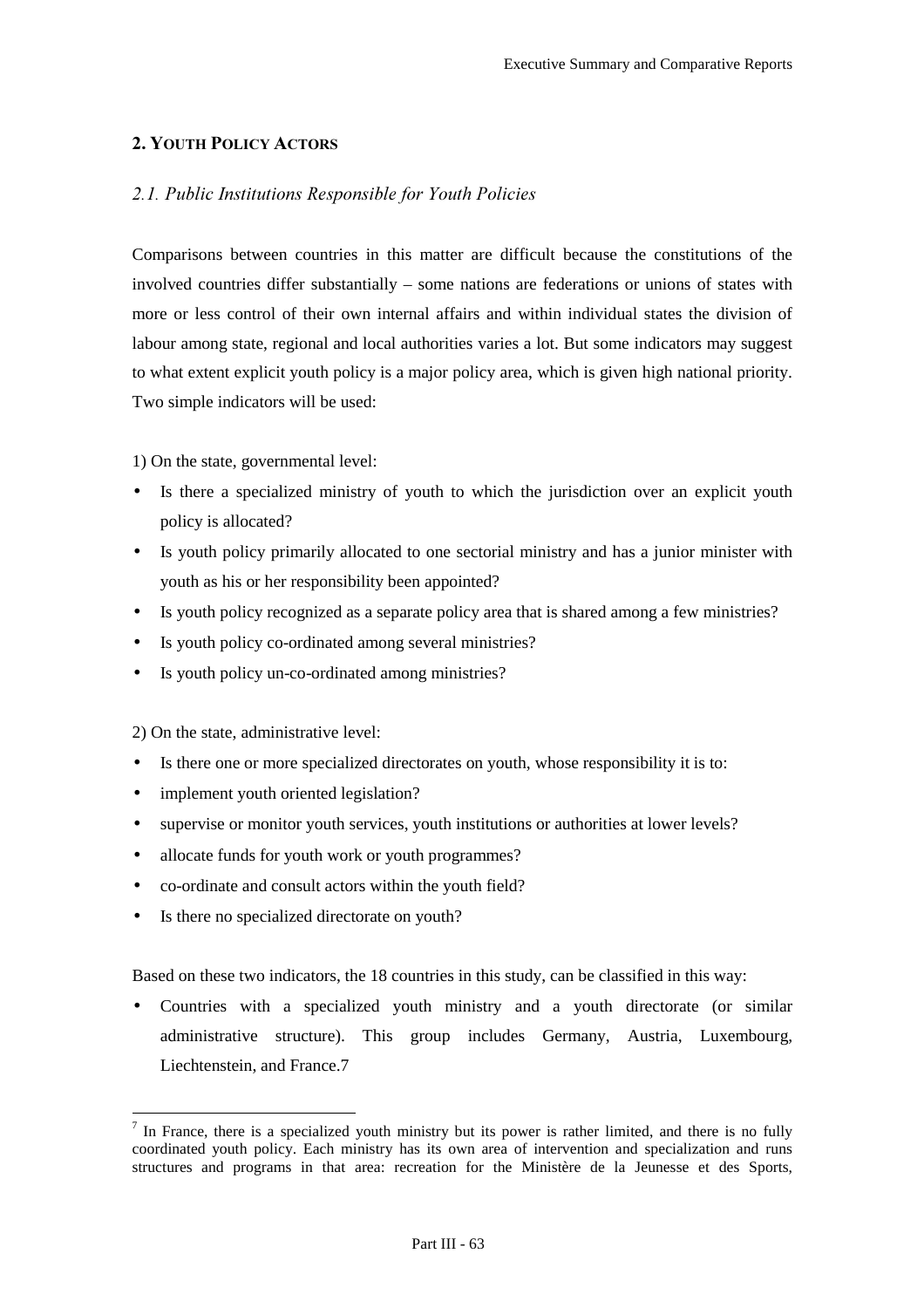## 2. Youth Policy Actors

### *2.1. Public Institutions Responsible for Youth Policies*

Comparisons between countries in this matter are difficult because the constitutions of the involved countries differ substantially – some nations are federations or unions of states with more or less control of their own internal affairs and within individual states the division of labour among state, regional and local authorities varies a lot. But some indicators may suggest to what extent explicit youth policy is a major policy area, which is given high national priority. Two simple indicators will be used:

1) On the state, governmental level:

- Is there a specialized ministry of youth to which the jurisdiction over an explicit youth policy is allocated?
- Is youth policy primarily allocated to one sectorial ministry and has a junior minister with youth as his or her responsibility been appointed?
- Is youth policy recognized as a separate policy area that is shared among a few ministries?
- Is youth policy co-ordinated among several ministries?
- Is youth policy un-co-ordinated among ministries?

2) On the state, administrative level:

- Is there one or more specialized directorates on youth, whose responsibility it is to:
- implement youth oriented legislation?
- supervise or monitor youth services, youth institutions or authorities at lower levels?
- allocate funds for youth work or youth programmes?
- co-ordinate and consult actors within the youth field?
- Is there no specialized directorate on youth?

Based on these two indicators, the 18 countries in this study, can be classified in this way:

- Countries with a specialized youth ministry and a youth directorate (or similar administrative structure). This group includes Germany, Austria, Luxembourg, Liechtenstein, and France.7

[7] In France, there is a specialized youth ministry but its power is rather limited, and there is no fully coordinated youth policy. Each ministry has its own area of intervention and specialization and runs structures and programs in that area: recreation for the Ministère de la Jeunesse et des Sports,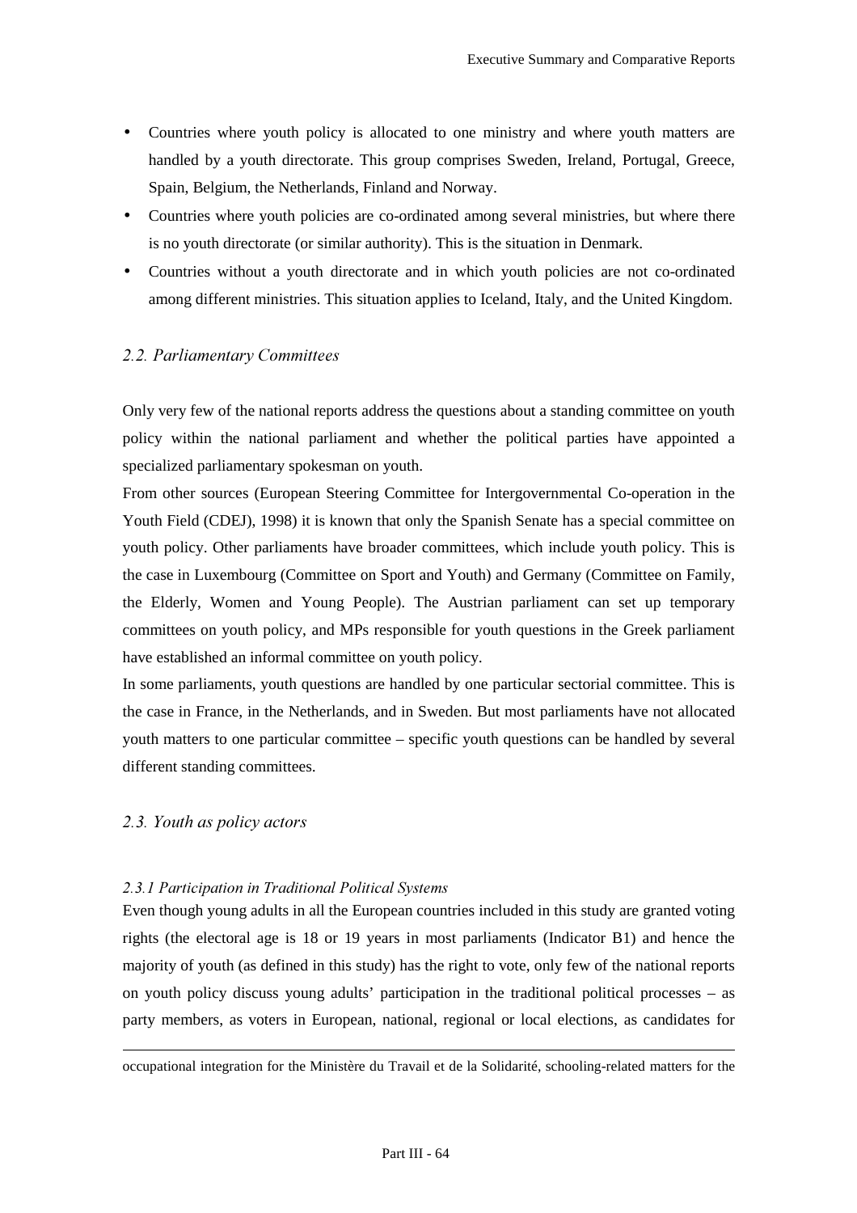- Countries where youth policy is allocated to one ministry and where youth matters are handled by a youth directorate. This group comprises Sweden, Ireland, Portugal, Greece, Spain, Belgium, the Netherlands, Finland and Norway.
- Countries where youth policies are co-ordinated among several ministries, but where there is no youth directorate (or similar authority). This is the situation in Denmark.
- Countries without a youth directorate and in which youth policies are not co-ordinated among different ministries. This situation applies to Iceland, Italy, and the United Kingdom.

## *2.2. Parliamentary Committees*

Only very few of the national reports address the questions about a standing committee on youth policy within the national parliament and whether the political parties have appointed a specialized parliamentary spokesman on youth.

From other sources (European Steering Committee for Intergovernmental Co-operation in the Youth Field (CDEJ), 1998) it is known that only the Spanish Senate has a special committee on youth policy. Other parliaments have broader committees, which include youth policy. This is the case in Luxembourg (Committee on Sport and Youth) and Germany (Committee on Family, the Elderly, Women and Young People). The Austrian parliament can set up temporary committees on youth policy, and MPs responsible for youth questions in the Greek parliament have established an informal committee on youth policy.

In some parliaments, youth questions are handled by one particular sectorial committee. This is the case in France, in the Netherlands, and in Sweden. But most parliaments have not allocated youth matters to one particular committee – specific youth questions can be handled by several different standing committees.

## *2.3. Youth as policy actors*

### *2.3.1 Participation in Traditional Political Systems*

Even though young adults in all the European countries included in this study are granted voting rights (the electoral age is 18 or 19 years in most parliaments (Indicator B1) and hence the majority of youth (as defined in this study) has the right to vote, only few of the national reports on youth policy discuss young adults' participation in the traditional political processes – as party members, as voters in European, national, regional or local elections, as candidates for

---

occupational integration for the Ministère du Travail et de la Solidarité, schooling-related matters for the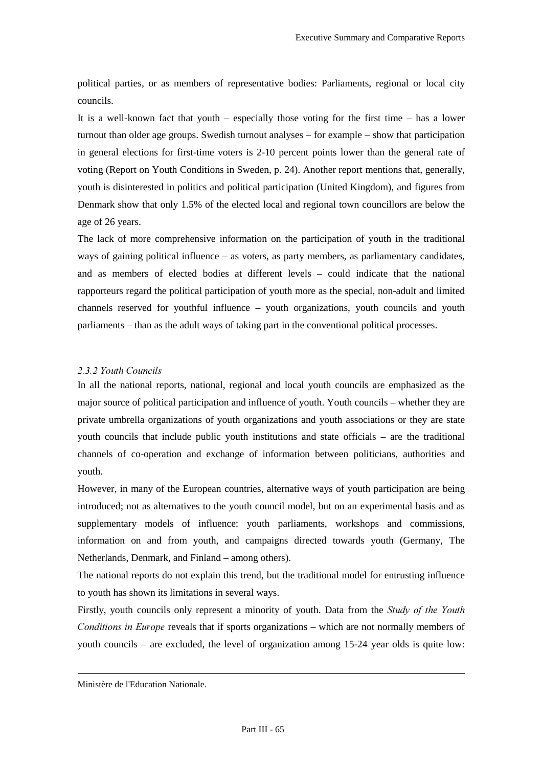political parties, or as members of representative bodies: Parliaments, regional or local city councils.

It is a well-known fact that youth – especially those voting for the first time – has a lower turnout than older age groups. Swedish turnout analyses – for example – show that participation in general elections for first-time voters is 2-10 percent points lower than the general rate of voting (Report on Youth Conditions in Sweden, p. 24). Another report mentions that, generally, youth is disinterested in politics and political participation (United Kingdom), and figures from Denmark show that only 1.5% of the elected local and regional town councillors are below the age of 26 years.

The lack of more comprehensive information on the participation of youth in the traditional ways of gaining political influence – as voters, as party members, as parliamentary candidates, and as members of elected bodies at different levels – could indicate that the national rapporteurs regard the political participation of youth more as the special, non-adult and limited channels reserved for youthful influence – youth organizations, youth councils and youth parliaments – than as the adult ways of taking part in the conventional political processes.

### *2.3.2 Youth Councils*

In all the national reports, national, regional and local youth councils are emphasized as the major source of political participation and influence of youth. Youth councils – whether they are private umbrella organizations of youth organizations and youth associations or they are state youth councils that include public youth institutions and state officials – are the traditional channels of co-operation and exchange of information between politicians, authorities and youth.

However, in many of the European countries, alternative ways of youth participation are being introduced; not as alternatives to the youth council model, but on an experimental basis and as supplementary models of influence: youth parliaments, workshops and commissions, information on and from youth, and campaigns directed towards youth (Germany, The Netherlands, Denmark, and Finland – among others).

The national reports do not explain this trend, but the traditional model for entrusting influence to youth has shown its limitations in several ways.

Firstly, youth councils only represent a minority of youth. Data from the *Study of the Youth Conditions in Europe* reveals that if sports organizations – which are not normally members of youth councils – are excluded, the level of organization among 15-24 year olds is quite low:

---

Ministère de l'Education Nationale.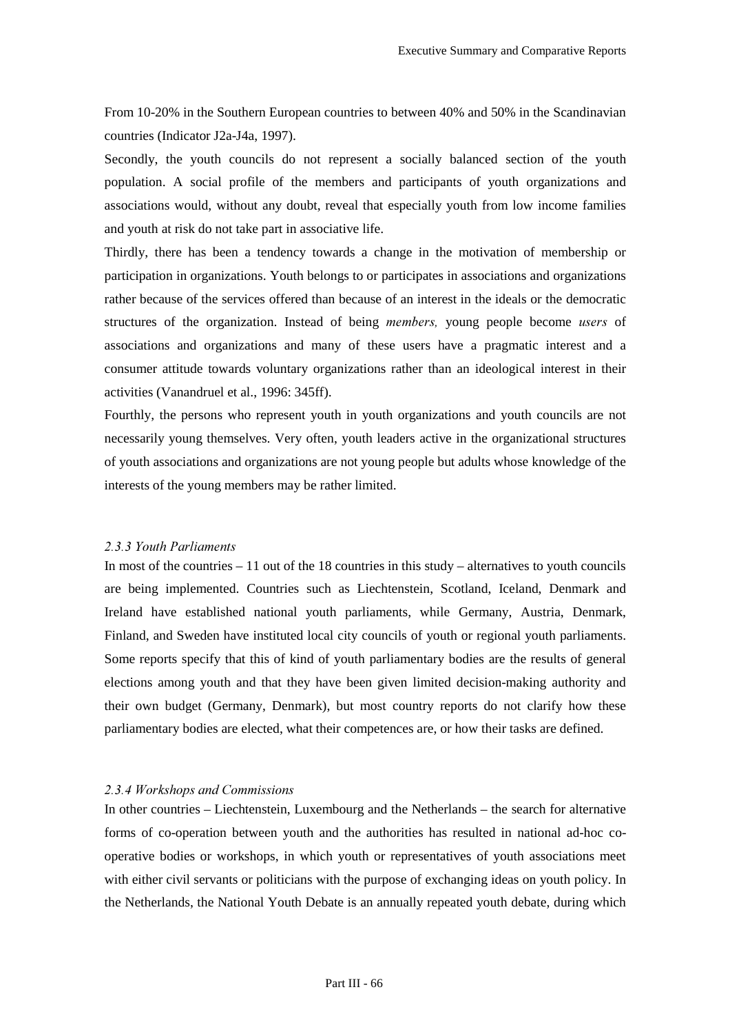From 10-20% in the Southern European countries to between 40% and 50% in the Scandinavian countries (Indicator J2a-J4a, 1997).

Secondly, the youth councils do not represent a socially balanced section of the youth population. A social profile of the members and participants of youth organizations and associations would, without any doubt, reveal that especially youth from low income families and youth at risk do not take part in associative life.

Thirdly, there has been a tendency towards a change in the motivation of membership or participation in organizations. Youth belongs to or participates in associations and organizations rather because of the services offered than because of an interest in the ideals or the democratic structures of the organization. Instead of being *members,* young people become *users* of associations and organizations and many of these users have a pragmatic interest and a consumer attitude towards voluntary organizations rather than an ideological interest in their activities (Vanandruel et al., 1996: 345ff).

Fourthly, the persons who represent youth in youth organizations and youth councils are not necessarily young themselves. Very often, youth leaders active in the organizational structures of youth associations and organizations are not young people but adults whose knowledge of the interests of the young members may be rather limited.

### *2.3.3 Youth Parliaments*

In most of the countries – 11 out of the 18 countries in this study – alternatives to youth councils are being implemented. Countries such as Liechtenstein, Scotland, Iceland, Denmark and Ireland have established national youth parliaments, while Germany, Austria, Denmark, Finland, and Sweden have instituted local city councils of youth or regional youth parliaments. Some reports specify that this of kind of youth parliamentary bodies are the results of general elections among youth and that they have been given limited decision-making authority and their own budget (Germany, Denmark), but most country reports do not clarify how these parliamentary bodies are elected, what their competences are, or how their tasks are defined.

### *2.3.4 Workshops and Commissions*

In other countries – Liechtenstein, Luxembourg and the Netherlands – the search for alternative forms of co-operation between youth and the authorities has resulted in national ad-hoc co-operative bodies or workshops, in which youth or representatives of youth associations meet with either civil servants or politicians with the purpose of exchanging ideas on youth policy. In the Netherlands, the National Youth Debate is an annually repeated youth debate, during which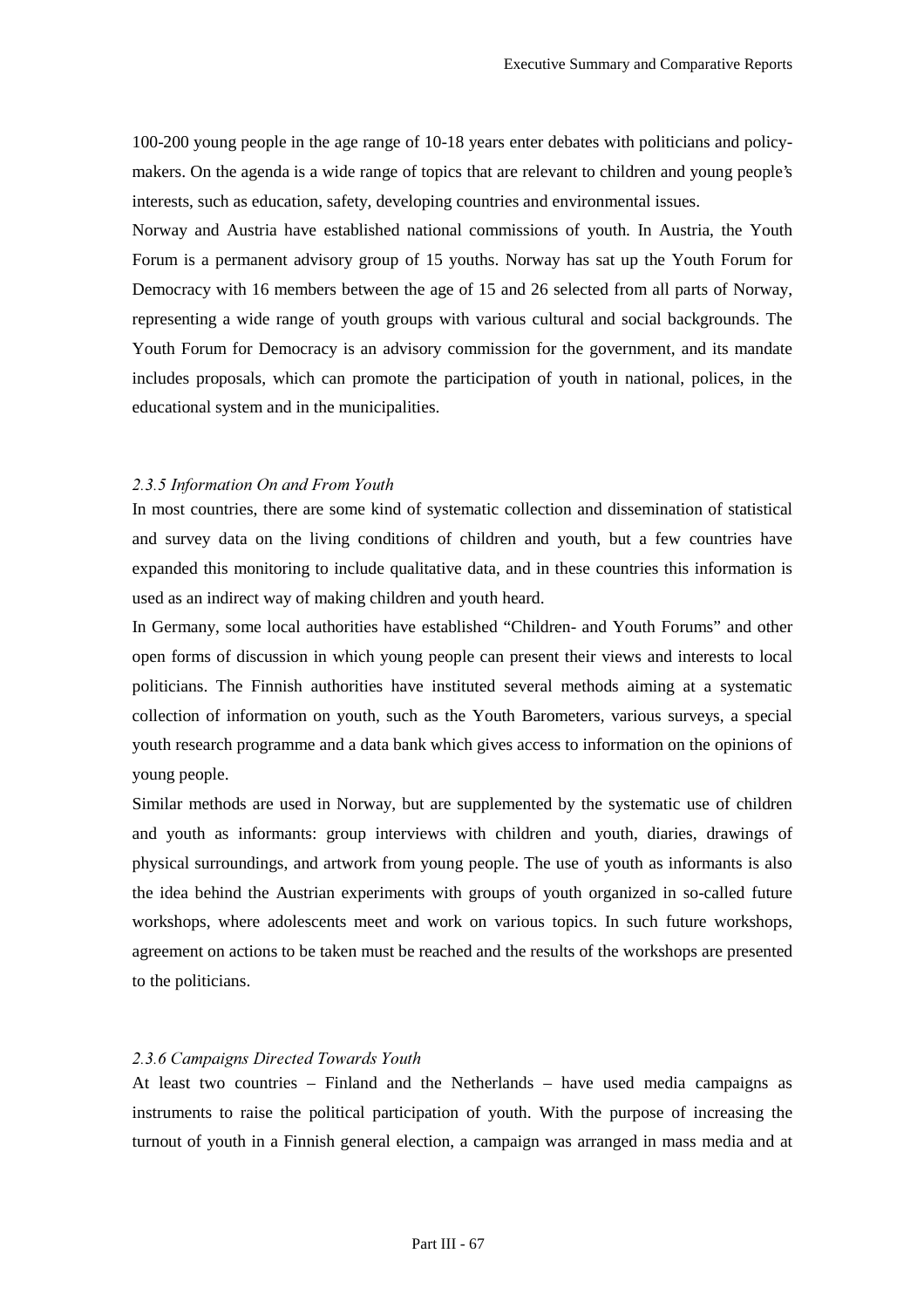100-200 young people in the age range of 10-18 years enter debates with politicians and policy-makers. On the agenda is a wide range of topics that are relevant to children and young people's interests, such as education, safety, developing countries and environmental issues.

Norway and Austria have established national commissions of youth. In Austria, the Youth Forum is a permanent advisory group of 15 youths. Norway has sat up the Youth Forum for Democracy with 16 members between the age of 15 and 26 selected from all parts of Norway, representing a wide range of youth groups with various cultural and social backgrounds. The Youth Forum for Democracy is an advisory commission for the government, and its mandate includes proposals, which can promote the participation of youth in national, polices, in the educational system and in the municipalities.

#### *2.3.5 Information On and From Youth*

In most countries, there are some kind of systematic collection and dissemination of statistical and survey data on the living conditions of children and youth, but a few countries have expanded this monitoring to include qualitative data, and in these countries this information is used as an indirect way of making children and youth heard.

In Germany, some local authorities have established "Children- and Youth Forums" and other open forms of discussion in which young people can present their views and interests to local politicians. The Finnish authorities have instituted several methods aiming at a systematic collection of information on youth, such as the Youth Barometers, various surveys, a special youth research programme and a data bank which gives access to information on the opinions of young people.

Similar methods are used in Norway, but are supplemented by the systematic use of children and youth as informants: group interviews with children and youth, diaries, drawings of physical surroundings, and artwork from young people. The use of youth as informants is also the idea behind the Austrian experiments with groups of youth organized in so-called future workshops, where adolescents meet and work on various topics. In such future workshops, agreement on actions to be taken must be reached and the results of the workshops are presented to the politicians.

#### *2.3.6 Campaigns Directed Towards Youth*

At least two countries – Finland and the Netherlands – have used media campaigns as instruments to raise the political participation of youth. With the purpose of increasing the turnout of youth in a Finnish general election, a campaign was arranged in mass media and at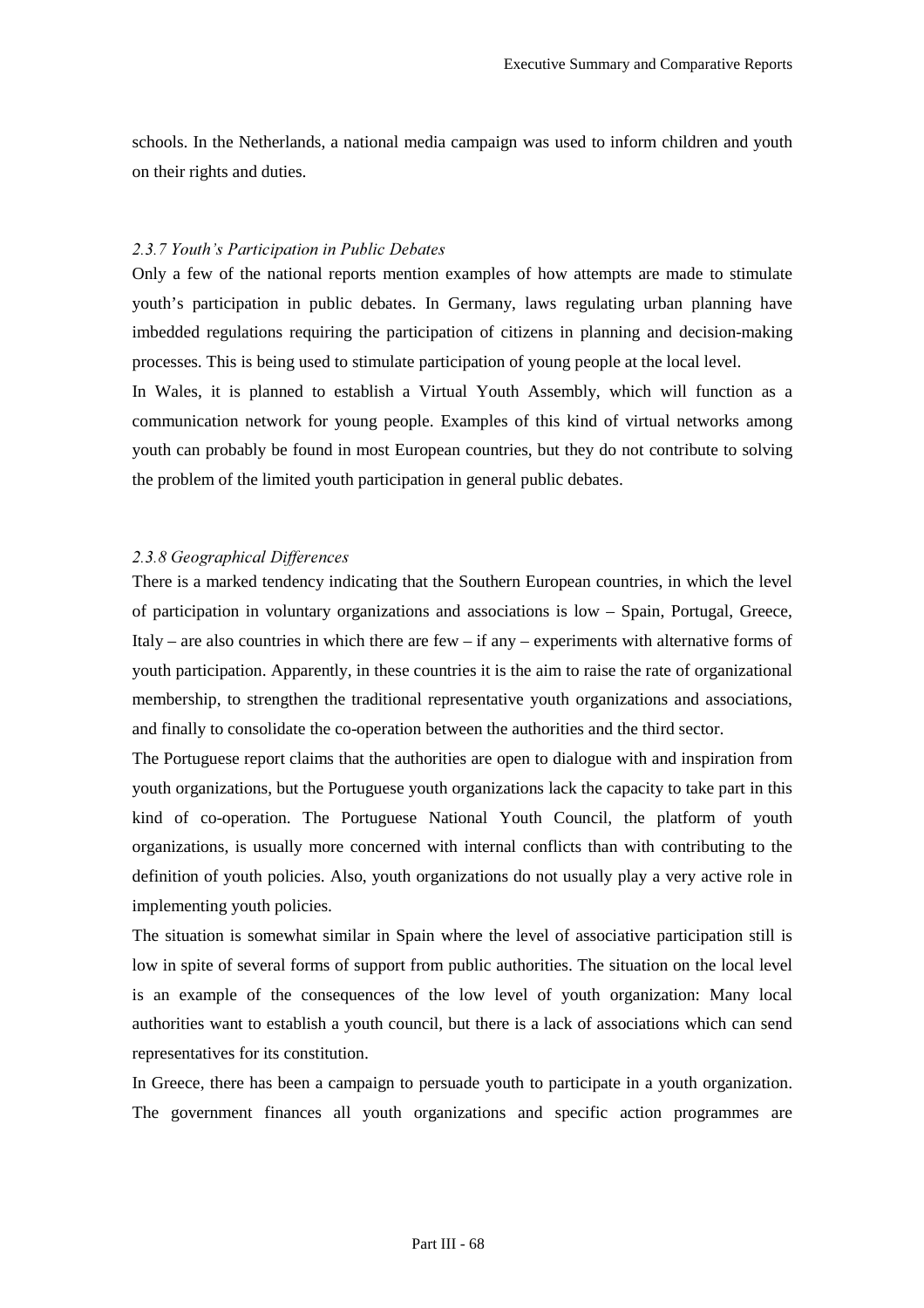schools. In the Netherlands, a national media campaign was used to inform children and youth on their rights and duties.

#### *2.3.7 Youth's Participation in Public Debates*

Only a few of the national reports mention examples of how attempts are made to stimulate youth's participation in public debates. In Germany, laws regulating urban planning have imbedded regulations requiring the participation of citizens in planning and decision-making processes. This is being used to stimulate participation of young people at the local level.

In Wales, it is planned to establish a Virtual Youth Assembly, which will function as a communication network for young people. Examples of this kind of virtual networks among youth can probably be found in most European countries, but they do not contribute to solving the problem of the limited youth participation in general public debates.

#### *2.3.8 Geographical Differences*

There is a marked tendency indicating that the Southern European countries, in which the level of participation in voluntary organizations and associations is low – Spain, Portugal, Greece, Italy – are also countries in which there are few – if any – experiments with alternative forms of youth participation. Apparently, in these countries it is the aim to raise the rate of organizational membership, to strengthen the traditional representative youth organizations and associations, and finally to consolidate the co-operation between the authorities and the third sector.

The Portuguese report claims that the authorities are open to dialogue with and inspiration from youth organizations, but the Portuguese youth organizations lack the capacity to take part in this kind of co-operation. The Portuguese National Youth Council, the platform of youth organizations, is usually more concerned with internal conflicts than with contributing to the definition of youth policies. Also, youth organizations do not usually play a very active role in implementing youth policies.

The situation is somewhat similar in Spain where the level of associative participation still is low in spite of several forms of support from public authorities. The situation on the local level is an example of the consequences of the low level of youth organization: Many local authorities want to establish a youth council, but there is a lack of associations which can send representatives for its constitution.

In Greece, there has been a campaign to persuade youth to participate in a youth organization. The government finances all youth organizations and specific action programmes are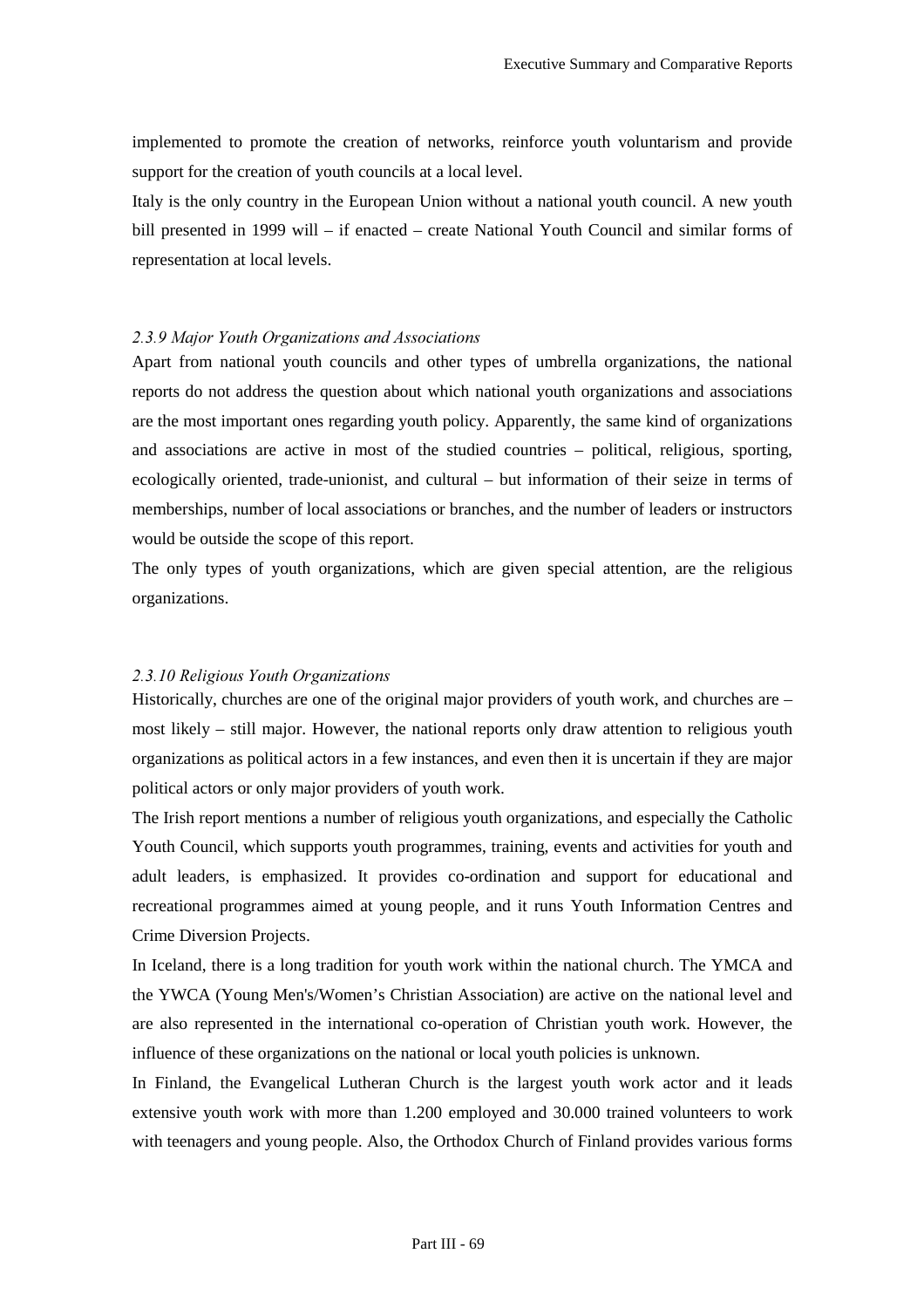implemented to promote the creation of networks, reinforce youth voluntarism and provide support for the creation of youth councils at a local level.

Italy is the only country in the European Union without a national youth council. A new youth bill presented in 1999 will – if enacted – create National Youth Council and similar forms of representation at local levels.

### *2.3.9 Major Youth Organizations and Associations*

Apart from national youth councils and other types of umbrella organizations, the national reports do not address the question about which national youth organizations and associations are the most important ones regarding youth policy. Apparently, the same kind of organizations and associations are active in most of the studied countries – political, religious, sporting, ecologically oriented, trade-unionist, and cultural – but information of their seize in terms of memberships, number of local associations or branches, and the number of leaders or instructors would be outside the scope of this report.

The only types of youth organizations, which are given special attention, are the religious organizations.

### *2.3.10 Religious Youth Organizations*

Historically, churches are one of the original major providers of youth work, and churches are – most likely – still major. However, the national reports only draw attention to religious youth organizations as political actors in a few instances, and even then it is uncertain if they are major political actors or only major providers of youth work.

The Irish report mentions a number of religious youth organizations, and especially the Catholic Youth Council, which supports youth programmes, training, events and activities for youth and adult leaders, is emphasized. It provides co-ordination and support for educational and recreational programmes aimed at young people, and it runs Youth Information Centres and Crime Diversion Projects.

In Iceland, there is a long tradition for youth work within the national church. The YMCA and the YWCA (Young Men's/Women's Christian Association) are active on the national level and are also represented in the international co-operation of Christian youth work. However, the influence of these organizations on the national or local youth policies is unknown.

In Finland, the Evangelical Lutheran Church is the largest youth work actor and it leads extensive youth work with more than 1.200 employed and 30.000 trained volunteers to work with teenagers and young people. Also, the Orthodox Church of Finland provides various forms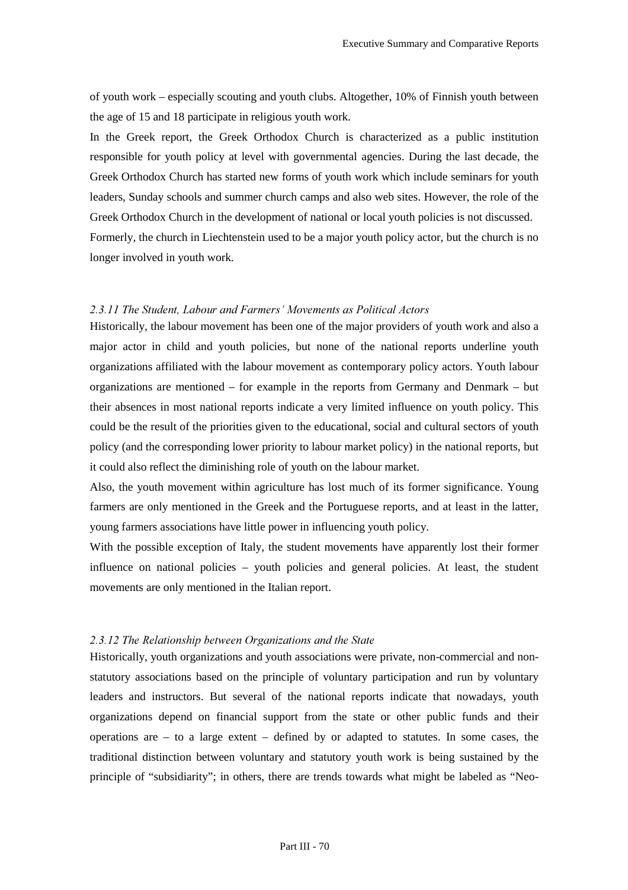of youth work – especially scouting and youth clubs. Altogether, 10% of Finnish youth between the age of 15 and 18 participate in religious youth work.

In the Greek report, the Greek Orthodox Church is characterized as a public institution responsible for youth policy at level with governmental agencies. During the last decade, the Greek Orthodox Church has started new forms of youth work which include seminars for youth leaders, Sunday schools and summer church camps and also web sites. However, the role of the Greek Orthodox Church in the development of national or local youth policies is not discussed.

Formerly, the church in Liechtenstein used to be a major youth policy actor, but the church is no longer involved in youth work.

#### *2.3.11 The Student, Labour and Farmers' Movements as Political Actors*

Historically, the labour movement has been one of the major providers of youth work and also a major actor in child and youth policies, but none of the national reports underline youth organizations affiliated with the labour movement as contemporary policy actors. Youth labour organizations are mentioned – for example in the reports from Germany and Denmark – but their absences in most national reports indicate a very limited influence on youth policy. This could be the result of the priorities given to the educational, social and cultural sectors of youth policy (and the corresponding lower priority to labour market policy) in the national reports, but it could also reflect the diminishing role of youth on the labour market.

Also, the youth movement within agriculture has lost much of its former significance. Young farmers are only mentioned in the Greek and the Portuguese reports, and at least in the latter, young farmers associations have little power in influencing youth policy.

With the possible exception of Italy, the student movements have apparently lost their former influence on national policies – youth policies and general policies. At least, the student movements are only mentioned in the Italian report.

#### *2.3.12 The Relationship between Organizations and the State*

Historically, youth organizations and youth associations were private, non-commercial and non-statutory associations based on the principle of voluntary participation and run by voluntary leaders and instructors. But several of the national reports indicate that nowadays, youth organizations depend on financial support from the state or other public funds and their operations are – to a large extent – defined by or adapted to statutes. In some cases, the traditional distinction between voluntary and statutory youth work is being sustained by the principle of "subsidiarity"; in others, there are trends towards what might be labeled as "Neo-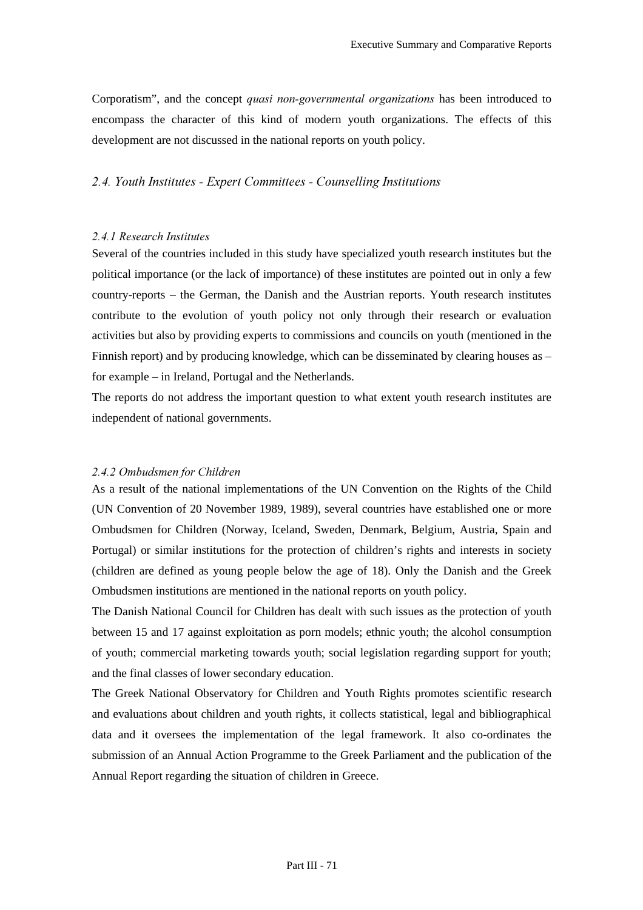Corporatism", and the concept *quasi non-governmental organizations* has been introduced to encompass the character of this kind of modern youth organizations. The effects of this development are not discussed in the national reports on youth policy.

## *2.4. Youth Institutes - Expert Committees - Counselling Institutions*

### *2.4.1 Research Institutes*

Several of the countries included in this study have specialized youth research institutes but the political importance (or the lack of importance) of these institutes are pointed out in only a few country-reports – the German, the Danish and the Austrian reports. Youth research institutes contribute to the evolution of youth policy not only through their research or evaluation activities but also by providing experts to commissions and councils on youth (mentioned in the Finnish report) and by producing knowledge, which can be disseminated by clearing houses as – for example – in Ireland, Portugal and the Netherlands.

The reports do not address the important question to what extent youth research institutes are independent of national governments.

### *2.4.2 Ombudsmen for Children*

As a result of the national implementations of the UN Convention on the Rights of the Child (UN Convention of 20 November 1989, 1989), several countries have established one or more Ombudsmen for Children (Norway, Iceland, Sweden, Denmark, Belgium, Austria, Spain and Portugal) or similar institutions for the protection of children's rights and interests in society (children are defined as young people below the age of 18). Only the Danish and the Greek Ombudsmen institutions are mentioned in the national reports on youth policy.

The Danish National Council for Children has dealt with such issues as the protection of youth between 15 and 17 against exploitation as porn models; ethnic youth; the alcohol consumption of youth; commercial marketing towards youth; social legislation regarding support for youth; and the final classes of lower secondary education.

The Greek National Observatory for Children and Youth Rights promotes scientific research and evaluations about children and youth rights, it collects statistical, legal and bibliographical data and it oversees the implementation of the legal framework. It also co-ordinates the submission of an Annual Action Programme to the Greek Parliament and the publication of the Annual Report regarding the situation of children in Greece.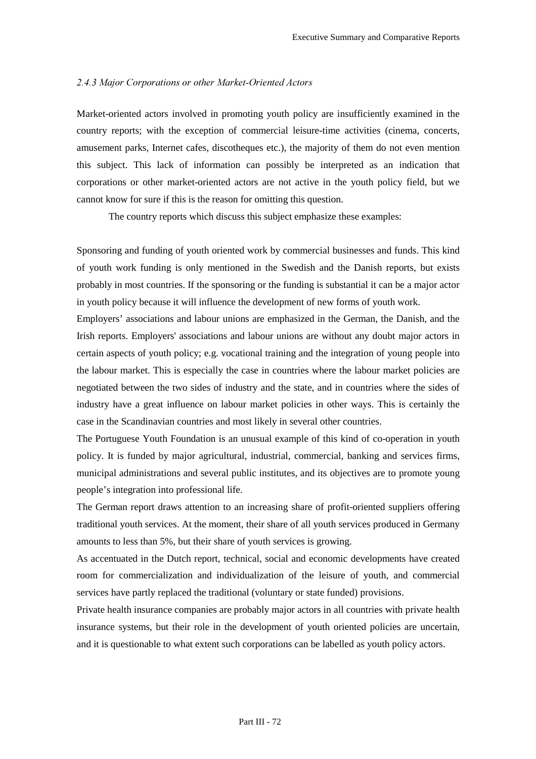### *2.4.3 Major Corporations or other Market-Oriented Actors*

Market-oriented actors involved in promoting youth policy are insufficiently examined in the country reports; with the exception of commercial leisure-time activities (cinema, concerts, amusement parks, Internet cafes, discotheques etc.), the majority of them do not even mention this subject. This lack of information can possibly be interpreted as an indication that corporations or other market-oriented actors are not active in the youth policy field, but we cannot know for sure if this is the reason for omitting this question.

The country reports which discuss this subject emphasize these examples:

Sponsoring and funding of youth oriented work by commercial businesses and funds. This kind of youth work funding is only mentioned in the Swedish and the Danish reports, but exists probably in most countries. If the sponsoring or the funding is substantial it can be a major actor in youth policy because it will influence the development of new forms of youth work.

Employers' associations and labour unions are emphasized in the German, the Danish, and the Irish reports. Employers' associations and labour unions are without any doubt major actors in certain aspects of youth policy; e.g. vocational training and the integration of young people into the labour market. This is especially the case in countries where the labour market policies are negotiated between the two sides of industry and the state, and in countries where the sides of industry have a great influence on labour market policies in other ways. This is certainly the case in the Scandinavian countries and most likely in several other countries.

The Portuguese Youth Foundation is an unusual example of this kind of co-operation in youth policy. It is funded by major agricultural, industrial, commercial, banking and services firms, municipal administrations and several public institutes, and its objectives are to promote young people's integration into professional life.

The German report draws attention to an increasing share of profit-oriented suppliers offering traditional youth services. At the moment, their share of all youth services produced in Germany amounts to less than 5%, but their share of youth services is growing.

As accentuated in the Dutch report, technical, social and economic developments have created room for commercialization and individualization of the leisure of youth, and commercial services have partly replaced the traditional (voluntary or state funded) provisions.

Private health insurance companies are probably major actors in all countries with private health insurance systems, but their role in the development of youth oriented policies are uncertain, and it is questionable to what extent such corporations can be labelled as youth policy actors.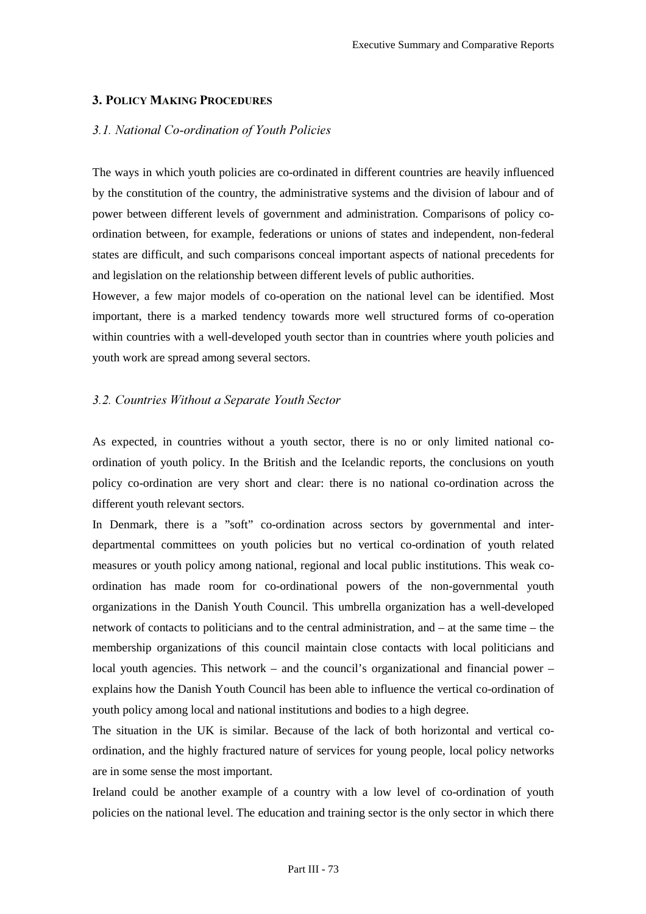## 3. Policy Making Procedures

### *3.1. National Co-ordination of Youth Policies*

The ways in which youth policies are co-ordinated in different countries are heavily influenced by the constitution of the country, the administrative systems and the division of labour and of power between different levels of government and administration. Comparisons of policy co-ordination between, for example, federations or unions of states and independent, non-federal states are difficult, and such comparisons conceal important aspects of national precedents for and legislation on the relationship between different levels of public authorities.

However, a few major models of co-operation on the national level can be identified. Most important, there is a marked tendency towards more well structured forms of co-operation within countries with a well-developed youth sector than in countries where youth policies and youth work are spread among several sectors.

### *3.2. Countries Without a Separate Youth Sector*

As expected, in countries without a youth sector, there is no or only limited national co-ordination of youth policy. In the British and the Icelandic reports, the conclusions on youth policy co-ordination are very short and clear: there is no national co-ordination across the different youth relevant sectors.

In Denmark, there is a "soft" co-ordination across sectors by governmental and inter-departmental committees on youth policies but no vertical co-ordination of youth related measures or youth policy among national, regional and local public institutions. This weak co-ordination has made room for co-ordinational powers of the non-governmental youth organizations in the Danish Youth Council. This umbrella organization has a well-developed network of contacts to politicians and to the central administration, and – at the same time – the membership organizations of this council maintain close contacts with local politicians and local youth agencies. This network – and the council's organizational and financial power – explains how the Danish Youth Council has been able to influence the vertical co-ordination of youth policy among local and national institutions and bodies to a high degree.

The situation in the UK is similar. Because of the lack of both horizontal and vertical co-ordination, and the highly fractured nature of services for young people, local policy networks are in some sense the most important.

Ireland could be another example of a country with a low level of co-ordination of youth policies on the national level. The education and training sector is the only sector in which there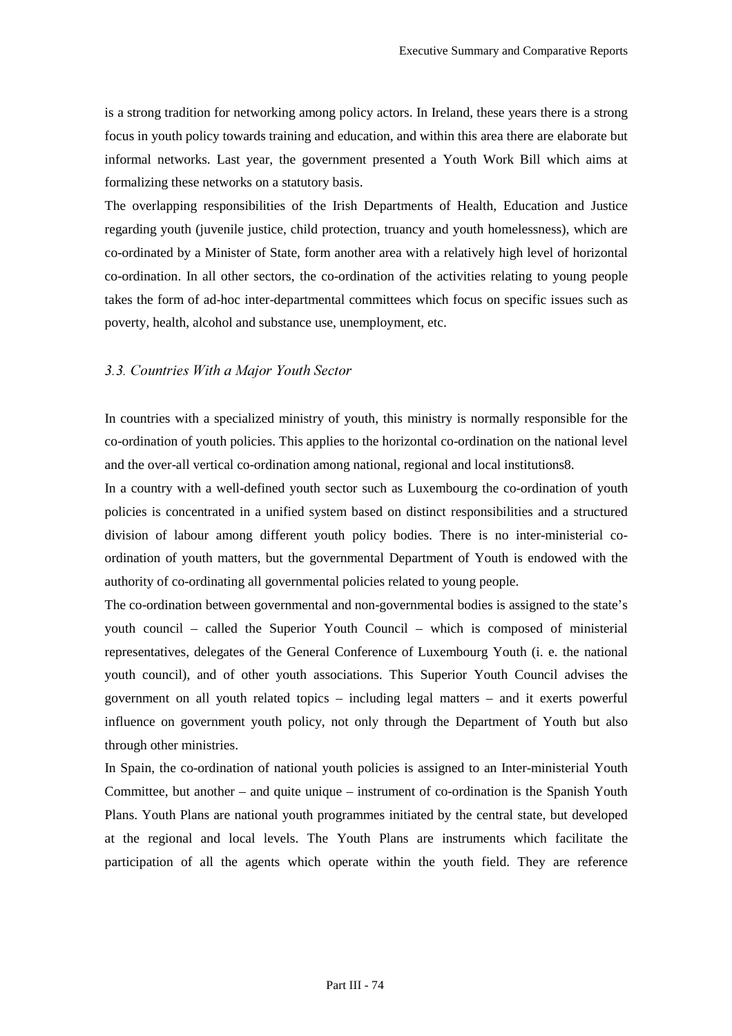is a strong tradition for networking among policy actors. In Ireland, these years there is a strong focus in youth policy towards training and education, and within this area there are elaborate but informal networks. Last year, the government presented a Youth Work Bill which aims at formalizing these networks on a statutory basis.

The overlapping responsibilities of the Irish Departments of Health, Education and Justice regarding youth (juvenile justice, child protection, truancy and youth homelessness), which are co-ordinated by a Minister of State, form another area with a relatively high level of horizontal co-ordination. In all other sectors, the co-ordination of the activities relating to young people takes the form of ad-hoc inter-departmental committees which focus on specific issues such as poverty, health, alcohol and substance use, unemployment, etc.

### *3.3. Countries With a Major Youth Sector*

In countries with a specialized ministry of youth, this ministry is normally responsible for the co-ordination of youth policies. This applies to the horizontal co-ordination on the national level and the over-all vertical co-ordination among national, regional and local institutions[8].

In a country with a well-defined youth sector such as Luxembourg the co-ordination of youth policies is concentrated in a unified system based on distinct responsibilities and a structured division of labour among different youth policy bodies. There is no inter-ministerial co-ordination of youth matters, but the governmental Department of Youth is endowed with the authority of co-ordinating all governmental policies related to young people.

The co-ordination between governmental and non-governmental bodies is assigned to the state's youth council – called the Superior Youth Council – which is composed of ministerial representatives, delegates of the General Conference of Luxembourg Youth (i. e. the national youth council), and of other youth associations. This Superior Youth Council advises the government on all youth related topics – including legal matters – and it exerts powerful influence on government youth policy, not only through the Department of Youth but also through other ministries.

In Spain, the co-ordination of national youth policies is assigned to an Inter-ministerial Youth Committee, but another – and quite unique – instrument of co-ordination is the Spanish Youth Plans. Youth Plans are national youth programmes initiated by the central state, but developed at the regional and local levels. The Youth Plans are instruments which facilitate the participation of all the agents which operate within the youth field. They are reference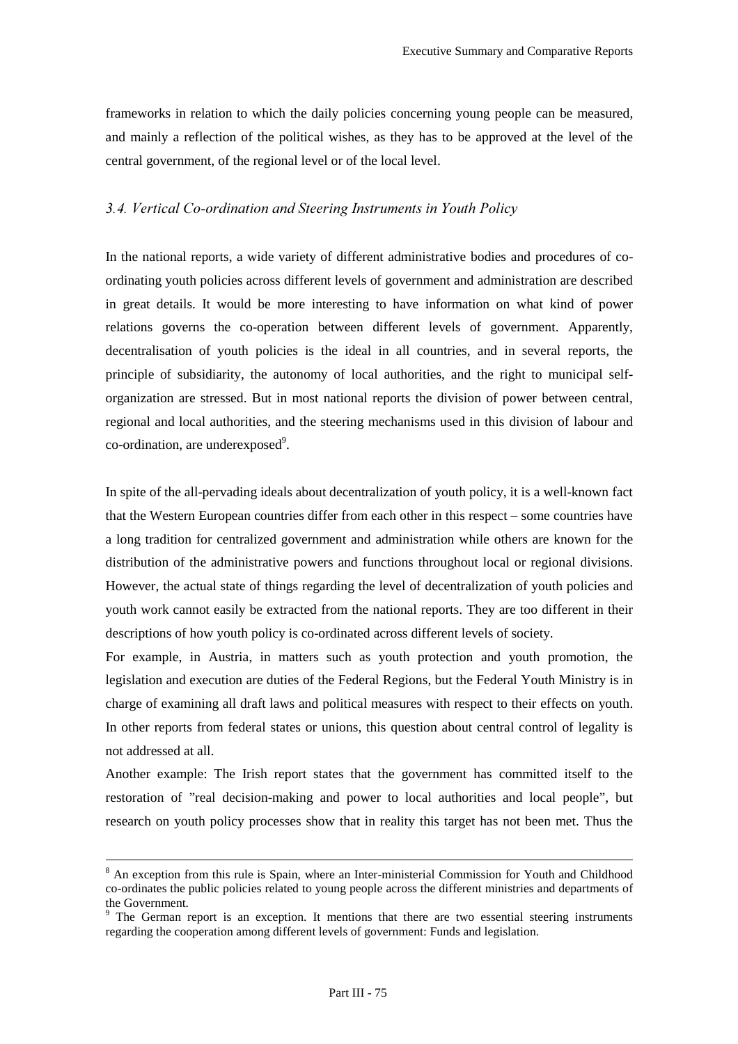frameworks in relation to which the daily policies concerning young people can be measured, and mainly a reflection of the political wishes, as they has to be approved at the level of the central government, of the regional level or of the local level.

### *3.4. Vertical Co-ordination and Steering Instruments in Youth Policy*

In the national reports, a wide variety of different administrative bodies and procedures of co-ordinating youth policies across different levels of government and administration are described in great details. It would be more interesting to have information on what kind of power relations governs the co-operation between different levels of government. Apparently, decentralisation of youth policies is the ideal in all countries, and in several reports, the principle of subsidiarity, the autonomy of local authorities, and the right to municipal self-organization are stressed. But in most national reports the division of power between central, regional and local authorities, and the steering mechanisms used in this division of labour and co-ordination, are underexposed[9].

In spite of the all-pervading ideals about decentralization of youth policy, it is a well-known fact that the Western European countries differ from each other in this respect – some countries have a long tradition for centralized government and administration while others are known for the distribution of the administrative powers and functions throughout local or regional divisions. However, the actual state of things regarding the level of decentralization of youth policies and youth work cannot easily be extracted from the national reports. They are too different in their descriptions of how youth policy is co-ordinated across different levels of society.

For example, in Austria, in matters such as youth protection and youth promotion, the legislation and execution are duties of the Federal Regions, but the Federal Youth Ministry is in charge of examining all draft laws and political measures with respect to their effects on youth. In other reports from federal states or unions, this question about central control of legality is not addressed at all.

Another example: The Irish report states that the government has committed itself to the restoration of "real decision-making and power to local authorities and local people", but research on youth policy processes show that in reality this target has not been met. Thus the

---

[8] An exception from this rule is Spain, where an Inter-ministerial Commission for Youth and Childhood co-ordinates the public policies related to young people across the different ministries and departments of the Government.

[9] The German report is an exception. It mentions that there are two essential steering instruments regarding the cooperation among different levels of government: Funds and legislation.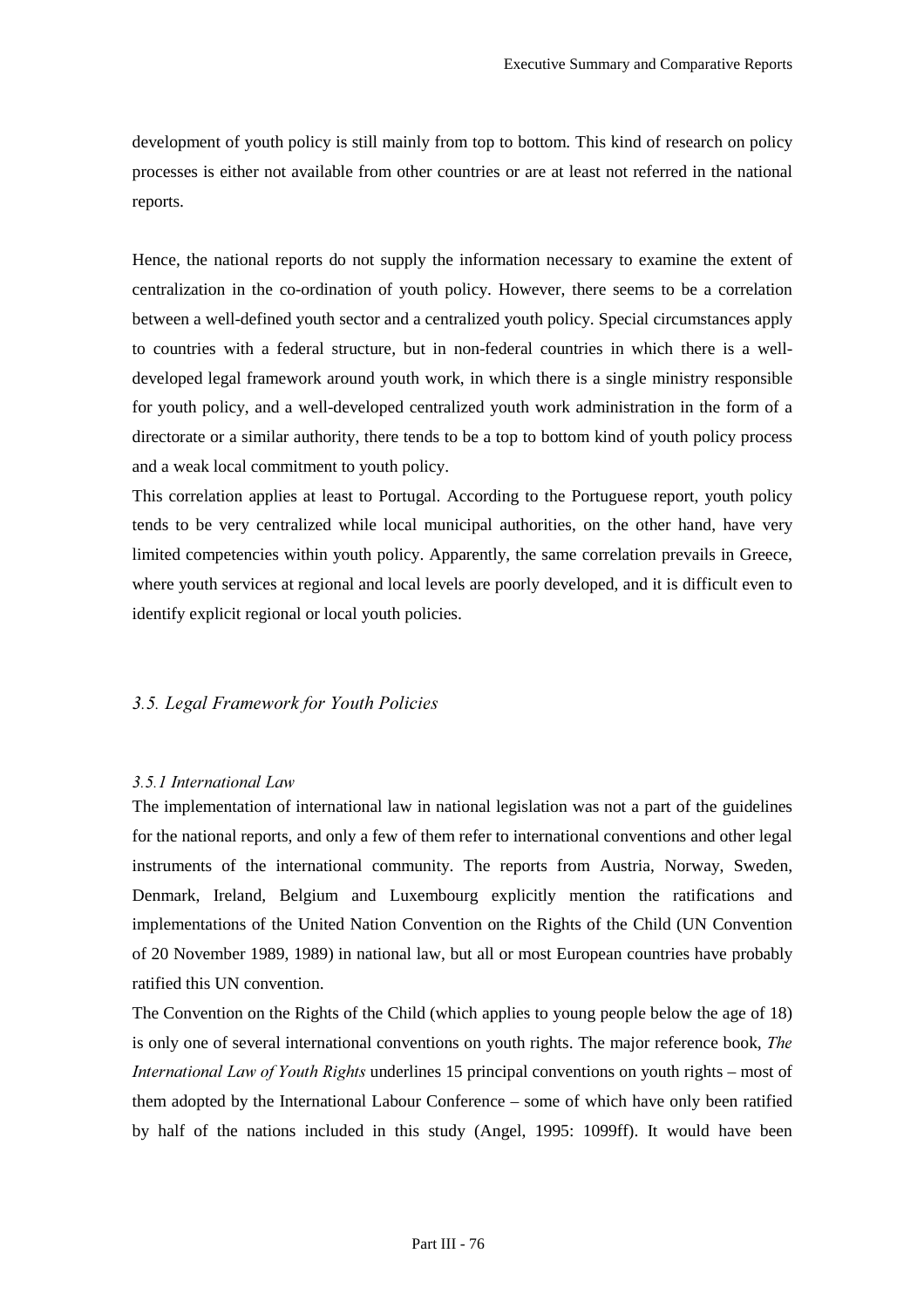development of youth policy is still mainly from top to bottom. This kind of research on policy processes is either not available from other countries or are at least not referred in the national reports.

Hence, the national reports do not supply the information necessary to examine the extent of centralization in the co-ordination of youth policy. However, there seems to be a correlation between a well-defined youth sector and a centralized youth policy. Special circumstances apply to countries with a federal structure, but in non-federal countries in which there is a well-developed legal framework around youth work, in which there is a single ministry responsible for youth policy, and a well-developed centralized youth work administration in the form of a directorate or a similar authority, there tends to be a top to bottom kind of youth policy process and a weak local commitment to youth policy.

This correlation applies at least to Portugal. According to the Portuguese report, youth policy tends to be very centralized while local municipal authorities, on the other hand, have very limited competencies within youth policy. Apparently, the same correlation prevails in Greece, where youth services at regional and local levels are poorly developed, and it is difficult even to identify explicit regional or local youth policies.

## *3.5. Legal Framework for Youth Policies*

### *3.5.1 International Law*

The implementation of international law in national legislation was not a part of the guidelines for the national reports, and only a few of them refer to international conventions and other legal instruments of the international community. The reports from Austria, Norway, Sweden, Denmark, Ireland, Belgium and Luxembourg explicitly mention the ratifications and implementations of the United Nation Convention on the Rights of the Child (UN Convention of 20 November 1989, 1989) in national law, but all or most European countries have probably ratified this UN convention.

The Convention on the Rights of the Child (which applies to young people below the age of 18) is only one of several international conventions on youth rights. The major reference book, *The International Law of Youth Rights* underlines 15 principal conventions on youth rights – most of them adopted by the International Labour Conference – some of which have only been ratified by half of the nations included in this study (Angel, 1995: 1099ff). It would have been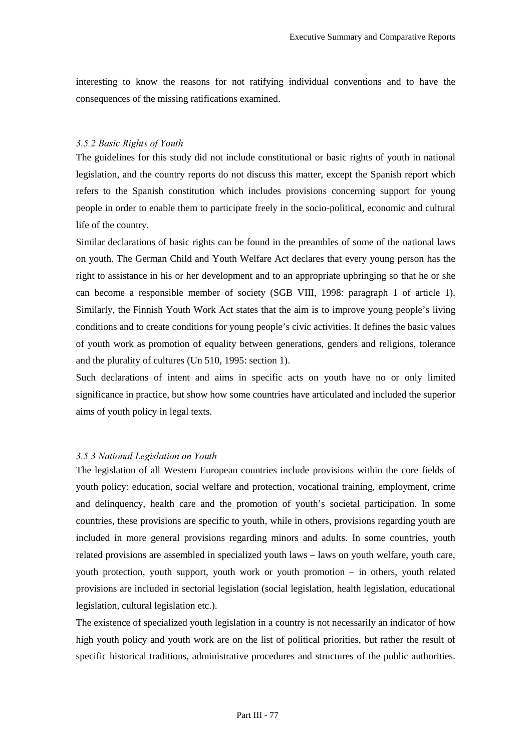interesting to know the reasons for not ratifying individual conventions and to have the consequences of the missing ratifications examined.

### *3.5.2 Basic Rights of Youth*

The guidelines for this study did not include constitutional or basic rights of youth in national legislation, and the country reports do not discuss this matter, except the Spanish report which refers to the Spanish constitution which includes provisions concerning support for young people in order to enable them to participate freely in the socio-political, economic and cultural life of the country.

Similar declarations of basic rights can be found in the preambles of some of the national laws on youth. The German Child and Youth Welfare Act declares that every young person has the right to assistance in his or her development and to an appropriate upbringing so that he or she can become a responsible member of society (SGB VIII, 1998: paragraph 1 of article 1). Similarly, the Finnish Youth Work Act states that the aim is to improve young people's living conditions and to create conditions for young people's civic activities. It defines the basic values of youth work as promotion of equality between generations, genders and religions, tolerance and the plurality of cultures (Un 510, 1995: section 1).

Such declarations of intent and aims in specific acts on youth have no or only limited significance in practice, but show how some countries have articulated and included the superior aims of youth policy in legal texts.

### *3.5.3 National Legislation on Youth*

The legislation of all Western European countries include provisions within the core fields of youth policy: education, social welfare and protection, vocational training, employment, crime and delinquency, health care and the promotion of youth's societal participation. In some countries, these provisions are specific to youth, while in others, provisions regarding youth are included in more general provisions regarding minors and adults. In some countries, youth related provisions are assembled in specialized youth laws – laws on youth welfare, youth care, youth protection, youth support, youth work or youth promotion – in others, youth related provisions are included in sectorial legislation (social legislation, health legislation, educational legislation, cultural legislation etc.).

The existence of specialized youth legislation in a country is not necessarily an indicator of how high youth policy and youth work are on the list of political priorities, but rather the result of specific historical traditions, administrative procedures and structures of the public authorities.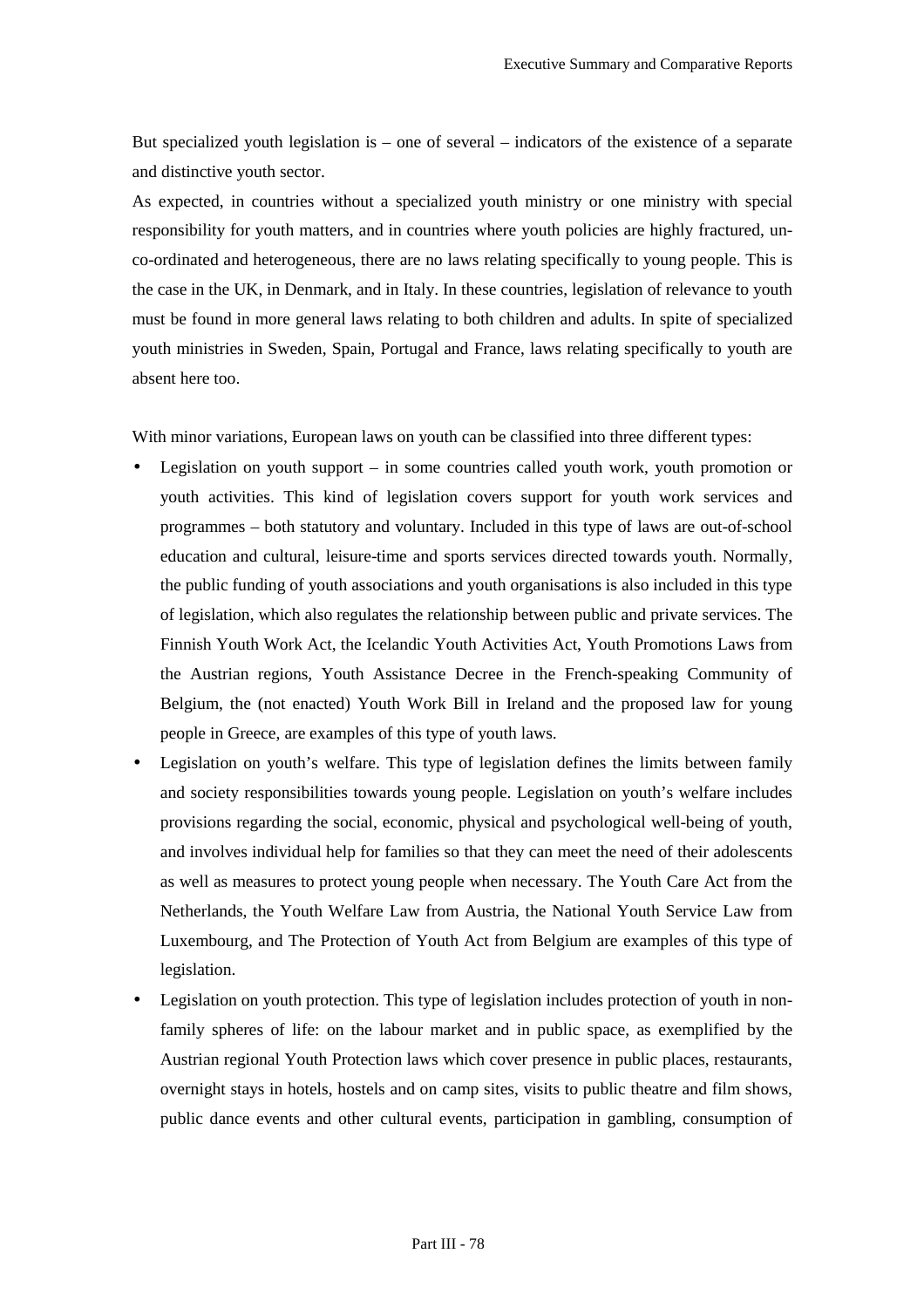But specialized youth legislation is – one of several – indicators of the existence of a separate and distinctive youth sector.

As expected, in countries without a specialized youth ministry or one ministry with special responsibility for youth matters, and in countries where youth policies are highly fractured, un-co-ordinated and heterogeneous, there are no laws relating specifically to young people. This is the case in the UK, in Denmark, and in Italy. In these countries, legislation of relevance to youth must be found in more general laws relating to both children and adults. In spite of specialized youth ministries in Sweden, Spain, Portugal and France, laws relating specifically to youth are absent here too.

With minor variations, European laws on youth can be classified into three different types:

- Legislation on youth support – in some countries called youth work, youth promotion or youth activities. This kind of legislation covers support for youth work services and programmes – both statutory and voluntary. Included in this type of laws are out-of-school education and cultural, leisure-time and sports services directed towards youth. Normally, the public funding of youth associations and youth organisations is also included in this type of legislation, which also regulates the relationship between public and private services. The Finnish Youth Work Act, the Icelandic Youth Activities Act, Youth Promotions Laws from the Austrian regions, Youth Assistance Decree in the French-speaking Community of Belgium, the (not enacted) Youth Work Bill in Ireland and the proposed law for young people in Greece, are examples of this type of youth laws.
- Legislation on youth's welfare. This type of legislation defines the limits between family and society responsibilities towards young people. Legislation on youth's welfare includes provisions regarding the social, economic, physical and psychological well-being of youth, and involves individual help for families so that they can meet the need of their adolescents as well as measures to protect young people when necessary. The Youth Care Act from the Netherlands, the Youth Welfare Law from Austria, the National Youth Service Law from Luxembourg, and The Protection of Youth Act from Belgium are examples of this type of legislation.
- Legislation on youth protection. This type of legislation includes protection of youth in non-family spheres of life: on the labour market and in public space, as exemplified by the Austrian regional Youth Protection laws which cover presence in public places, restaurants, overnight stays in hotels, hostels and on camp sites, visits to public theatre and film shows, public dance events and other cultural events, participation in gambling, consumption of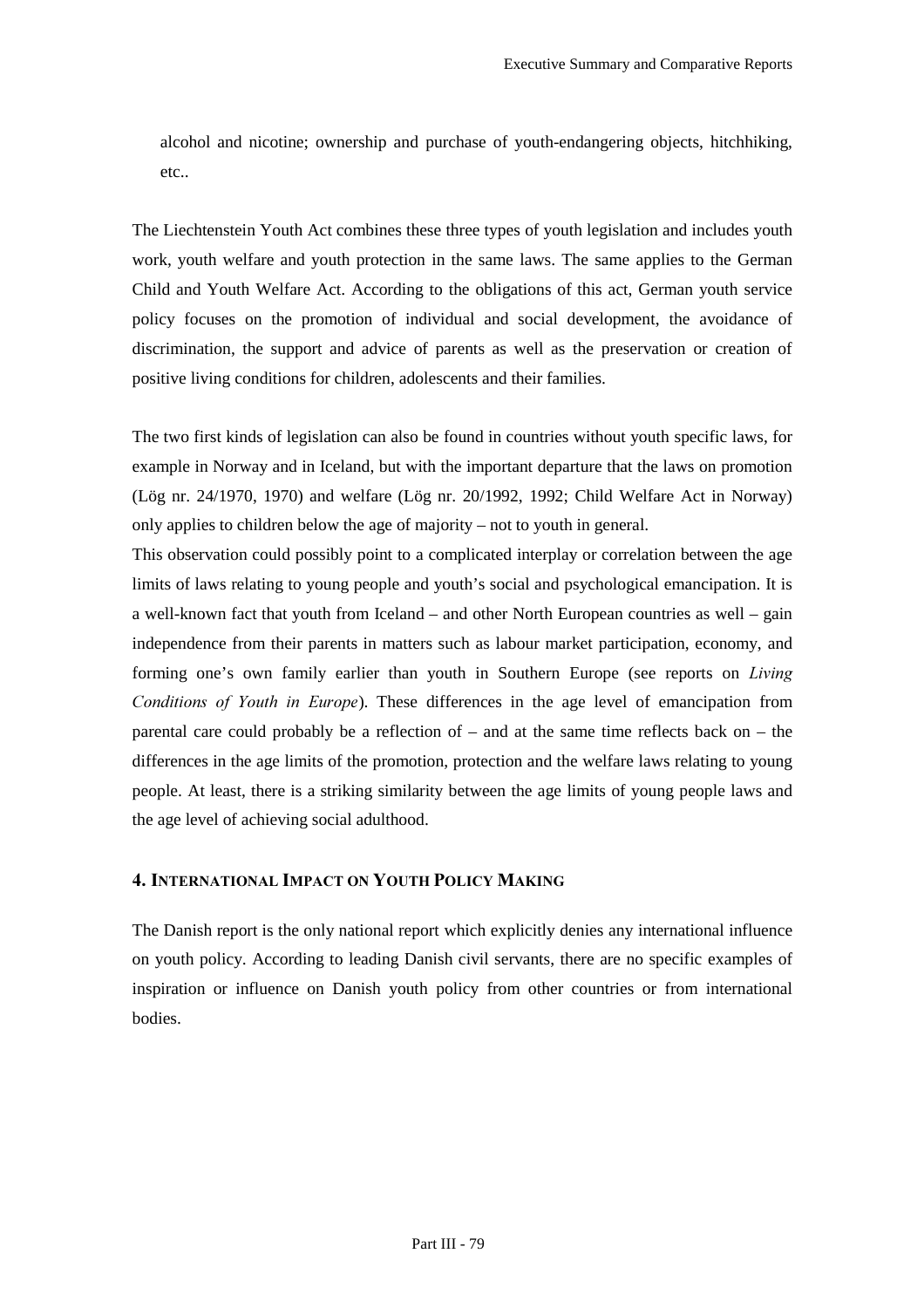alcohol and nicotine; ownership and purchase of youth-endangering objects, hitchhiking, etc..

The Liechtenstein Youth Act combines these three types of youth legislation and includes youth work, youth welfare and youth protection in the same laws. The same applies to the German Child and Youth Welfare Act. According to the obligations of this act, German youth service policy focuses on the promotion of individual and social development, the avoidance of discrimination, the support and advice of parents as well as the preservation or creation of positive living conditions for children, adolescents and their families.

The two first kinds of legislation can also be found in countries without youth specific laws, for example in Norway and in Iceland, but with the important departure that the laws on promotion (Lög nr. 24/1970, 1970) and welfare (Lög nr. 20/1992, 1992; Child Welfare Act in Norway) only applies to children below the age of majority – not to youth in general.

This observation could possibly point to a complicated interplay or correlation between the age limits of laws relating to young people and youth's social and psychological emancipation. It is a well-known fact that youth from Iceland – and other North European countries as well – gain independence from their parents in matters such as labour market participation, economy, and forming one's own family earlier than youth in Southern Europe (see reports on *Living Conditions of Youth in Europe*). These differences in the age level of emancipation from parental care could probably be a reflection of – and at the same time reflects back on – the differences in the age limits of the promotion, protection and the welfare laws relating to young people. At least, there is a striking similarity between the age limits of young people laws and the age level of achieving social adulthood.

## 4. International Impact on Youth Policy Making

The Danish report is the only national report which explicitly denies any international influence on youth policy. According to leading Danish civil servants, there are no specific examples of inspiration or influence on Danish youth policy from other countries or from international bodies.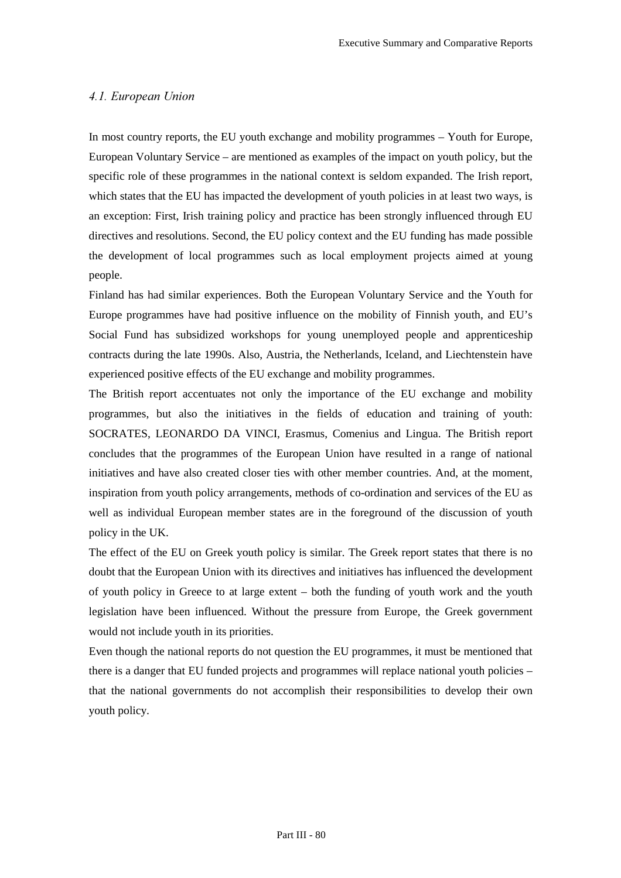### *4.1. European Union*

In most country reports, the EU youth exchange and mobility programmes – Youth for Europe, European Voluntary Service – are mentioned as examples of the impact on youth policy, but the specific role of these programmes in the national context is seldom expanded. The Irish report, which states that the EU has impacted the development of youth policies in at least two ways, is an exception: First, Irish training policy and practice has been strongly influenced through EU directives and resolutions. Second, the EU policy context and the EU funding has made possible the development of local programmes such as local employment projects aimed at young people.

Finland has had similar experiences. Both the European Voluntary Service and the Youth for Europe programmes have had positive influence on the mobility of Finnish youth, and EU's Social Fund has subsidized workshops for young unemployed people and apprenticeship contracts during the late 1990s. Also, Austria, the Netherlands, Iceland, and Liechtenstein have experienced positive effects of the EU exchange and mobility programmes.

The British report accentuates not only the importance of the EU exchange and mobility programmes, but also the initiatives in the fields of education and training of youth: SOCRATES, LEONARDO DA VINCI, Erasmus, Comenius and Lingua. The British report concludes that the programmes of the European Union have resulted in a range of national initiatives and have also created closer ties with other member countries. And, at the moment, inspiration from youth policy arrangements, methods of co-ordination and services of the EU as well as individual European member states are in the foreground of the discussion of youth policy in the UK.

The effect of the EU on Greek youth policy is similar. The Greek report states that there is no doubt that the European Union with its directives and initiatives has influenced the development of youth policy in Greece to at large extent – both the funding of youth work and the youth legislation have been influenced. Without the pressure from Europe, the Greek government would not include youth in its priorities.

Even though the national reports do not question the EU programmes, it must be mentioned that there is a danger that EU funded projects and programmes will replace national youth policies – that the national governments do not accomplish their responsibilities to develop their own youth policy.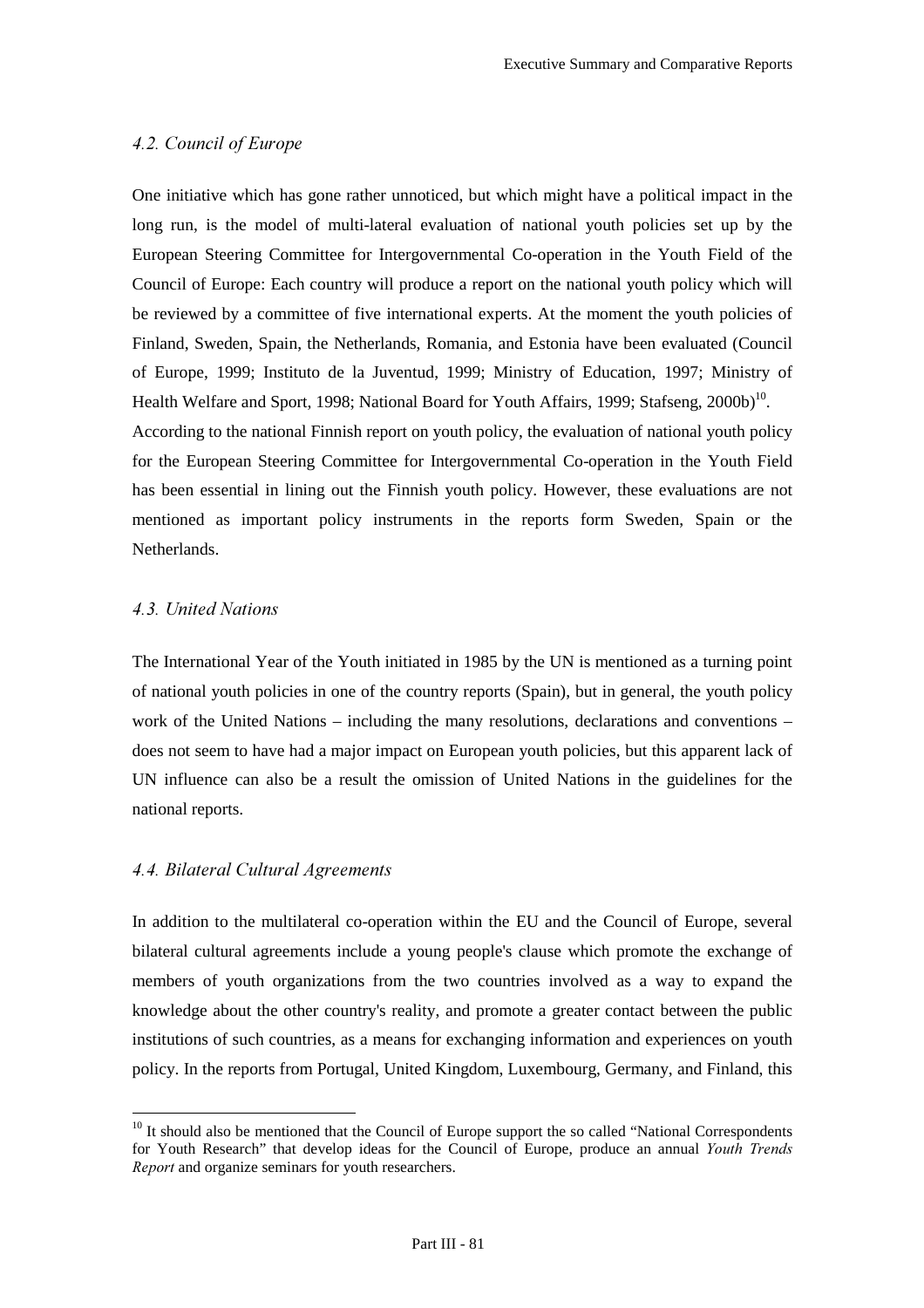### *4.2. Council of Europe*

One initiative which has gone rather unnoticed, but which might have a political impact in the long run, is the model of multi-lateral evaluation of national youth policies set up by the European Steering Committee for Intergovernmental Co-operation in the Youth Field of the Council of Europe: Each country will produce a report on the national youth policy which will be reviewed by a committee of five international experts. At the moment the youth policies of Finland, Sweden, Spain, the Netherlands, Romania, and Estonia have been evaluated (Council of Europe, 1999; Instituto de la Juventud, 1999; Ministry of Education, 1997; Ministry of Health Welfare and Sport, 1998; National Board for Youth Affairs, 1999; Stafseng, 2000b)[10].
According to the national Finnish report on youth policy, the evaluation of national youth policy for the European Steering Committee for Intergovernmental Co-operation in the Youth Field has been essential in lining out the Finnish youth policy. However, these evaluations are not mentioned as important policy instruments in the reports form Sweden, Spain or the Netherlands.

### *4.3. United Nations*

The International Year of the Youth initiated in 1985 by the UN is mentioned as a turning point of national youth policies in one of the country reports (Spain), but in general, the youth policy work of the United Nations – including the many resolutions, declarations and conventions – does not seem to have had a major impact on European youth policies, but this apparent lack of UN influence can also be a result the omission of United Nations in the guidelines for the national reports.

### *4.4. Bilateral Cultural Agreements*

In addition to the multilateral co-operation within the EU and the Council of Europe, several bilateral cultural agreements include a young people's clause which promote the exchange of members of youth organizations from the two countries involved as a way to expand the knowledge about the other country's reality, and promote a greater contact between the public institutions of such countries, as a means for exchanging information and experiences on youth policy. In the reports from Portugal, United Kingdom, Luxembourg, Germany, and Finland, this

---

[10] It should also be mentioned that the Council of Europe support the so called "National Correspondents for Youth Research" that develop ideas for the Council of Europe, produce an annual *Youth Trends Report* and organize seminars for youth researchers.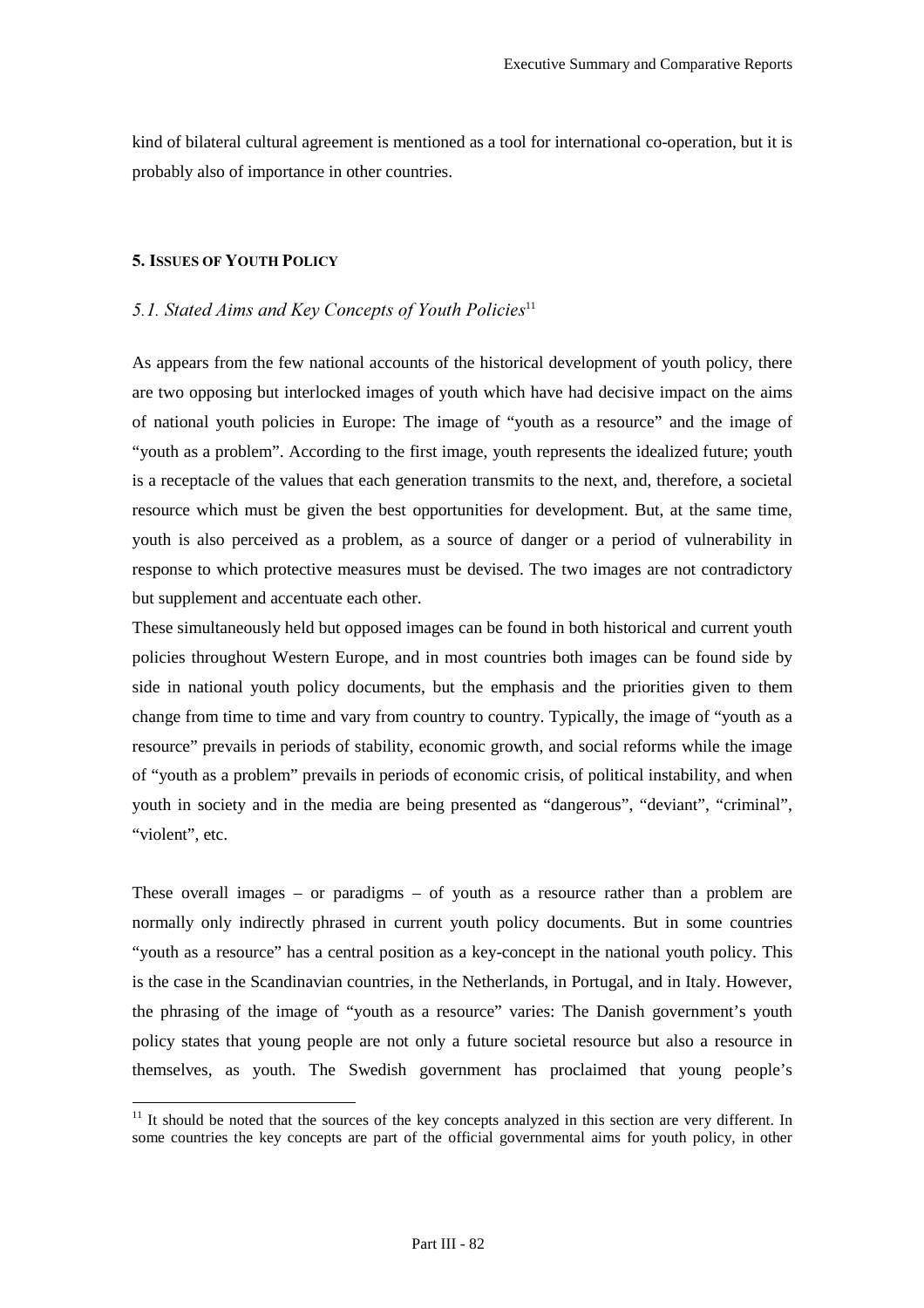kind of bilateral cultural agreement is mentioned as a tool for international co-operation, but it is probably also of importance in other countries.

## 5. Issues of Youth Policy

### *5.1. Stated Aims and Key Concepts of Youth Policies*[11]

As appears from the few national accounts of the historical development of youth policy, there are two opposing but interlocked images of youth which have had decisive impact on the aims of national youth policies in Europe: The image of "youth as a resource" and the image of "youth as a problem". According to the first image, youth represents the idealized future; youth is a receptacle of the values that each generation transmits to the next, and, therefore, a societal resource which must be given the best opportunities for development. But, at the same time, youth is also perceived as a problem, as a source of danger or a period of vulnerability in response to which protective measures must be devised. The two images are not contradictory but supplement and accentuate each other.

These simultaneously held but opposed images can be found in both historical and current youth policies throughout Western Europe, and in most countries both images can be found side by side in national youth policy documents, but the emphasis and the priorities given to them change from time to time and vary from country to country. Typically, the image of "youth as a resource" prevails in periods of stability, economic growth, and social reforms while the image of "youth as a problem" prevails in periods of economic crisis, of political instability, and when youth in society and in the media are being presented as "dangerous", "deviant", "criminal", "violent", etc.

These overall images – or paradigms – of youth as a resource rather than a problem are normally only indirectly phrased in current youth policy documents. But in some countries "youth as a resource" has a central position as a key-concept in the national youth policy. This is the case in the Scandinavian countries, in the Netherlands, in Portugal, and in Italy. However, the phrasing of the image of "youth as a resource" varies: The Danish government's youth policy states that young people are not only a future societal resource but also a resource in themselves, as youth. The Swedish government has proclaimed that young people's

[11] It should be noted that the sources of the key concepts analyzed in this section are very different. In some countries the key concepts are part of the official governmental aims for youth policy, in other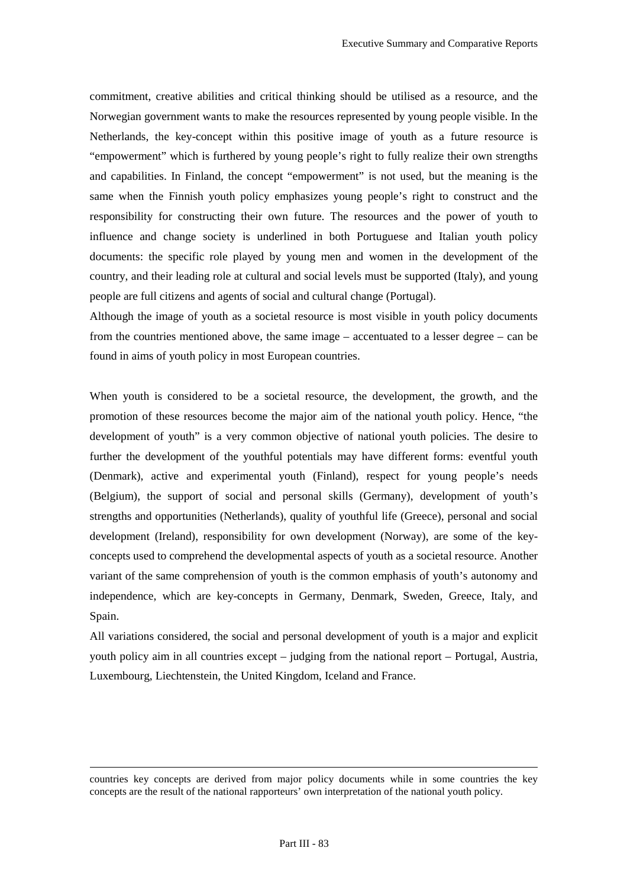commitment, creative abilities and critical thinking should be utilised as a resource, and the Norwegian government wants to make the resources represented by young people visible. In the Netherlands, the key-concept within this positive image of youth as a future resource is "empowerment" which is furthered by young people's right to fully realize their own strengths and capabilities. In Finland, the concept "empowerment" is not used, but the meaning is the same when the Finnish youth policy emphasizes young people's right to construct and the responsibility for constructing their own future. The resources and the power of youth to influence and change society is underlined in both Portuguese and Italian youth policy documents: the specific role played by young men and women in the development of the country, and their leading role at cultural and social levels must be supported (Italy), and young people are full citizens and agents of social and cultural change (Portugal).

Although the image of youth as a societal resource is most visible in youth policy documents from the countries mentioned above, the same image – accentuated to a lesser degree – can be found in aims of youth policy in most European countries.

When youth is considered to be a societal resource, the development, the growth, and the promotion of these resources become the major aim of the national youth policy. Hence, "the development of youth" is a very common objective of national youth policies. The desire to further the development of the youthful potentials may have different forms: eventful youth (Denmark), active and experimental youth (Finland), respect for young people's needs (Belgium), the support of social and personal skills (Germany), development of youth's strengths and opportunities (Netherlands), quality of youthful life (Greece), personal and social development (Ireland), responsibility for own development (Norway), are some of the key-concepts used to comprehend the developmental aspects of youth as a societal resource. Another variant of the same comprehension of youth is the common emphasis of youth's autonomy and independence, which are key-concepts in Germany, Denmark, Sweden, Greece, Italy, and Spain.

All variations considered, the social and personal development of youth is a major and explicit youth policy aim in all countries except – judging from the national report – Portugal, Austria, Luxembourg, Liechtenstein, the United Kingdom, Iceland and France.

---

countries key concepts are derived from major policy documents while in some countries the key concepts are the result of the national rapporteurs' own interpretation of the national youth policy.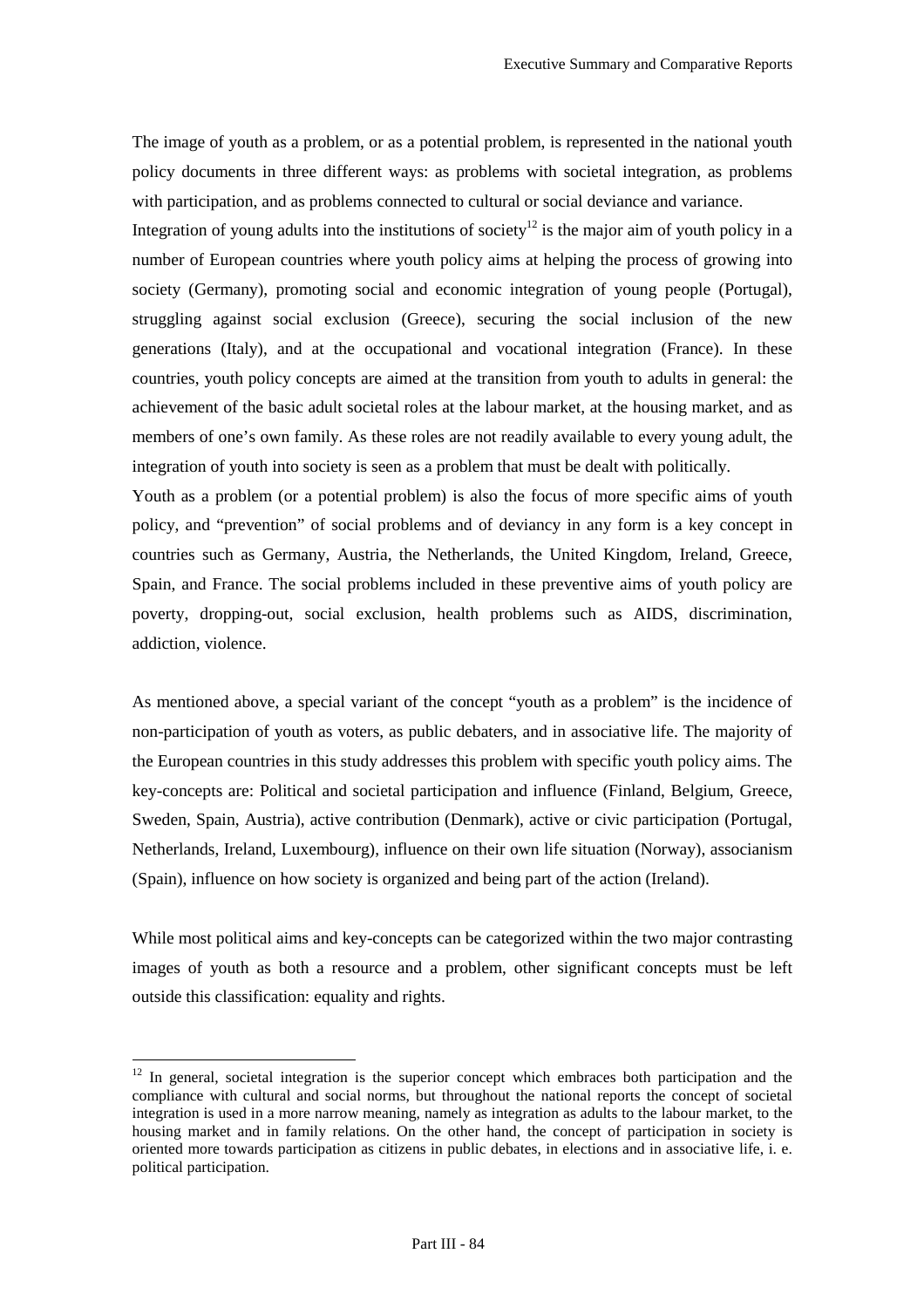The image of youth as a problem, or as a potential problem, is represented in the national youth policy documents in three different ways: as problems with societal integration, as problems with participation, and as problems connected to cultural or social deviance and variance.

Integration of young adults into the institutions of society[12] is the major aim of youth policy in a number of European countries where youth policy aims at helping the process of growing into society (Germany), promoting social and economic integration of young people (Portugal), struggling against social exclusion (Greece), securing the social inclusion of the new generations (Italy), and at the occupational and vocational integration (France). In these countries, youth policy concepts are aimed at the transition from youth to adults in general: the achievement of the basic adult societal roles at the labour market, at the housing market, and as members of one's own family. As these roles are not readily available to every young adult, the integration of youth into society is seen as a problem that must be dealt with politically.

Youth as a problem (or a potential problem) is also the focus of more specific aims of youth policy, and "prevention" of social problems and of deviancy in any form is a key concept in countries such as Germany, Austria, the Netherlands, the United Kingdom, Ireland, Greece, Spain, and France. The social problems included in these preventive aims of youth policy are poverty, dropping-out, social exclusion, health problems such as AIDS, discrimination, addiction, violence.

As mentioned above, a special variant of the concept "youth as a problem" is the incidence of non-participation of youth as voters, as public debaters, and in associative life. The majority of the European countries in this study addresses this problem with specific youth policy aims. The key-concepts are: Political and societal participation and influence (Finland, Belgium, Greece, Sweden, Spain, Austria), active contribution (Denmark), active or civic participation (Portugal, Netherlands, Ireland, Luxembourg), influence on their own life situation (Norway), associanism (Spain), influence on how society is organized and being part of the action (Ireland).

While most political aims and key-concepts can be categorized within the two major contrasting images of youth as both a resource and a problem, other significant concepts must be left outside this classification: equality and rights.

---

[12] In general, societal integration is the superior concept which embraces both participation and the compliance with cultural and social norms, but throughout the national reports the concept of societal integration is used in a more narrow meaning, namely as integration as adults to the labour market, to the housing market and in family relations. On the other hand, the concept of participation in society is oriented more towards participation as citizens in public debates, in elections and in associative life, i. e. political participation.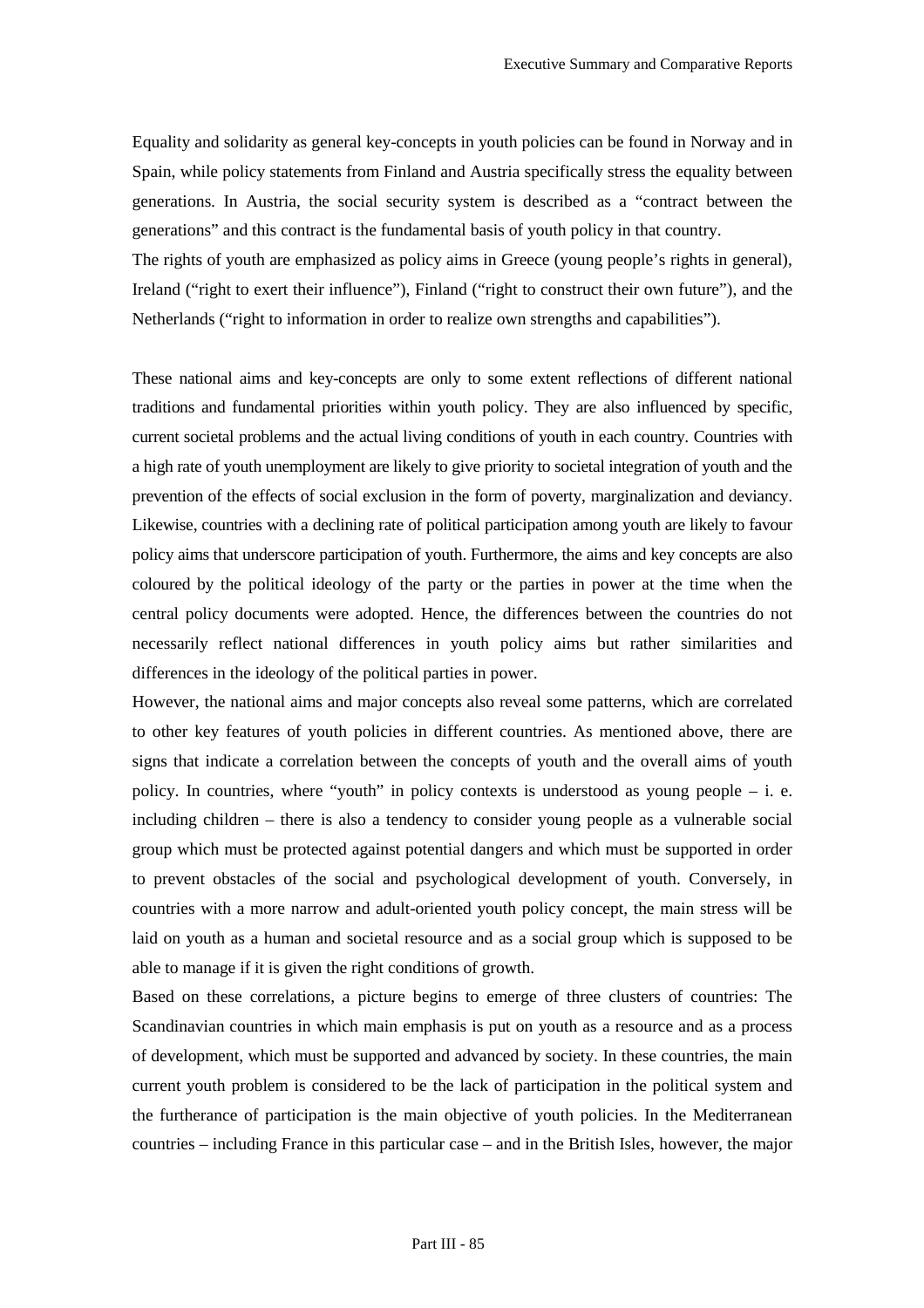Equality and solidarity as general key-concepts in youth policies can be found in Norway and in Spain, while policy statements from Finland and Austria specifically stress the equality between generations. In Austria, the social security system is described as a "contract between the generations" and this contract is the fundamental basis of youth policy in that country.

The rights of youth are emphasized as policy aims in Greece (young people's rights in general), Ireland ("right to exert their influence"), Finland ("right to construct their own future"), and the Netherlands ("right to information in order to realize own strengths and capabilities").

These national aims and key-concepts are only to some extent reflections of different national traditions and fundamental priorities within youth policy. They are also influenced by specific, current societal problems and the actual living conditions of youth in each country. Countries with a high rate of youth unemployment are likely to give priority to societal integration of youth and the prevention of the effects of social exclusion in the form of poverty, marginalization and deviancy. Likewise, countries with a declining rate of political participation among youth are likely to favour policy aims that underscore participation of youth. Furthermore, the aims and key concepts are also coloured by the political ideology of the party or the parties in power at the time when the central policy documents were adopted. Hence, the differences between the countries do not necessarily reflect national differences in youth policy aims but rather similarities and differences in the ideology of the political parties in power.

However, the national aims and major concepts also reveal some patterns, which are correlated to other key features of youth policies in different countries. As mentioned above, there are signs that indicate a correlation between the concepts of youth and the overall aims of youth policy. In countries, where "youth" in policy contexts is understood as young people – i. e. including children – there is also a tendency to consider young people as a vulnerable social group which must be protected against potential dangers and which must be supported in order to prevent obstacles of the social and psychological development of youth. Conversely, in countries with a more narrow and adult-oriented youth policy concept, the main stress will be laid on youth as a human and societal resource and as a social group which is supposed to be able to manage if it is given the right conditions of growth.

Based on these correlations, a picture begins to emerge of three clusters of countries: The Scandinavian countries in which main emphasis is put on youth as a resource and as a process of development, which must be supported and advanced by society. In these countries, the main current youth problem is considered to be the lack of participation in the political system and the furtherance of participation is the main objective of youth policies. In the Mediterranean countries – including France in this particular case – and in the British Isles, however, the major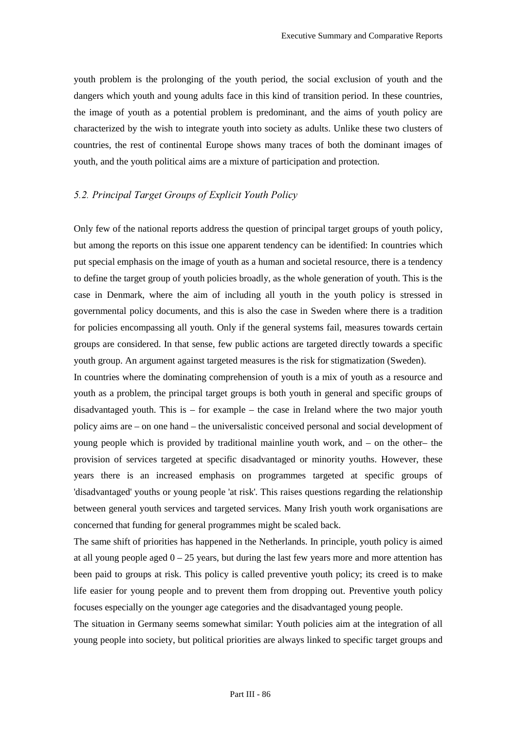youth problem is the prolonging of the youth period, the social exclusion of youth and the dangers which youth and young adults face in this kind of transition period. In these countries, the image of youth as a potential problem is predominant, and the aims of youth policy are characterized by the wish to integrate youth into society as adults. Unlike these two clusters of countries, the rest of continental Europe shows many traces of both the dominant images of youth, and the youth political aims are a mixture of participation and protection.

### *5.2. Principal Target Groups of Explicit Youth Policy*

Only few of the national reports address the question of principal target groups of youth policy, but among the reports on this issue one apparent tendency can be identified: In countries which put special emphasis on the image of youth as a human and societal resource, there is a tendency to define the target group of youth policies broadly, as the whole generation of youth. This is the case in Denmark, where the aim of including all youth in the youth policy is stressed in governmental policy documents, and this is also the case in Sweden where there is a tradition for policies encompassing all youth. Only if the general systems fail, measures towards certain groups are considered. In that sense, few public actions are targeted directly towards a specific youth group. An argument against targeted measures is the risk for stigmatization (Sweden).

In countries where the dominating comprehension of youth is a mix of youth as a resource and youth as a problem, the principal target groups is both youth in general and specific groups of disadvantaged youth. This is – for example – the case in Ireland where the two major youth policy aims are – on one hand – the universalistic conceived personal and social development of young people which is provided by traditional mainline youth work, and – on the other– the provision of services targeted at specific disadvantaged or minority youths. However, these years there is an increased emphasis on programmes targeted at specific groups of 'disadvantaged' youths or young people 'at risk'. This raises questions regarding the relationship between general youth services and targeted services. Many Irish youth work organisations are concerned that funding for general programmes might be scaled back.

The same shift of priorities has happened in the Netherlands. In principle, youth policy is aimed at all young people aged 0 – 25 years, but during the last few years more and more attention has been paid to groups at risk. This policy is called preventive youth policy; its creed is to make life easier for young people and to prevent them from dropping out. Preventive youth policy focuses especially on the younger age categories and the disadvantaged young people.

The situation in Germany seems somewhat similar: Youth policies aim at the integration of all young people into society, but political priorities are always linked to specific target groups and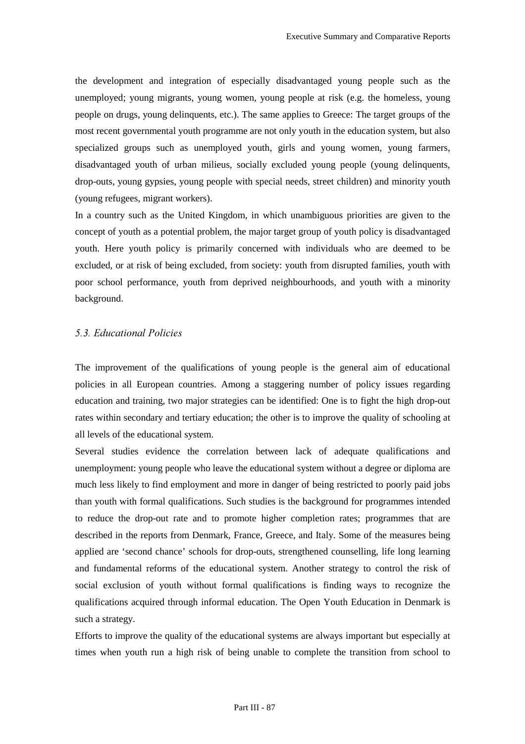the development and integration of especially disadvantaged young people such as the unemployed; young migrants, young women, young people at risk (e.g. the homeless, young people on drugs, young delinquents, etc.). The same applies to Greece: The target groups of the most recent governmental youth programme are not only youth in the education system, but also specialized groups such as unemployed youth, girls and young women, young farmers, disadvantaged youth of urban milieus, socially excluded young people (young delinquents, drop-outs, young gypsies, young people with special needs, street children) and minority youth (young refugees, migrant workers).

In a country such as the United Kingdom, in which unambiguous priorities are given to the concept of youth as a potential problem, the major target group of youth policy is disadvantaged youth. Here youth policy is primarily concerned with individuals who are deemed to be excluded, or at risk of being excluded, from society: youth from disrupted families, youth with poor school performance, youth from deprived neighbourhoods, and youth with a minority background.

### *5.3. Educational Policies*

The improvement of the qualifications of young people is the general aim of educational policies in all European countries. Among a staggering number of policy issues regarding education and training, two major strategies can be identified: One is to fight the high drop-out rates within secondary and tertiary education; the other is to improve the quality of schooling at all levels of the educational system.

Several studies evidence the correlation between lack of adequate qualifications and unemployment: young people who leave the educational system without a degree or diploma are much less likely to find employment and more in danger of being restricted to poorly paid jobs than youth with formal qualifications. Such studies is the background for programmes intended to reduce the drop-out rate and to promote higher completion rates; programmes that are described in the reports from Denmark, France, Greece, and Italy. Some of the measures being applied are 'second chance' schools for drop-outs, strengthened counselling, life long learning and fundamental reforms of the educational system. Another strategy to control the risk of social exclusion of youth without formal qualifications is finding ways to recognize the qualifications acquired through informal education. The Open Youth Education in Denmark is such a strategy.

Efforts to improve the quality of the educational systems are always important but especially at times when youth run a high risk of being unable to complete the transition from school to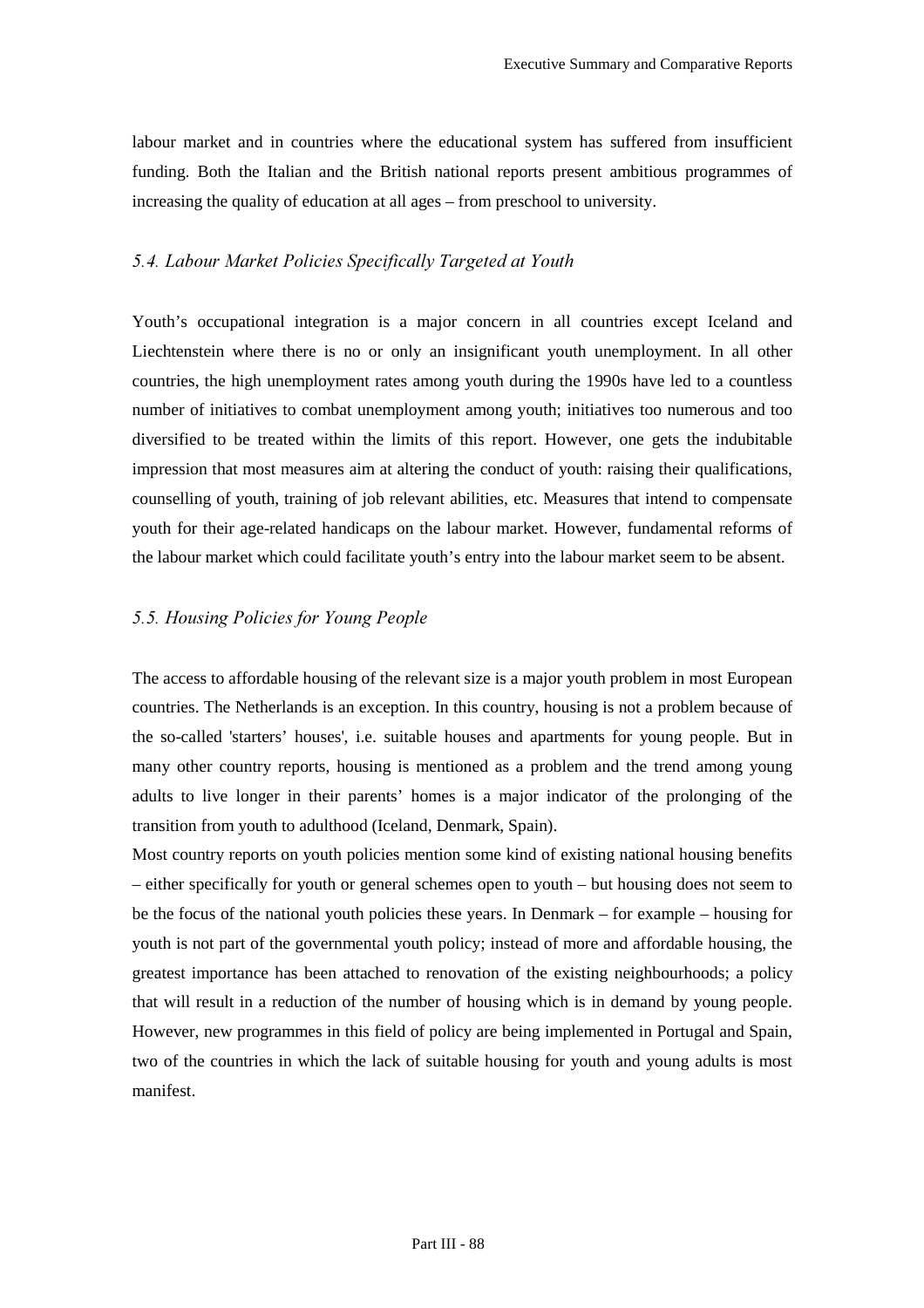labour market and in countries where the educational system has suffered from insufficient funding. Both the Italian and the British national reports present ambitious programmes of increasing the quality of education at all ages – from preschool to university.

### *5.4. Labour Market Policies Specifically Targeted at Youth*

Youth's occupational integration is a major concern in all countries except Iceland and Liechtenstein where there is no or only an insignificant youth unemployment. In all other countries, the high unemployment rates among youth during the 1990s have led to a countless number of initiatives to combat unemployment among youth; initiatives too numerous and too diversified to be treated within the limits of this report. However, one gets the indubitable impression that most measures aim at altering the conduct of youth: raising their qualifications, counselling of youth, training of job relevant abilities, etc. Measures that intend to compensate youth for their age-related handicaps on the labour market. However, fundamental reforms of the labour market which could facilitate youth's entry into the labour market seem to be absent.

### *5.5. Housing Policies for Young People*

The access to affordable housing of the relevant size is a major youth problem in most European countries. The Netherlands is an exception. In this country, housing is not a problem because of the so-called 'starters' houses', i.e. suitable houses and apartments for young people. But in many other country reports, housing is mentioned as a problem and the trend among young adults to live longer in their parents' homes is a major indicator of the prolonging of the transition from youth to adulthood (Iceland, Denmark, Spain).

Most country reports on youth policies mention some kind of existing national housing benefits – either specifically for youth or general schemes open to youth – but housing does not seem to be the focus of the national youth policies these years. In Denmark – for example – housing for youth is not part of the governmental youth policy; instead of more and affordable housing, the greatest importance has been attached to renovation of the existing neighbourhoods; a policy that will result in a reduction of the number of housing which is in demand by young people. However, new programmes in this field of policy are being implemented in Portugal and Spain, two of the countries in which the lack of suitable housing for youth and young adults is most manifest.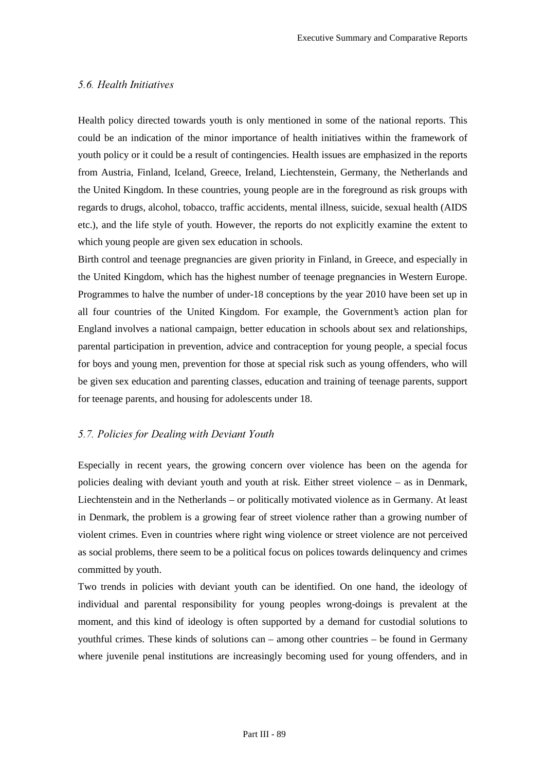### *5.6. Health Initiatives*

Health policy directed towards youth is only mentioned in some of the national reports. This could be an indication of the minor importance of health initiatives within the framework of youth policy or it could be a result of contingencies. Health issues are emphasized in the reports from Austria, Finland, Iceland, Greece, Ireland, Liechtenstein, Germany, the Netherlands and the United Kingdom. In these countries, young people are in the foreground as risk groups with regards to drugs, alcohol, tobacco, traffic accidents, mental illness, suicide, sexual health (AIDS etc.), and the life style of youth. However, the reports do not explicitly examine the extent to which young people are given sex education in schools.

Birth control and teenage pregnancies are given priority in Finland, in Greece, and especially in the United Kingdom, which has the highest number of teenage pregnancies in Western Europe. Programmes to halve the number of under-18 conceptions by the year 2010 have been set up in all four countries of the United Kingdom. For example, the Government's action plan for England involves a national campaign, better education in schools about sex and relationships, parental participation in prevention, advice and contraception for young people, a special focus for boys and young men, prevention for those at special risk such as young offenders, who will be given sex education and parenting classes, education and training of teenage parents, support for teenage parents, and housing for adolescents under 18.

### *5.7. Policies for Dealing with Deviant Youth*

Especially in recent years, the growing concern over violence has been on the agenda for policies dealing with deviant youth and youth at risk. Either street violence – as in Denmark, Liechtenstein and in the Netherlands – or politically motivated violence as in Germany. At least in Denmark, the problem is a growing fear of street violence rather than a growing number of violent crimes. Even in countries where right wing violence or street violence are not perceived as social problems, there seem to be a political focus on polices towards delinquency and crimes committed by youth.

Two trends in policies with deviant youth can be identified. On one hand, the ideology of individual and parental responsibility for young peoples wrong-doings is prevalent at the moment, and this kind of ideology is often supported by a demand for custodial solutions to youthful crimes. These kinds of solutions can – among other countries – be found in Germany where juvenile penal institutions are increasingly becoming used for young offenders, and in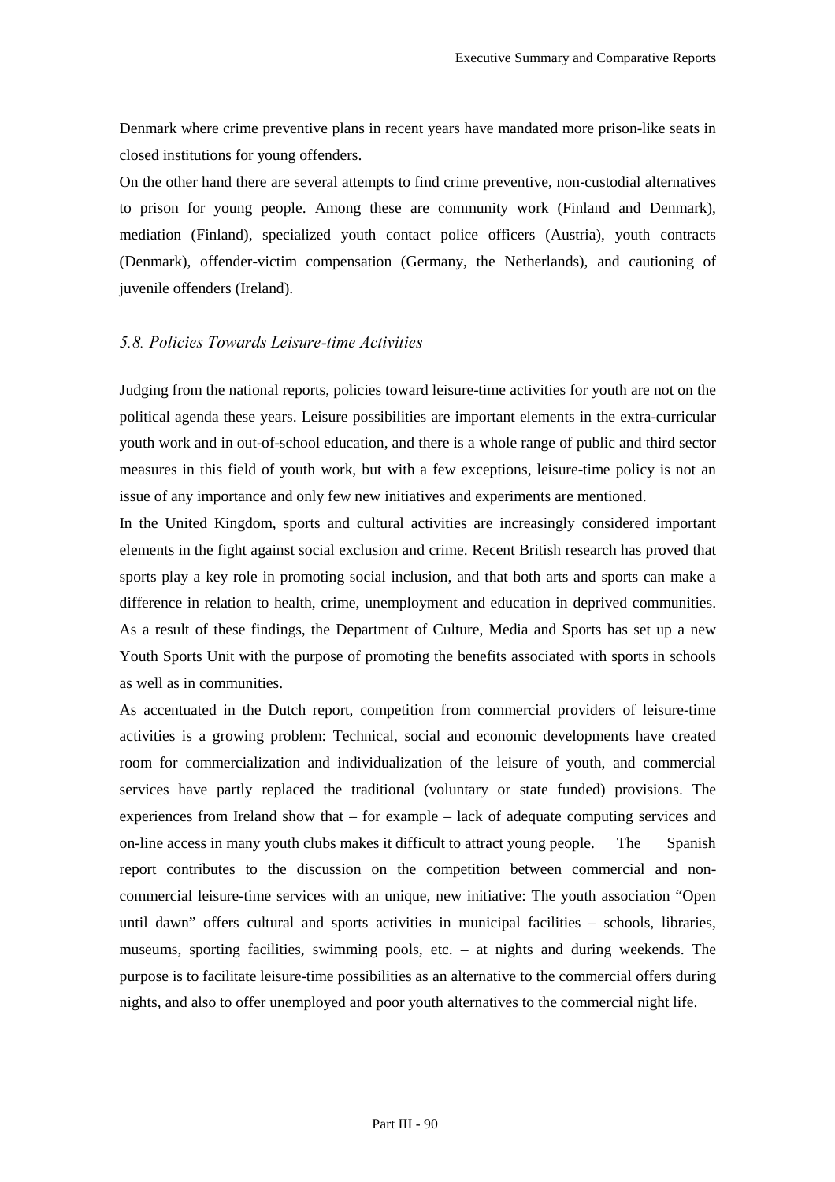Denmark where crime preventive plans in recent years have mandated more prison-like seats in closed institutions for young offenders.

On the other hand there are several attempts to find crime preventive, non-custodial alternatives to prison for young people. Among these are community work (Finland and Denmark), mediation (Finland), specialized youth contact police officers (Austria), youth contracts (Denmark), offender-victim compensation (Germany, the Netherlands), and cautioning of juvenile offenders (Ireland).

### *5.8. Policies Towards Leisure-time Activities*

Judging from the national reports, policies toward leisure-time activities for youth are not on the political agenda these years. Leisure possibilities are important elements in the extra-curricular youth work and in out-of-school education, and there is a whole range of public and third sector measures in this field of youth work, but with a few exceptions, leisure-time policy is not an issue of any importance and only few new initiatives and experiments are mentioned.

In the United Kingdom, sports and cultural activities are increasingly considered important elements in the fight against social exclusion and crime. Recent British research has proved that sports play a key role in promoting social inclusion, and that both arts and sports can make a difference in relation to health, crime, unemployment and education in deprived communities. As a result of these findings, the Department of Culture, Media and Sports has set up a new Youth Sports Unit with the purpose of promoting the benefits associated with sports in schools as well as in communities.

As accentuated in the Dutch report, competition from commercial providers of leisure-time activities is a growing problem: Technical, social and economic developments have created room for commercialization and individualization of the leisure of youth, and commercial services have partly replaced the traditional (voluntary or state funded) provisions. The experiences from Ireland show that – for example – lack of adequate computing services and on-line access in many youth clubs makes it difficult to attract young people. The Spanish report contributes to the discussion on the competition between commercial and non-commercial leisure-time services with an unique, new initiative: The youth association "Open until dawn" offers cultural and sports activities in municipal facilities – schools, libraries, museums, sporting facilities, swimming pools, etc. – at nights and during weekends. The purpose is to facilitate leisure-time possibilities as an alternative to the commercial offers during nights, and also to offer unemployed and poor youth alternatives to the commercial night life.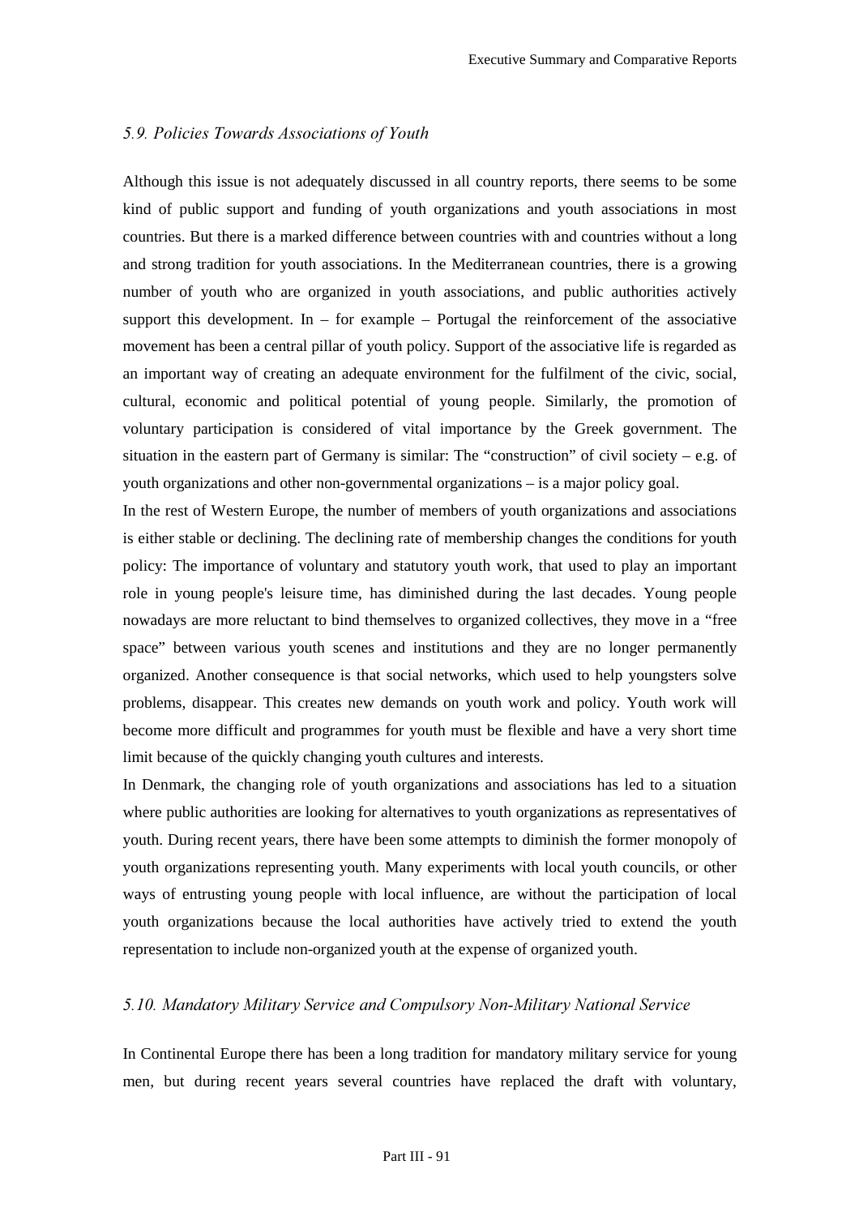### *5.9. Policies Towards Associations of Youth*

Although this issue is not adequately discussed in all country reports, there seems to be some kind of public support and funding of youth organizations and youth associations in most countries. But there is a marked difference between countries with and countries without a long and strong tradition for youth associations. In the Mediterranean countries, there is a growing number of youth who are organized in youth associations, and public authorities actively support this development. In – for example – Portugal the reinforcement of the associative movement has been a central pillar of youth policy. Support of the associative life is regarded as an important way of creating an adequate environment for the fulfilment of the civic, social, cultural, economic and political potential of young people. Similarly, the promotion of voluntary participation is considered of vital importance by the Greek government. The situation in the eastern part of Germany is similar: The "construction" of civil society – e.g. of youth organizations and other non-governmental organizations – is a major policy goal.

In the rest of Western Europe, the number of members of youth organizations and associations is either stable or declining. The declining rate of membership changes the conditions for youth policy: The importance of voluntary and statutory youth work, that used to play an important role in young people's leisure time, has diminished during the last decades. Young people nowadays are more reluctant to bind themselves to organized collectives, they move in a "free space" between various youth scenes and institutions and they are no longer permanently organized. Another consequence is that social networks, which used to help youngsters solve problems, disappear. This creates new demands on youth work and policy. Youth work will become more difficult and programmes for youth must be flexible and have a very short time limit because of the quickly changing youth cultures and interests.

In Denmark, the changing role of youth organizations and associations has led to a situation where public authorities are looking for alternatives to youth organizations as representatives of youth. During recent years, there have been some attempts to diminish the former monopoly of youth organizations representing youth. Many experiments with local youth councils, or other ways of entrusting young people with local influence, are without the participation of local youth organizations because the local authorities have actively tried to extend the youth representation to include non-organized youth at the expense of organized youth.

### *5.10. Mandatory Military Service and Compulsory Non-Military National Service*

In Continental Europe there has been a long tradition for mandatory military service for young men, but during recent years several countries have replaced the draft with voluntary,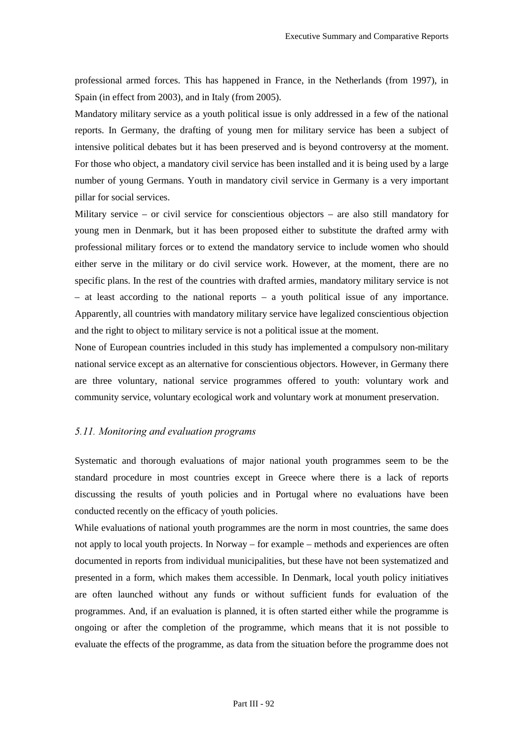professional armed forces. This has happened in France, in the Netherlands (from 1997), in Spain (in effect from 2003), and in Italy (from 2005).

Mandatory military service as a youth political issue is only addressed in a few of the national reports. In Germany, the drafting of young men for military service has been a subject of intensive political debates but it has been preserved and is beyond controversy at the moment. For those who object, a mandatory civil service has been installed and it is being used by a large number of young Germans. Youth in mandatory civil service in Germany is a very important pillar for social services.

Military service – or civil service for conscientious objectors – are also still mandatory for young men in Denmark, but it has been proposed either to substitute the drafted army with professional military forces or to extend the mandatory service to include women who should either serve in the military or do civil service work. However, at the moment, there are no specific plans. In the rest of the countries with drafted armies, mandatory military service is not – at least according to the national reports – a youth political issue of any importance. Apparently, all countries with mandatory military service have legalized conscientious objection and the right to object to military service is not a political issue at the moment.

None of European countries included in this study has implemented a compulsory non-military national service except as an alternative for conscientious objectors. However, in Germany there are three voluntary, national service programmes offered to youth: voluntary work and community service, voluntary ecological work and voluntary work at monument preservation.

### *5.11. Monitoring and evaluation programs*

Systematic and thorough evaluations of major national youth programmes seem to be the standard procedure in most countries except in Greece where there is a lack of reports discussing the results of youth policies and in Portugal where no evaluations have been conducted recently on the efficacy of youth policies.

While evaluations of national youth programmes are the norm in most countries, the same does not apply to local youth projects. In Norway – for example – methods and experiences are often documented in reports from individual municipalities, but these have not been systematized and presented in a form, which makes them accessible. In Denmark, local youth policy initiatives are often launched without any funds or without sufficient funds for evaluation of the programmes. And, if an evaluation is planned, it is often started either while the programme is ongoing or after the completion of the programme, which means that it is not possible to evaluate the effects of the programme, as data from the situation before the programme does not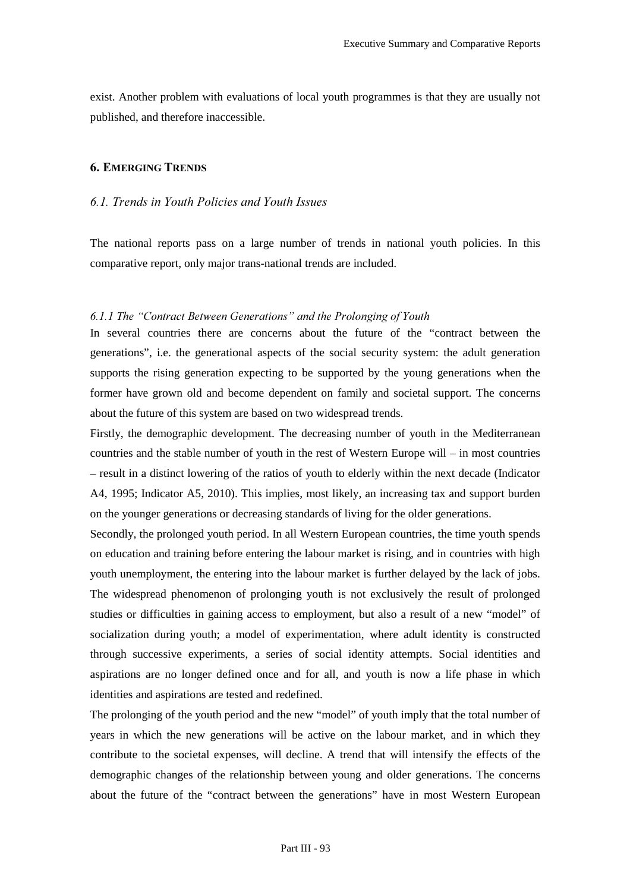exist. Another problem with evaluations of local youth programmes is that they are usually not published, and therefore inaccessible.

## 6. EMERGING TRENDS

### *6.1. Trends in Youth Policies and Youth Issues*

The national reports pass on a large number of trends in national youth policies. In this comparative report, only major trans-national trends are included.

#### *6.1.1 The "Contract Between Generations" and the Prolonging of Youth*

In several countries there are concerns about the future of the "contract between the generations", i.e. the generational aspects of the social security system: the adult generation supports the rising generation expecting to be supported by the young generations when the former have grown old and become dependent on family and societal support. The concerns about the future of this system are based on two widespread trends.

Firstly, the demographic development. The decreasing number of youth in the Mediterranean countries and the stable number of youth in the rest of Western Europe will – in most countries – result in a distinct lowering of the ratios of youth to elderly within the next decade (Indicator A4, 1995; Indicator A5, 2010). This implies, most likely, an increasing tax and support burden on the younger generations or decreasing standards of living for the older generations.

Secondly, the prolonged youth period. In all Western European countries, the time youth spends on education and training before entering the labour market is rising, and in countries with high youth unemployment, the entering into the labour market is further delayed by the lack of jobs. The widespread phenomenon of prolonging youth is not exclusively the result of prolonged studies or difficulties in gaining access to employment, but also a result of a new "model" of socialization during youth; a model of experimentation, where adult identity is constructed through successive experiments, a series of social identity attempts. Social identities and aspirations are no longer defined once and for all, and youth is now a life phase in which identities and aspirations are tested and redefined.

The prolonging of the youth period and the new "model" of youth imply that the total number of years in which the new generations will be active on the labour market, and in which they contribute to the societal expenses, will decline. A trend that will intensify the effects of the demographic changes of the relationship between young and older generations. The concerns about the future of the "contract between the generations" have in most Western European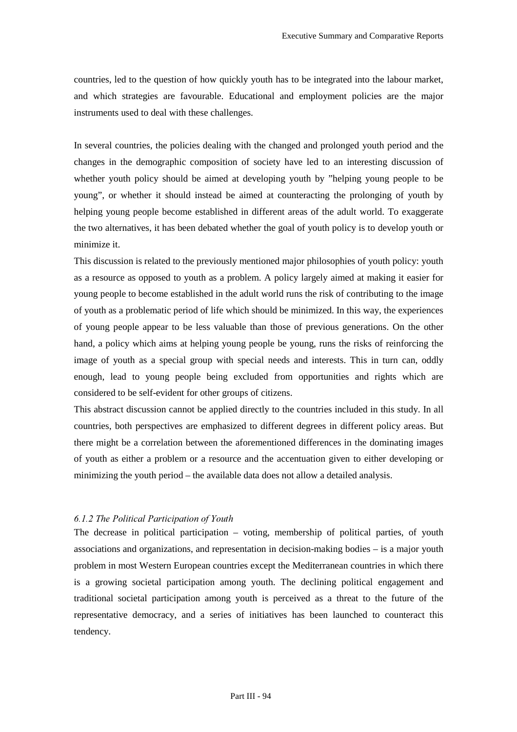countries, led to the question of how quickly youth has to be integrated into the labour market, and which strategies are favourable. Educational and employment policies are the major instruments used to deal with these challenges.

In several countries, the policies dealing with the changed and prolonged youth period and the changes in the demographic composition of society have led to an interesting discussion of whether youth policy should be aimed at developing youth by "helping young people to be young", or whether it should instead be aimed at counteracting the prolonging of youth by helping young people become established in different areas of the adult world. To exaggerate the two alternatives, it has been debated whether the goal of youth policy is to develop youth or minimize it.

This discussion is related to the previously mentioned major philosophies of youth policy: youth as a resource as opposed to youth as a problem. A policy largely aimed at making it easier for young people to become established in the adult world runs the risk of contributing to the image of youth as a problematic period of life which should be minimized. In this way, the experiences of young people appear to be less valuable than those of previous generations. On the other hand, a policy which aims at helping young people be young, runs the risks of reinforcing the image of youth as a special group with special needs and interests. This in turn can, oddly enough, lead to young people being excluded from opportunities and rights which are considered to be self-evident for other groups of citizens.

This abstract discussion cannot be applied directly to the countries included in this study. In all countries, both perspectives are emphasized to different degrees in different policy areas. But there might be a correlation between the aforementioned differences in the dominating images of youth as either a problem or a resource and the accentuation given to either developing or minimizing the youth period – the available data does not allow a detailed analysis.

### *6.1.2 The Political Participation of Youth*

The decrease in political participation – voting, membership of political parties, of youth associations and organizations, and representation in decision-making bodies – is a major youth problem in most Western European countries except the Mediterranean countries in which there is a growing societal participation among youth. The declining political engagement and traditional societal participation among youth is perceived as a threat to the future of the representative democracy, and a series of initiatives has been launched to counteract this tendency.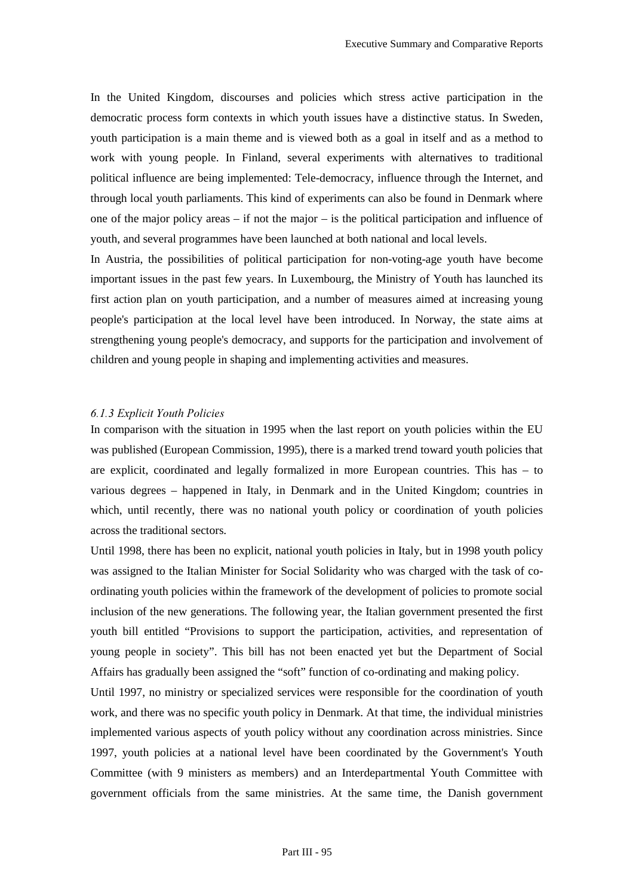In the United Kingdom, discourses and policies which stress active participation in the democratic process form contexts in which youth issues have a distinctive status. In Sweden, youth participation is a main theme and is viewed both as a goal in itself and as a method to work with young people. In Finland, several experiments with alternatives to traditional political influence are being implemented: Tele-democracy, influence through the Internet, and through local youth parliaments. This kind of experiments can also be found in Denmark where one of the major policy areas – if not the major – is the political participation and influence of youth, and several programmes have been launched at both national and local levels.

In Austria, the possibilities of political participation for non-voting-age youth have become important issues in the past few years. In Luxembourg, the Ministry of Youth has launched its first action plan on youth participation, and a number of measures aimed at increasing young people's participation at the local level have been introduced. In Norway, the state aims at strengthening young people's democracy, and supports for the participation and involvement of children and young people in shaping and implementing activities and measures.

### *6.1.3 Explicit Youth Policies*

In comparison with the situation in 1995 when the last report on youth policies within the EU was published (European Commission, 1995), there is a marked trend toward youth policies that are explicit, coordinated and legally formalized in more European countries. This has – to various degrees – happened in Italy, in Denmark and in the United Kingdom; countries in which, until recently, there was no national youth policy or coordination of youth policies across the traditional sectors.

Until 1998, there has been no explicit, national youth policies in Italy, but in 1998 youth policy was assigned to the Italian Minister for Social Solidarity who was charged with the task of co-ordinating youth policies within the framework of the development of policies to promote social inclusion of the new generations. The following year, the Italian government presented the first youth bill entitled "Provisions to support the participation, activities, and representation of young people in society". This bill has not been enacted yet but the Department of Social Affairs has gradually been assigned the "soft" function of co-ordinating and making policy.

Until 1997, no ministry or specialized services were responsible for the coordination of youth work, and there was no specific youth policy in Denmark. At that time, the individual ministries implemented various aspects of youth policy without any coordination across ministries. Since 1997, youth policies at a national level have been coordinated by the Government's Youth Committee (with 9 ministers as members) and an Interdepartmental Youth Committee with government officials from the same ministries. At the same time, the Danish government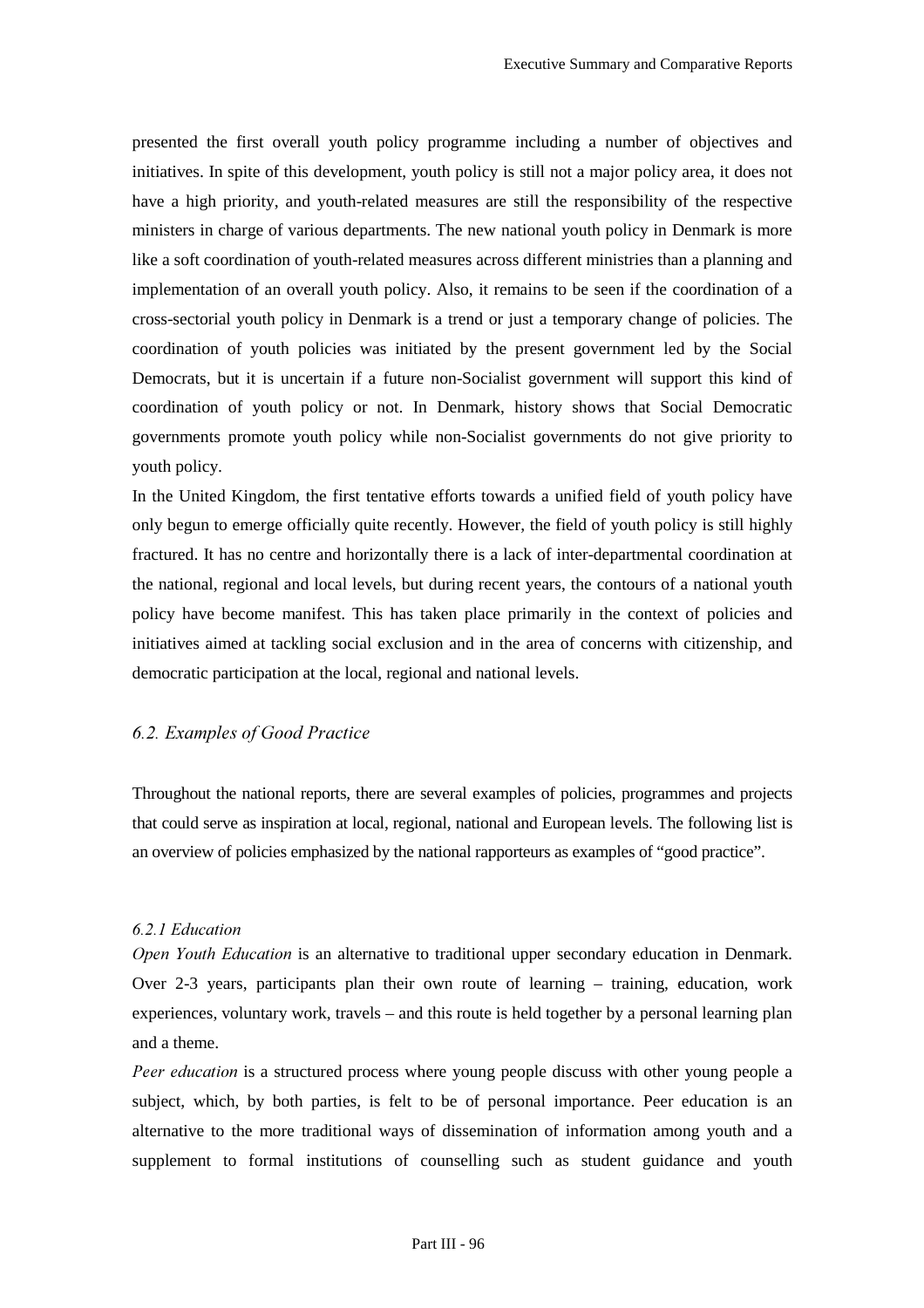presented the first overall youth policy programme including a number of objectives and initiatives. In spite of this development, youth policy is still not a major policy area, it does not have a high priority, and youth-related measures are still the responsibility of the respective ministers in charge of various departments. The new national youth policy in Denmark is more like a soft coordination of youth-related measures across different ministries than a planning and implementation of an overall youth policy. Also, it remains to be seen if the coordination of a cross-sectorial youth policy in Denmark is a trend or just a temporary change of policies. The coordination of youth policies was initiated by the present government led by the Social Democrats, but it is uncertain if a future non-Socialist government will support this kind of coordination of youth policy or not. In Denmark, history shows that Social Democratic governments promote youth policy while non-Socialist governments do not give priority to youth policy.

In the United Kingdom, the first tentative efforts towards a unified field of youth policy have only begun to emerge officially quite recently. However, the field of youth policy is still highly fractured. It has no centre and horizontally there is a lack of inter-departmental coordination at the national, regional and local levels, but during recent years, the contours of a national youth policy have become manifest. This has taken place primarily in the context of policies and initiatives aimed at tackling social exclusion and in the area of concerns with citizenship, and democratic participation at the local, regional and national levels.

## *6.2. Examples of Good Practice*

Throughout the national reports, there are several examples of policies, programmes and projects that could serve as inspiration at local, regional, national and European levels. The following list is an overview of policies emphasized by the national rapporteurs as examples of "good practice".

### *6.2.1 Education*

*Open Youth Education* is an alternative to traditional upper secondary education in Denmark. Over 2-3 years, participants plan their own route of learning – training, education, work experiences, voluntary work, travels – and this route is held together by a personal learning plan and a theme.

*Peer education* is a structured process where young people discuss with other young people a subject, which, by both parties, is felt to be of personal importance. Peer education is an alternative to the more traditional ways of dissemination of information among youth and a supplement to formal institutions of counselling such as student guidance and youth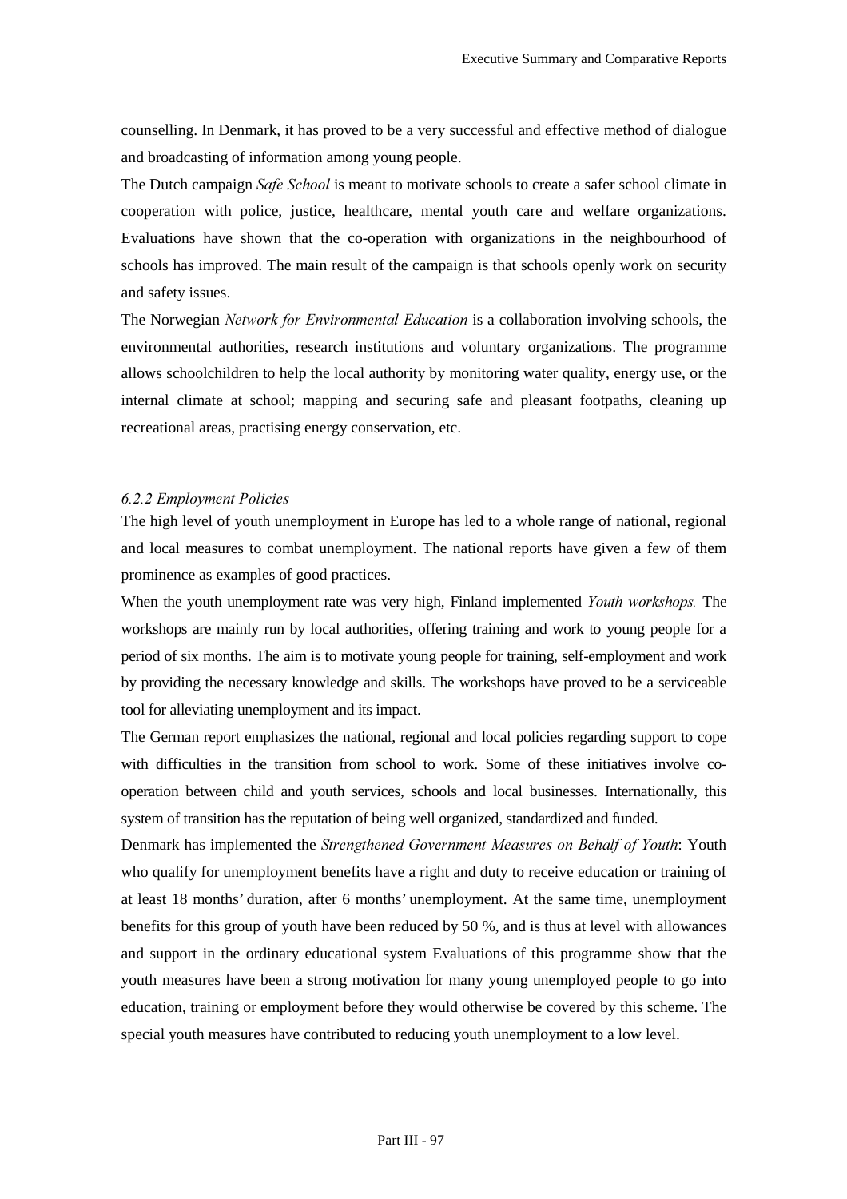counselling. In Denmark, it has proved to be a very successful and effective method of dialogue and broadcasting of information among young people.

The Dutch campaign *Safe School* is meant to motivate schools to create a safer school climate in cooperation with police, justice, healthcare, mental youth care and welfare organizations. Evaluations have shown that the co-operation with organizations in the neighbourhood of schools has improved. The main result of the campaign is that schools openly work on security and safety issues.

The Norwegian *Network for Environmental Education* is a collaboration involving schools, the environmental authorities, research institutions and voluntary organizations. The programme allows schoolchildren to help the local authority by monitoring water quality, energy use, or the internal climate at school; mapping and securing safe and pleasant footpaths, cleaning up recreational areas, practising energy conservation, etc.

### *6.2.2 Employment Policies*

The high level of youth unemployment in Europe has led to a whole range of national, regional and local measures to combat unemployment. The national reports have given a few of them prominence as examples of good practices.

When the youth unemployment rate was very high, Finland implemented *Youth workshops.* The workshops are mainly run by local authorities, offering training and work to young people for a period of six months. The aim is to motivate young people for training, self-employment and work by providing the necessary knowledge and skills. The workshops have proved to be a serviceable tool for alleviating unemployment and its impact.

The German report emphasizes the national, regional and local policies regarding support to cope with difficulties in the transition from school to work. Some of these initiatives involve co-operation between child and youth services, schools and local businesses. Internationally, this system of transition has the reputation of being well organized, standardized and funded.

Denmark has implemented the *Strengthened Government Measures on Behalf of Youth*: Youth who qualify for unemployment benefits have a right and duty to receive education or training of at least 18 months' duration, after 6 months' unemployment. At the same time, unemployment benefits for this group of youth have been reduced by 50 %, and is thus at level with allowances and support in the ordinary educational system Evaluations of this programme show that the youth measures have been a strong motivation for many young unemployed people to go into education, training or employment before they would otherwise be covered by this scheme. The special youth measures have contributed to reducing youth unemployment to a low level.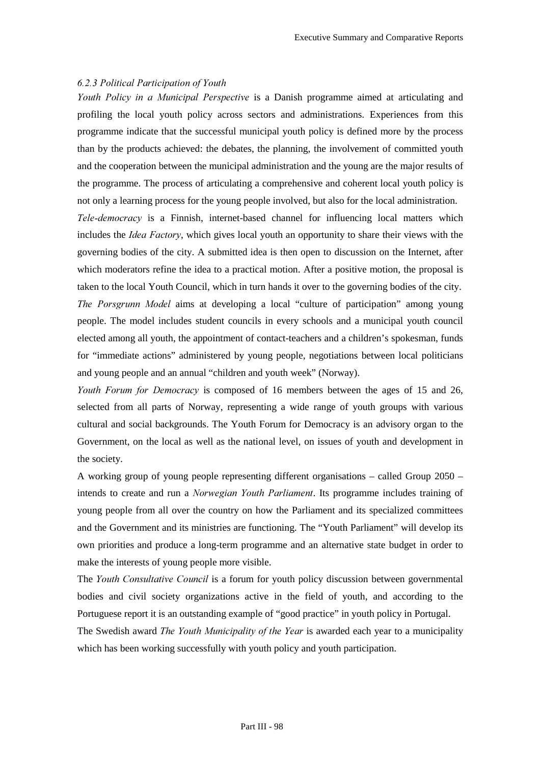### *6.2.3 Political Participation of Youth*

*Youth Policy in a Municipal Perspective* is a Danish programme aimed at articulating and profiling the local youth policy across sectors and administrations. Experiences from this programme indicate that the successful municipal youth policy is defined more by the process than by the products achieved: the debates, the planning, the involvement of committed youth and the cooperation between the municipal administration and the young are the major results of the programme. The process of articulating a comprehensive and coherent local youth policy is not only a learning process for the young people involved, but also for the local administration.

*Tele-democracy* is a Finnish, internet-based channel for influencing local matters which includes the *Idea Factory*, which gives local youth an opportunity to share their views with the governing bodies of the city. A submitted idea is then open to discussion on the Internet, after which moderators refine the idea to a practical motion. After a positive motion, the proposal is taken to the local Youth Council, which in turn hands it over to the governing bodies of the city.

*The Porsgrunn Model* aims at developing a local "culture of participation" among young people. The model includes student councils in every schools and a municipal youth council elected among all youth, the appointment of contact-teachers and a children's spokesman, funds for "immediate actions" administered by young people, negotiations between local politicians and young people and an annual "children and youth week" (Norway).

*Youth Forum for Democracy* is composed of 16 members between the ages of 15 and 26, selected from all parts of Norway, representing a wide range of youth groups with various cultural and social backgrounds. The Youth Forum for Democracy is an advisory organ to the Government, on the local as well as the national level, on issues of youth and development in the society.

A working group of young people representing different organisations – called Group 2050 – intends to create and run a *Norwegian Youth Parliament*. Its programme includes training of young people from all over the country on how the Parliament and its specialized committees and the Government and its ministries are functioning. The "Youth Parliament" will develop its own priorities and produce a long-term programme and an alternative state budget in order to make the interests of young people more visible.

The *Youth Consultative Council* is a forum for youth policy discussion between governmental bodies and civil society organizations active in the field of youth, and according to the Portuguese report it is an outstanding example of "good practice" in youth policy in Portugal.

The Swedish award *The Youth Municipality of the Year* is awarded each year to a municipality which has been working successfully with youth policy and youth participation.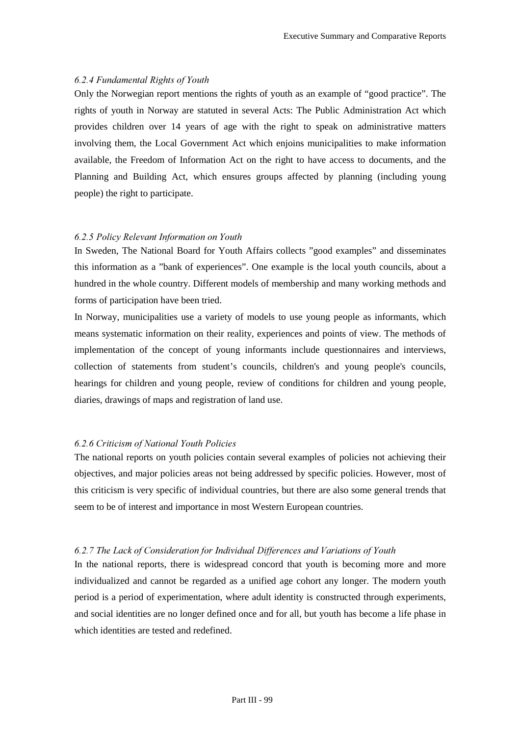#### *6.2.4 Fundamental Rights of Youth*

Only the Norwegian report mentions the rights of youth as an example of "good practice". The rights of youth in Norway are statuted in several Acts: The Public Administration Act which provides children over 14 years of age with the right to speak on administrative matters involving them, the Local Government Act which enjoins municipalities to make information available, the Freedom of Information Act on the right to have access to documents, and the Planning and Building Act, which ensures groups affected by planning (including young people) the right to participate.

#### *6.2.5 Policy Relevant Information on Youth*

In Sweden, The National Board for Youth Affairs collects "good examples" and disseminates this information as a "bank of experiences". One example is the local youth councils, about a hundred in the whole country. Different models of membership and many working methods and forms of participation have been tried.

In Norway, municipalities use a variety of models to use young people as informants, which means systematic information on their reality, experiences and points of view. The methods of implementation of the concept of young informants include questionnaires and interviews, collection of statements from student's councils, children's and young people's councils, hearings for children and young people, review of conditions for children and young people, diaries, drawings of maps and registration of land use.

#### *6.2.6 Criticism of National Youth Policies*

The national reports on youth policies contain several examples of policies not achieving their objectives, and major policies areas not being addressed by specific policies. However, most of this criticism is very specific of individual countries, but there are also some general trends that seem to be of interest and importance in most Western European countries.

#### *6.2.7 The Lack of Consideration for Individual Differences and Variations of Youth*

In the national reports, there is widespread concord that youth is becoming more and more individualized and cannot be regarded as a unified age cohort any longer. The modern youth period is a period of experimentation, where adult identity is constructed through experiments, and social identities are no longer defined once and for all, but youth has become a life phase in which identities are tested and redefined.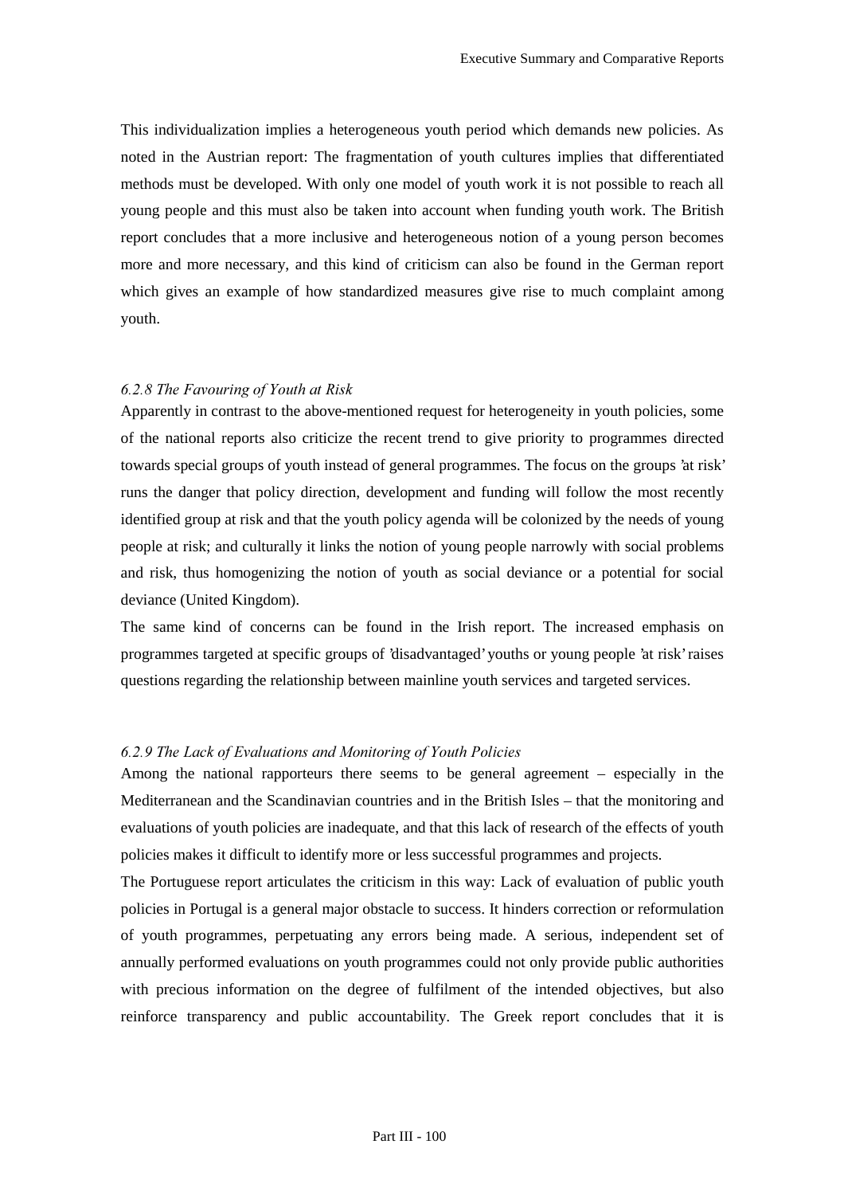This individualization implies a heterogeneous youth period which demands new policies. As noted in the Austrian report: The fragmentation of youth cultures implies that differentiated methods must be developed. With only one model of youth work it is not possible to reach all young people and this must also be taken into account when funding youth work. The British report concludes that a more inclusive and heterogeneous notion of a young person becomes more and more necessary, and this kind of criticism can also be found in the German report which gives an example of how standardized measures give rise to much complaint among youth.

#### *6.2.8 The Favouring of Youth at Risk*

Apparently in contrast to the above-mentioned request for heterogeneity in youth policies, some of the national reports also criticize the recent trend to give priority to programmes directed towards special groups of youth instead of general programmes. The focus on the groups 'at risk' runs the danger that policy direction, development and funding will follow the most recently identified group at risk and that the youth policy agenda will be colonized by the needs of young people at risk; and culturally it links the notion of young people narrowly with social problems and risk, thus homogenizing the notion of youth as social deviance or a potential for social deviance (United Kingdom).

The same kind of concerns can be found in the Irish report. The increased emphasis on programmes targeted at specific groups of 'disadvantaged' youths or young people 'at risk' raises questions regarding the relationship between mainline youth services and targeted services.

#### *6.2.9 The Lack of Evaluations and Monitoring of Youth Policies*

Among the national rapporteurs there seems to be general agreement – especially in the Mediterranean and the Scandinavian countries and in the British Isles – that the monitoring and evaluations of youth policies are inadequate, and that this lack of research of the effects of youth policies makes it difficult to identify more or less successful programmes and projects.

The Portuguese report articulates the criticism in this way: Lack of evaluation of public youth policies in Portugal is a general major obstacle to success. It hinders correction or reformulation of youth programmes, perpetuating any errors being made. A serious, independent set of annually performed evaluations on youth programmes could not only provide public authorities with precious information on the degree of fulfilment of the intended objectives, but also reinforce transparency and public accountability. The Greek report concludes that it is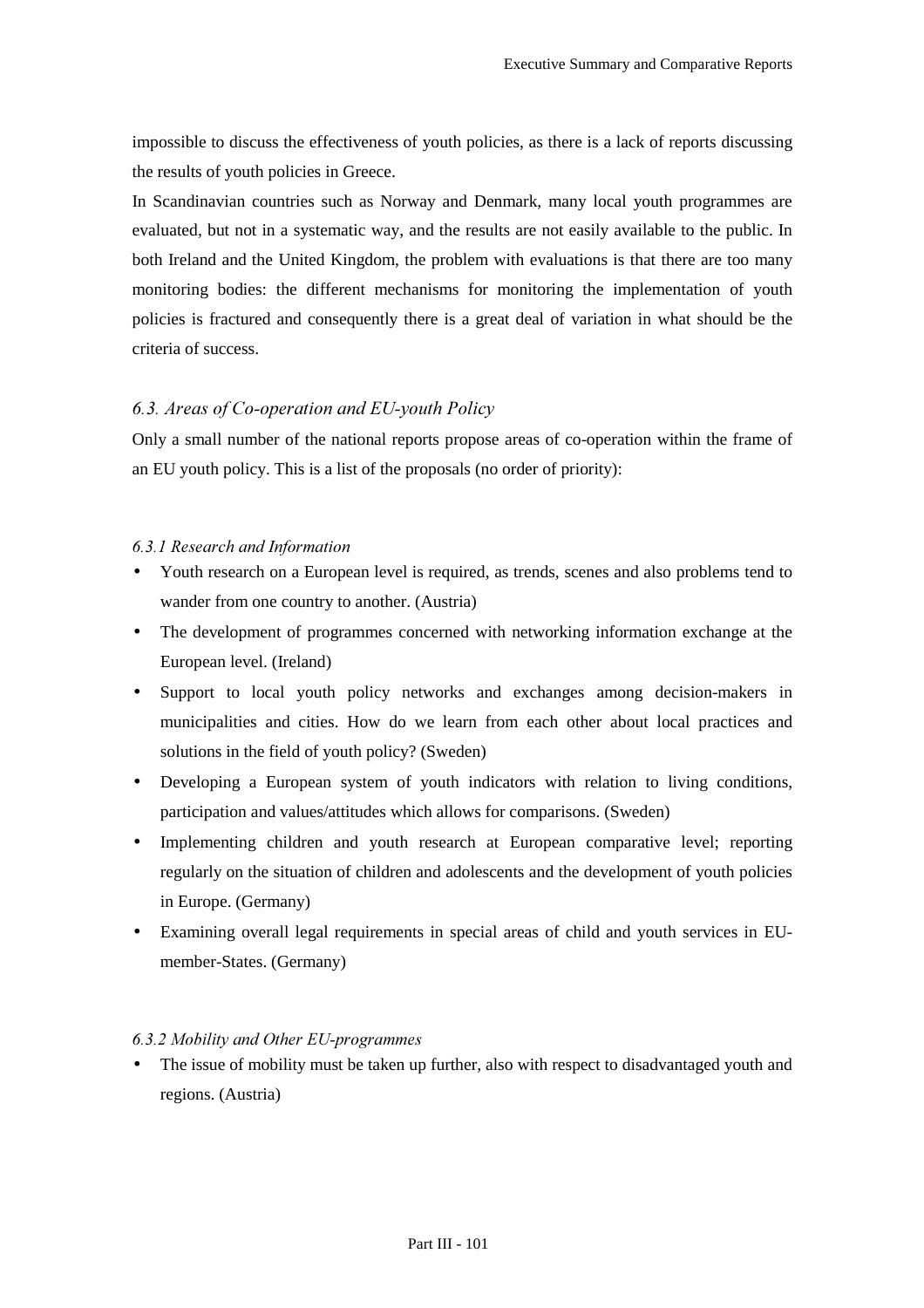impossible to discuss the effectiveness of youth policies, as there is a lack of reports discussing the results of youth policies in Greece.

In Scandinavian countries such as Norway and Denmark, many local youth programmes are evaluated, but not in a systematic way, and the results are not easily available to the public. In both Ireland and the United Kingdom, the problem with evaluations is that there are too many monitoring bodies: the different mechanisms for monitoring the implementation of youth policies is fractured and consequently there is a great deal of variation in what should be the criteria of success.

## *6.3. Areas of Co-operation and EU-youth Policy*

Only a small number of the national reports propose areas of co-operation within the frame of an EU youth policy. This is a list of the proposals (no order of priority):

### *6.3.1 Research and Information*

- Youth research on a European level is required, as trends, scenes and also problems tend to wander from one country to another. (Austria)
- The development of programmes concerned with networking information exchange at the European level. (Ireland)
- Support to local youth policy networks and exchanges among decision-makers in municipalities and cities. How do we learn from each other about local practices and solutions in the field of youth policy? (Sweden)
- Developing a European system of youth indicators with relation to living conditions, participation and values/attitudes which allows for comparisons. (Sweden)
- Implementing children and youth research at European comparative level; reporting regularly on the situation of children and adolescents and the development of youth policies in Europe. (Germany)
- Examining overall legal requirements in special areas of child and youth services in EU-member-States. (Germany)

### *6.3.2 Mobility and Other EU-programmes*

- The issue of mobility must be taken up further, also with respect to disadvantaged youth and regions. (Austria)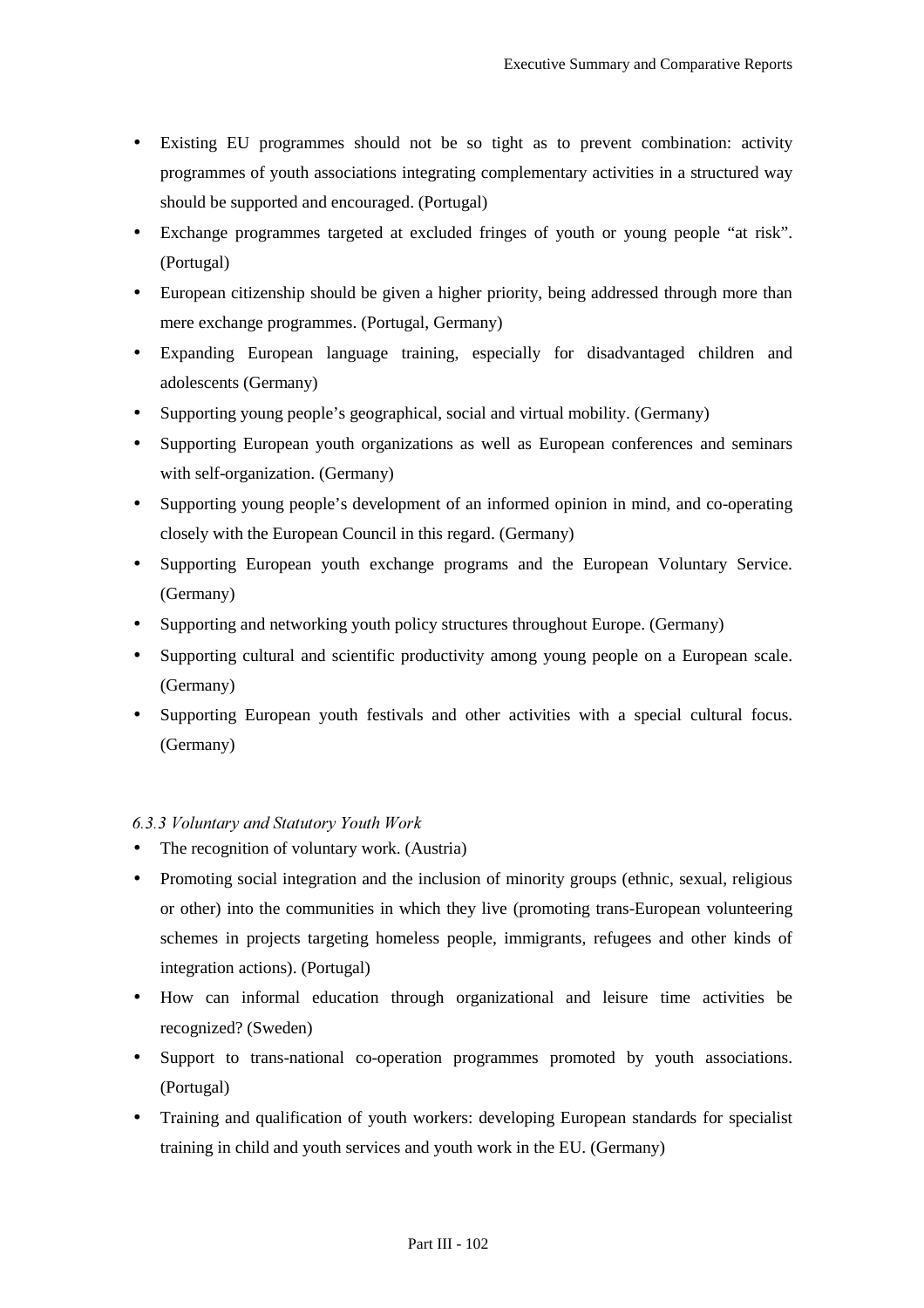- Existing EU programmes should not be so tight as to prevent combination: activity programmes of youth associations integrating complementary activities in a structured way should be supported and encouraged. (Portugal)
- Exchange programmes targeted at excluded fringes of youth or young people “at risk”. (Portugal)
- European citizenship should be given a higher priority, being addressed through more than mere exchange programmes. (Portugal, Germany)
- Expanding European language training, especially for disadvantaged children and adolescents (Germany)
- Supporting young people’s geographical, social and virtual mobility. (Germany)
- Supporting European youth organizations as well as European conferences and seminars with self-organization. (Germany)
- Supporting young people’s development of an informed opinion in mind, and co-operating closely with the European Council in this regard. (Germany)
- Supporting European youth exchange programs and the European Voluntary Service. (Germany)
- Supporting and networking youth policy structures throughout Europe. (Germany)
- Supporting cultural and scientific productivity among young people on a European scale. (Germany)
- Supporting European youth festivals and other activities with a special cultural focus. (Germany)

#### *6.3.3 Voluntary and Statutory Youth Work*

- The recognition of voluntary work. (Austria)
- Promoting social integration and the inclusion of minority groups (ethnic, sexual, religious or other) into the communities in which they live (promoting trans-European volunteering schemes in projects targeting homeless people, immigrants, refugees and other kinds of integration actions). (Portugal)
- How can informal education through organizational and leisure time activities be recognized? (Sweden)
- Support to trans-national co-operation programmes promoted by youth associations. (Portugal)
- Training and qualification of youth workers: developing European standards for specialist training in child and youth services and youth work in the EU. (Germany)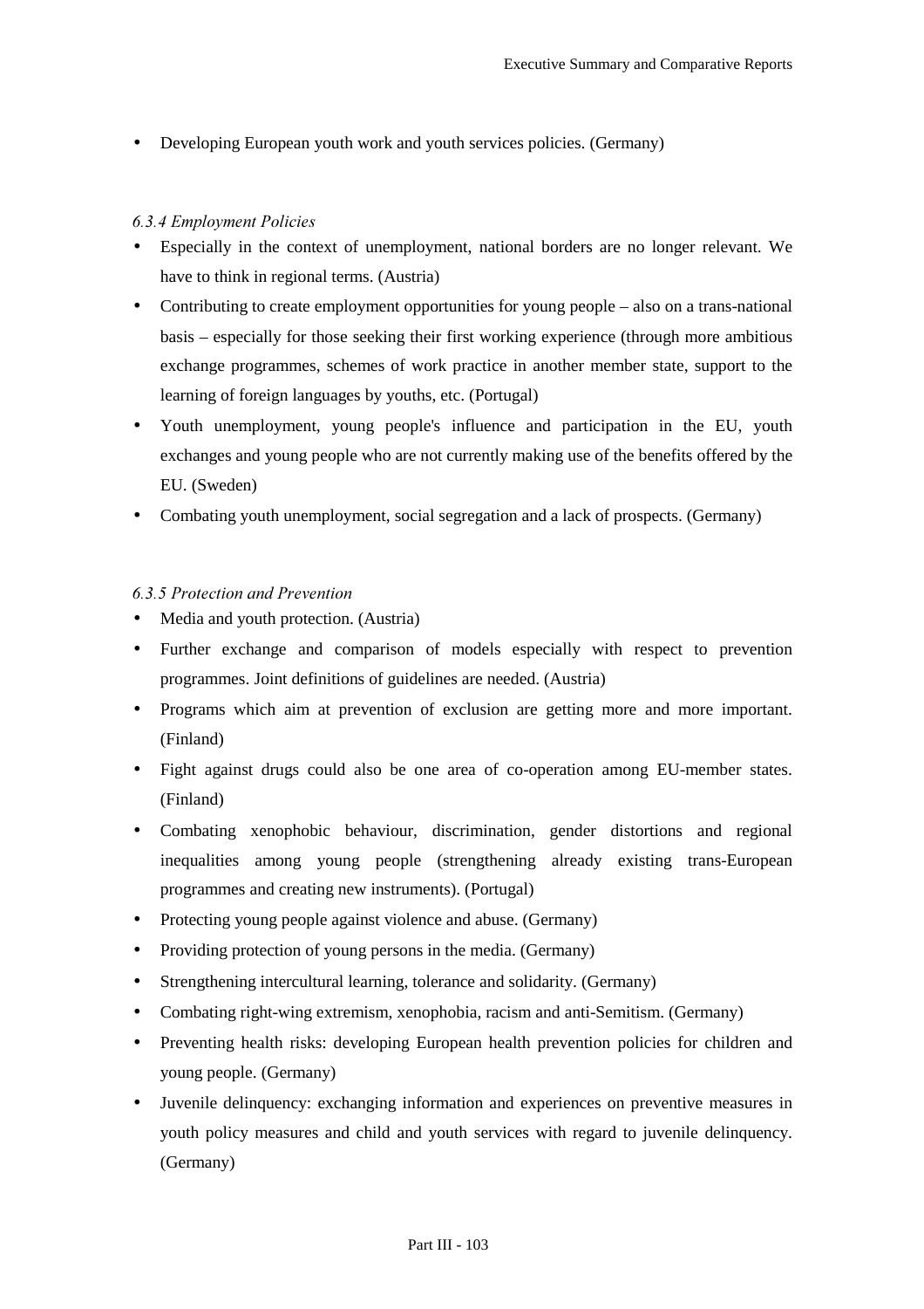- Developing European youth work and youth services policies. (Germany)

#### *6.3.4 Employment Policies*

- Especially in the context of unemployment, national borders are no longer relevant. We have to think in regional terms. (Austria)
- Contributing to create employment opportunities for young people – also on a trans-national basis – especially for those seeking their first working experience (through more ambitious exchange programmes, schemes of work practice in another member state, support to the learning of foreign languages by youths, etc. (Portugal)
- Youth unemployment, young people's influence and participation in the EU, youth exchanges and young people who are not currently making use of the benefits offered by the EU. (Sweden)
- Combating youth unemployment, social segregation and a lack of prospects. (Germany)

#### *6.3.5 Protection and Prevention*

- Media and youth protection. (Austria)
- Further exchange and comparison of models especially with respect to prevention programmes. Joint definitions of guidelines are needed. (Austria)
- Programs which aim at prevention of exclusion are getting more and more important. (Finland)
- Fight against drugs could also be one area of co-operation among EU-member states. (Finland)
- Combating xenophobic behaviour, discrimination, gender distortions and regional inequalities among young people (strengthening already existing trans-European programmes and creating new instruments). (Portugal)
- Protecting young people against violence and abuse. (Germany)
- Providing protection of young persons in the media. (Germany)
- Strengthening intercultural learning, tolerance and solidarity. (Germany)
- Combating right-wing extremism, xenophobia, racism and anti-Semitism. (Germany)
- Preventing health risks: developing European health prevention policies for children and young people. (Germany)
- Juvenile delinquency: exchanging information and experiences on preventive measures in youth policy measures and child and youth services with regard to juvenile delinquency. (Germany)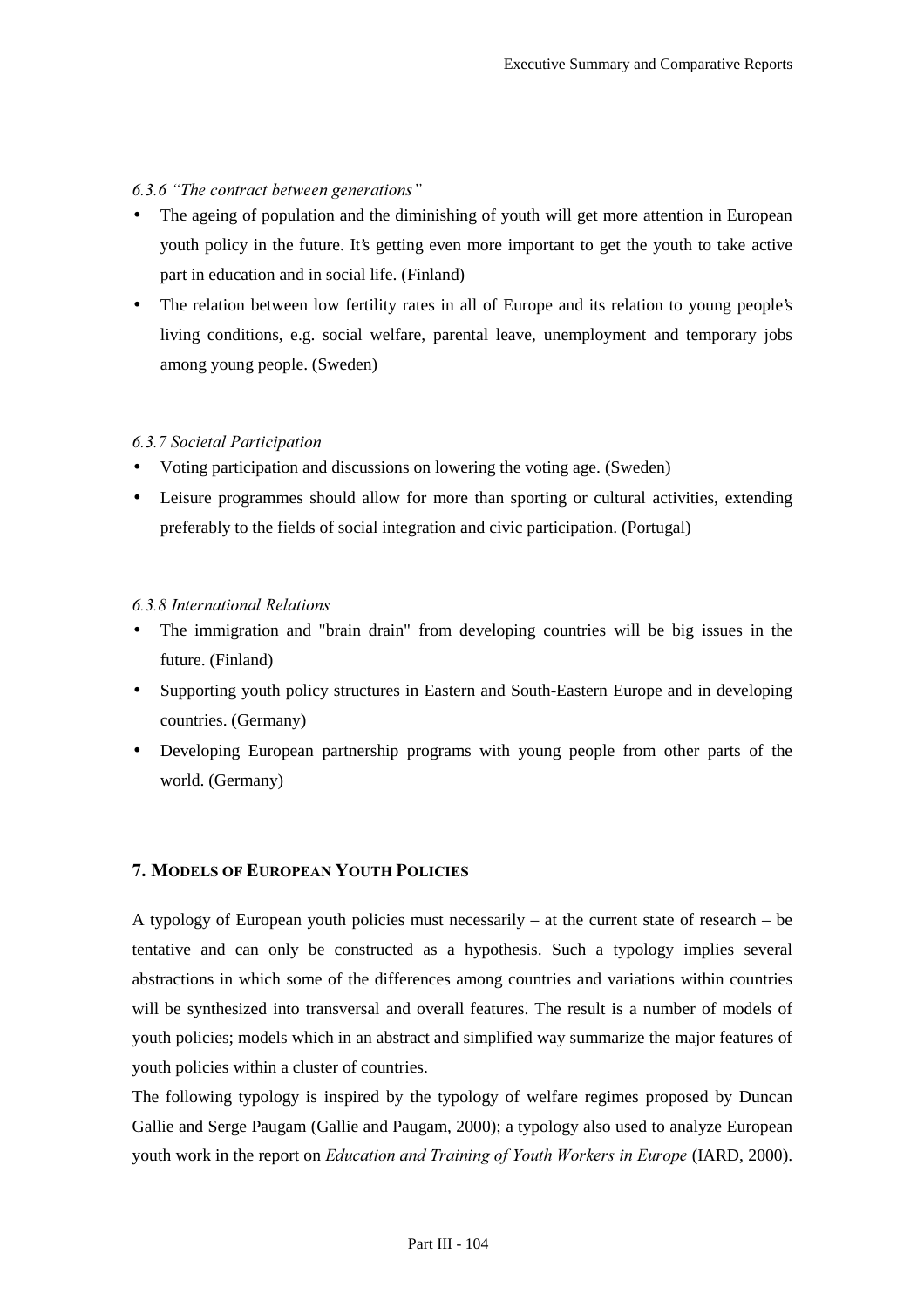#### *6.3.6 "The contract between generations"*

- The ageing of population and the diminishing of youth will get more attention in European youth policy in the future. It's getting even more important to get the youth to take active part in education and in social life. (Finland)
- The relation between low fertility rates in all of Europe and its relation to young people's living conditions, e.g. social welfare, parental leave, unemployment and temporary jobs among young people. (Sweden)

#### *6.3.7 Societal Participation*

- Voting participation and discussions on lowering the voting age. (Sweden)
- Leisure programmes should allow for more than sporting or cultural activities, extending preferably to the fields of social integration and civic participation. (Portugal)

#### *6.3.8 International Relations*

- The immigration and "brain drain" from developing countries will be big issues in the future. (Finland)
- Supporting youth policy structures in Eastern and South-Eastern Europe and in developing countries. (Germany)
- Developing European partnership programs with young people from other parts of the world. (Germany)

## 7. Models of European Youth Policies

A typology of European youth policies must necessarily – at the current state of research – be tentative and can only be constructed as a hypothesis. Such a typology implies several abstractions in which some of the differences among countries and variations within countries will be synthesized into transversal and overall features. The result is a number of models of youth policies; models which in an abstract and simplified way summarize the major features of youth policies within a cluster of countries.

The following typology is inspired by the typology of welfare regimes proposed by Duncan Gallie and Serge Paugam (Gallie and Paugam, 2000); a typology also used to analyze European youth work in the report on *Education and Training of Youth Workers in Europe* (IARD, 2000).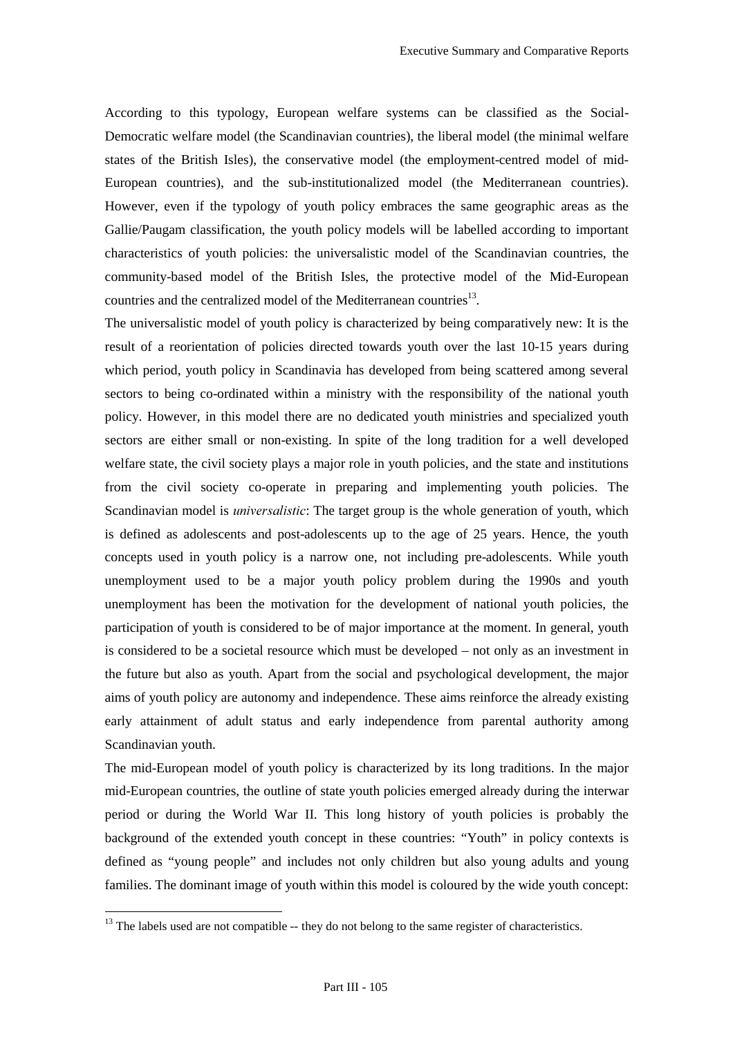According to this typology, European welfare systems can be classified as the Social-Democratic welfare model (the Scandinavian countries), the liberal model (the minimal welfare states of the British Isles), the conservative model (the employment-centred model of mid-European countries), and the sub-institutionalized model (the Mediterranean countries). However, even if the typology of youth policy embraces the same geographic areas as the Gallie/Paugam classification, the youth policy models will be labelled according to important characteristics of youth policies: the universalistic model of the Scandinavian countries, the community-based model of the British Isles, the protective model of the Mid-European countries and the centralized model of the Mediterranean countries[13].

The universalistic model of youth policy is characterized by being comparatively new: It is the result of a reorientation of policies directed towards youth over the last 10-15 years during which period, youth policy in Scandinavia has developed from being scattered among several sectors to being co-ordinated within a ministry with the responsibility of the national youth policy. However, in this model there are no dedicated youth ministries and specialized youth sectors are either small or non-existing. In spite of the long tradition for a well developed welfare state, the civil society plays a major role in youth policies, and the state and institutions from the civil society co-operate in preparing and implementing youth policies. The Scandinavian model is *universalistic*: The target group is the whole generation of youth, which is defined as adolescents and post-adolescents up to the age of 25 years. Hence, the youth concepts used in youth policy is a narrow one, not including pre-adolescents. While youth unemployment used to be a major youth policy problem during the 1990s and youth unemployment has been the motivation for the development of national youth policies, the participation of youth is considered to be of major importance at the moment. In general, youth is considered to be a societal resource which must be developed – not only as an investment in the future but also as youth. Apart from the social and psychological development, the major aims of youth policy are autonomy and independence. These aims reinforce the already existing early attainment of adult status and early independence from parental authority among Scandinavian youth.

The mid-European model of youth policy is characterized by its long traditions. In the major mid-European countries, the outline of state youth policies emerged already during the interwar period or during the World War II. This long history of youth policies is probably the background of the extended youth concept in these countries: "Youth" in policy contexts is defined as "young people" and includes not only children but also young adults and young families. The dominant image of youth within this model is coloured by the wide youth concept:

[13] The labels used are not compatible -- they do not belong to the same register of characteristics.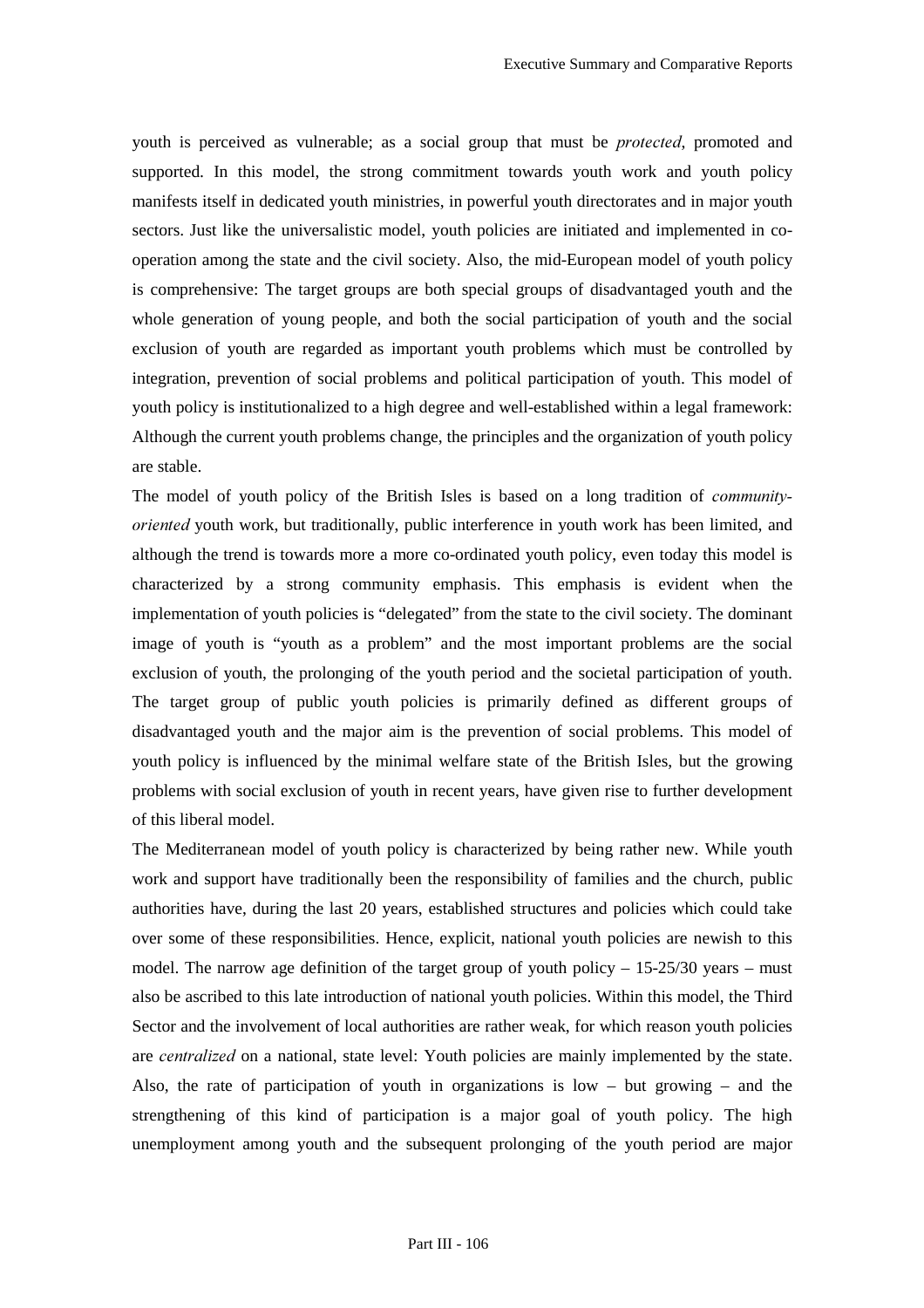youth is perceived as vulnerable; as a social group that must be *protected*, promoted and supported. In this model, the strong commitment towards youth work and youth policy manifests itself in dedicated youth ministries, in powerful youth directorates and in major youth sectors. Just like the universalistic model, youth policies are initiated and implemented in co-operation among the state and the civil society. Also, the mid-European model of youth policy is comprehensive: The target groups are both special groups of disadvantaged youth and the whole generation of young people, and both the social participation of youth and the social exclusion of youth are regarded as important youth problems which must be controlled by integration, prevention of social problems and political participation of youth. This model of youth policy is institutionalized to a high degree and well-established within a legal framework: Although the current youth problems change, the principles and the organization of youth policy are stable.

The model of youth policy of the British Isles is based on a long tradition of *community-oriented* youth work, but traditionally, public interference in youth work has been limited, and although the trend is towards more a more co-ordinated youth policy, even today this model is characterized by a strong community emphasis. This emphasis is evident when the implementation of youth policies is "delegated" from the state to the civil society. The dominant image of youth is "youth as a problem" and the most important problems are the social exclusion of youth, the prolonging of the youth period and the societal participation of youth. The target group of public youth policies is primarily defined as different groups of disadvantaged youth and the major aim is the prevention of social problems. This model of youth policy is influenced by the minimal welfare state of the British Isles, but the growing problems with social exclusion of youth in recent years, have given rise to further development of this liberal model.

The Mediterranean model of youth policy is characterized by being rather new. While youth work and support have traditionally been the responsibility of families and the church, public authorities have, during the last 20 years, established structures and policies which could take over some of these responsibilities. Hence, explicit, national youth policies are newish to this model. The narrow age definition of the target group of youth policy – 15-25/30 years – must also be ascribed to this late introduction of national youth policies. Within this model, the Third Sector and the involvement of local authorities are rather weak, for which reason youth policies are *centralized* on a national, state level: Youth policies are mainly implemented by the state. Also, the rate of participation of youth in organizations is low – but growing – and the strengthening of this kind of participation is a major goal of youth policy. The high unemployment among youth and the subsequent prolonging of the youth period are major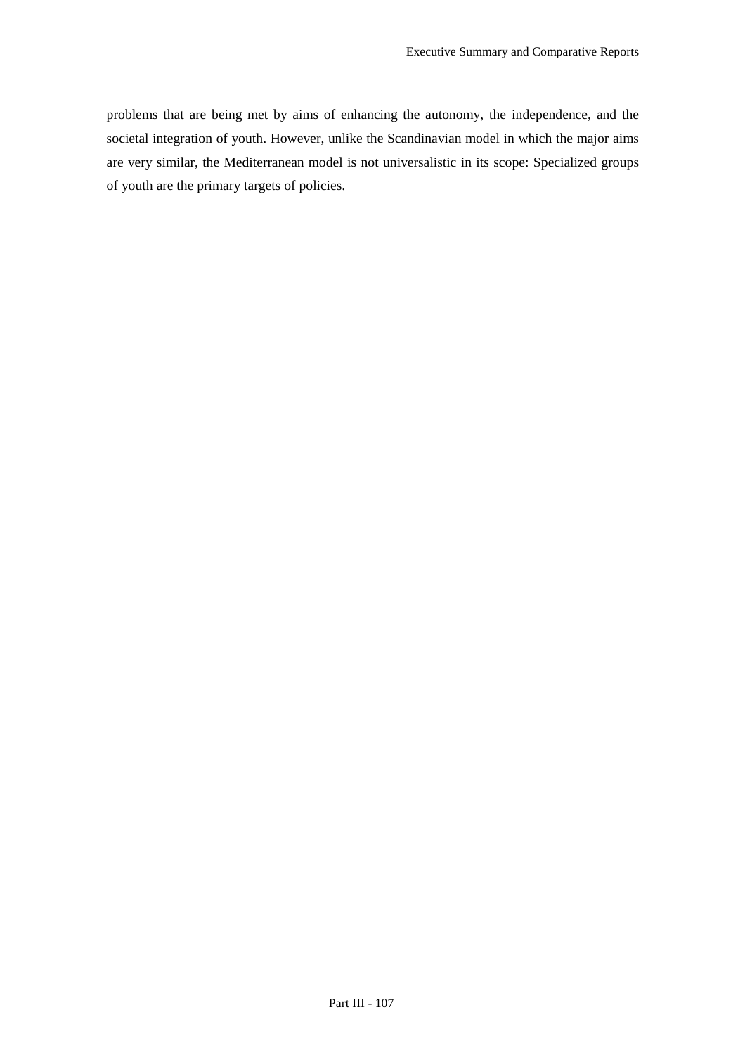problems that are being met by aims of enhancing the autonomy, the independence, and the societal integration of youth. However, unlike the Scandinavian model in which the major aims are very similar, the Mediterranean model is not universalistic in its scope: Specialized groups of youth are the primary targets of policies.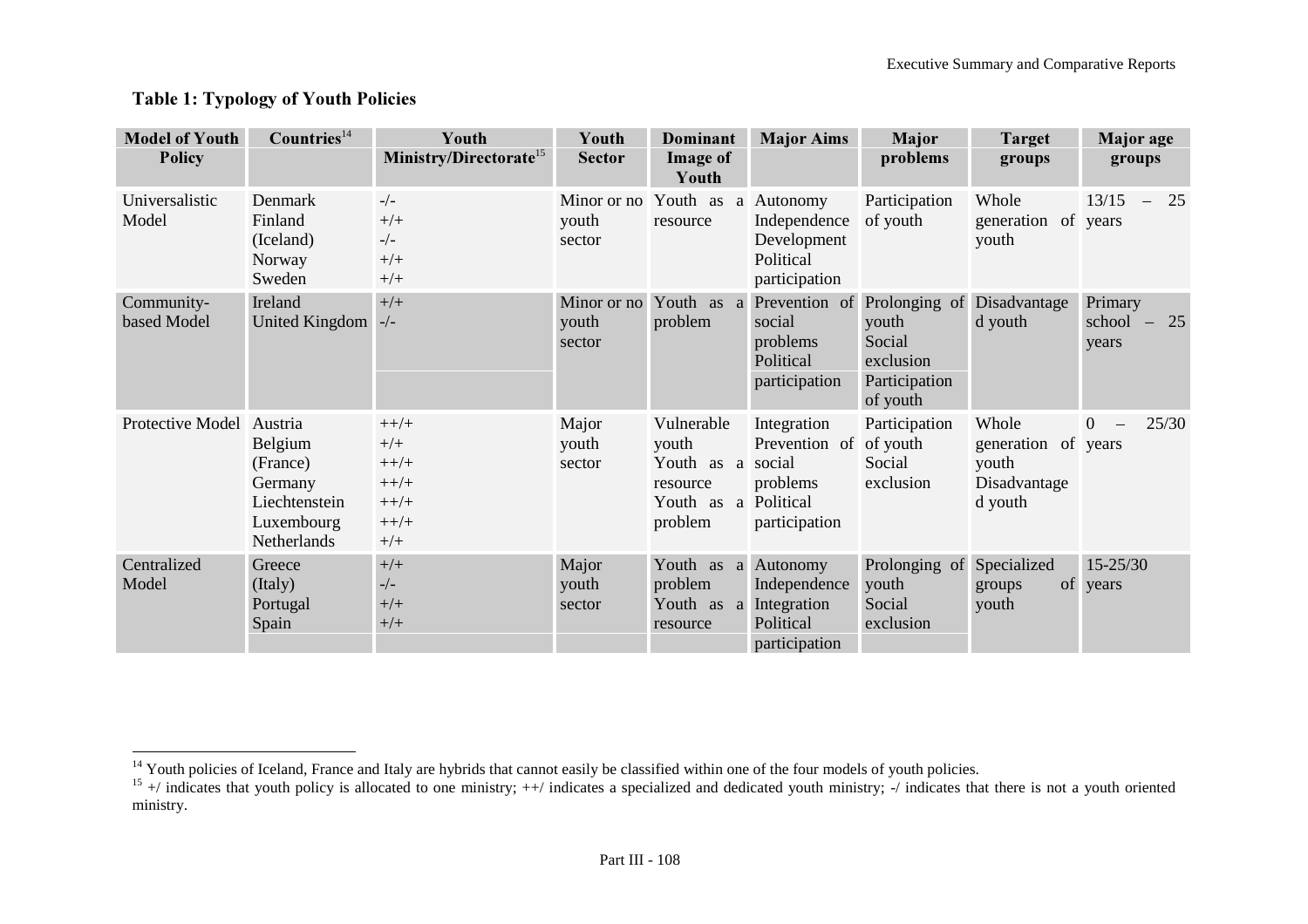**Table 1: Typology of Youth Policies**

| Model of Youth Policy | Countries[14] | Youth Ministry/Directorate[15] | Youth Sector | Dominant Image of Youth | Major Aims | Major problems | Target groups | Major age groups |
|---|---|---|---|---|---|---|---|---|
| Universalistic Model | Denmark<br>Finland<br>(Iceland)<br>Norway<br>Sweden | -/-<br>+/+<br>-/-<br>+/+<br>+/+ | Minor or no youth sector | Youth as a resource | Autonomy<br>Independence<br>Development<br>Political participation | Participation of youth | Whole generation of youth | 13/15 – 25 years |
| Community-based Model | Ireland<br>United Kingdom | +/+<br>-/- | Minor or no youth sector | Youth as a problem | Prevention of social problems<br>Political participation | Prolonging of youth<br>Social exclusion<br>Participation of youth | Disadvantaged youth | Primary school – 25 years |
| Protective Model | Austria<br>Belgium<br>(France)<br>Germany<br>Liechtenstein<br>Luxembourg<br>Netherlands | ++/+<br>+/+<br>++/+<br>++/+<br>++/+<br>++/+<br>+/+ | Major youth sector | Vulnerable youth<br>Youth as a resource<br>Youth as a problem | Integration<br>Prevention of social problems<br>Political participation | Participation of youth<br>Social exclusion | Whole generation of youth<br>Disadvantaged youth | 0 – 25/30 years |
| Centralized Model | Greece<br>(Italy)<br>Portugal<br>Spain | +/+<br>-/-<br>+/+<br>+/+ | Major youth sector | Youth as a problem<br>Youth as a resource | Autonomy<br>Independence<br>Integration<br>Political participation | Prolonging of youth<br>Social exclusion | Specialized groups of youth | 15-25/30 years |

[14] Youth policies of Iceland, France and Italy are hybrids that cannot easily be classified within one of the four models of youth policies.

[15] +/ indicates that youth policy is allocated to one ministry; ++/ indicates a specialized and dedicated youth ministry; -/ indicates that there is not a youth oriented ministry.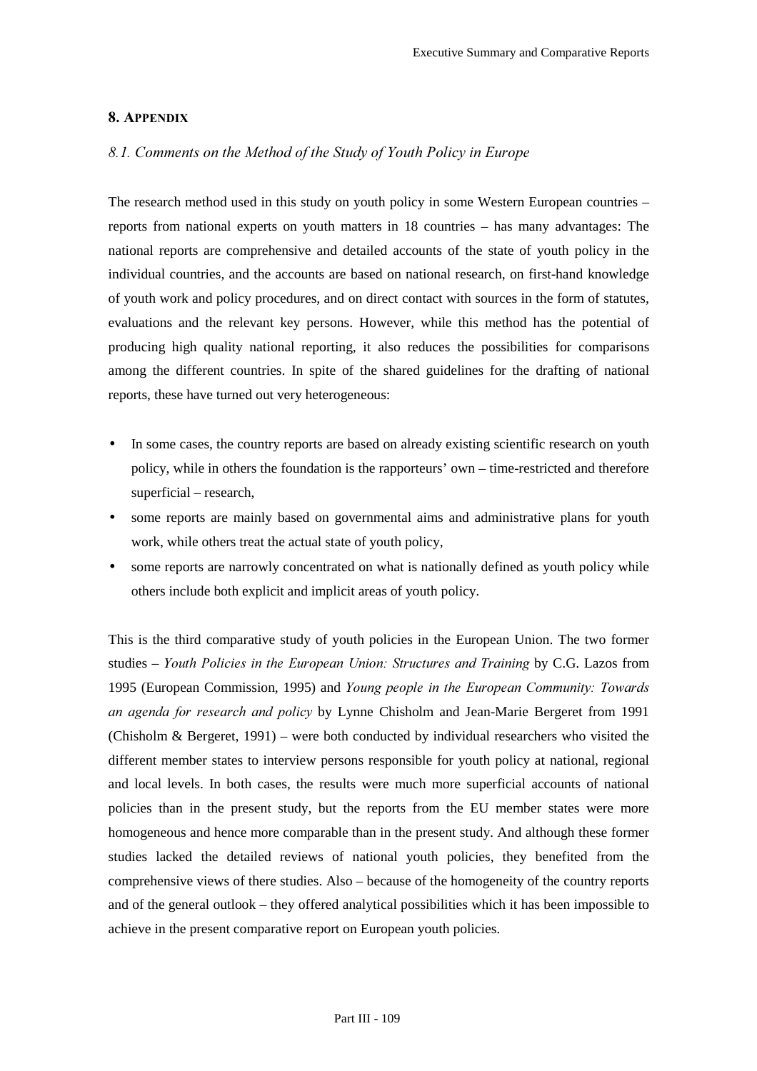## 8. Appendix

### *8.1. Comments on the Method of the Study of Youth Policy in Europe*

The research method used in this study on youth policy in some Western European countries – reports from national experts on youth matters in 18 countries – has many advantages: The national reports are comprehensive and detailed accounts of the state of youth policy in the individual countries, and the accounts are based on national research, on first-hand knowledge of youth work and policy procedures, and on direct contact with sources in the form of statutes, evaluations and the relevant key persons. However, while this method has the potential of producing high quality national reporting, it also reduces the possibilities for comparisons among the different countries. In spite of the shared guidelines for the drafting of national reports, these have turned out very heterogeneous:

- In some cases, the country reports are based on already existing scientific research on youth policy, while in others the foundation is the rapporteurs' own – time-restricted and therefore superficial – research,
- some reports are mainly based on governmental aims and administrative plans for youth work, while others treat the actual state of youth policy,
- some reports are narrowly concentrated on what is nationally defined as youth policy while others include both explicit and implicit areas of youth policy.

This is the third comparative study of youth policies in the European Union. The two former studies – *Youth Policies in the European Union: Structures and Training* by C.G. Lazos from 1995 (European Commission, 1995) and *Young people in the European Community: Towards an agenda for research and policy* by Lynne Chisholm and Jean-Marie Bergeret from 1991 (Chisholm & Bergeret, 1991) – were both conducted by individual researchers who visited the different member states to interview persons responsible for youth policy at national, regional and local levels. In both cases, the results were much more superficial accounts of national policies than in the present study, but the reports from the EU member states were more homogeneous and hence more comparable than in the present study. And although these former studies lacked the detailed reviews of national youth policies, they benefited from the comprehensive views of there studies. Also – because of the homogeneity of the country reports and of the general outlook – they offered analytical possibilities which it has been impossible to achieve in the present comparative report on European youth policies.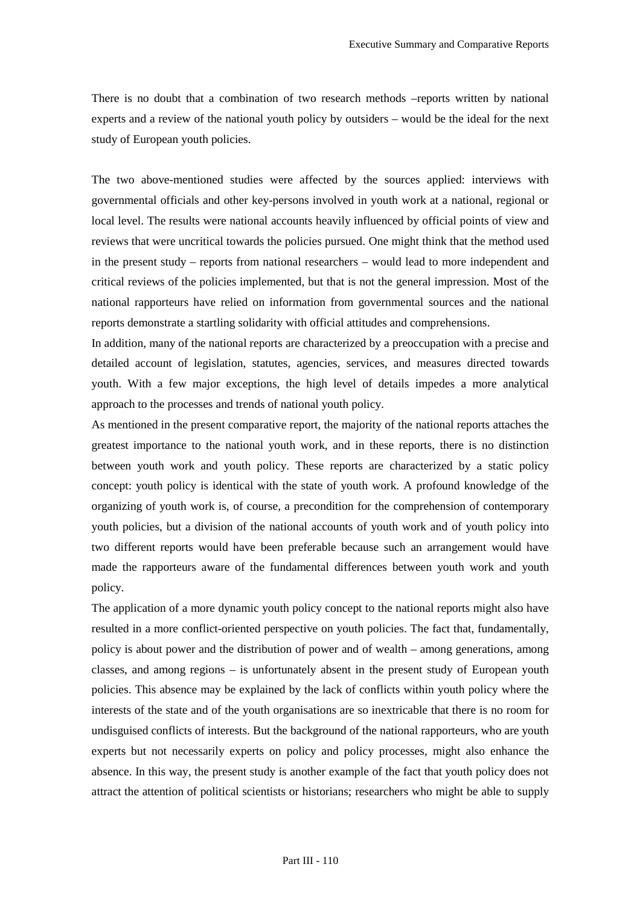There is no doubt that a combination of two research methods –reports written by national experts and a review of the national youth policy by outsiders – would be the ideal for the next study of European youth policies.

The two above-mentioned studies were affected by the sources applied: interviews with governmental officials and other key-persons involved in youth work at a national, regional or local level. The results were national accounts heavily influenced by official points of view and reviews that were uncritical towards the policies pursued. One might think that the method used in the present study – reports from national researchers – would lead to more independent and critical reviews of the policies implemented, but that is not the general impression. Most of the national rapporteurs have relied on information from governmental sources and the national reports demonstrate a startling solidarity with official attitudes and comprehensions.

In addition, many of the national reports are characterized by a preoccupation with a precise and detailed account of legislation, statutes, agencies, services, and measures directed towards youth. With a few major exceptions, the high level of details impedes a more analytical approach to the processes and trends of national youth policy.

As mentioned in the present comparative report, the majority of the national reports attaches the greatest importance to the national youth work, and in these reports, there is no distinction between youth work and youth policy. These reports are characterized by a static policy concept: youth policy is identical with the state of youth work. A profound knowledge of the organizing of youth work is, of course, a precondition for the comprehension of contemporary youth policies, but a division of the national accounts of youth work and of youth policy into two different reports would have been preferable because such an arrangement would have made the rapporteurs aware of the fundamental differences between youth work and youth policy.

The application of a more dynamic youth policy concept to the national reports might also have resulted in a more conflict-oriented perspective on youth policies. The fact that, fundamentally, policy is about power and the distribution of power and of wealth – among generations, among classes, and among regions – is unfortunately absent in the present study of European youth policies. This absence may be explained by the lack of conflicts within youth policy where the interests of the state and of the youth organisations are so inextricable that there is no room for undisguised conflicts of interests. But the background of the national rapporteurs, who are youth experts but not necessarily experts on policy and policy processes, might also enhance the absence. In this way, the present study is another example of the fact that youth policy does not attract the attention of political scientists or historians; researchers who might be able to supply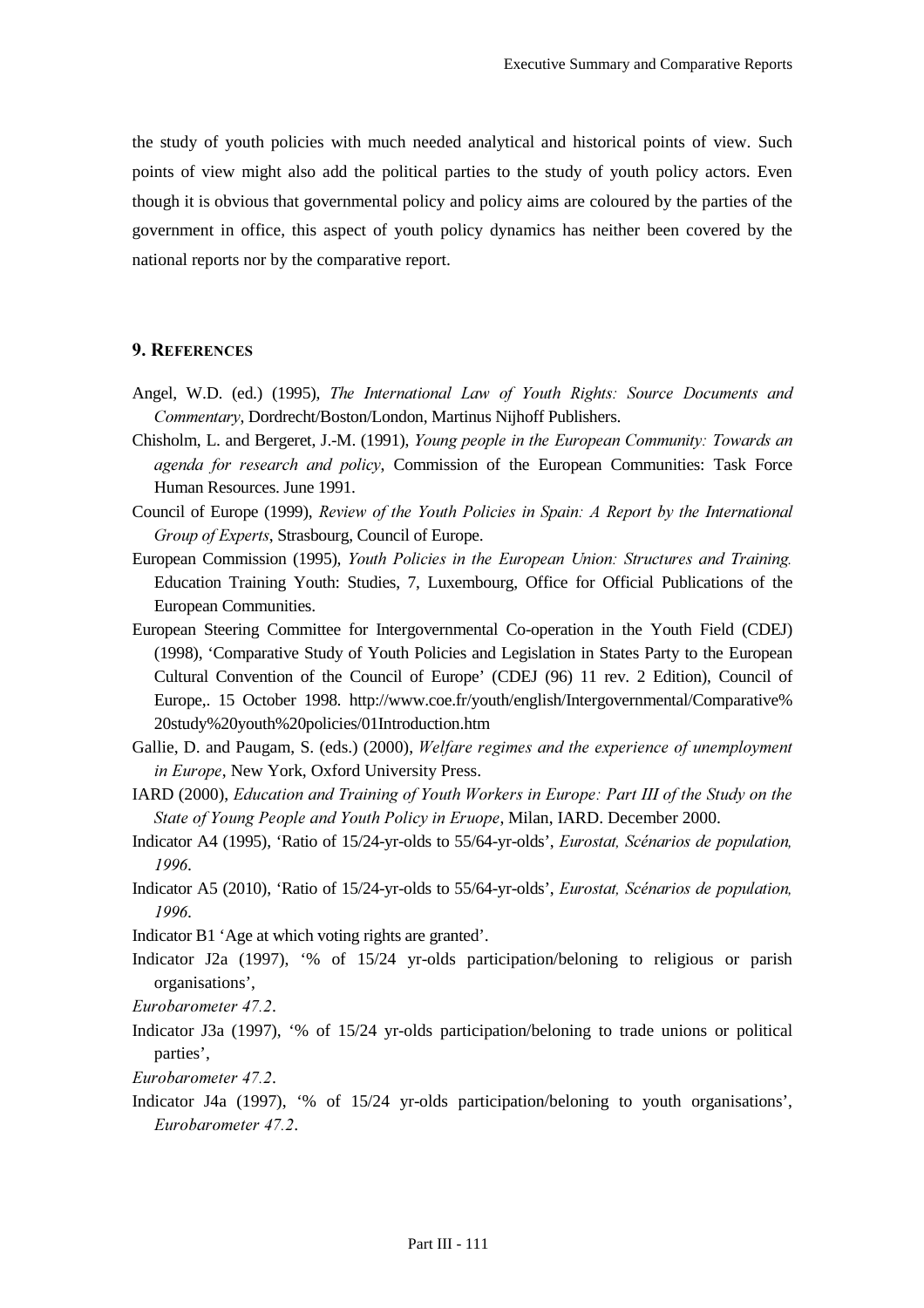the study of youth policies with much needed analytical and historical points of view. Such points of view might also add the political parties to the study of youth policy actors. Even though it is obvious that governmental policy and policy aims are coloured by the parties of the government in office, this aspect of youth policy dynamics has neither been covered by the national reports nor by the comparative report.

## 9. References

Angel, W.D. (ed.) (1995), *The International Law of Youth Rights: Source Documents and Commentary*, Dordrecht/Boston/London, Martinus Nijhoff Publishers.

Chisholm, L. and Bergeret, J.-M. (1991), *Young people in the European Community: Towards an agenda for research and policy*, Commission of the European Communities: Task Force Human Resources. June 1991.

Council of Europe (1999), *Review of the Youth Policies in Spain: A Report by the International Group of Experts*, Strasbourg, Council of Europe.

European Commission (1995), *Youth Policies in the European Union: Structures and Training.* Education Training Youth: Studies, 7, Luxembourg, Office for Official Publications of the European Communities.

European Steering Committee for Intergovernmental Co-operation in the Youth Field (CDEJ) (1998), 'Comparative Study of Youth Policies and Legislation in States Party to the European Cultural Convention of the Council of Europe' (CDEJ (96) 11 rev. 2 Edition), Council of Europe,. 15 October 1998. http://www.coe.fr/youth/english/Intergovernmental/Comparative%20study%20youth%20policies/01Introduction.htm

Gallie, D. and Paugam, S. (eds.) (2000), *Welfare regimes and the experience of unemployment in Europe*, New York, Oxford University Press.

IARD (2000), *Education and Training of Youth Workers in Europe: Part III of the Study on the State of Young People and Youth Policy in Eruope*, Milan, IARD. December 2000.

Indicator A4 (1995), 'Ratio of 15/24-yr-olds to 55/64-yr-olds', *Eurostat, Scénarios de population, 1996*.

Indicator A5 (2010), 'Ratio of 15/24-yr-olds to 55/64-yr-olds', *Eurostat, Scénarios de population, 1996*.

Indicator B1 'Age at which voting rights are granted'.

Indicator J2a (1997), '% of 15/24 yr-olds participation/beloning to religious or parish organisations',

*Eurobarometer 47.2*.

Indicator J3a (1997), '% of 15/24 yr-olds participation/beloning to trade unions or political parties',

*Eurobarometer 47.2*.

Indicator J4a (1997), '% of 15/24 yr-olds participation/beloning to youth organisations', *Eurobarometer 47.2*.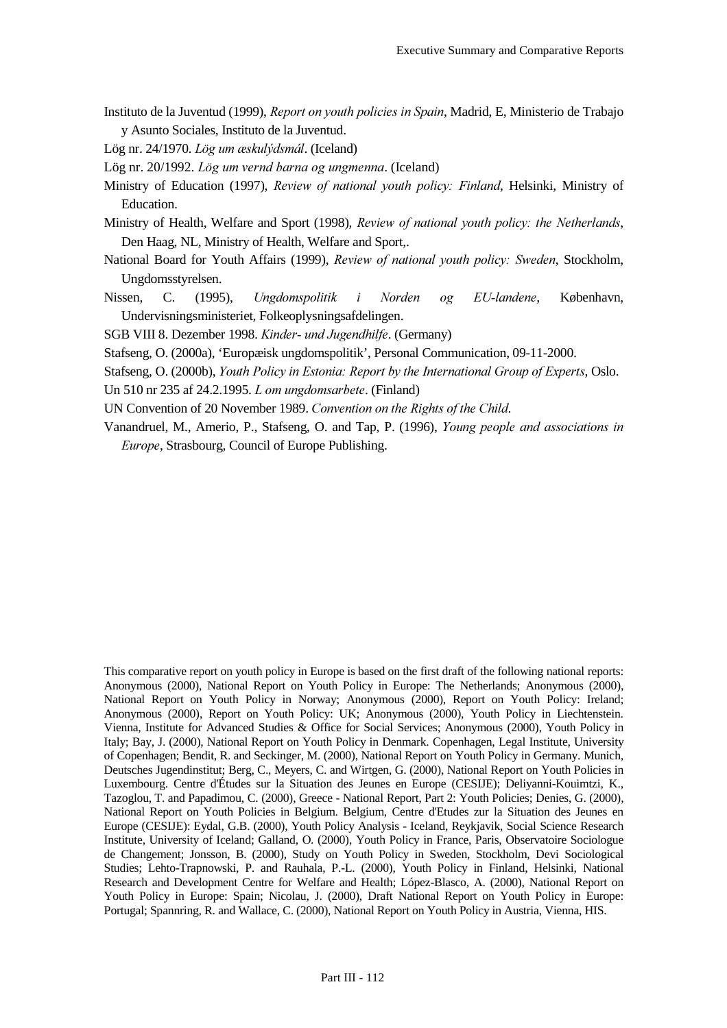Instituto de la Juventud (1999), *Report on youth policies in Spain*, Madrid, E, Ministerio de Trabajo y Asunto Sociales, Instituto de la Juventud.

Lög nr. 24/1970. *Lög um æskulýdsmál*. (Iceland)

Lög nr. 20/1992. *Lög um vernd barna og ungmenna*. (Iceland)

Ministry of Education (1997), *Review of national youth policy: Finland*, Helsinki, Ministry of Education.

Ministry of Health, Welfare and Sport (1998), *Review of national youth policy: the Netherlands*, Den Haag, NL, Ministry of Health, Welfare and Sport,.

National Board for Youth Affairs (1999), *Review of national youth policy: Sweden*, Stockholm, Ungdomsstyrelsen.

Nissen, C. (1995), *Ungdomspolitik i Norden og EU-landene*, København, Undervisningsministeriet, Folkeoplysningsafdelingen.

SGB VIII 8. Dezember 1998. *Kinder- und Jugendhilfe*. (Germany)

Stafseng, O. (2000a), 'Europæisk ungdomspolitik', Personal Communication, 09-11-2000.

Stafseng, O. (2000b), *Youth Policy in Estonia: Report by the International Group of Experts*, Oslo.

Un 510 nr 235 af 24.2.1995. *L om ungdomsarbete*. (Finland)

UN Convention of 20 November 1989. *Convention on the Rights of the Child*.

Vanandruel, M., Amerio, P., Stafseng, O. and Tap, P. (1996), *Young people and associations in Europe*, Strasbourg, Council of Europe Publishing.

This comparative report on youth policy in Europe is based on the first draft of the following national reports: Anonymous (2000), National Report on Youth Policy in Europe: The Netherlands; Anonymous (2000), National Report on Youth Policy in Norway; Anonymous (2000), Report on Youth Policy: Ireland; Anonymous (2000), Report on Youth Policy: UK; Anonymous (2000), Youth Policy in Liechtenstein. Vienna, Institute for Advanced Studies & Office for Social Services; Anonymous (2000), Youth Policy in Italy; Bay, J. (2000), National Report on Youth Policy in Denmark. Copenhagen, Legal Institute, University of Copenhagen; Bendit, R. and Seckinger, M. (2000), National Report on Youth Policy in Germany. Munich, Deutsches Jugendinstitut; Berg, C., Meyers, C. and Wirtgen, G. (2000), National Report on Youth Policies in Luxembourg. Centre d'Études sur la Situation des Jeunes en Europe (CESIJE); Deliyanni-Kouimtzi, K., Tazoglou, T. and Papadimou, C. (2000), Greece - National Report, Part 2: Youth Policies; Denies, G. (2000), National Report on Youth Policies in Belgium. Belgium, Centre d'Etudes zur la Situation des Jeunes en Europe (CESIJE): Eydal, G.B. (2000), Youth Policy Analysis - Iceland, Reykjavik, Social Science Research Institute, University of Iceland; Galland, O. (2000), Youth Policy in France, Paris, Observatoire Sociologue de Changement; Jonsson, B. (2000), Study on Youth Policy in Sweden, Stockholm, Devi Sociological Studies; Lehto-Trapnowski, P. and Rauhala, P.-L. (2000), Youth Policy in Finland, Helsinki, National Research and Development Centre for Welfare and Health; López-Blasco, A. (2000), National Report on Youth Policy in Europe: Spain; Nicolau, J. (2000), Draft National Report on Youth Policy in Europe: Portugal; Spannring, R. and Wallace, C. (2000), National Report on Youth Policy in Austria, Vienna, HIS.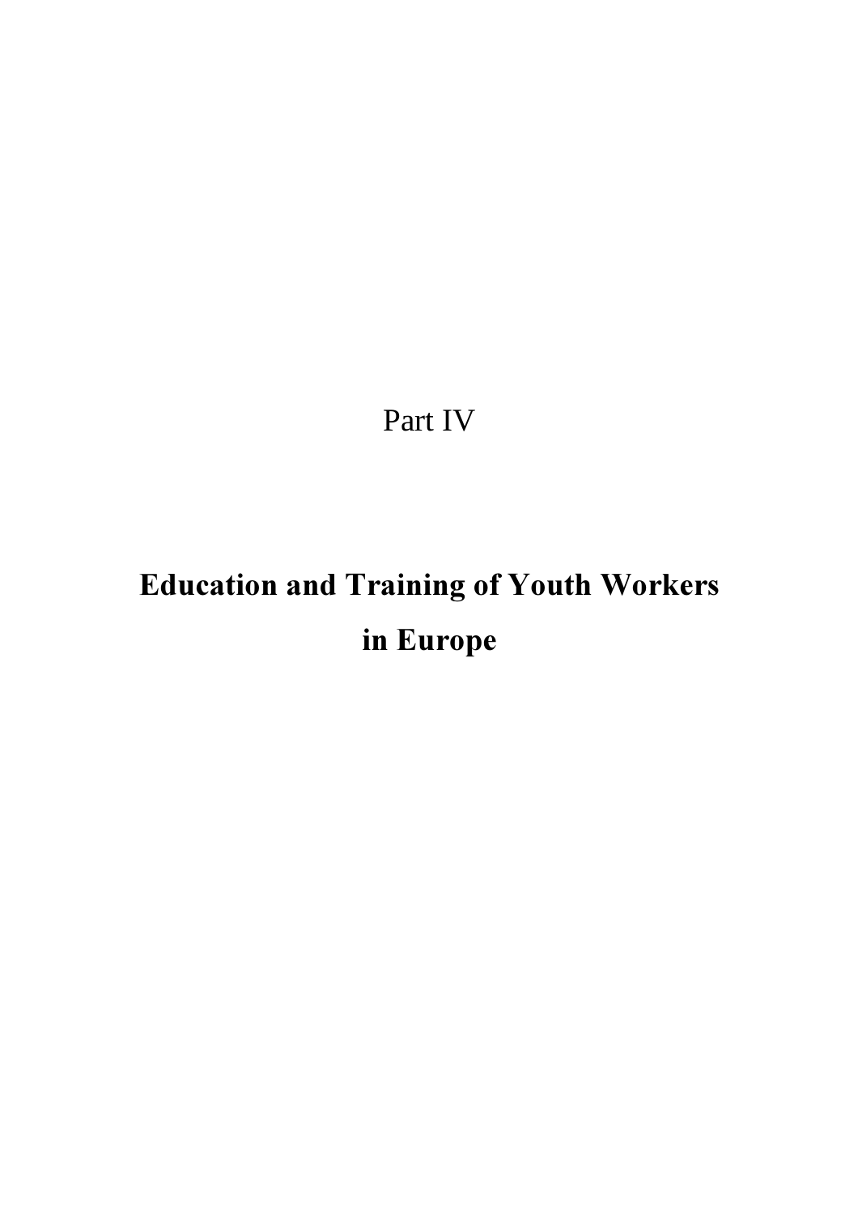# Part IV

# **Education and Training of Youth Workers in Europe**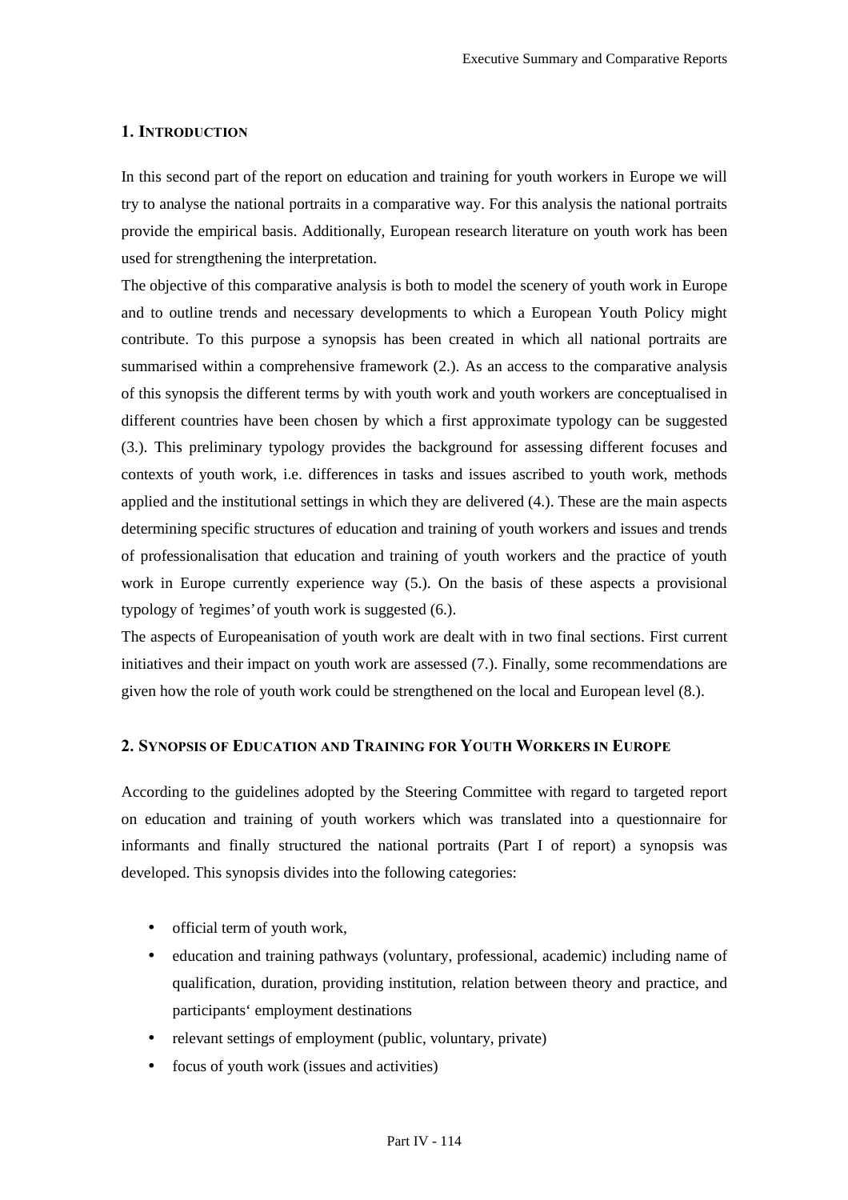## 1. Introduction

In this second part of the report on education and training for youth workers in Europe we will try to analyse the national portraits in a comparative way. For this analysis the national portraits provide the empirical basis. Additionally, European research literature on youth work has been used for strengthening the interpretation.

The objective of this comparative analysis is both to model the scenery of youth work in Europe and to outline trends and necessary developments to which a European Youth Policy might contribute. To this purpose a synopsis has been created in which all national portraits are summarised within a comprehensive framework (2.). As an access to the comparative analysis of this synopsis the different terms by with youth work and youth workers are conceptualised in different countries have been chosen by which a first approximate typology can be suggested (3.). This preliminary typology provides the background for assessing different focuses and contexts of youth work, i.e. differences in tasks and issues ascribed to youth work, methods applied and the institutional settings in which they are delivered (4.). These are the main aspects determining specific structures of education and training of youth workers and issues and trends of professionalisation that education and training of youth workers and the practice of youth work in Europe currently experience way (5.). On the basis of these aspects a provisional typology of 'regimes' of youth work is suggested (6.).

The aspects of Europeanisation of youth work are dealt with in two final sections. First current initiatives and their impact on youth work are assessed (7.). Finally, some recommendations are given how the role of youth work could be strengthened on the local and European level (8.).

## 2. Synopsis of Education and Training for Youth Workers in Europe

According to the guidelines adopted by the Steering Committee with regard to targeted report on education and training of youth workers which was translated into a questionnaire for informants and finally structured the national portraits (Part I of report) a synopsis was developed. This synopsis divides into the following categories:

- official term of youth work,
- education and training pathways (voluntary, professional, academic) including name of qualification, duration, providing institution, relation between theory and practice, and participants' employment destinations
- relevant settings of employment (public, voluntary, private)
- focus of youth work (issues and activities)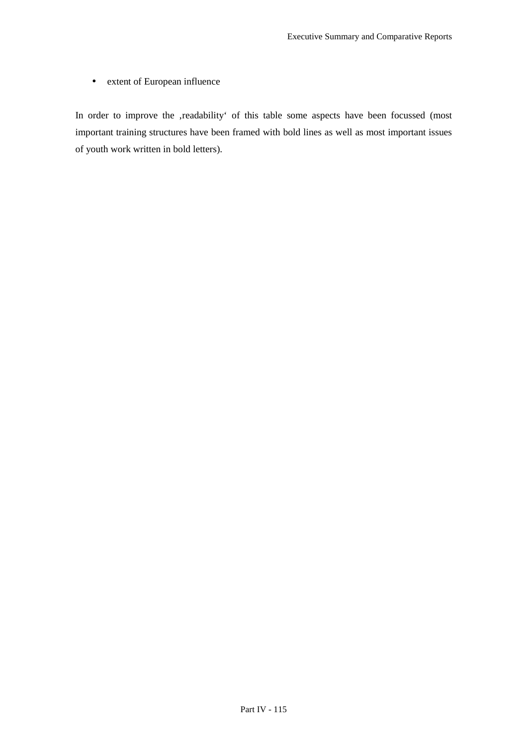- extent of European influence

In order to improve the ‚readability‘ of this table some aspects have been focussed (most important training structures have been framed with bold lines as well as most important issues of youth work written in bold letters).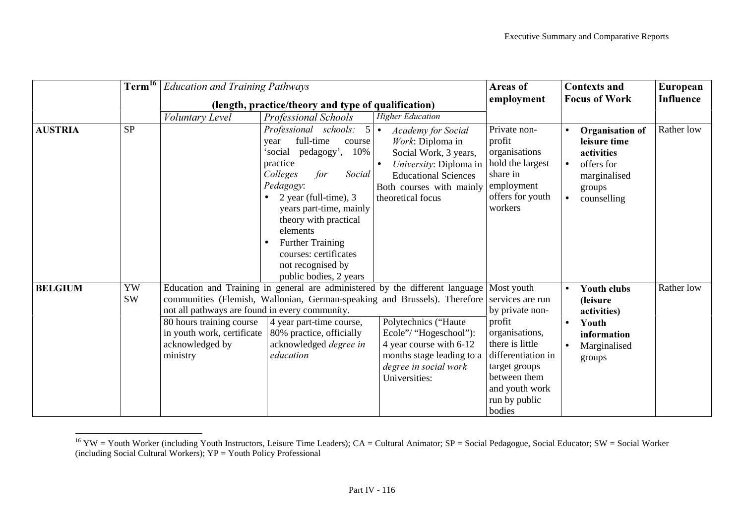| | Term[16] | Education and Training Pathways (length, practice/theory and type of qualification) | | | Areas of employment | Contexts and Focus of Work | European Influence |
|---|---|---|---|---|---|---|---|
| | | *Voluntary Level* | *Professional Schools* | *Higher Education* | | | |
| **AUSTRIA** | SP | | *Professional schools:* 5 year full-time course 'social pedagogy', 10% practice<br>*Colleges for Social Pedagogy*:<br>• 2 year (full-time), 3 years part-time, mainly theory with practical elements<br>• Further Training courses: certificates not recognised by public bodies, 2 years | • *Academy for Social Work*: Diploma in Social Work, 3 years,<br>• *University*: Diploma in Educational Sciences<br>Both courses with mainly theoretical focus | Private non-profit organisations hold the largest share in employment offers for youth workers | • **Organisation of leisure time activities**<br>• offers for marginalised groups<br>• counselling | Rather low |
| **BELGIUM** | YW<br>SW | Education and Training in general are administered by the different language communities (Flemish, Wallonian, German-speaking and Brussels). Therefore not all pathways are found in every community.<br>80 hours training course in youth work, certificate acknowledged by ministry | 4 year part-time course, 80% practice, officially acknowledged *degree in education* | Polytechnics ("Haute Ecole"/ "Hogeschool"): 4 year course with 6-12 months stage leading to a *degree in social work*<br>Universities: | Most youth services are run by private non-profit organisations, there is little differentiation in target groups between them and youth work run by public bodies | • **Youth clubs (leisure activities)**<br>• **Youth information**<br>• Marginalised groups | Rather low |

[16] YW = Youth Worker (including Youth Instructors, Leisure Time Leaders); CA = Cultural Animator; SP = Social Pedagogue, Social Educator; SW = Social Worker (including Social Cultural Workers); YP = Youth Policy Professional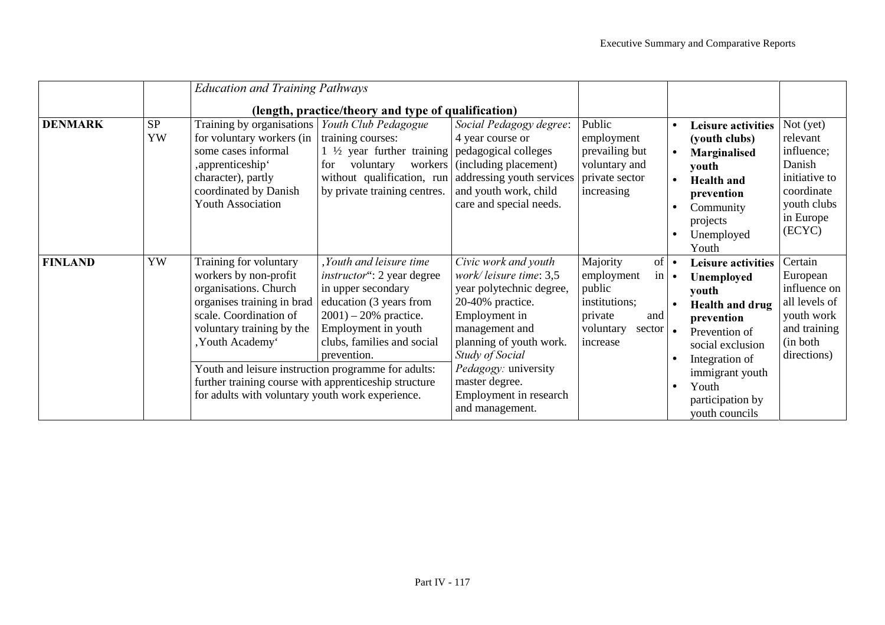| | | *Education and Training Pathways* (length, practice/theory and type of qualification) | | | | | |
|---|---|---|---|---|---|---|---|
| **DENMARK** | SP YW | Training by organisations for voluntary workers (in some cases informal ‚apprenticeship' character), partly coordinated by Danish Youth Association | *Youth Club Pedagogue* training courses: 1 ½ year further training for voluntary workers without qualification, run by private training centres. | *Social Pedagogy degree*: 4 year course or pedagogical colleges (including placement) addressing youth services and youth work, child care and special needs. | Public employment prevailing but voluntary and private sector increasing | • **Leisure activities (youth clubs)**<br>• **Marginalised youth**<br>• **Health and prevention**<br>• Community projects<br>• Unemployed Youth | Not (yet) relevant influence; Danish initiative to coordinate youth clubs in Europe (ECYC) |
| **FINLAND** | YW | Training for voluntary workers by non-profit organisations. Church organises training in brad scale. Coordination of voluntary training by the ‚Youth Academy'<br><br>Youth and leisure instruction programme for adults: further training course with apprenticeship structure for adults with voluntary youth work experience. | ‚*Youth and leisure time instructor*": 2 year degree in upper secondary education (3 years from 2001) – 20% practice. Employment in youth clubs, families and social prevention. | *Civic work and youth work/ leisure time*: 3,5 year polytechnic degree, 20-40% practice. Employment in management and planning of youth work. *Study of Social Pedagogy:* university master degree. Employment in research and management. | Majority of employment in public institutions; private and voluntary sector increase | • **Leisure activities**<br>• **Unemployed youth**<br>• **Health and drug prevention**<br>• Prevention of social exclusion<br>• Integration of immigrant youth<br>• Youth participation by youth councils | Certain European influence on all levels of youth work and training (in both directions) |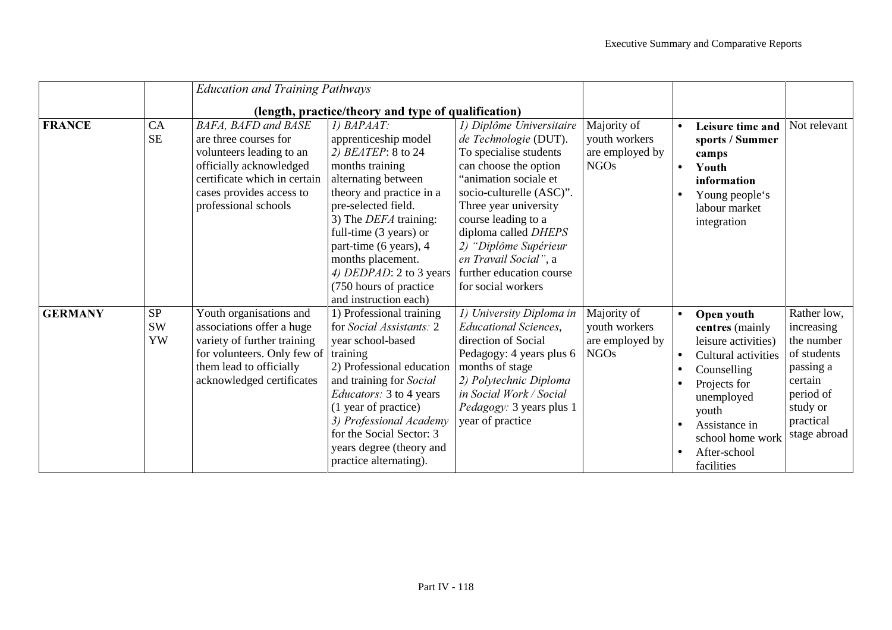| | | *Education and Training Pathways* (length, practice/theory and type of qualification) | | | | | |
|---|---|---|---|---|---|---|---|
| **FRANCE** | CA SE | *BAFA, BAFD and BASE* are three courses for volunteers leading to an officially acknowledged certificate which in certain cases provides access to professional schools | *1) BAPAAT:* apprenticeship model *2) BEATEP*: 8 to 24 months training alternating between theory and practice in a pre-selected field. 3) The *DEFA* training: full-time (3 years) or part-time (6 years), 4 months placement. *4) DEDPAD*: 2 to 3 years (750 hours of practice and instruction each) | *1) Diplôme Universitaire de Technologie* (DUT). To specialise students can choose the option "animation sociale et socio-culturelle (ASC)". Three year university course leading to a diploma called *DHEPS 2) "Diplôme Supérieur en Travail Social"*, a further education course for social workers | Majority of youth workers are employed by NGOs | • **Leisure time and sports / Summer camps** • **Youth information** • Young people's labour market integration | Not relevant |
| **GERMANY** | SP SW YW | Youth organisations and associations offer a huge variety of further training for volunteers. Only few of them lead to officially acknowledged certificates | 1) Professional training for *Social Assistants:* 2 year school-based training 2) Professional education and training for *Social Educators:* 3 to 4 years (1 year of practice) *3) Professional Academy* for the Social Sector: 3 years degree (theory and practice alternating). | *1) University Diploma in Educational Sciences*, direction of Social Pedagogy: 4 years plus 6 months of stage *2) Polytechnic Diploma in Social Work / Social Pedagogy:* 3 years plus 1 year of practice | Majority of youth workers are employed by NGOs | • **Open youth centres** (mainly leisure activities) • Cultural activities • Counselling • Projects for unemployed youth • Assistance in school home work • After-school facilities | Rather low, increasing the number of students passing a certain period of study or practical stage abroad |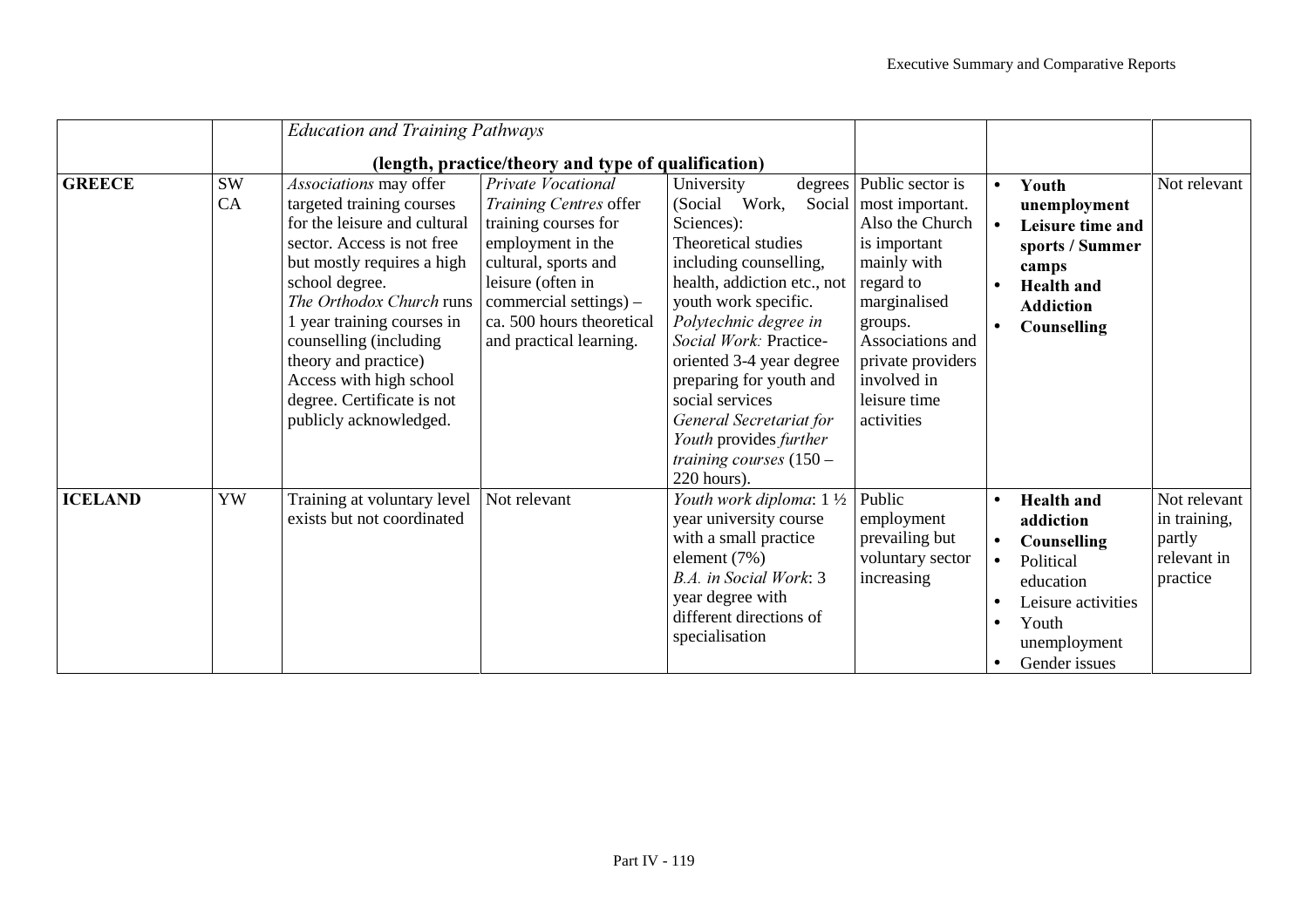| | | *Education and Training Pathways* (length, practice/theory and type of qualification) | | | | | |
|---|---|---|---|---|---|---|---|
| **GREECE** | SW CA | *Associations* may offer targeted training courses for the leisure and cultural sector. Access is not free but mostly requires a high school degree. *The Orthodox Church* runs 1 year training courses in counselling (including theory and practice) Access with high school degree. Certificate is not publicly acknowledged. | *Private Vocational Training Centres* offer training courses for employment in the cultural, sports and leisure (often in commercial settings) – ca. 500 hours theoretical and practical learning. | University degrees (Social Work, Social Sciences): Theoretical studies including counselling, health, addiction etc., not youth work specific. *Polytechnic degree in Social Work:* Practice-oriented 3-4 year degree preparing for youth and social services *General Secretariat for Youth* provides *further training courses* (150 – 220 hours). | Public sector is most important. Also the Church is important mainly with regard to marginalised groups. Associations and private providers involved in leisure time activities | • **Youth unemployment**<br>• **Leisure time and sports / Summer camps**<br>• **Health and Addiction**<br>• **Counselling** | Not relevant |
| **ICELAND** | YW | Training at voluntary level exists but not coordinated | Not relevant | *Youth work diploma*: 1 ½ year university course with a small practice element (7%) *B.A. in Social Work*: 3 year degree with different directions of specialisation | Public employment prevailing but voluntary sector increasing | • **Health and addiction**<br>• **Counselling**<br>• Political education<br>• Leisure activities<br>• Youth unemployment<br>• Gender issues | Not relevant in training, partly relevant in practice |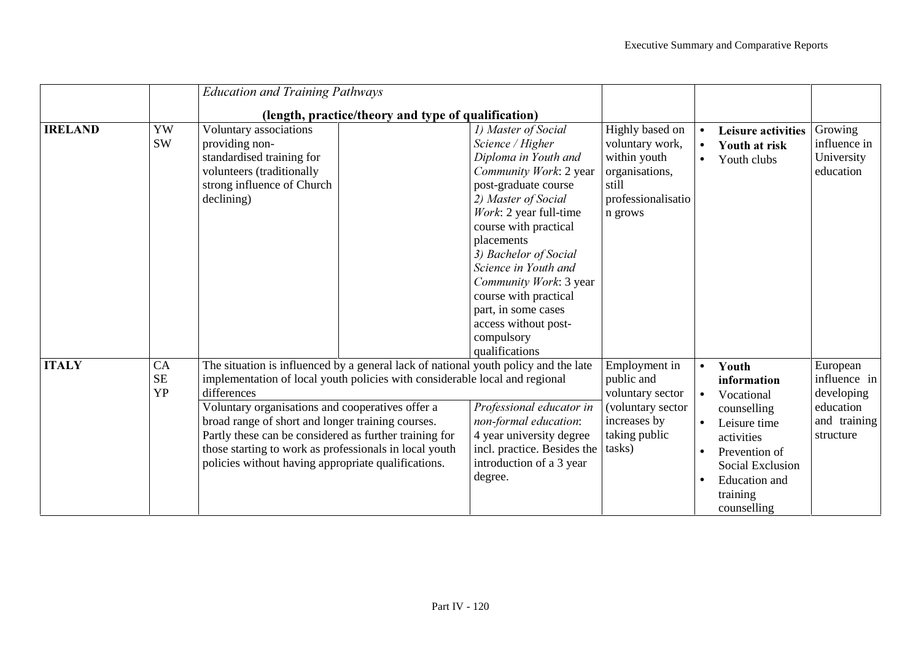| | | *Education and Training Pathways* (length, practice/theory and type of qualification) | | | | | |
|---|---|---|---|---|---|---|---|
| **IRELAND** | YW<br>SW | Voluntary associations providing non-standardised training for volunteers (traditionally strong influence of Church declining) | | *1) Master of Social Science / Higher Diploma in Youth and Community Work*: 2 year post-graduate course<br>*2) Master of Social Work*: 2 year full-time course with practical placements<br>*3) Bachelor of Social Science in Youth and Community Work*: 3 year course with practical part, in some cases access without post-compulsory qualifications | Highly based on voluntary work, within youth organisations, still professionalisation grows | • **Leisure activities**<br>• **Youth at risk**<br>• Youth clubs | Growing influence in University education |
| **ITALY** | CA<br>SE<br>YP | The situation is influenced by a general lack of national youth policy and the late implementation of local youth policies with considerable local and regional differences<br>Voluntary organisations and cooperatives offer a broad range of short and longer training courses. Partly these can be considered as further training for those starting to work as professionals in local youth policies without having appropriate qualifications. | | *Professional educator in non-formal education*: 4 year university degree incl. practice. Besides the introduction of a 3 year degree. | Employment in public and voluntary sector (voluntary sector increases by taking public tasks) | • **Youth information**<br>• Vocational counselling<br>• Leisure time activities<br>• Prevention of Social Exclusion<br>• Education and training counselling | European influence in developing education and training structure |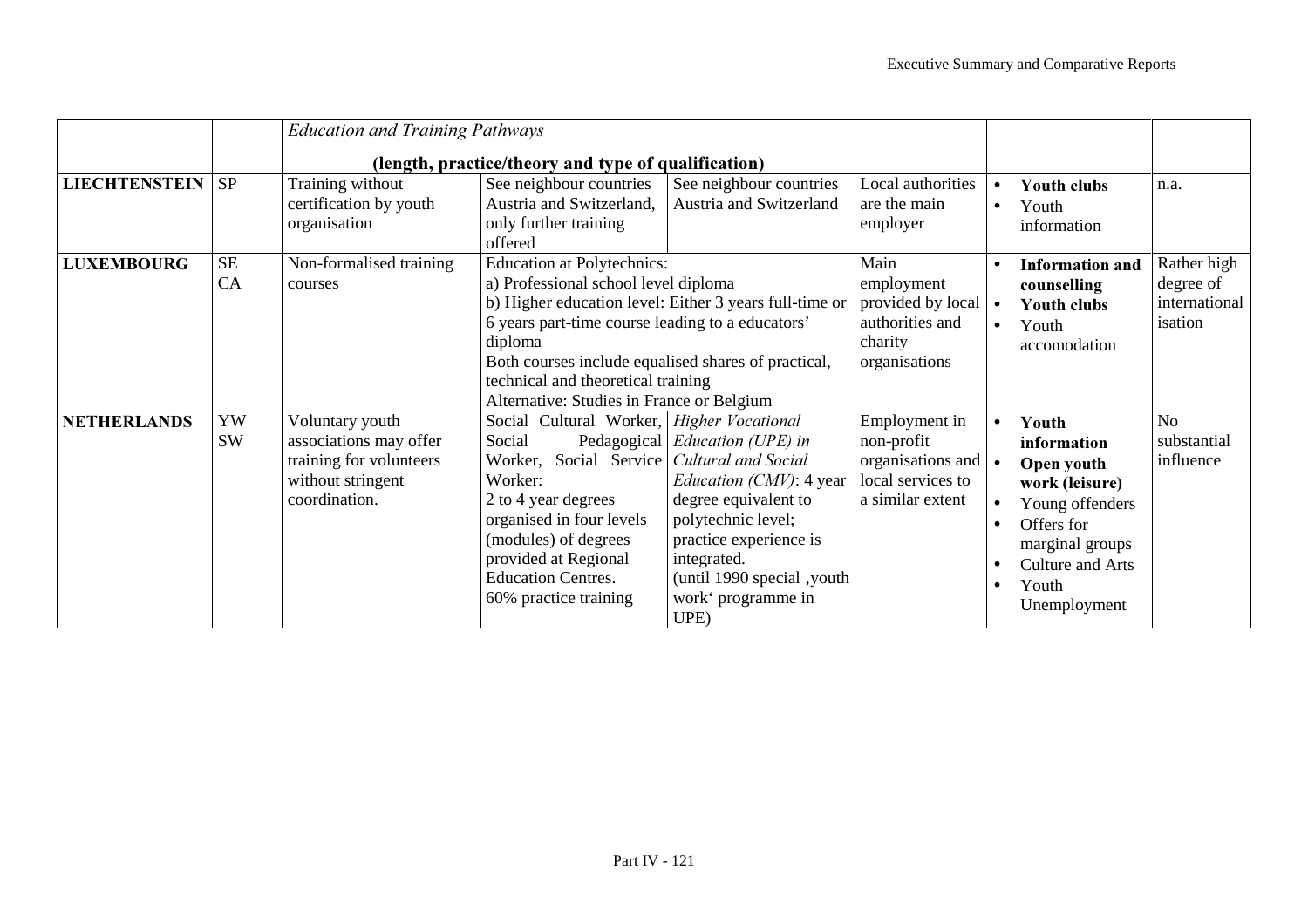| | | *Education and Training Pathways* (length, practice/theory and type of qualification) | | | | | |
|---|---|---|---|---|---|---|---|
| **LIECHTENSTEIN** | SP | Training without certification by youth organisation | See neighbour countries Austria and Switzerland, only further training offered | See neighbour countries Austria and Switzerland | Local authorities are the main employer | • **Youth clubs**<br>• Youth information | n.a. |
| **LUXEMBOURG** | SE<br>CA | Non-formalised training courses | Education at Polytechnics:<br>a) Professional school level diploma<br>b) Higher education level: Either 3 years full-time or 6 years part-time course leading to a educators' diploma<br>Both courses include equalised shares of practical, technical and theoretical training<br>Alternative: Studies in France or Belgium | | Main employment provided by local authorities and charity organisations | • **Information and counselling**<br>• **Youth clubs**<br>• Youth accomodation | Rather high degree of internationalisation |
| **NETHERLANDS** | YW<br>SW | Voluntary youth associations may offer training for volunteers without stringent coordination. | Social Cultural Worker, Social Pedagogical Worker, Social Service Worker:<br>2 to 4 year degrees organised in four levels (modules) of degrees provided at Regional Education Centres.<br>60% practice training | *Higher Vocational Education (UPE) in Cultural and Social Education (CMV)*: 4 year degree equivalent to polytechnic level; practice experience is integrated.<br>(until 1990 special ,youth work' programme in UPE) | Employment in non-profit organisations and local services to a similar extent | • **Youth information**<br>• **Open youth work (leisure)**<br>• Young offenders<br>• Offers for marginal groups<br>• Culture and Arts<br>• Youth Unemployment | No substantial influence |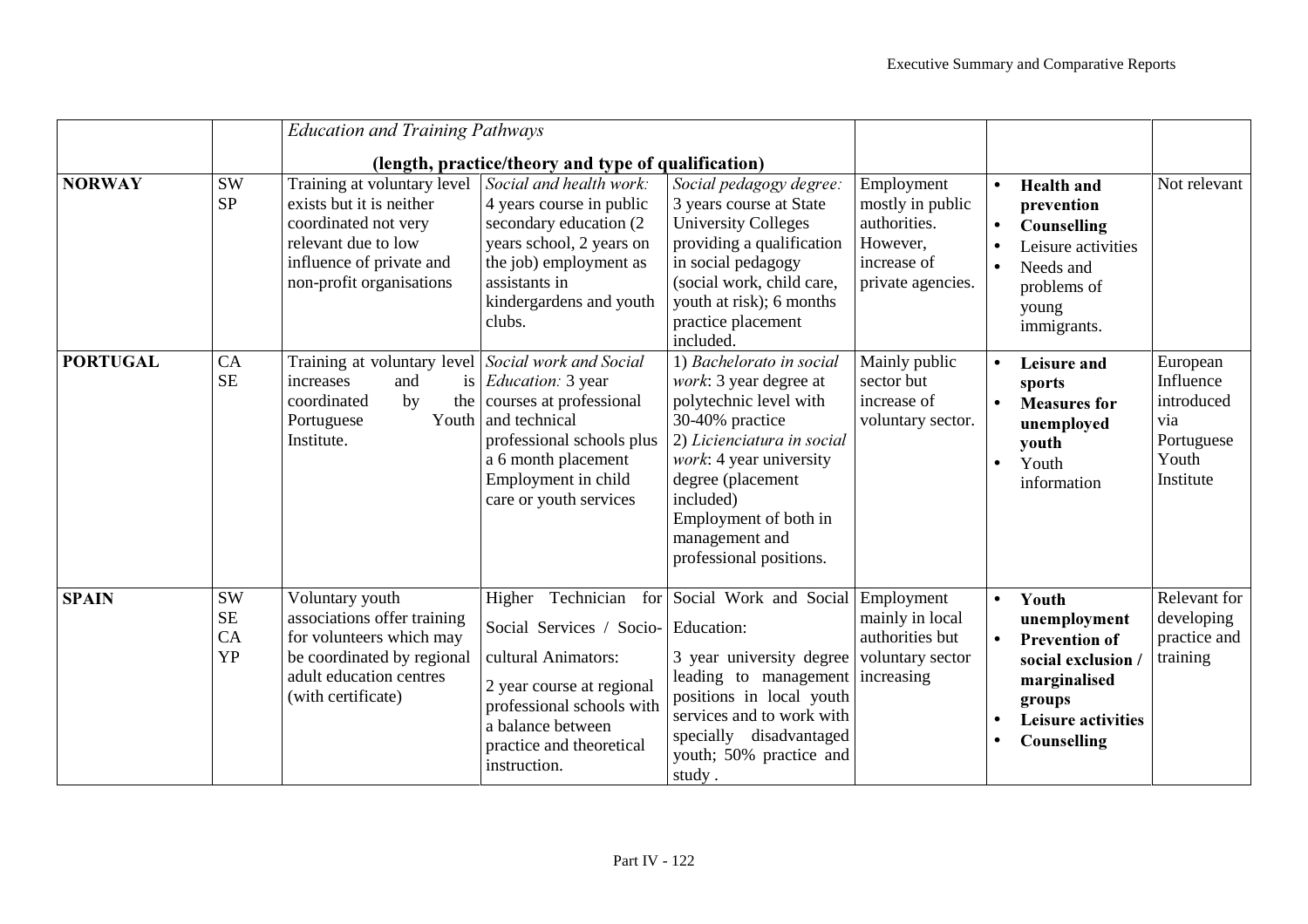| | | *Education and Training Pathways* (length, practice/theory and type of qualification) | | | | | |
|---|---|---|---|---|---|---|---|
| **NORWAY** | SW SP | Training at voluntary level exists but it is neither coordinated not very relevant due to low influence of private and non-profit organisations | *Social and health work:* 4 years course in public secondary education (2 years school, 2 years on the job) employment as assistants in kindergardens and youth clubs. | *Social pedagogy degree:* 3 years course at State University Colleges providing a qualification in social pedagogy (social work, child care, youth at risk); 6 months practice placement included. | Employment mostly in public authorities. However, increase of private agencies. | • **Health and prevention**<br>• **Counselling**<br>• Leisure activities<br>• Needs and problems of young immigrants. | Not relevant |
| **PORTUGAL** | CA SE | Training at voluntary level increases and is coordinated by the Portuguese Youth Institute. | *Social work and Social Education:* 3 year courses at professional and technical professional schools plus a 6 month placement Employment in child care or youth services | 1) *Bachelorato in social work*: 3 year degree at polytechnic level with 30-40% practice<br>2) *Licienciatura in social work*: 4 year university degree (placement included)<br>Employment of both in management and professional positions. | Mainly public sector but increase of voluntary sector. | • **Leisure and sports**<br>• **Measures for unemployed youth**<br>• Youth information | European Influence introduced via Portuguese Youth Institute |
| **SPAIN** | SW SE CA YP | Voluntary youth associations offer training for volunteers which may be coordinated by regional adult education centres (with certificate) | Higher Technician for Social Services / Socio-cultural Animators:<br>2 year course at regional professional schools with a balance between practice and theoretical instruction. | Social Work and Social Education:<br>3 year university degree leading to management positions in local youth services and to work with specially disadvantaged youth; 50% practice and study . | Employment mainly in local authorities but voluntary sector increasing | • **Youth unemployment**<br>• **Prevention of social exclusion / marginalised groups**<br>• **Leisure activities**<br>• **Counselling** | Relevant for developing practice and training |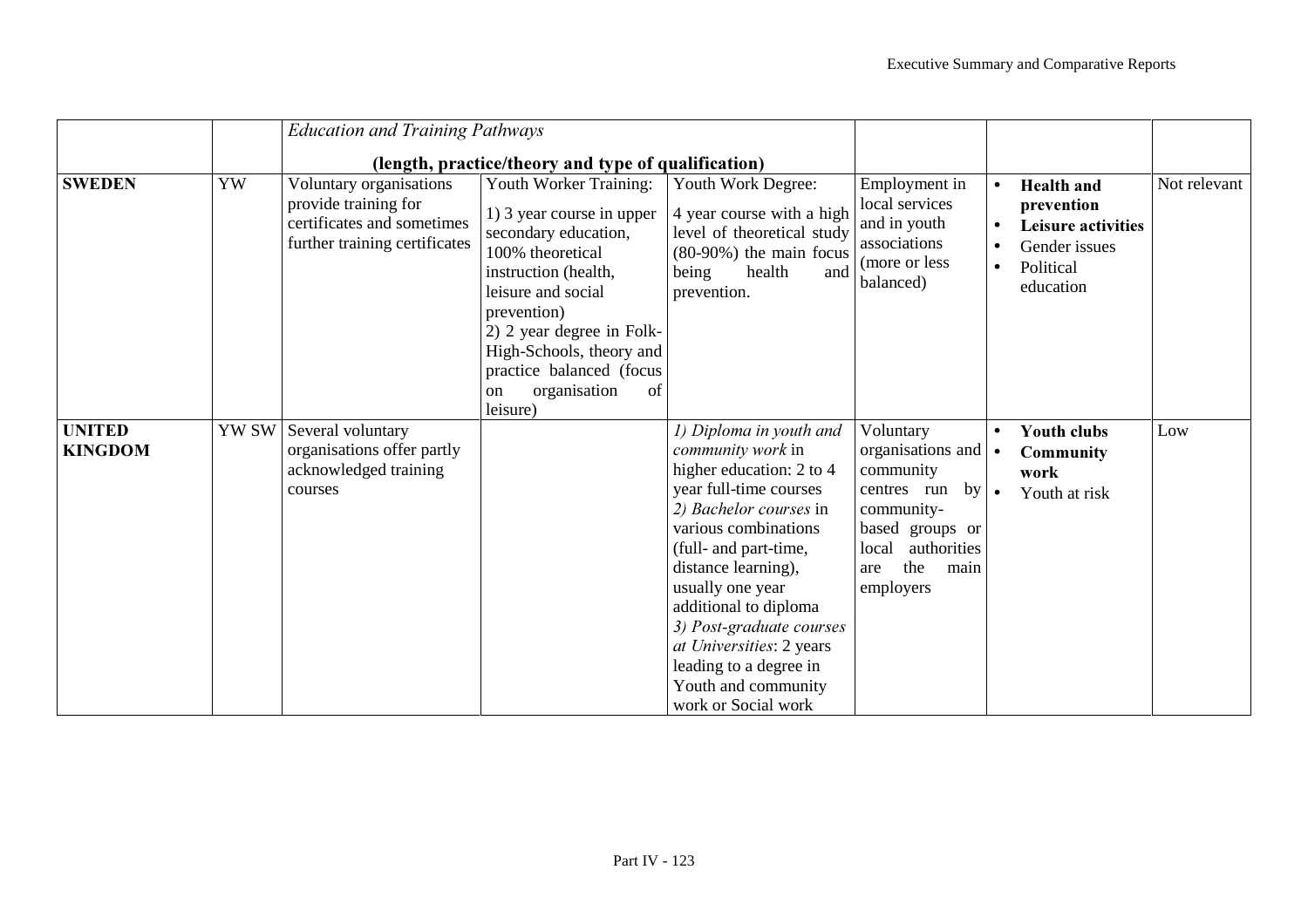| | | *Education and Training Pathways* (length, practice/theory and type of qualification) | | | | | |
|---|---|---|---|---|---|---|---|
| **SWEDEN** | YW | Voluntary organisations provide training for certificates and sometimes further training certificates | Youth Worker Training: 1) 3 year course in upper secondary education, 100% theoretical instruction (health, leisure and social prevention) 2) 2 year degree in Folk-High-Schools, theory and practice balanced (focus on organisation of leisure) | Youth Work Degree: 4 year course with a high level of theoretical study (80-90%) the main focus being health and prevention. | Employment in local services and in youth associations (more or less balanced) | • **Health and prevention** • **Leisure activities** • Gender issues • Political education | Not relevant |
| **UNITED KINGDOM** | YW SW | Several voluntary organisations offer partly acknowledged training courses | | *1) Diploma in youth and community work* in higher education: 2 to 4 year full-time courses *2) Bachelor courses* in various combinations (full- and part-time, distance learning), usually one year additional to diploma *3) Post-graduate courses at Universities*: 2 years leading to a degree in Youth and community work or Social work | Voluntary organisations and community centres run by community-based groups or local authorities are the main employers | • **Youth clubs** • **Community work** • Youth at risk | Low |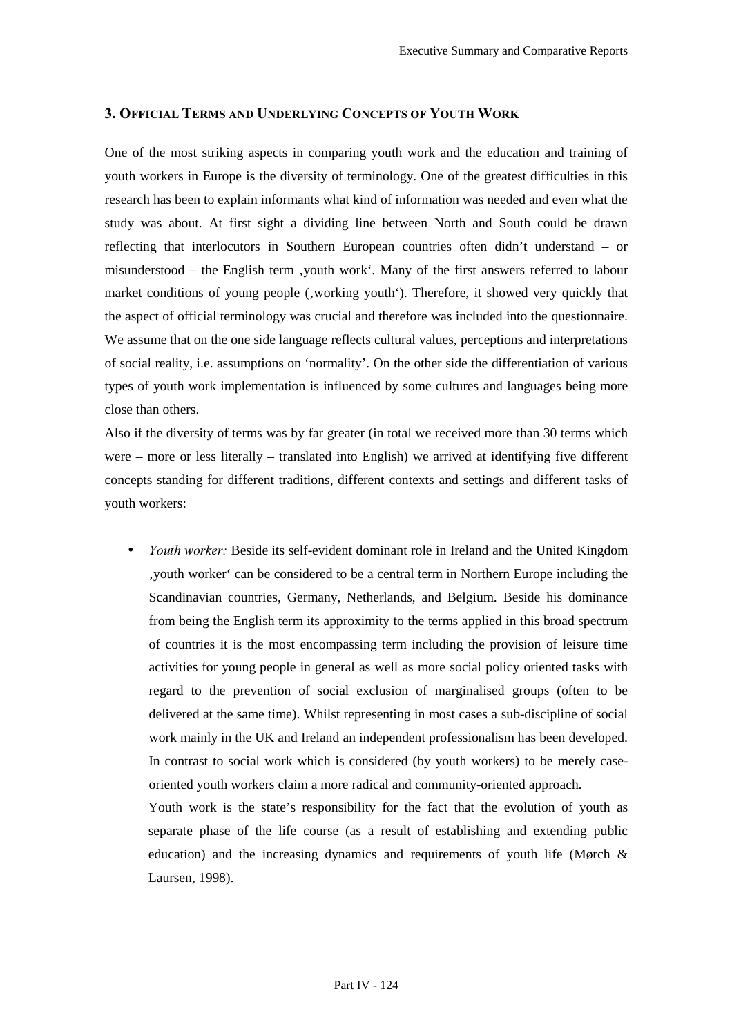## 3. Official Terms and Underlying Concepts of Youth Work

One of the most striking aspects in comparing youth work and the education and training of youth workers in Europe is the diversity of terminology. One of the greatest difficulties in this research has been to explain informants what kind of information was needed and even what the study was about. At first sight a dividing line between North and South could be drawn reflecting that interlocutors in Southern European countries often didn't understand – or misunderstood – the English term ‚youth work'. Many of the first answers referred to labour market conditions of young people (‚working youth'). Therefore, it showed very quickly that the aspect of official terminology was crucial and therefore was included into the questionnaire. We assume that on the one side language reflects cultural values, perceptions and interpretations of social reality, i.e. assumptions on 'normality'. On the other side the differentiation of various types of youth work implementation is influenced by some cultures and languages being more close than others.

Also if the diversity of terms was by far greater (in total we received more than 30 terms which were – more or less literally – translated into English) we arrived at identifying five different concepts standing for different traditions, different contexts and settings and different tasks of youth workers:

- *Youth worker:* Beside its self-evident dominant role in Ireland and the United Kingdom ‚youth worker' can be considered to be a central term in Northern Europe including the Scandinavian countries, Germany, Netherlands, and Belgium. Beside his dominance from being the English term its approximity to the terms applied in this broad spectrum of countries it is the most encompassing term including the provision of leisure time activities for young people in general as well as more social policy oriented tasks with regard to the prevention of social exclusion of marginalised groups (often to be delivered at the same time). Whilst representing in most cases a sub-discipline of social work mainly in the UK and Ireland an independent professionalism has been developed. In contrast to social work which is considered (by youth workers) to be merely case-oriented youth workers claim a more radical and community-oriented approach.

  Youth work is the state's responsibility for the fact that the evolution of youth as separate phase of the life course (as a result of establishing and extending public education) and the increasing dynamics and requirements of youth life (Mørch & Laursen, 1998).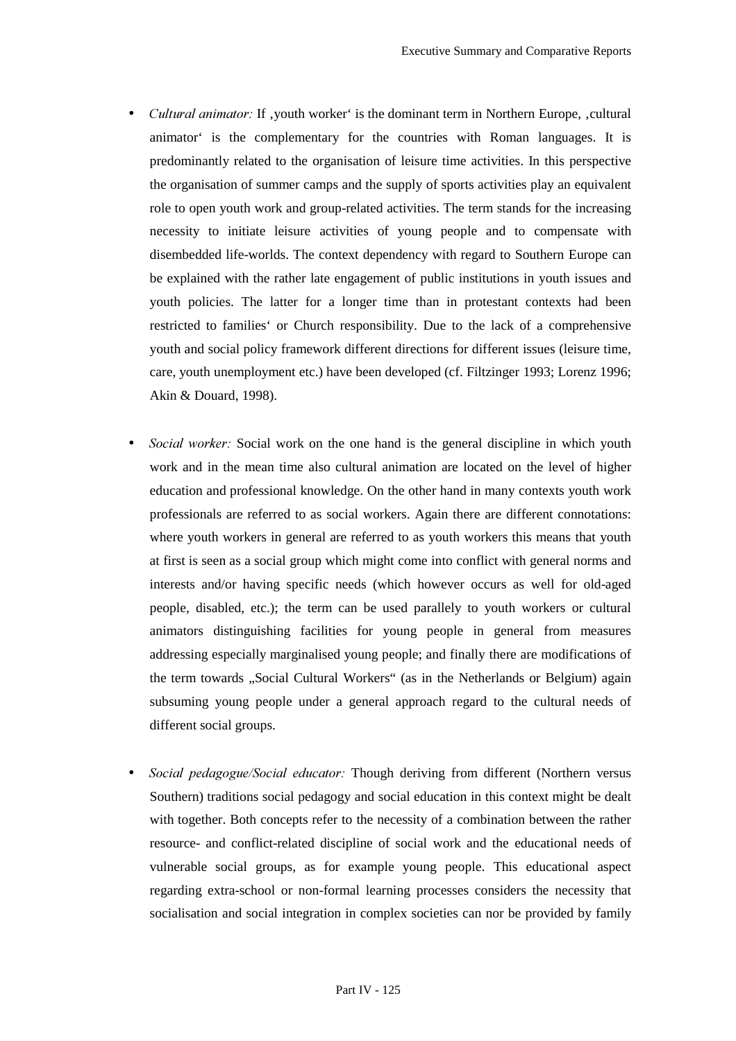- *Cultural animator:* If ‚youth worker‘ is the dominant term in Northern Europe, ‚cultural animator‘ is the complementary for the countries with Roman languages. It is predominantly related to the organisation of leisure time activities. In this perspective the organisation of summer camps and the supply of sports activities play an equivalent role to open youth work and group-related activities. The term stands for the increasing necessity to initiate leisure activities of young people and to compensate with disembedded life-worlds. The context dependency with regard to Southern Europe can be explained with the rather late engagement of public institutions in youth issues and youth policies. The latter for a longer time than in protestant contexts had been restricted to families‘ or Church responsibility. Due to the lack of a comprehensive youth and social policy framework different directions for different issues (leisure time, care, youth unemployment etc.) have been developed (cf. Filtzinger 1993; Lorenz 1996; Akin & Douard, 1998).

- *Social worker:* Social work on the one hand is the general discipline in which youth work and in the mean time also cultural animation are located on the level of higher education and professional knowledge. On the other hand in many contexts youth work professionals are referred to as social workers. Again there are different connotations: where youth workers in general are referred to as youth workers this means that youth at first is seen as a social group which might come into conflict with general norms and interests and/or having specific needs (which however occurs as well for old-aged people, disabled, etc.); the term can be used parallely to youth workers or cultural animators distinguishing facilities for young people in general from measures addressing especially marginalised young people; and finally there are modifications of the term towards „Social Cultural Workers“ (as in the Netherlands or Belgium) again subsuming young people under a general approach regard to the cultural needs of different social groups.

- *Social pedagogue/Social educator:* Though deriving from different (Northern versus Southern) traditions social pedagogy and social education in this context might be dealt with together. Both concepts refer to the necessity of a combination between the rather resource- and conflict-related discipline of social work and the educational needs of vulnerable social groups, as for example young people. This educational aspect regarding extra-school or non-formal learning processes considers the necessity that socialisation and social integration in complex societies can nor be provided by family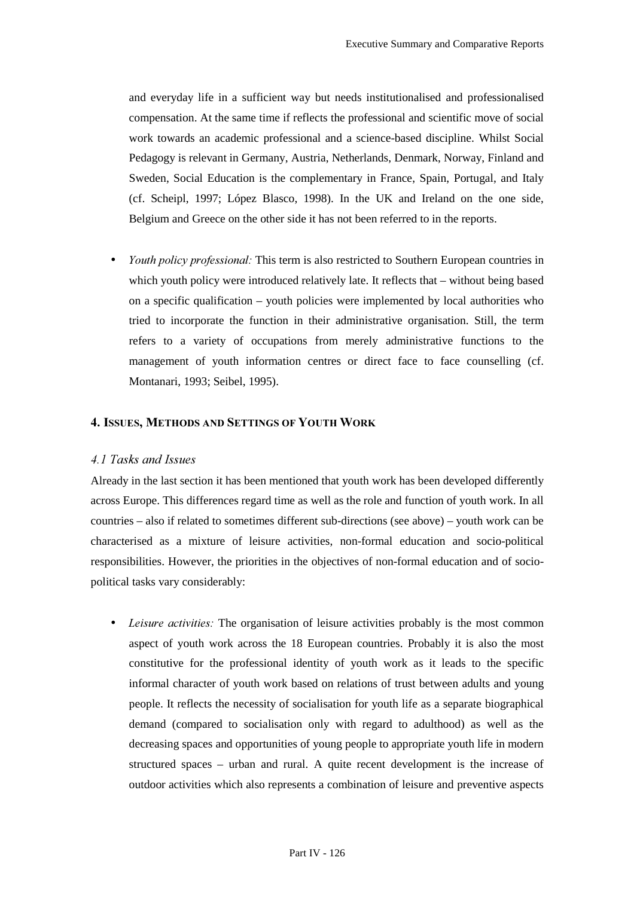and everyday life in a sufficient way but needs institutionalised and professionalised compensation. At the same time if reflects the professional and scientific move of social work towards an academic professional and a science-based discipline. Whilst Social Pedagogy is relevant in Germany, Austria, Netherlands, Denmark, Norway, Finland and Sweden, Social Education is the complementary in France, Spain, Portugal, and Italy (cf. Scheipl, 1997; López Blasco, 1998). In the UK and Ireland on the one side, Belgium and Greece on the other side it has not been referred to in the reports.

- *Youth policy professional:* This term is also restricted to Southern European countries in which youth policy were introduced relatively late. It reflects that – without being based on a specific qualification – youth policies were implemented by local authorities who tried to incorporate the function in their administrative organisation. Still, the term refers to a variety of occupations from merely administrative functions to the management of youth information centres or direct face to face counselling (cf. Montanari, 1993; Seibel, 1995).

## 4. Issues, Methods and Settings of Youth Work

### *4.1 Tasks and Issues*

Already in the last section it has been mentioned that youth work has been developed differently across Europe. This differences regard time as well as the role and function of youth work. In all countries – also if related to sometimes different sub-directions (see above) – youth work can be characterised as a mixture of leisure activities, non-formal education and socio-political responsibilities. However, the priorities in the objectives of non-formal education and of socio-political tasks vary considerably:

- *Leisure activities:* The organisation of leisure activities probably is the most common aspect of youth work across the 18 European countries. Probably it is also the most constitutive for the professional identity of youth work as it leads to the specific informal character of youth work based on relations of trust between adults and young people. It reflects the necessity of socialisation for youth life as a separate biographical demand (compared to socialisation only with regard to adulthood) as well as the decreasing spaces and opportunities of young people to appropriate youth life in modern structured spaces – urban and rural. A quite recent development is the increase of outdoor activities which also represents a combination of leisure and preventive aspects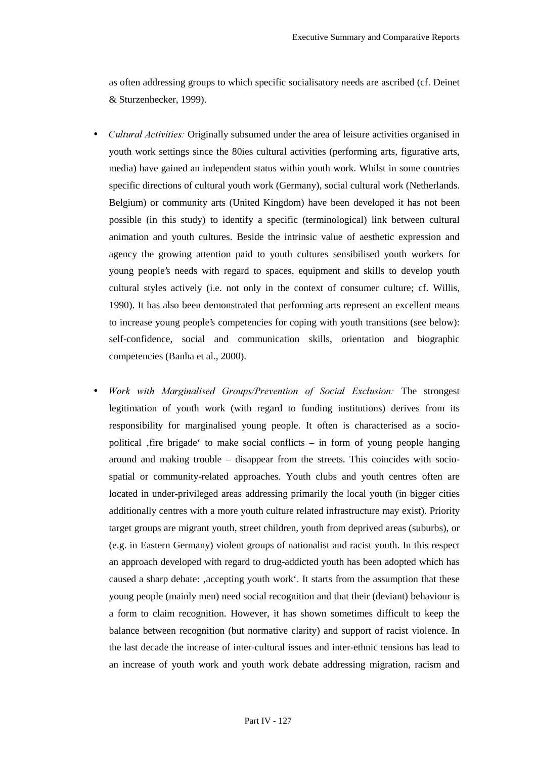as often addressing groups to which specific socialisatory needs are ascribed (cf. Deinet & Sturzenhecker, 1999).

- *Cultural Activities:* Originally subsumed under the area of leisure activities organised in youth work settings since the 80ies cultural activities (performing arts, figurative arts, media) have gained an independent status within youth work. Whilst in some countries specific directions of cultural youth work (Germany), social cultural work (Netherlands. Belgium) or community arts (United Kingdom) have been developed it has not been possible (in this study) to identify a specific (terminological) link between cultural animation and youth cultures. Beside the intrinsic value of aesthetic expression and agency the growing attention paid to youth cultures sensibilised youth workers for young people's needs with regard to spaces, equipment and skills to develop youth cultural styles actively (i.e. not only in the context of consumer culture; cf. Willis, 1990). It has also been demonstrated that performing arts represent an excellent means to increase young people's competencies for coping with youth transitions (see below): self-confidence, social and communication skills, orientation and biographic competencies (Banha et al., 2000).

- *Work with Marginalised Groups/Prevention of Social Exclusion:* The strongest legitimation of youth work (with regard to funding institutions) derives from its responsibility for marginalised young people. It often is characterised as a socio-political ‚fire brigade' to make social conflicts – in form of young people hanging around and making trouble – disappear from the streets. This coincides with socio-spatial or community-related approaches. Youth clubs and youth centres often are located in under-privileged areas addressing primarily the local youth (in bigger cities additionally centres with a more youth culture related infrastructure may exist). Priority target groups are migrant youth, street children, youth from deprived areas (suburbs), or (e.g. in Eastern Germany) violent groups of nationalist and racist youth. In this respect an approach developed with regard to drug-addicted youth has been adopted which has caused a sharp debate: ‚accepting youth work'. It starts from the assumption that these young people (mainly men) need social recognition and that their (deviant) behaviour is a form to claim recognition. However, it has shown sometimes difficult to keep the balance between recognition (but normative clarity) and support of racist violence. In the last decade the increase of inter-cultural issues and inter-ethnic tensions has lead to an increase of youth work and youth work debate addressing migration, racism and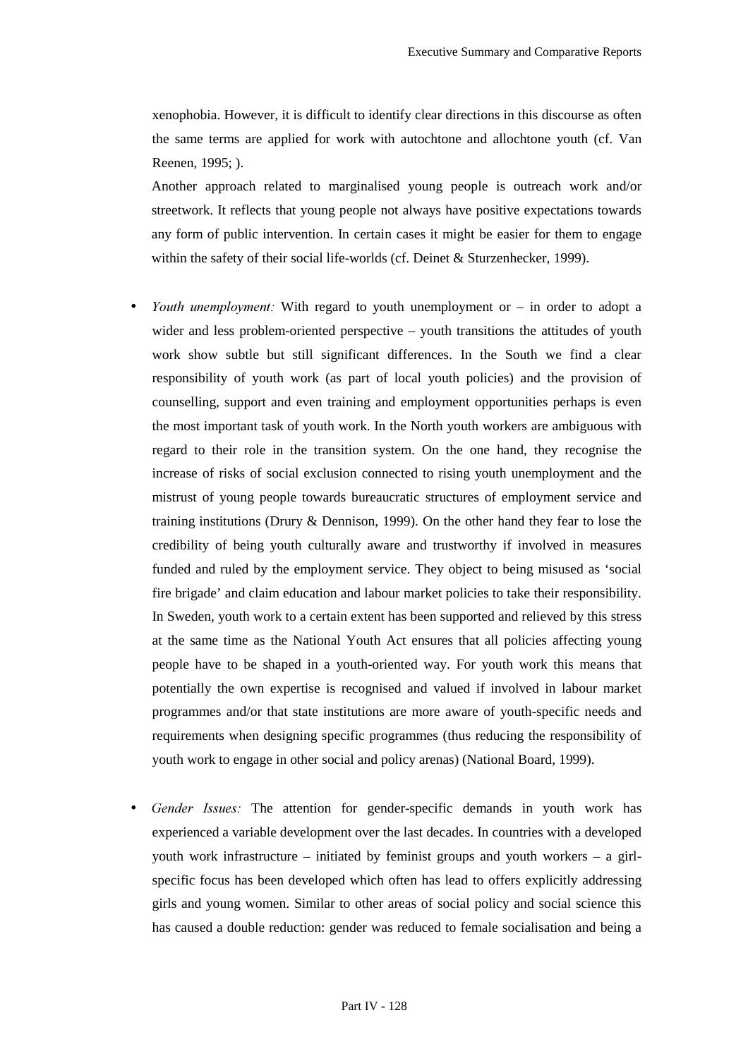xenophobia. However, it is difficult to identify clear directions in this discourse as often the same terms are applied for work with autochtone and allochtone youth (cf. Van Reenen, 1995; ).

Another approach related to marginalised young people is outreach work and/or streetwork. It reflects that young people not always have positive expectations towards any form of public intervention. In certain cases it might be easier for them to engage within the safety of their social life-worlds (cf. Deinet & Sturzenhecker, 1999).

- *Youth unemployment:* With regard to youth unemployment or – in order to adopt a wider and less problem-oriented perspective – youth transitions the attitudes of youth work show subtle but still significant differences. In the South we find a clear responsibility of youth work (as part of local youth policies) and the provision of counselling, support and even training and employment opportunities perhaps is even the most important task of youth work. In the North youth workers are ambiguous with regard to their role in the transition system. On the one hand, they recognise the increase of risks of social exclusion connected to rising youth unemployment and the mistrust of young people towards bureaucratic structures of employment service and training institutions (Drury & Dennison, 1999). On the other hand they fear to lose the credibility of being youth culturally aware and trustworthy if involved in measures funded and ruled by the employment service. They object to being misused as 'social fire brigade' and claim education and labour market policies to take their responsibility. In Sweden, youth work to a certain extent has been supported and relieved by this stress at the same time as the National Youth Act ensures that all policies affecting young people have to be shaped in a youth-oriented way. For youth work this means that potentially the own expertise is recognised and valued if involved in labour market programmes and/or that state institutions are more aware of youth-specific needs and requirements when designing specific programmes (thus reducing the responsibility of youth work to engage in other social and policy arenas) (National Board, 1999).

- *Gender Issues:* The attention for gender-specific demands in youth work has experienced a variable development over the last decades. In countries with a developed youth work infrastructure – initiated by feminist groups and youth workers – a girl-specific focus has been developed which often has lead to offers explicitly addressing girls and young women. Similar to other areas of social policy and social science this has caused a double reduction: gender was reduced to female socialisation and being a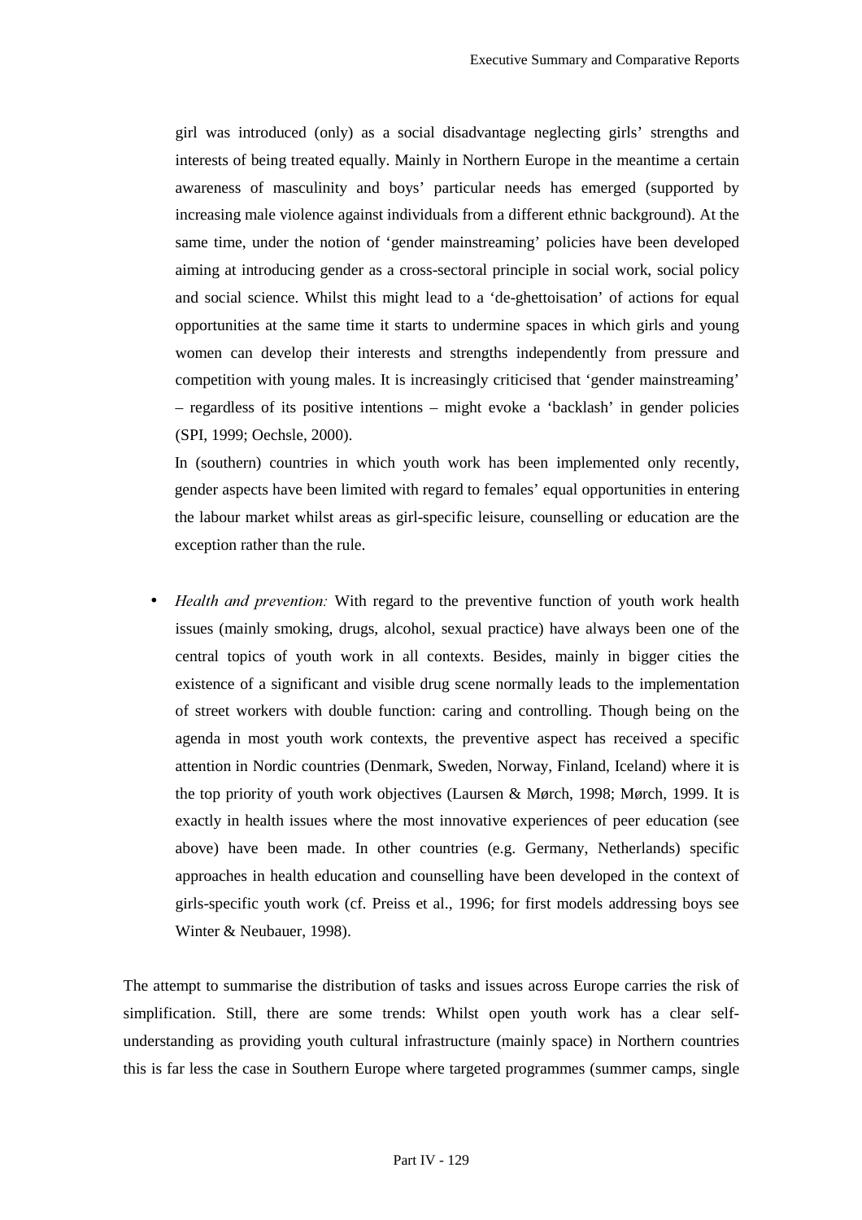girl was introduced (only) as a social disadvantage neglecting girls' strengths and interests of being treated equally. Mainly in Northern Europe in the meantime a certain awareness of masculinity and boys' particular needs has emerged (supported by increasing male violence against individuals from a different ethnic background). At the same time, under the notion of 'gender mainstreaming' policies have been developed aiming at introducing gender as a cross-sectoral principle in social work, social policy and social science. Whilst this might lead to a 'de-ghettoisation' of actions for equal opportunities at the same time it starts to undermine spaces in which girls and young women can develop their interests and strengths independently from pressure and competition with young males. It is increasingly criticised that 'gender mainstreaming' – regardless of its positive intentions – might evoke a 'backlash' in gender policies (SPI, 1999; Oechsle, 2000).

In (southern) countries in which youth work has been implemented only recently, gender aspects have been limited with regard to females' equal opportunities in entering the labour market whilst areas as girl-specific leisure, counselling or education are the exception rather than the rule.

- *Health and prevention:* With regard to the preventive function of youth work health issues (mainly smoking, drugs, alcohol, sexual practice) have always been one of the central topics of youth work in all contexts. Besides, mainly in bigger cities the existence of a significant and visible drug scene normally leads to the implementation of street workers with double function: caring and controlling. Though being on the agenda in most youth work contexts, the preventive aspect has received a specific attention in Nordic countries (Denmark, Sweden, Norway, Finland, Iceland) where it is the top priority of youth work objectives (Laursen & Mørch, 1998; Mørch, 1999. It is exactly in health issues where the most innovative experiences of peer education (see above) have been made. In other countries (e.g. Germany, Netherlands) specific approaches in health education and counselling have been developed in the context of girls-specific youth work (cf. Preiss et al., 1996; for first models addressing boys see Winter & Neubauer, 1998).

The attempt to summarise the distribution of tasks and issues across Europe carries the risk of simplification. Still, there are some trends: Whilst open youth work has a clear self-understanding as providing youth cultural infrastructure (mainly space) in Northern countries this is far less the case in Southern Europe where targeted programmes (summer camps, single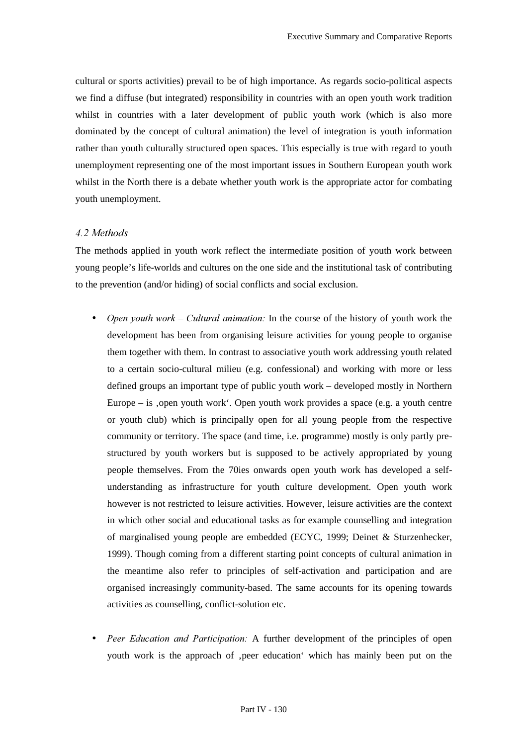cultural or sports activities) prevail to be of high importance. As regards socio-political aspects we find a diffuse (but integrated) responsibility in countries with an open youth work tradition whilst in countries with a later development of public youth work (which is also more dominated by the concept of cultural animation) the level of integration is youth information rather than youth culturally structured open spaces. This especially is true with regard to youth unemployment representing one of the most important issues in Southern European youth work whilst in the North there is a debate whether youth work is the appropriate actor for combating youth unemployment.

### *4.2 Methods*

The methods applied in youth work reflect the intermediate position of youth work between young people's life-worlds and cultures on the one side and the institutional task of contributing to the prevention (and/or hiding) of social conflicts and social exclusion.

- *Open youth work – Cultural animation:* In the course of the history of youth work the development has been from organising leisure activities for young people to organise them together with them. In contrast to associative youth work addressing youth related to a certain socio-cultural milieu (e.g. confessional) and working with more or less defined groups an important type of public youth work – developed mostly in Northern Europe – is ‚open youth work'. Open youth work provides a space (e.g. a youth centre or youth club) which is principally open for all young people from the respective community or territory. The space (and time, i.e. programme) mostly is only partly pre-structured by youth workers but is supposed to be actively appropriated by young people themselves. From the 70ies onwards open youth work has developed a self-understanding as infrastructure for youth culture development. Open youth work however is not restricted to leisure activities. However, leisure activities are the context in which other social and educational tasks as for example counselling and integration of marginalised young people are embedded (ECYC, 1999; Deinet & Sturzenhecker, 1999). Though coming from a different starting point concepts of cultural animation in the meantime also refer to principles of self-activation and participation and are organised increasingly community-based. The same accounts for its opening towards activities as counselling, conflict-solution etc.

- *Peer Education and Participation:* A further development of the principles of open youth work is the approach of ‚peer education' which has mainly been put on the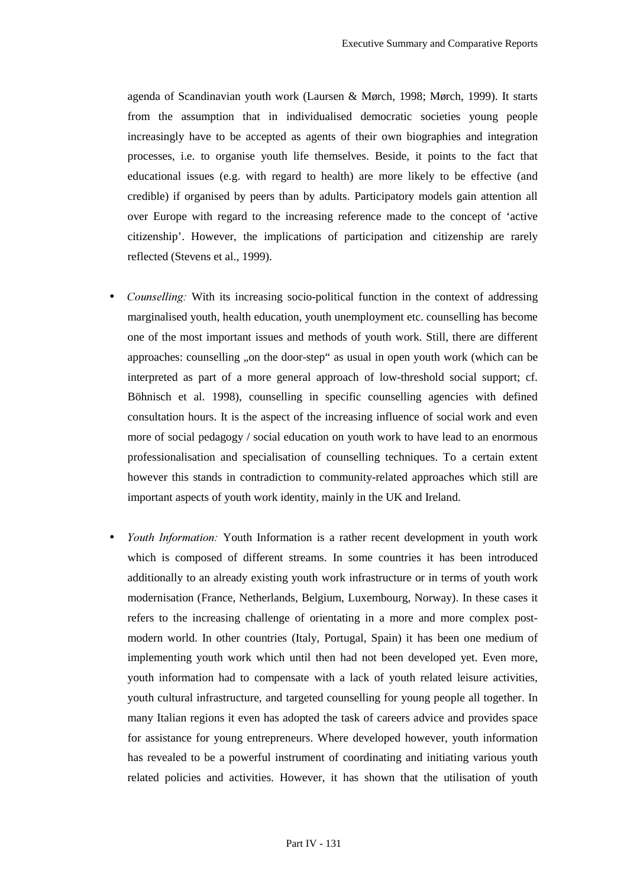agenda of Scandinavian youth work (Laursen & Mørch, 1998; Mørch, 1999). It starts from the assumption that in individualised democratic societies young people increasingly have to be accepted as agents of their own biographies and integration processes, i.e. to organise youth life themselves. Beside, it points to the fact that educational issues (e.g. with regard to health) are more likely to be effective (and credible) if organised by peers than by adults. Participatory models gain attention all over Europe with regard to the increasing reference made to the concept of 'active citizenship'. However, the implications of participation and citizenship are rarely reflected (Stevens et al., 1999).

- *Counselling:* With its increasing socio-political function in the context of addressing marginalised youth, health education, youth unemployment etc. counselling has become one of the most important issues and methods of youth work. Still, there are different approaches: counselling „on the door-step" as usual in open youth work (which can be interpreted as part of a more general approach of low-threshold social support; cf. Böhnisch et al. 1998), counselling in specific counselling agencies with defined consultation hours. It is the aspect of the increasing influence of social work and even more of social pedagogy / social education on youth work to have lead to an enormous professionalisation and specialisation of counselling techniques. To a certain extent however this stands in contradiction to community-related approaches which still are important aspects of youth work identity, mainly in the UK and Ireland.

- *Youth Information:* Youth Information is a rather recent development in youth work which is composed of different streams. In some countries it has been introduced additionally to an already existing youth work infrastructure or in terms of youth work modernisation (France, Netherlands, Belgium, Luxembourg, Norway). In these cases it refers to the increasing challenge of orientating in a more and more complex post-modern world. In other countries (Italy, Portugal, Spain) it has been one medium of implementing youth work which until then had not been developed yet. Even more, youth information had to compensate with a lack of youth related leisure activities, youth cultural infrastructure, and targeted counselling for young people all together. In many Italian regions it even has adopted the task of careers advice and provides space for assistance for young entrepreneurs. Where developed however, youth information has revealed to be a powerful instrument of coordinating and initiating various youth related policies and activities. However, it has shown that the utilisation of youth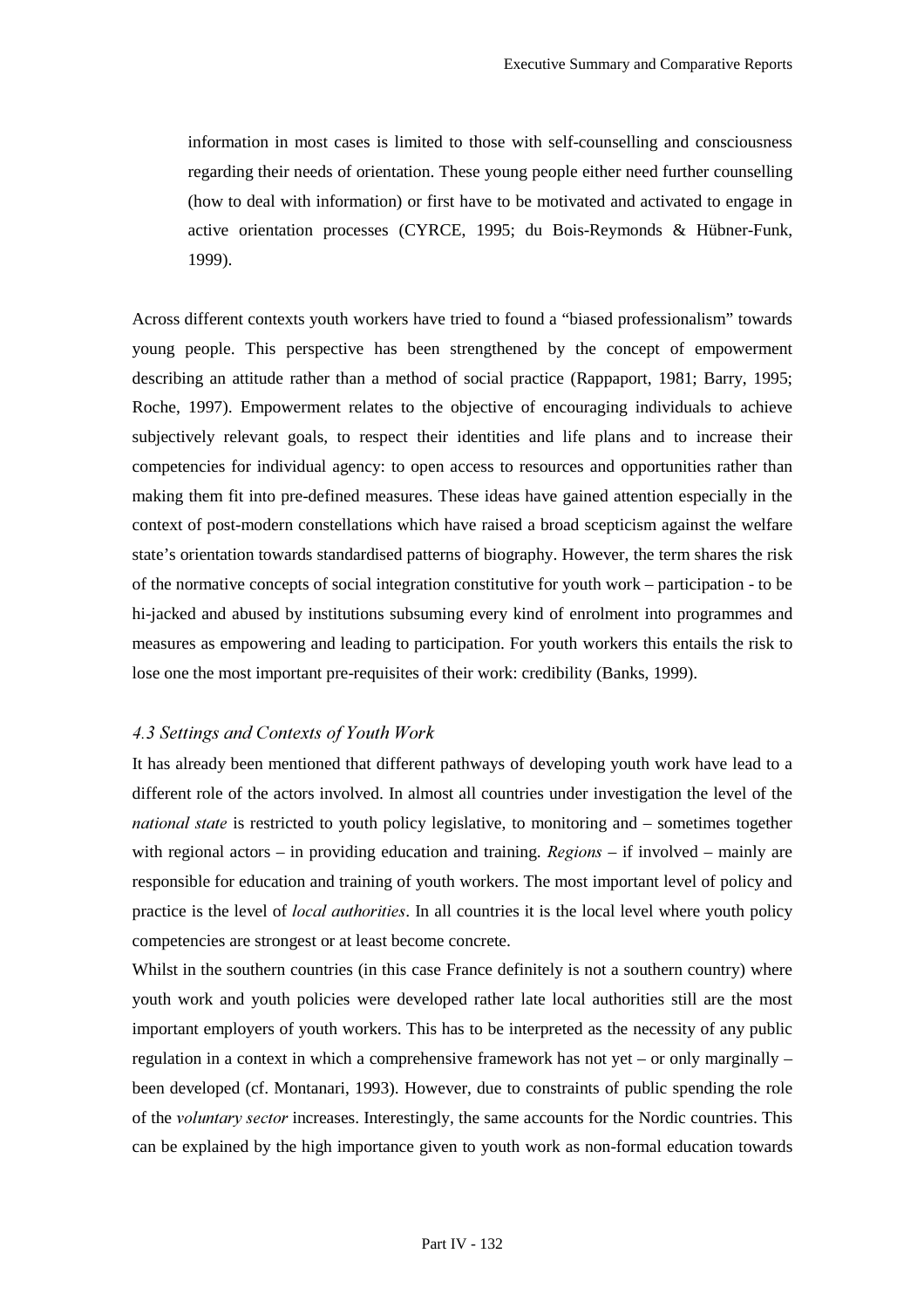information in most cases is limited to those with self-counselling and consciousness regarding their needs of orientation. These young people either need further counselling (how to deal with information) or first have to be motivated and activated to engage in active orientation processes (CYRCE, 1995; du Bois-Reymonds & Hübner-Funk, 1999).

Across different contexts youth workers have tried to found a "biased professionalism" towards young people. This perspective has been strengthened by the concept of empowerment describing an attitude rather than a method of social practice (Rappaport, 1981; Barry, 1995; Roche, 1997). Empowerment relates to the objective of encouraging individuals to achieve subjectively relevant goals, to respect their identities and life plans and to increase their competencies for individual agency: to open access to resources and opportunities rather than making them fit into pre-defined measures. These ideas have gained attention especially in the context of post-modern constellations which have raised a broad scepticism against the welfare state's orientation towards standardised patterns of biography. However, the term shares the risk of the normative concepts of social integration constitutive for youth work – participation - to be hi-jacked and abused by institutions subsuming every kind of enrolment into programmes and measures as empowering and leading to participation. For youth workers this entails the risk to lose one the most important pre-requisites of their work: credibility (Banks, 1999).

### *4.3 Settings and Contexts of Youth Work*

It has already been mentioned that different pathways of developing youth work have lead to a different role of the actors involved. In almost all countries under investigation the level of the *national state* is restricted to youth policy legislative, to monitoring and – sometimes together with regional actors – in providing education and training. *Regions* – if involved – mainly are responsible for education and training of youth workers. The most important level of policy and practice is the level of *local authorities*. In all countries it is the local level where youth policy competencies are strongest or at least become concrete.

Whilst in the southern countries (in this case France definitely is not a southern country) where youth work and youth policies were developed rather late local authorities still are the most important employers of youth workers. This has to be interpreted as the necessity of any public regulation in a context in which a comprehensive framework has not yet – or only marginally – been developed (cf. Montanari, 1993). However, due to constraints of public spending the role of the *voluntary sector* increases. Interestingly, the same accounts for the Nordic countries. This can be explained by the high importance given to youth work as non-formal education towards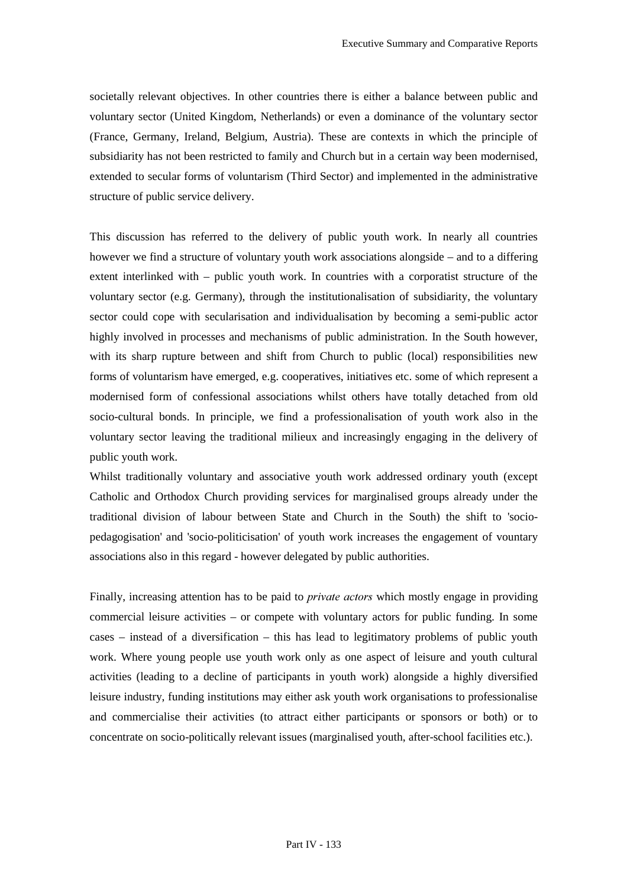societally relevant objectives. In other countries there is either a balance between public and voluntary sector (United Kingdom, Netherlands) or even a dominance of the voluntary sector (France, Germany, Ireland, Belgium, Austria). These are contexts in which the principle of subsidiarity has not been restricted to family and Church but in a certain way been modernised, extended to secular forms of voluntarism (Third Sector) and implemented in the administrative structure of public service delivery.

This discussion has referred to the delivery of public youth work. In nearly all countries however we find a structure of voluntary youth work associations alongside – and to a differing extent interlinked with – public youth work. In countries with a corporatist structure of the voluntary sector (e.g. Germany), through the institutionalisation of subsidiarity, the voluntary sector could cope with secularisation and individualisation by becoming a semi-public actor highly involved in processes and mechanisms of public administration. In the South however, with its sharp rupture between and shift from Church to public (local) responsibilities new forms of voluntarism have emerged, e.g. cooperatives, initiatives etc. some of which represent a modernised form of confessional associations whilst others have totally detached from old socio-cultural bonds. In principle, we find a professionalisation of youth work also in the voluntary sector leaving the traditional milieux and increasingly engaging in the delivery of public youth work.

Whilst traditionally voluntary and associative youth work addressed ordinary youth (except Catholic and Orthodox Church providing services for marginalised groups already under the traditional division of labour between State and Church in the South) the shift to 'socio-pedagogisation' and 'socio-politicisation' of youth work increases the engagement of vountary associations also in this regard - however delegated by public authorities.

Finally, increasing attention has to be paid to *private actors* which mostly engage in providing commercial leisure activities – or compete with voluntary actors for public funding. In some cases – instead of a diversification – this has lead to legitimatory problems of public youth work. Where young people use youth work only as one aspect of leisure and youth cultural activities (leading to a decline of participants in youth work) alongside a highly diversified leisure industry, funding institutions may either ask youth work organisations to professionalise and commercialise their activities (to attract either participants or sponsors or both) or to concentrate on socio-politically relevant issues (marginalised youth, after-school facilities etc.).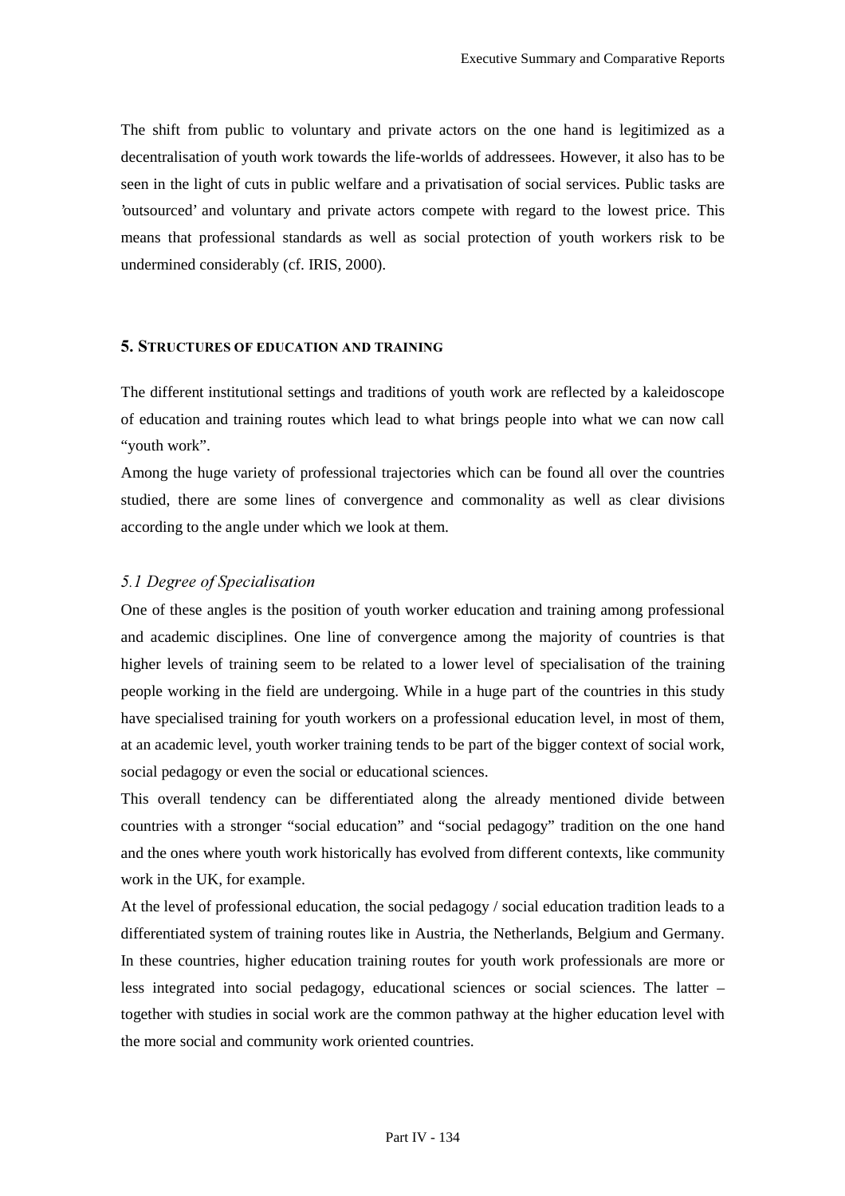The shift from public to voluntary and private actors on the one hand is legitimized as a decentralisation of youth work towards the life-worlds of addressees. However, it also has to be seen in the light of cuts in public welfare and a privatisation of social services. Public tasks are 'outsourced' and voluntary and private actors compete with regard to the lowest price. This means that professional standards as well as social protection of youth workers risk to be undermined considerably (cf. IRIS, 2000).

## 5. Structures of education and training

The different institutional settings and traditions of youth work are reflected by a kaleidoscope of education and training routes which lead to what brings people into what we can now call "youth work".

Among the huge variety of professional trajectories which can be found all over the countries studied, there are some lines of convergence and commonality as well as clear divisions according to the angle under which we look at them.

### *5.1 Degree of Specialisation*

One of these angles is the position of youth worker education and training among professional and academic disciplines. One line of convergence among the majority of countries is that higher levels of training seem to be related to a lower level of specialisation of the training people working in the field are undergoing. While in a huge part of the countries in this study have specialised training for youth workers on a professional education level, in most of them, at an academic level, youth worker training tends to be part of the bigger context of social work, social pedagogy or even the social or educational sciences.

This overall tendency can be differentiated along the already mentioned divide between countries with a stronger "social education" and "social pedagogy" tradition on the one hand and the ones where youth work historically has evolved from different contexts, like community work in the UK, for example.

At the level of professional education, the social pedagogy / social education tradition leads to a differentiated system of training routes like in Austria, the Netherlands, Belgium and Germany. In these countries, higher education training routes for youth work professionals are more or less integrated into social pedagogy, educational sciences or social sciences. The latter – together with studies in social work are the common pathway at the higher education level with the more social and community work oriented countries.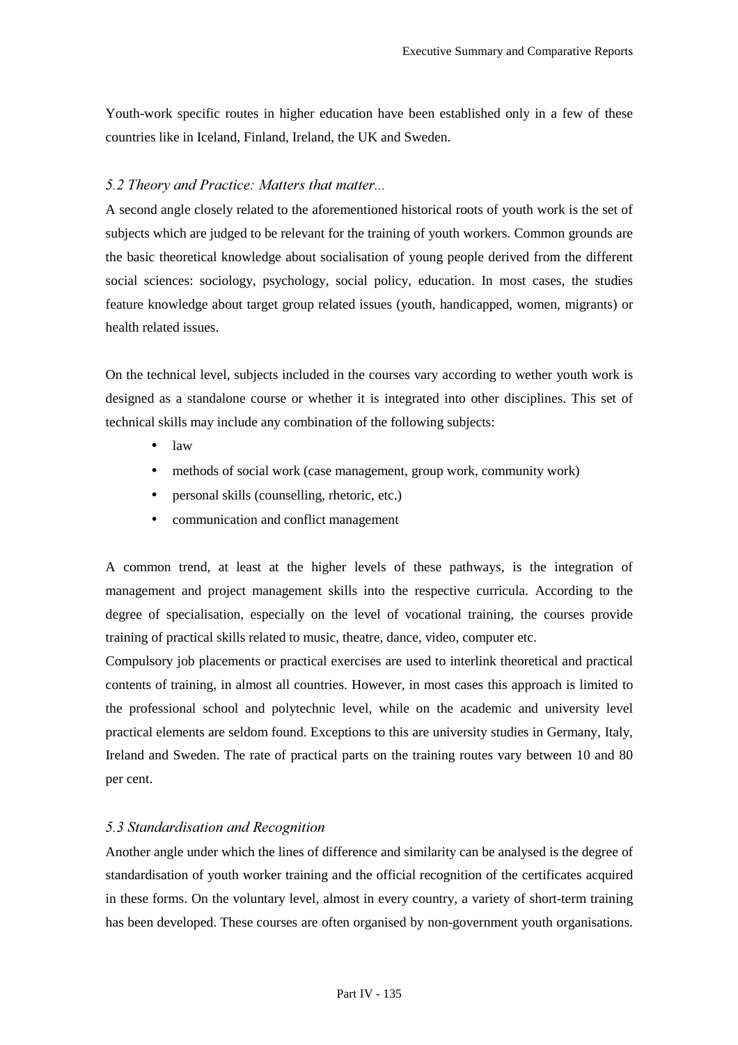Youth-work specific routes in higher education have been established only in a few of these countries like in Iceland, Finland, Ireland, the UK and Sweden.

### *5.2 Theory and Practice: Matters that matter...*

A second angle closely related to the aforementioned historical roots of youth work is the set of subjects which are judged to be relevant for the training of youth workers. Common grounds are the basic theoretical knowledge about socialisation of young people derived from the different social sciences: sociology, psychology, social policy, education. In most cases, the studies feature knowledge about target group related issues (youth, handicapped, women, migrants) or health related issues.

On the technical level, subjects included in the courses vary according to wether youth work is designed as a standalone course or whether it is integrated into other disciplines. This set of technical skills may include any combination of the following subjects:

- law
- methods of social work (case management, group work, community work)
- personal skills (counselling, rhetoric, etc.)
- communication and conflict management

A common trend, at least at the higher levels of these pathways, is the integration of management and project management skills into the respective curricula. According to the degree of specialisation, especially on the level of vocational training, the courses provide training of practical skills related to music, theatre, dance, video, computer etc.

Compulsory job placements or practical exercises are used to interlink theoretical and practical contents of training, in almost all countries. However, in most cases this approach is limited to the professional school and polytechnic level, while on the academic and university level practical elements are seldom found. Exceptions to this are university studies in Germany, Italy, Ireland and Sweden. The rate of practical parts on the training routes vary between 10 and 80 per cent.

### *5.3 Standardisation and Recognition*

Another angle under which the lines of difference and similarity can be analysed is the degree of standardisation of youth worker training and the official recognition of the certificates acquired in these forms. On the voluntary level, almost in every country, a variety of short-term training has been developed. These courses are often organised by non-government youth organisations.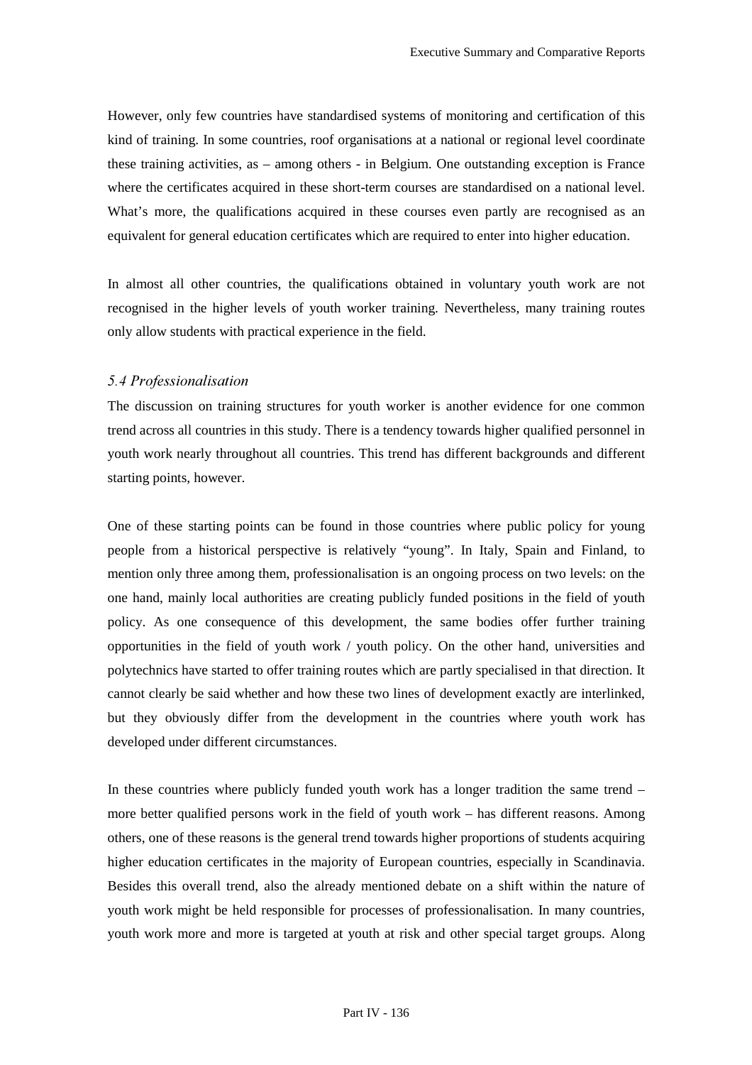However, only few countries have standardised systems of monitoring and certification of this kind of training. In some countries, roof organisations at a national or regional level coordinate these training activities, as – among others - in Belgium. One outstanding exception is France where the certificates acquired in these short-term courses are standardised on a national level. What's more, the qualifications acquired in these courses even partly are recognised as an equivalent for general education certificates which are required to enter into higher education.

In almost all other countries, the qualifications obtained in voluntary youth work are not recognised in the higher levels of youth worker training. Nevertheless, many training routes only allow students with practical experience in the field.

### *5.4 Professionalisation*

The discussion on training structures for youth worker is another evidence for one common trend across all countries in this study. There is a tendency towards higher qualified personnel in youth work nearly throughout all countries. This trend has different backgrounds and different starting points, however.

One of these starting points can be found in those countries where public policy for young people from a historical perspective is relatively "young". In Italy, Spain and Finland, to mention only three among them, professionalisation is an ongoing process on two levels: on the one hand, mainly local authorities are creating publicly funded positions in the field of youth policy. As one consequence of this development, the same bodies offer further training opportunities in the field of youth work / youth policy. On the other hand, universities and polytechnics have started to offer training routes which are partly specialised in that direction. It cannot clearly be said whether and how these two lines of development exactly are interlinked, but they obviously differ from the development in the countries where youth work has developed under different circumstances.

In these countries where publicly funded youth work has a longer tradition the same trend – more better qualified persons work in the field of youth work – has different reasons. Among others, one of these reasons is the general trend towards higher proportions of students acquiring higher education certificates in the majority of European countries, especially in Scandinavia. Besides this overall trend, also the already mentioned debate on a shift within the nature of youth work might be held responsible for processes of professionalisation. In many countries, youth work more and more is targeted at youth at risk and other special target groups. Along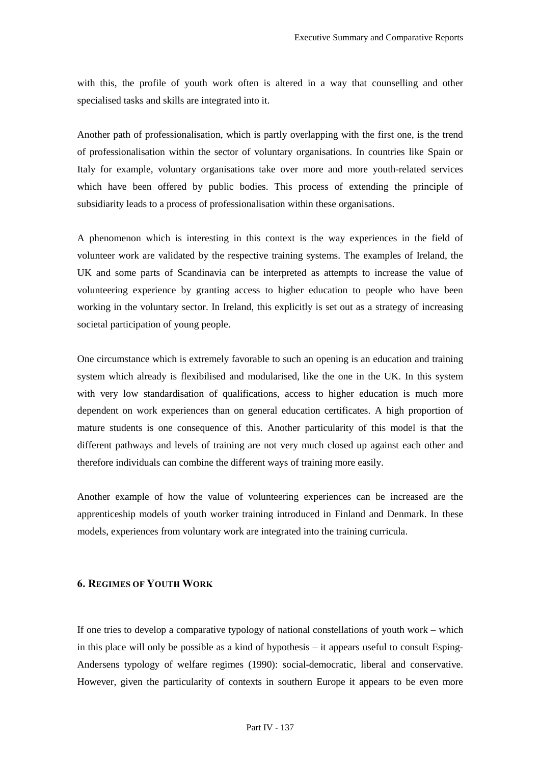with this, the profile of youth work often is altered in a way that counselling and other specialised tasks and skills are integrated into it.

Another path of professionalisation, which is partly overlapping with the first one, is the trend of professionalisation within the sector of voluntary organisations. In countries like Spain or Italy for example, voluntary organisations take over more and more youth-related services which have been offered by public bodies. This process of extending the principle of subsidiarity leads to a process of professionalisation within these organisations.

A phenomenon which is interesting in this context is the way experiences in the field of volunteer work are validated by the respective training systems. The examples of Ireland, the UK and some parts of Scandinavia can be interpreted as attempts to increase the value of volunteering experience by granting access to higher education to people who have been working in the voluntary sector. In Ireland, this explicitly is set out as a strategy of increasing societal participation of young people.

One circumstance which is extremely favorable to such an opening is an education and training system which already is flexibilised and modularised, like the one in the UK. In this system with very low standardisation of qualifications, access to higher education is much more dependent on work experiences than on general education certificates. A high proportion of mature students is one consequence of this. Another particularity of this model is that the different pathways and levels of training are not very much closed up against each other and therefore individuals can combine the different ways of training more easily.

Another example of how the value of volunteering experiences can be increased are the apprenticeship models of youth worker training introduced in Finland and Denmark. In these models, experiences from voluntary work are integrated into the training curricula.

## 6. Regimes of Youth Work

If one tries to develop a comparative typology of national constellations of youth work – which in this place will only be possible as a kind of hypothesis – it appears useful to consult Esping-Andersens typology of welfare regimes (1990): social-democratic, liberal and conservative. However, given the particularity of contexts in southern Europe it appears to be even more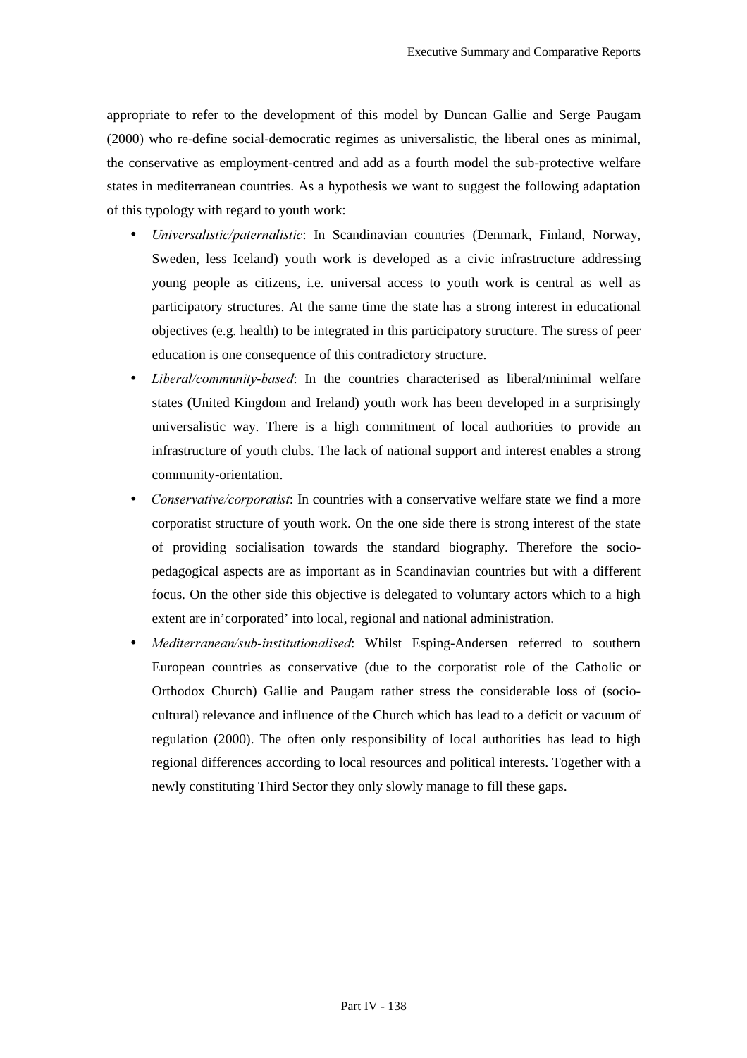appropriate to refer to the development of this model by Duncan Gallie and Serge Paugam (2000) who re-define social-democratic regimes as universalistic, the liberal ones as minimal, the conservative as employment-centred and add as a fourth model the sub-protective welfare states in mediterranean countries. As a hypothesis we want to suggest the following adaptation of this typology with regard to youth work:

- *Universalistic/paternalistic*: In Scandinavian countries (Denmark, Finland, Norway, Sweden, less Iceland) youth work is developed as a civic infrastructure addressing young people as citizens, i.e. universal access to youth work is central as well as participatory structures. At the same time the state has a strong interest in educational objectives (e.g. health) to be integrated in this participatory structure. The stress of peer education is one consequence of this contradictory structure.
- *Liberal/community-based*: In the countries characterised as liberal/minimal welfare states (United Kingdom and Ireland) youth work has been developed in a surprisingly universalistic way. There is a high commitment of local authorities to provide an infrastructure of youth clubs. The lack of national support and interest enables a strong community-orientation.
- *Conservative/corporatist*: In countries with a conservative welfare state we find a more corporatist structure of youth work. On the one side there is strong interest of the state of providing socialisation towards the standard biography. Therefore the socio-pedagogical aspects are as important as in Scandinavian countries but with a different focus. On the other side this objective is delegated to voluntary actors which to a high extent are in'corporated' into local, regional and national administration.
- *Mediterranean/sub-institutionalised*: Whilst Esping-Andersen referred to southern European countries as conservative (due to the corporatist role of the Catholic or Orthodox Church) Gallie and Paugam rather stress the considerable loss of (socio-cultural) relevance and influence of the Church which has lead to a deficit or vacuum of regulation (2000). The often only responsibility of local authorities has lead to high regional differences according to local resources and political interests. Together with a newly constituting Third Sector they only slowly manage to fill these gaps.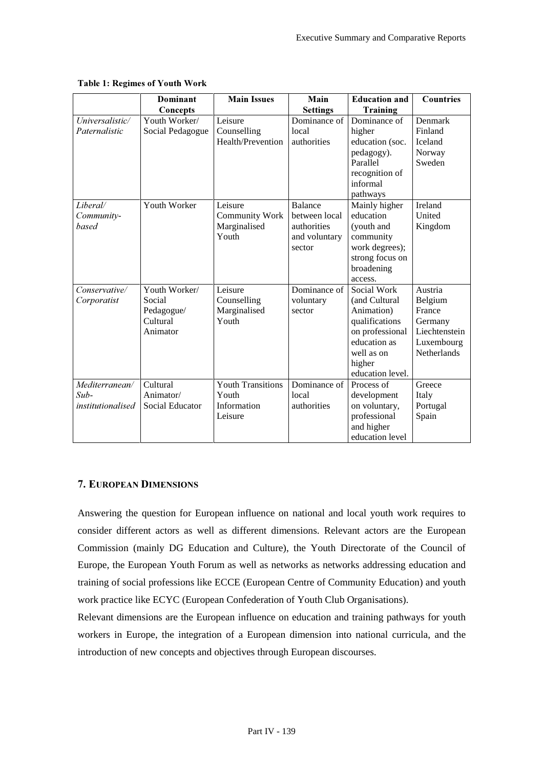**Table 1: Regimes of Youth Work**

| | Dominant Concepts | Main Issues | Main Settings | Education and Training | Countries |
|---|---|---|---|---|---|
| *Universalistic/ Paternalistic* | Youth Worker/ Social Pedagogue | Leisure<br>Counselling<br>Health/Prevention | Dominance of local authorities | Dominance of higher education (soc. pedagogy). Parallel recognition of informal pathways | Denmark<br>Finland<br>Iceland<br>Norway<br>Sweden |
| *Liberal/ Community-based* | Youth Worker | Leisure<br>Community Work<br>Marginalised Youth | Balance between local authorities and voluntary sector | Mainly higher education (youth and community work degrees); strong focus on broadening access. | Ireland<br>United Kingdom |
| *Conservative/ Corporatist* | Youth Worker/ Social Pedagogue/ Cultural Animator | Leisure<br>Counselling<br>Marginalised Youth | Dominance of voluntary sector | Social Work (and Cultural Animation) qualifications on professional education as well as on higher education level. | Austria<br>Belgium<br>France<br>Germany<br>Liechtenstein<br>Luxembourg<br>Netherlands |
| *Mediterranean/ Sub-institutionalised* | Cultural Animator/ Social Educator | Youth Transitions<br>Youth Information<br>Leisure | Dominance of local authorities | Process of development on voluntary, professional and higher education level | Greece<br>Italy<br>Portugal<br>Spain |

## 7. European Dimensions

Answering the question for European influence on national and local youth work requires to consider different actors as well as different dimensions. Relevant actors are the European Commission (mainly DG Education and Culture), the Youth Directorate of the Council of Europe, the European Youth Forum as well as networks as networks addressing education and training of social professions like ECCE (European Centre of Community Education) and youth work practice like ECYC (European Confederation of Youth Club Organisations).

Relevant dimensions are the European influence on education and training pathways for youth workers in Europe, the integration of a European dimension into national curricula, and the introduction of new concepts and objectives through European discourses.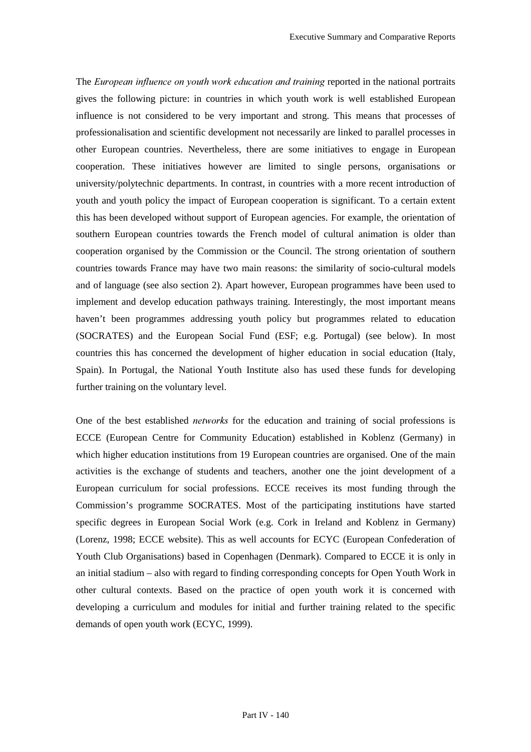The *European influence on youth work education and training* reported in the national portraits gives the following picture: in countries in which youth work is well established European influence is not considered to be very important and strong. This means that processes of professionalisation and scientific development not necessarily are linked to parallel processes in other European countries. Nevertheless, there are some initiatives to engage in European cooperation. These initiatives however are limited to single persons, organisations or university/polytechnic departments. In contrast, in countries with a more recent introduction of youth and youth policy the impact of European cooperation is significant. To a certain extent this has been developed without support of European agencies. For example, the orientation of southern European countries towards the French model of cultural animation is older than cooperation organised by the Commission or the Council. The strong orientation of southern countries towards France may have two main reasons: the similarity of socio-cultural models and of language (see also section 2). Apart however, European programmes have been used to implement and develop education pathways training. Interestingly, the most important means haven't been programmes addressing youth policy but programmes related to education (SOCRATES) and the European Social Fund (ESF; e.g. Portugal) (see below). In most countries this has concerned the development of higher education in social education (Italy, Spain). In Portugal, the National Youth Institute also has used these funds for developing further training on the voluntary level.

One of the best established *networks* for the education and training of social professions is ECCE (European Centre for Community Education) established in Koblenz (Germany) in which higher education institutions from 19 European countries are organised. One of the main activities is the exchange of students and teachers, another one the joint development of a European curriculum for social professions. ECCE receives its most funding through the Commission's programme SOCRATES. Most of the participating institutions have started specific degrees in European Social Work (e.g. Cork in Ireland and Koblenz in Germany) (Lorenz, 1998; ECCE website). This as well accounts for ECYC (European Confederation of Youth Club Organisations) based in Copenhagen (Denmark). Compared to ECCE it is only in an initial stadium – also with regard to finding corresponding concepts for Open Youth Work in other cultural contexts. Based on the practice of open youth work it is concerned with developing a curriculum and modules for initial and further training related to the specific demands of open youth work (ECYC, 1999).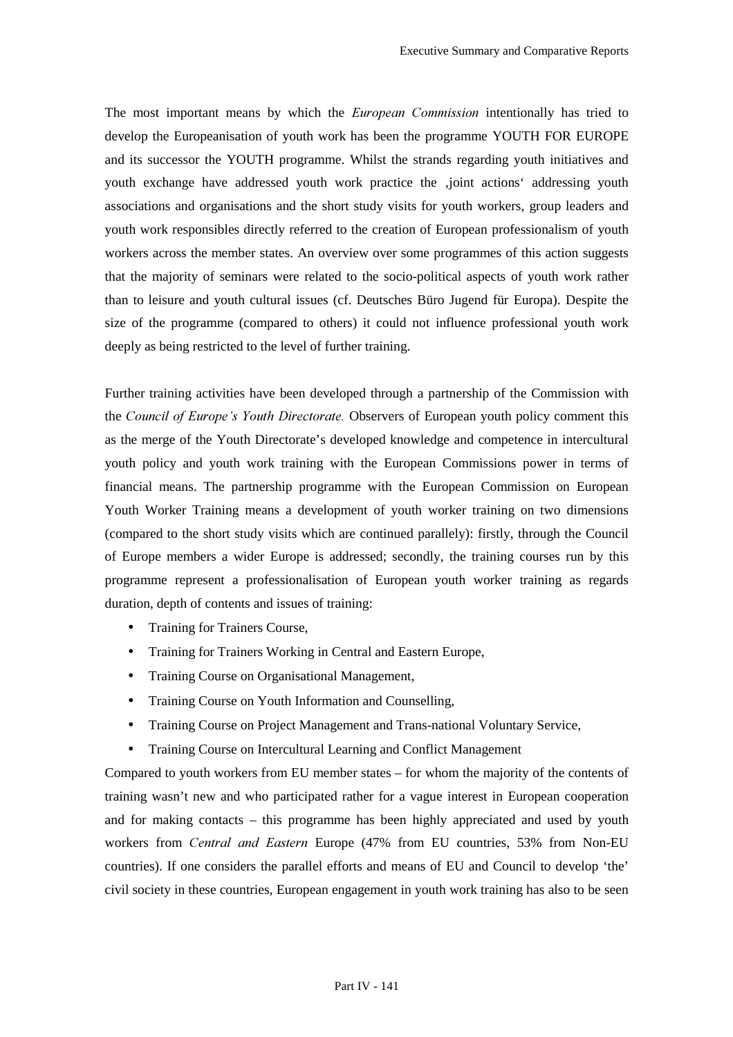The most important means by which the *European Commission* intentionally has tried to develop the Europeanisation of youth work has been the programme YOUTH FOR EUROPE and its successor the YOUTH programme. Whilst the strands regarding youth initiatives and youth exchange have addressed youth work practice the ‚joint actions' addressing youth associations and organisations and the short study visits for youth workers, group leaders and youth work responsibles directly referred to the creation of European professionalism of youth workers across the member states. An overview over some programmes of this action suggests that the majority of seminars were related to the socio-political aspects of youth work rather than to leisure and youth cultural issues (cf. Deutsches Büro Jugend für Europa). Despite the size of the programme (compared to others) it could not influence professional youth work deeply as being restricted to the level of further training.

Further training activities have been developed through a partnership of the Commission with the *Council of Europe's Youth Directorate.* Observers of European youth policy comment this as the merge of the Youth Directorate's developed knowledge and competence in intercultural youth policy and youth work training with the European Commissions power in terms of financial means. The partnership programme with the European Commission on European Youth Worker Training means a development of youth worker training on two dimensions (compared to the short study visits which are continued parallely): firstly, through the Council of Europe members a wider Europe is addressed; secondly, the training courses run by this programme represent a professionalisation of European youth worker training as regards duration, depth of contents and issues of training:

- Training for Trainers Course,
- Training for Trainers Working in Central and Eastern Europe,
- Training Course on Organisational Management,
- Training Course on Youth Information and Counselling,
- Training Course on Project Management and Trans-national Voluntary Service,
- Training Course on Intercultural Learning and Conflict Management

Compared to youth workers from EU member states – for whom the majority of the contents of training wasn't new and who participated rather for a vague interest in European cooperation and for making contacts – this programme has been highly appreciated and used by youth workers from *Central and Eastern* Europe (47% from EU countries, 53% from Non-EU countries). If one considers the parallel efforts and means of EU and Council to develop 'the' civil society in these countries, European engagement in youth work training has also to be seen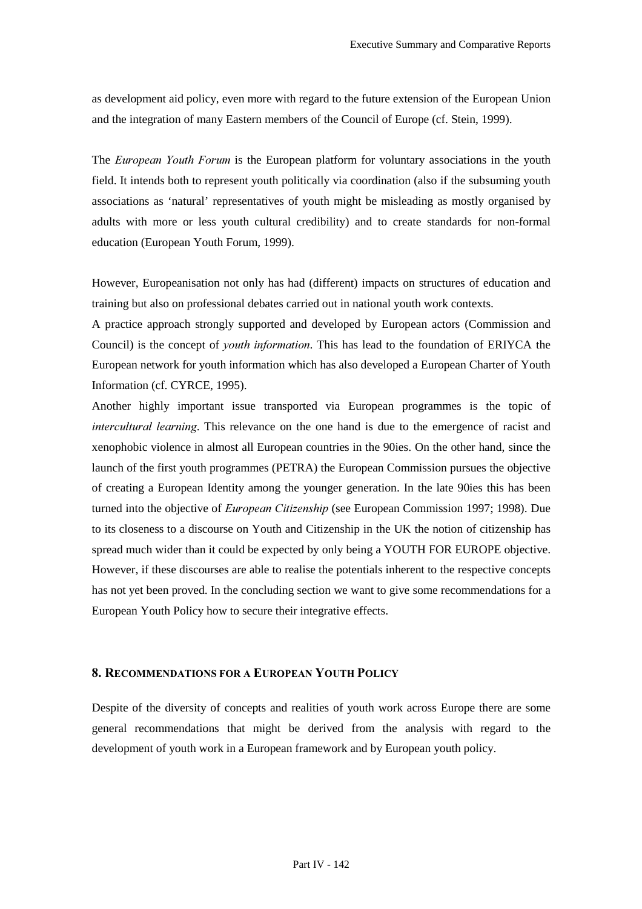as development aid policy, even more with regard to the future extension of the European Union and the integration of many Eastern members of the Council of Europe (cf. Stein, 1999).

The *European Youth Forum* is the European platform for voluntary associations in the youth field. It intends both to represent youth politically via coordination (also if the subsuming youth associations as 'natural' representatives of youth might be misleading as mostly organised by adults with more or less youth cultural credibility) and to create standards for non-formal education (European Youth Forum, 1999).

However, Europeanisation not only has had (different) impacts on structures of education and training but also on professional debates carried out in national youth work contexts.

A practice approach strongly supported and developed by European actors (Commission and Council) is the concept of *youth information*. This has lead to the foundation of ERIYCA the European network for youth information which has also developed a European Charter of Youth Information (cf. CYRCE, 1995).

Another highly important issue transported via European programmes is the topic of *intercultural learning*. This relevance on the one hand is due to the emergence of racist and xenophobic violence in almost all European countries in the 90ies. On the other hand, since the launch of the first youth programmes (PETRA) the European Commission pursues the objective of creating a European Identity among the younger generation. In the late 90ies this has been turned into the objective of *European Citizenship* (see European Commission 1997; 1998). Due to its closeness to a discourse on Youth and Citizenship in the UK the notion of citizenship has spread much wider than it could be expected by only being a YOUTH FOR EUROPE objective. However, if these discourses are able to realise the potentials inherent to the respective concepts has not yet been proved. In the concluding section we want to give some recommendations for a European Youth Policy how to secure their integrative effects.

## 8. Recommendations for a European Youth Policy

Despite of the diversity of concepts and realities of youth work across Europe there are some general recommendations that might be derived from the analysis with regard to the development of youth work in a European framework and by European youth policy.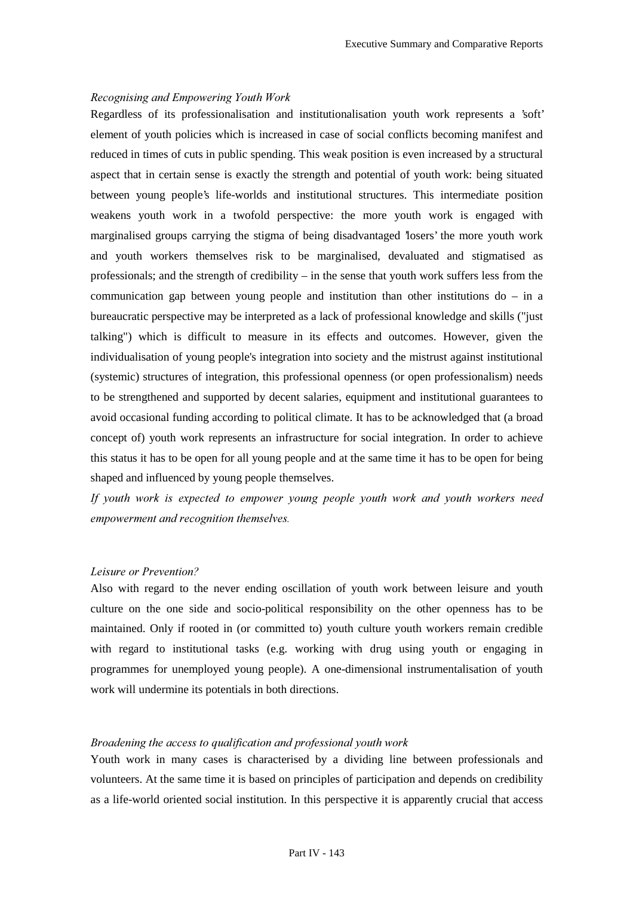*Recognising and Empowering Youth Work*

Regardless of its professionalisation and institutionalisation youth work represents a 'soft' element of youth policies which is increased in case of social conflicts becoming manifest and reduced in times of cuts in public spending. This weak position is even increased by a structural aspect that in certain sense is exactly the strength and potential of youth work: being situated between young people's life-worlds and institutional structures. This intermediate position weakens youth work in a twofold perspective: the more youth work is engaged with marginalised groups carrying the stigma of being disadvantaged 'losers' the more youth work and youth workers themselves risk to be marginalised, devaluated and stigmatised as professionals; and the strength of credibility – in the sense that youth work suffers less from the communication gap between young people and institution than other institutions do – in a bureaucratic perspective may be interpreted as a lack of professional knowledge and skills ("just talking") which is difficult to measure in its effects and outcomes. However, given the individualisation of young people's integration into society and the mistrust against institutional (systemic) structures of integration, this professional openness (or open professionalism) needs to be strengthened and supported by decent salaries, equipment and institutional guarantees to avoid occasional funding according to political climate. It has to be acknowledged that (a broad concept of) youth work represents an infrastructure for social integration. In order to achieve this status it has to be open for all young people and at the same time it has to be open for being shaped and influenced by young people themselves.

*If youth work is expected to empower young people youth work and youth workers need empowerment and recognition themselves.*

*Leisure or Prevention?*

Also with regard to the never ending oscillation of youth work between leisure and youth culture on the one side and socio-political responsibility on the other openness has to be maintained. Only if rooted in (or committed to) youth culture youth workers remain credible with regard to institutional tasks (e.g. working with drug using youth or engaging in programmes for unemployed young people). A one-dimensional instrumentalisation of youth work will undermine its potentials in both directions.

*Broadening the access to qualification and professional youth work*

Youth work in many cases is characterised by a dividing line between professionals and volunteers. At the same time it is based on principles of participation and depends on credibility as a life-world oriented social institution. In this perspective it is apparently crucial that access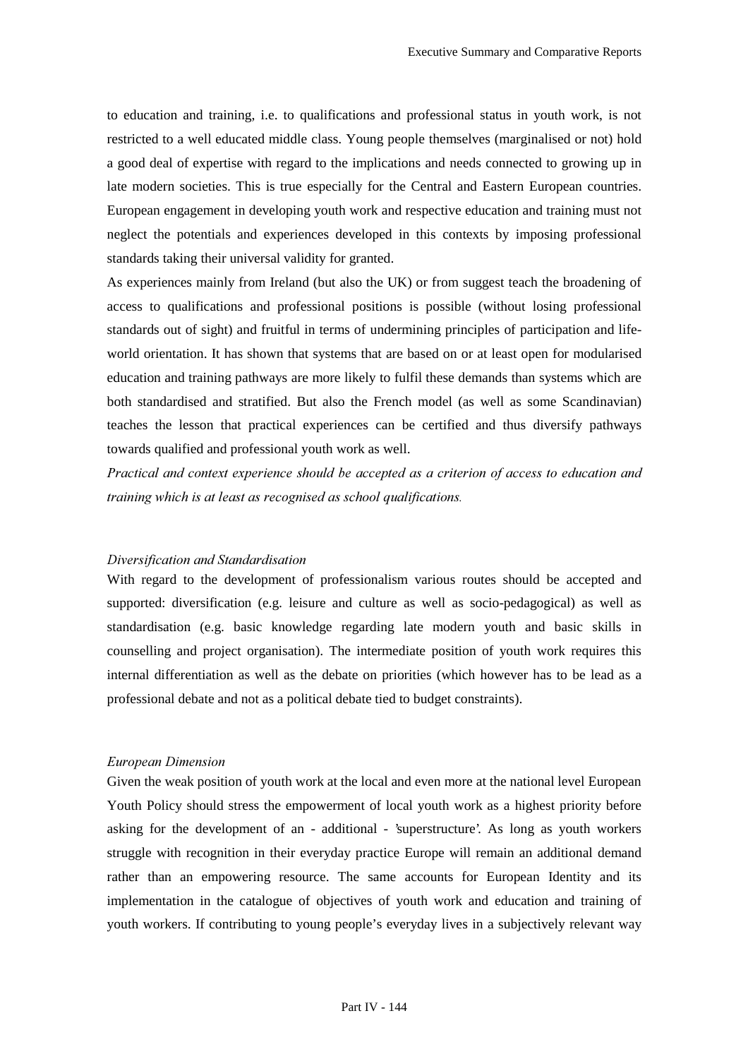to education and training, i.e. to qualifications and professional status in youth work, is not restricted to a well educated middle class. Young people themselves (marginalised or not) hold a good deal of expertise with regard to the implications and needs connected to growing up in late modern societies. This is true especially for the Central and Eastern European countries. European engagement in developing youth work and respective education and training must not neglect the potentials and experiences developed in this contexts by imposing professional standards taking their universal validity for granted.

As experiences mainly from Ireland (but also the UK) or from suggest teach the broadening of access to qualifications and professional positions is possible (without losing professional standards out of sight) and fruitful in terms of undermining principles of participation and life-world orientation. It has shown that systems that are based on or at least open for modularised education and training pathways are more likely to fulfil these demands than systems which are both standardised and stratified. But also the French model (as well as some Scandinavian) teaches the lesson that practical experiences can be certified and thus diversify pathways towards qualified and professional youth work as well.

*Practical and context experience should be accepted as a criterion of access to education and training which is at least as recognised as school qualifications.*

*Diversification and Standardisation*

With regard to the development of professionalism various routes should be accepted and supported: diversification (e.g. leisure and culture as well as socio-pedagogical) as well as standardisation (e.g. basic knowledge regarding late modern youth and basic skills in counselling and project organisation). The intermediate position of youth work requires this internal differentiation as well as the debate on priorities (which however has to be lead as a professional debate and not as a political debate tied to budget constraints).

*European Dimension*

Given the weak position of youth work at the local and even more at the national level European Youth Policy should stress the empowerment of local youth work as a highest priority before asking for the development of an - additional - 'superstructure'. As long as youth workers struggle with recognition in their everyday practice Europe will remain an additional demand rather than an empowering resource. The same accounts for European Identity and its implementation in the catalogue of objectives of youth work and education and training of youth workers. If contributing to young people's everyday lives in a subjectively relevant way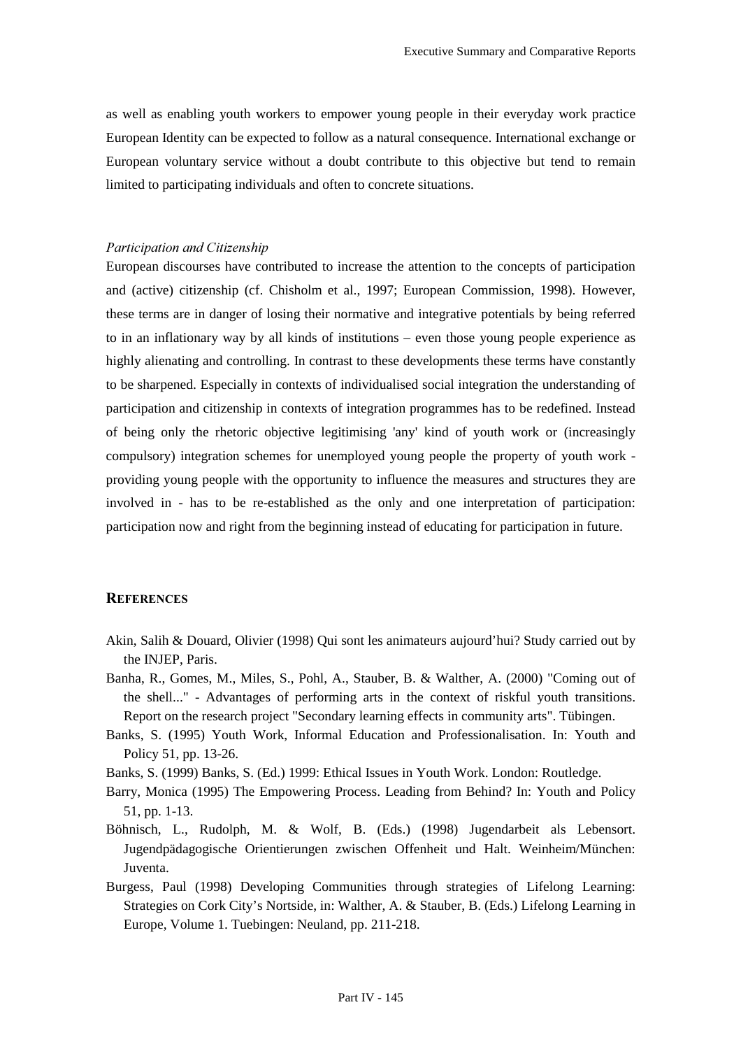as well as enabling youth workers to empower young people in their everyday work practice European Identity can be expected to follow as a natural consequence. International exchange or European voluntary service without a doubt contribute to this objective but tend to remain limited to participating individuals and often to concrete situations.

*Participation and Citizenship*

European discourses have contributed to increase the attention to the concepts of participation and (active) citizenship (cf. Chisholm et al., 1997; European Commission, 1998). However, these terms are in danger of losing their normative and integrative potentials by being referred to in an inflationary way by all kinds of institutions – even those young people experience as highly alienating and controlling. In contrast to these developments these terms have constantly to be sharpened. Especially in contexts of individualised social integration the understanding of participation and citizenship in contexts of integration programmes has to be redefined. Instead of being only the rhetoric objective legitimising 'any' kind of youth work or (increasingly compulsory) integration schemes for unemployed young people the property of youth work - providing young people with the opportunity to influence the measures and structures they are involved in - has to be re-established as the only and one interpretation of participation: participation now and right from the beginning instead of educating for participation in future.

## REFERENCES

Akin, Salih & Douard, Olivier (1998) Qui sont les animateurs aujourd'hui? Study carried out by the INJEP, Paris.

Banha, R., Gomes, M., Miles, S., Pohl, A., Stauber, B. & Walther, A. (2000) "Coming out of the shell..." - Advantages of performing arts in the context of riskful youth transitions. Report on the research project "Secondary learning effects in community arts". Tübingen.

Banks, S. (1995) Youth Work, Informal Education and Professionalisation. In: Youth and Policy 51, pp. 13-26.

Banks, S. (1999) Banks, S. (Ed.) 1999: Ethical Issues in Youth Work. London: Routledge.

Barry, Monica (1995) The Empowering Process. Leading from Behind? In: Youth and Policy 51, pp. 1-13.

Böhnisch, L., Rudolph, M. & Wolf, B. (Eds.) (1998) Jugendarbeit als Lebensort. Jugendpädagogische Orientierungen zwischen Offenheit und Halt. Weinheim/München: Juventa.

Burgess, Paul (1998) Developing Communities through strategies of Lifelong Learning: Strategies on Cork City's Nortside, in: Walther, A. & Stauber, B. (Eds.) Lifelong Learning in Europe, Volume 1. Tuebingen: Neuland, pp. 211-218.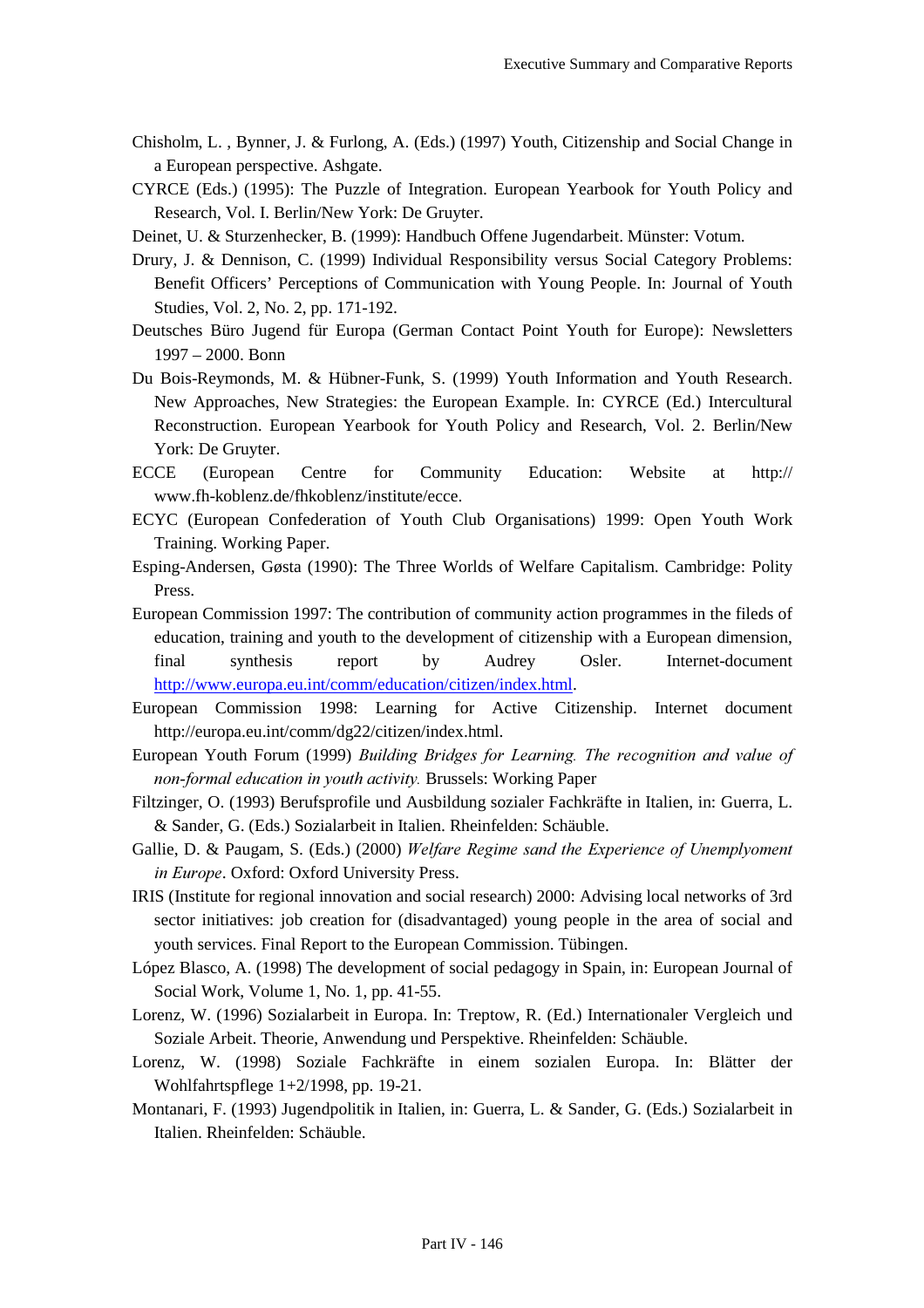Chisholm, L. , Bynner, J. & Furlong, A. (Eds.) (1997) Youth, Citizenship and Social Change in a European perspective. Ashgate.

CYRCE (Eds.) (1995): The Puzzle of Integration. European Yearbook for Youth Policy and Research, Vol. I. Berlin/New York: De Gruyter.

Deinet, U. & Sturzenhecker, B. (1999): Handbuch Offene Jugendarbeit. Münster: Votum.

Drury, J. & Dennison, C. (1999) Individual Responsibility versus Social Category Problems: Benefit Officers' Perceptions of Communication with Young People. In: Journal of Youth Studies, Vol. 2, No. 2, pp. 171-192.

Deutsches Büro Jugend für Europa (German Contact Point Youth for Europe): Newsletters 1997 – 2000. Bonn

Du Bois-Reymonds, M. & Hübner-Funk, S. (1999) Youth Information and Youth Research. New Approaches, New Strategies: the European Example. In: CYRCE (Ed.) Intercultural Reconstruction. European Yearbook for Youth Policy and Research, Vol. 2. Berlin/New York: De Gruyter.

ECCE (European Centre for Community Education: Website at http://www.fh-koblenz.de/fhkoblenz/institute/ecce.

ECYC (European Confederation of Youth Club Organisations) 1999: Open Youth Work Training. Working Paper.

Esping-Andersen, Gøsta (1990): The Three Worlds of Welfare Capitalism. Cambridge: Polity Press.

European Commission 1997: The contribution of community action programmes in the fileds of education, training and youth to the development of citizenship with a European dimension, final synthesis report by Audrey Osler. Internet-document http://www.europa.eu.int/comm/education/citizen/index.html.

European Commission 1998: Learning for Active Citizenship. Internet document http://europa.eu.int/comm/dg22/citizen/index.html.

European Youth Forum (1999) *Building Bridges for Learning. The recognition and value of non-formal education in youth activity.* Brussels: Working Paper

Filtzinger, O. (1993) Berufsprofile und Ausbildung sozialer Fachkräfte in Italien, in: Guerra, L. & Sander, G. (Eds.) Sozialarbeit in Italien. Rheinfelden: Schäuble.

Gallie, D. & Paugam, S. (Eds.) (2000) *Welfare Regime sand the Experience of Unemplyoment in Europe*. Oxford: Oxford University Press.

IRIS (Institute for regional innovation and social research) 2000: Advising local networks of 3rd sector initiatives: job creation for (disadvantaged) young people in the area of social and youth services. Final Report to the European Commission. Tübingen.

López Blasco, A. (1998) The development of social pedagogy in Spain, in: European Journal of Social Work, Volume 1, No. 1, pp. 41-55.

Lorenz, W. (1996) Sozialarbeit in Europa. In: Treptow, R. (Ed.) Internationaler Vergleich und Soziale Arbeit. Theorie, Anwendung und Perspektive. Rheinfelden: Schäuble.

Lorenz, W. (1998) Soziale Fachkräfte in einem sozialen Europa. In: Blätter der Wohlfahrtspflege 1+2/1998, pp. 19-21.

Montanari, F. (1993) Jugendpolitik in Italien, in: Guerra, L. & Sander, G. (Eds.) Sozialarbeit in Italien. Rheinfelden: Schäuble.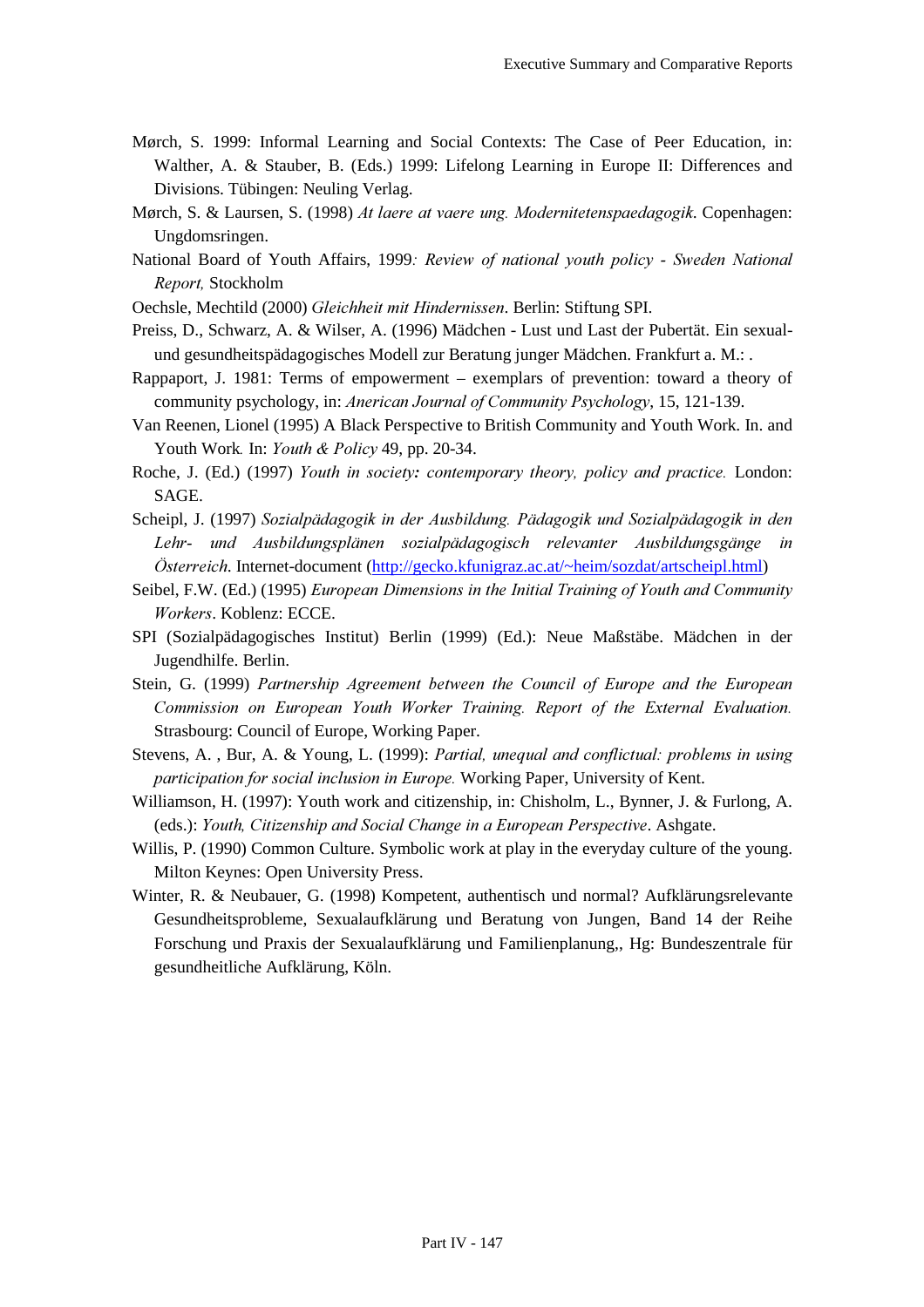Mørch, S. 1999: Informal Learning and Social Contexts: The Case of Peer Education, in: Walther, A. & Stauber, B. (Eds.) 1999: Lifelong Learning in Europe II: Differences and Divisions. Tübingen: Neuling Verlag.

Mørch, S. & Laursen, S. (1998) *At laere at vaere ung. Modernitetenspaedagogik*. Copenhagen: Ungdomsringen.

National Board of Youth Affairs, 1999*: Review of national youth policy - Sweden National Report,* Stockholm

Oechsle, Mechtild (2000) *Gleichheit mit Hindernissen*. Berlin: Stiftung SPI.

Preiss, D., Schwarz, A. & Wilser, A. (1996) Mädchen - Lust und Last der Pubertät. Ein sexual- und gesundheitspädagogisches Modell zur Beratung junger Mädchen. Frankfurt a. M.: .

Rappaport, J. 1981: Terms of empowerment – exemplars of prevention: toward a theory of community psychology, in: *Anerican Journal of Community Psychology*, 15, 121-139.

Van Reenen, Lionel (1995) A Black Perspective to British Community and Youth Work. In. and Youth Work*.* In: *Youth & Policy* 49, pp. 20-34.

Roche, J. (Ed.) (1997) *Youth in society: contemporary theory, policy and practice.* London: SAGE.

Scheipl, J. (1997) *Sozialpädagogik in der Ausbildung. Pädagogik und Sozialpädagogik in den Lehr- und Ausbildungsplänen sozialpädagogisch relevanter Ausbildungsgänge in Österreich*. Internet-document (http://gecko.kfunigraz.ac.at/~heim/sozdat/artscheipl.html)

Seibel, F.W. (Ed.) (1995) *European Dimensions in the Initial Training of Youth and Community Workers*. Koblenz: ECCE.

SPI (Sozialpädagogisches Institut) Berlin (1999) (Ed.): Neue Maßstäbe. Mädchen in der Jugendhilfe. Berlin.

Stein, G. (1999) *Partnership Agreement between the Council of Europe and the European Commission on European Youth Worker Training. Report of the External Evaluation.* Strasbourg: Council of Europe, Working Paper.

Stevens, A. , Bur, A. & Young, L. (1999): *Partial, unequal and conflictual: problems in using participation for social inclusion in Europe.* Working Paper, University of Kent.

Williamson, H. (1997): Youth work and citizenship, in: Chisholm, L., Bynner, J. & Furlong, A. (eds.): *Youth, Citizenship and Social Change in a European Perspective*. Ashgate.

Willis, P. (1990) Common Culture. Symbolic work at play in the everyday culture of the young. Milton Keynes: Open University Press.

Winter, R. & Neubauer, G. (1998) Kompetent, authentisch und normal? Aufklärungsrelevante Gesundheitsprobleme, Sexualaufklärung und Beratung von Jungen, Band 14 der Reihe Forschung und Praxis der Sexualaufklärung und Familienplanung,, Hg: Bundeszentrale für gesundheitliche Aufklärung, Köln.